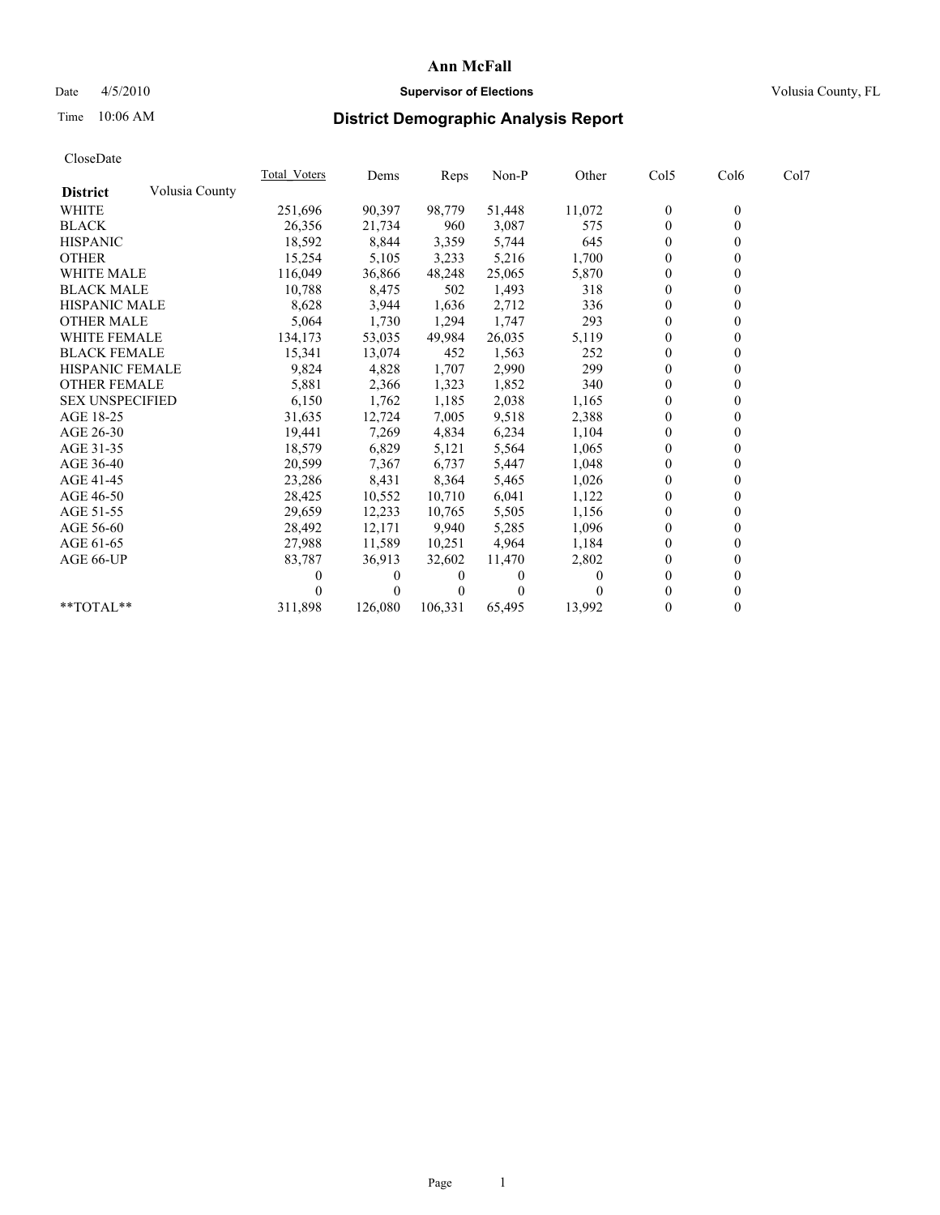# Ann McFall

Date 4/5/2010 **Supervisor of Elections** Volusia County, FL

Time 10:06 AM

## District Demographic Analysis Report

CloseDate

| **District** Volusia County | Total_Voters | Dems | Reps | Non-P | Other | Col5 | Col6 | Col7 |
|---|---|---|---|---|---|---|---|---|
| WHITE | 251,696 | 90,397 | 98,779 | 51,448 | 11,072 | 0 | 0 | |
| BLACK | 26,356 | 21,734 | 960 | 3,087 | 575 | 0 | 0 | |
| HISPANIC | 18,592 | 8,844 | 3,359 | 5,744 | 645 | 0 | 0 | |
| OTHER | 15,254 | 5,105 | 3,233 | 5,216 | 1,700 | 0 | 0 | |
| WHITE MALE | 116,049 | 36,866 | 48,248 | 25,065 | 5,870 | 0 | 0 | |
| BLACK MALE | 10,788 | 8,475 | 502 | 1,493 | 318 | 0 | 0 | |
| HISPANIC MALE | 8,628 | 3,944 | 1,636 | 2,712 | 336 | 0 | 0 | |
| OTHER MALE | 5,064 | 1,730 | 1,294 | 1,747 | 293 | 0 | 0 | |
| WHITE FEMALE | 134,173 | 53,035 | 49,984 | 26,035 | 5,119 | 0 | 0 | |
| BLACK FEMALE | 15,341 | 13,074 | 452 | 1,563 | 252 | 0 | 0 | |
| HISPANIC FEMALE | 9,824 | 4,828 | 1,707 | 2,990 | 299 | 0 | 0 | |
| OTHER FEMALE | 5,881 | 2,366 | 1,323 | 1,852 | 340 | 0 | 0 | |
| SEX UNSPECIFIED | 6,150 | 1,762 | 1,185 | 2,038 | 1,165 | 0 | 0 | |
| AGE 18-25 | 31,635 | 12,724 | 7,005 | 9,518 | 2,388 | 0 | 0 | |
| AGE 26-30 | 19,441 | 7,269 | 4,834 | 6,234 | 1,104 | 0 | 0 | |
| AGE 31-35 | 18,579 | 6,829 | 5,121 | 5,564 | 1,065 | 0 | 0 | |
| AGE 36-40 | 20,599 | 7,367 | 6,737 | 5,447 | 1,048 | 0 | 0 | |
| AGE 41-45 | 23,286 | 8,431 | 8,364 | 5,465 | 1,026 | 0 | 0 | |
| AGE 46-50 | 28,425 | 10,552 | 10,710 | 6,041 | 1,122 | 0 | 0 | |
| AGE 51-55 | 29,659 | 12,233 | 10,765 | 5,505 | 1,156 | 0 | 0 | |
| AGE 56-60 | 28,492 | 12,171 | 9,940 | 5,285 | 1,096 | 0 | 0 | |
| AGE 61-65 | 27,988 | 11,589 | 10,251 | 4,964 | 1,184 | 0 | 0 | |
| AGE 66-UP | 83,787 | 36,913 | 32,602 | 11,470 | 2,802 | 0 | 0 | |
| | 0 | 0 | 0 | 0 | 0 | 0 | 0 | |
| | 0 | 0 | 0 | 0 | 0 | 0 | 0 | |
| **TOTAL** | 311,898 | 126,080 | 106,331 | 65,495 | 13,992 | 0 | 0 | |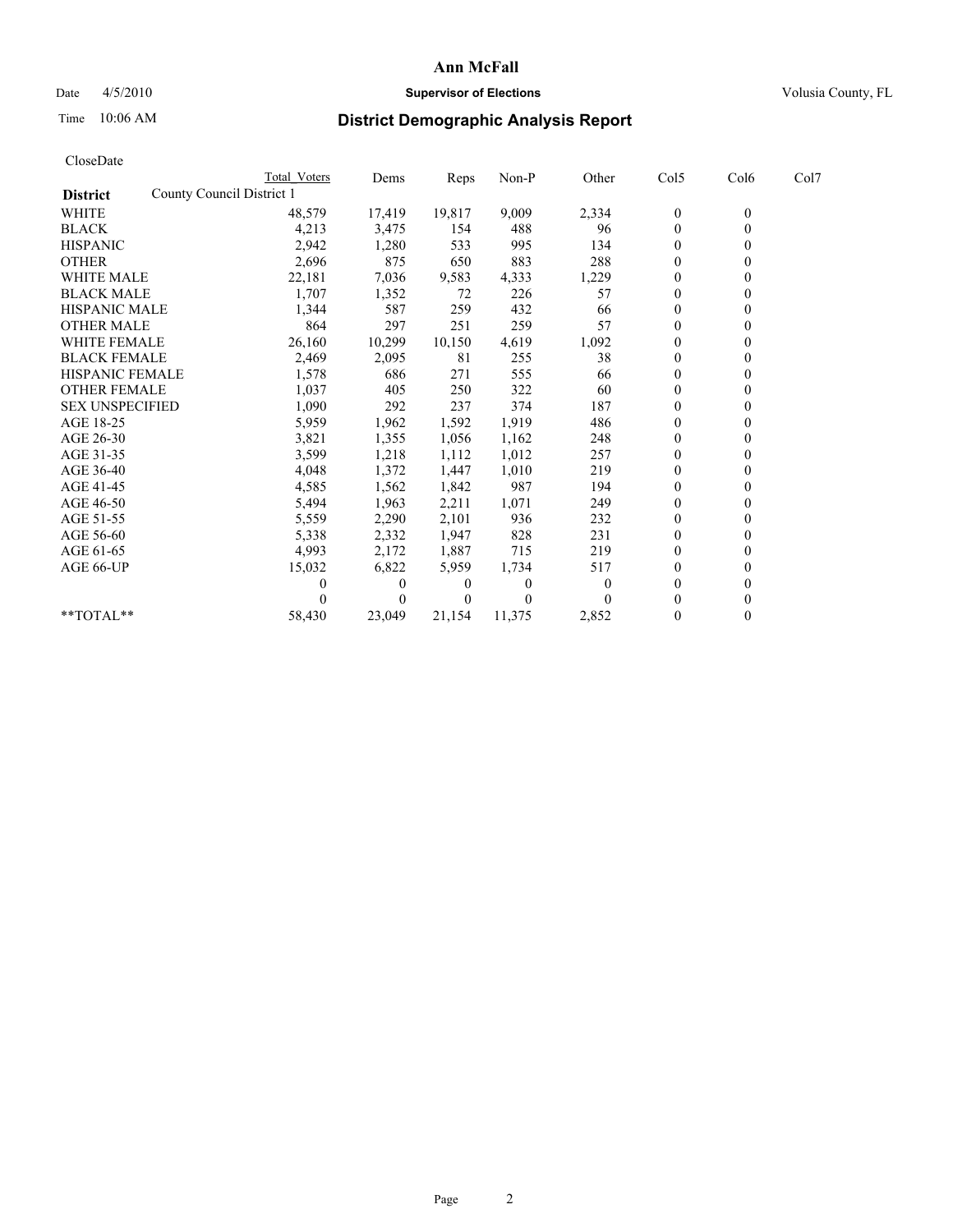# Ann McFall

Date 4/5/2010 **Supervisor of Elections** Volusia County, FL

Time 10:06 AM **District Demographic Analysis Report**

CloseDate

| | Total Voters | Dems | Reps | Non-P | Other | Col5 | Col6 | Col7 |
|---|---|---|---|---|---|---|---|---|
| **District** County Council District 1 | | | | | | | | |
| WHITE | 48,579 | 17,419 | 19,817 | 9,009 | 2,334 | 0 | 0 | |
| BLACK | 4,213 | 3,475 | 154 | 488 | 96 | 0 | 0 | |
| HISPANIC | 2,942 | 1,280 | 533 | 995 | 134 | 0 | 0 | |
| OTHER | 2,696 | 875 | 650 | 883 | 288 | 0 | 0 | |
| WHITE MALE | 22,181 | 7,036 | 9,583 | 4,333 | 1,229 | 0 | 0 | |
| BLACK MALE | 1,707 | 1,352 | 72 | 226 | 57 | 0 | 0 | |
| HISPANIC MALE | 1,344 | 587 | 259 | 432 | 66 | 0 | 0 | |
| OTHER MALE | 864 | 297 | 251 | 259 | 57 | 0 | 0 | |
| WHITE FEMALE | 26,160 | 10,299 | 10,150 | 4,619 | 1,092 | 0 | 0 | |
| BLACK FEMALE | 2,469 | 2,095 | 81 | 255 | 38 | 0 | 0 | |
| HISPANIC FEMALE | 1,578 | 686 | 271 | 555 | 66 | 0 | 0 | |
| OTHER FEMALE | 1,037 | 405 | 250 | 322 | 60 | 0 | 0 | |
| SEX UNSPECIFIED | 1,090 | 292 | 237 | 374 | 187 | 0 | 0 | |
| AGE 18-25 | 5,959 | 1,962 | 1,592 | 1,919 | 486 | 0 | 0 | |
| AGE 26-30 | 3,821 | 1,355 | 1,056 | 1,162 | 248 | 0 | 0 | |
| AGE 31-35 | 3,599 | 1,218 | 1,112 | 1,012 | 257 | 0 | 0 | |
| AGE 36-40 | 4,048 | 1,372 | 1,447 | 1,010 | 219 | 0 | 0 | |
| AGE 41-45 | 4,585 | 1,562 | 1,842 | 987 | 194 | 0 | 0 | |
| AGE 46-50 | 5,494 | 1,963 | 2,211 | 1,071 | 249 | 0 | 0 | |
| AGE 51-55 | 5,559 | 2,290 | 2,101 | 936 | 232 | 0 | 0 | |
| AGE 56-60 | 5,338 | 2,332 | 1,947 | 828 | 231 | 0 | 0 | |
| AGE 61-65 | 4,993 | 2,172 | 1,887 | 715 | 219 | 0 | 0 | |
| AGE 66-UP | 15,032 | 6,822 | 5,959 | 1,734 | 517 | 0 | 0 | |
| | 0 | 0 | 0 | 0 | 0 | 0 | 0 | |
| | 0 | 0 | 0 | 0 | 0 | 0 | 0 | |
| **TOTAL** | 58,430 | 23,049 | 21,154 | 11,375 | 2,852 | 0 | 0 | |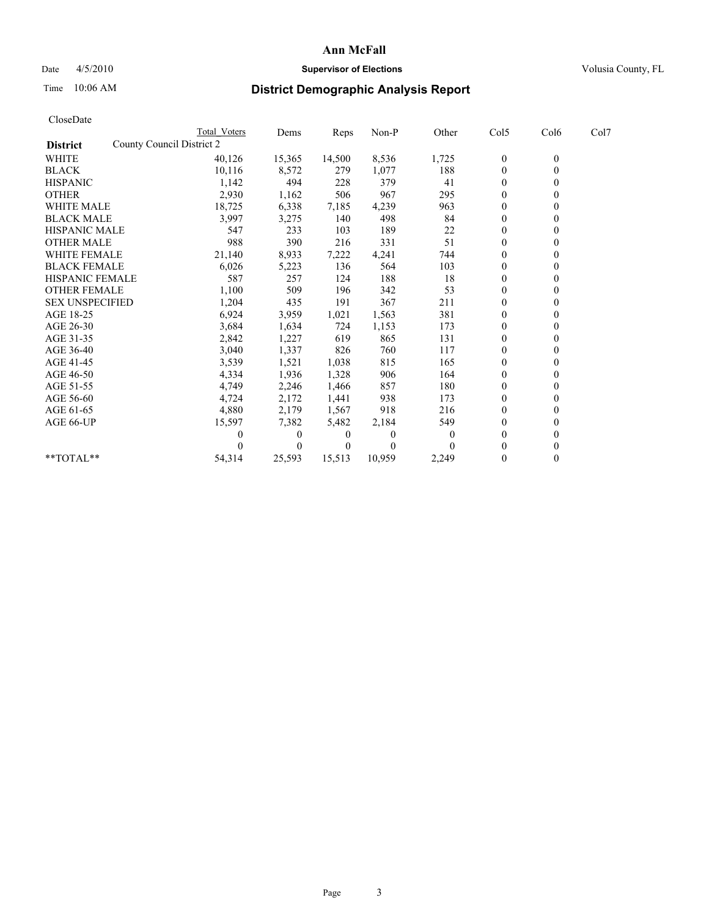**Ann McFall**

Date 4/5/2010 **Supervisor of Elections** Volusia County, FL

Time 10:06 AM **District Demographic Analysis Report**

CloseDate

| | Total Voters | Dems | Reps | Non-P | Other | Col5 | Col6 | Col7 |
|---|---|---|---|---|---|---|---|---|
| **District** County Council District 2 | | | | | | | | |
| WHITE | 40,126 | 15,365 | 14,500 | 8,536 | 1,725 | 0 | 0 | |
| BLACK | 10,116 | 8,572 | 279 | 1,077 | 188 | 0 | 0 | |
| HISPANIC | 1,142 | 494 | 228 | 379 | 41 | 0 | 0 | |
| OTHER | 2,930 | 1,162 | 506 | 967 | 295 | 0 | 0 | |
| WHITE MALE | 18,725 | 6,338 | 7,185 | 4,239 | 963 | 0 | 0 | |
| BLACK MALE | 3,997 | 3,275 | 140 | 498 | 84 | 0 | 0 | |
| HISPANIC MALE | 547 | 233 | 103 | 189 | 22 | 0 | 0 | |
| OTHER MALE | 988 | 390 | 216 | 331 | 51 | 0 | 0 | |
| WHITE FEMALE | 21,140 | 8,933 | 7,222 | 4,241 | 744 | 0 | 0 | |
| BLACK FEMALE | 6,026 | 5,223 | 136 | 564 | 103 | 0 | 0 | |
| HISPANIC FEMALE | 587 | 257 | 124 | 188 | 18 | 0 | 0 | |
| OTHER FEMALE | 1,100 | 509 | 196 | 342 | 53 | 0 | 0 | |
| SEX UNSPECIFIED | 1,204 | 435 | 191 | 367 | 211 | 0 | 0 | |
| AGE 18-25 | 6,924 | 3,959 | 1,021 | 1,563 | 381 | 0 | 0 | |
| AGE 26-30 | 3,684 | 1,634 | 724 | 1,153 | 173 | 0 | 0 | |
| AGE 31-35 | 2,842 | 1,227 | 619 | 865 | 131 | 0 | 0 | |
| AGE 36-40 | 3,040 | 1,337 | 826 | 760 | 117 | 0 | 0 | |
| AGE 41-45 | 3,539 | 1,521 | 1,038 | 815 | 165 | 0 | 0 | |
| AGE 46-50 | 4,334 | 1,936 | 1,328 | 906 | 164 | 0 | 0 | |
| AGE 51-55 | 4,749 | 2,246 | 1,466 | 857 | 180 | 0 | 0 | |
| AGE 56-60 | 4,724 | 2,172 | 1,441 | 938 | 173 | 0 | 0 | |
| AGE 61-65 | 4,880 | 2,179 | 1,567 | 918 | 216 | 0 | 0 | |
| AGE 66-UP | 15,597 | 7,382 | 5,482 | 2,184 | 549 | 0 | 0 | |
| | 0 | 0 | 0 | 0 | 0 | 0 | 0 | |
| | 0 | 0 | 0 | 0 | 0 | 0 | 0 | |
| **TOTAL** | 54,314 | 25,593 | 15,513 | 10,959 | 2,249 | 0 | 0 | |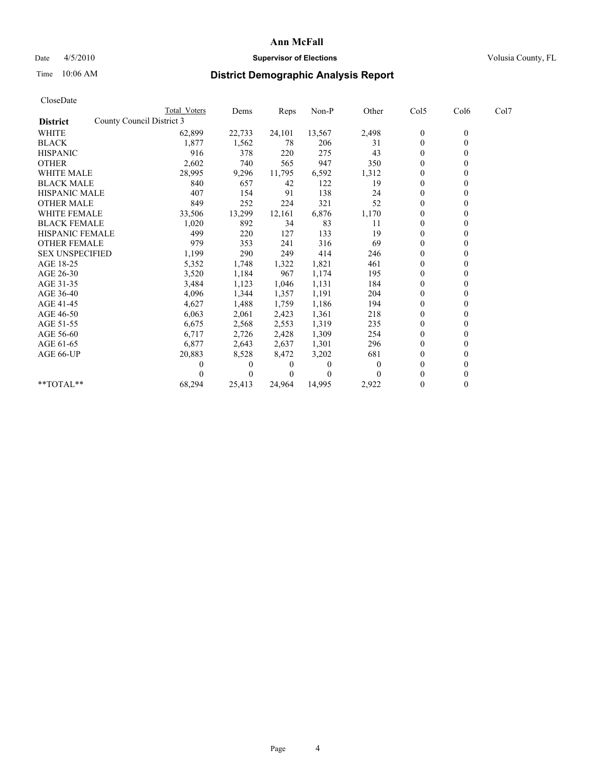# Ann McFall

Date 4/5/2010 **Supervisor of Elections** Volusia County, FL

Time 10:06 AM **District Demographic Analysis Report**

CloseDate

| District | Total Voters | Dems | Reps | Non-P | Other | Col5 | Col6 | Col7 |
|---|---|---|---|---|---|---|---|---|
| **County Council District 3** | | | | | | | | |
| WHITE | 62,899 | 22,733 | 24,101 | 13,567 | 2,498 | 0 | 0 | |
| BLACK | 1,877 | 1,562 | 78 | 206 | 31 | 0 | 0 | |
| HISPANIC | 916 | 378 | 220 | 275 | 43 | 0 | 0 | |
| OTHER | 2,602 | 740 | 565 | 947 | 350 | 0 | 0 | |
| WHITE MALE | 28,995 | 9,296 | 11,795 | 6,592 | 1,312 | 0 | 0 | |
| BLACK MALE | 840 | 657 | 42 | 122 | 19 | 0 | 0 | |
| HISPANIC MALE | 407 | 154 | 91 | 138 | 24 | 0 | 0 | |
| OTHER MALE | 849 | 252 | 224 | 321 | 52 | 0 | 0 | |
| WHITE FEMALE | 33,506 | 13,299 | 12,161 | 6,876 | 1,170 | 0 | 0 | |
| BLACK FEMALE | 1,020 | 892 | 34 | 83 | 11 | 0 | 0 | |
| HISPANIC FEMALE | 499 | 220 | 127 | 133 | 19 | 0 | 0 | |
| OTHER FEMALE | 979 | 353 | 241 | 316 | 69 | 0 | 0 | |
| SEX UNSPECIFIED | 1,199 | 290 | 249 | 414 | 246 | 0 | 0 | |
| AGE 18-25 | 5,352 | 1,748 | 1,322 | 1,821 | 461 | 0 | 0 | |
| AGE 26-30 | 3,520 | 1,184 | 967 | 1,174 | 195 | 0 | 0 | |
| AGE 31-35 | 3,484 | 1,123 | 1,046 | 1,131 | 184 | 0 | 0 | |
| AGE 36-40 | 4,096 | 1,344 | 1,357 | 1,191 | 204 | 0 | 0 | |
| AGE 41-45 | 4,627 | 1,488 | 1,759 | 1,186 | 194 | 0 | 0 | |
| AGE 46-50 | 6,063 | 2,061 | 2,423 | 1,361 | 218 | 0 | 0 | |
| AGE 51-55 | 6,675 | 2,568 | 2,553 | 1,319 | 235 | 0 | 0 | |
| AGE 56-60 | 6,717 | 2,726 | 2,428 | 1,309 | 254 | 0 | 0 | |
| AGE 61-65 | 6,877 | 2,643 | 2,637 | 1,301 | 296 | 0 | 0 | |
| AGE 66-UP | 20,883 | 8,528 | 8,472 | 3,202 | 681 | 0 | 0 | |
| | 0 | 0 | 0 | 0 | 0 | 0 | 0 | |
| | 0 | 0 | 0 | 0 | 0 | 0 | 0 | |
| **TOTAL** | 68,294 | 25,413 | 24,964 | 14,995 | 2,922 | 0 | 0 | |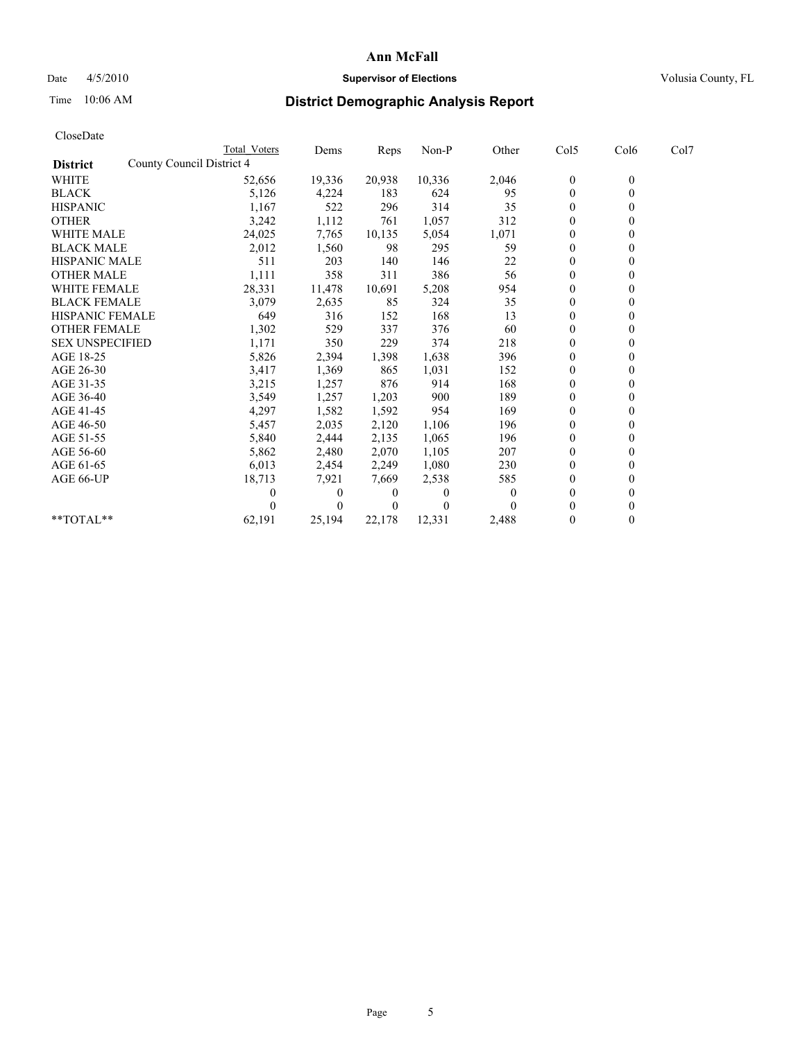# Ann McFall

Date 4/5/2010 **Supervisor of Elections** Volusia County, FL

Time 10:06 AM

## District Demographic Analysis Report

CloseDate

| District | Total Voters | Dems | Reps | Non-P | Other | Col5 | Col6 | Col7 |
|---|---|---|---|---|---|---|---|---|
| County Council District 4 | | | | | | | | |
| WHITE | 52,656 | 19,336 | 20,938 | 10,336 | 2,046 | 0 | 0 | |
| BLACK | 5,126 | 4,224 | 183 | 624 | 95 | 0 | 0 | |
| HISPANIC | 1,167 | 522 | 296 | 314 | 35 | 0 | 0 | |
| OTHER | 3,242 | 1,112 | 761 | 1,057 | 312 | 0 | 0 | |
| WHITE MALE | 24,025 | 7,765 | 10,135 | 5,054 | 1,071 | 0 | 0 | |
| BLACK MALE | 2,012 | 1,560 | 98 | 295 | 59 | 0 | 0 | |
| HISPANIC MALE | 511 | 203 | 140 | 146 | 22 | 0 | 0 | |
| OTHER MALE | 1,111 | 358 | 311 | 386 | 56 | 0 | 0 | |
| WHITE FEMALE | 28,331 | 11,478 | 10,691 | 5,208 | 954 | 0 | 0 | |
| BLACK FEMALE | 3,079 | 2,635 | 85 | 324 | 35 | 0 | 0 | |
| HISPANIC FEMALE | 649 | 316 | 152 | 168 | 13 | 0 | 0 | |
| OTHER FEMALE | 1,302 | 529 | 337 | 376 | 60 | 0 | 0 | |
| SEX UNSPECIFIED | 1,171 | 350 | 229 | 374 | 218 | 0 | 0 | |
| AGE 18-25 | 5,826 | 2,394 | 1,398 | 1,638 | 396 | 0 | 0 | |
| AGE 26-30 | 3,417 | 1,369 | 865 | 1,031 | 152 | 0 | 0 | |
| AGE 31-35 | 3,215 | 1,257 | 876 | 914 | 168 | 0 | 0 | |
| AGE 36-40 | 3,549 | 1,257 | 1,203 | 900 | 189 | 0 | 0 | |
| AGE 41-45 | 4,297 | 1,582 | 1,592 | 954 | 169 | 0 | 0 | |
| AGE 46-50 | 5,457 | 2,035 | 2,120 | 1,106 | 196 | 0 | 0 | |
| AGE 51-55 | 5,840 | 2,444 | 2,135 | 1,065 | 196 | 0 | 0 | |
| AGE 56-60 | 5,862 | 2,480 | 2,070 | 1,105 | 207 | 0 | 0 | |
| AGE 61-65 | 6,013 | 2,454 | 2,249 | 1,080 | 230 | 0 | 0 | |
| AGE 66-UP | 18,713 | 7,921 | 7,669 | 2,538 | 585 | 0 | 0 | |
| | 0 | 0 | 0 | 0 | 0 | 0 | 0 | |
| | 0 | 0 | 0 | 0 | 0 | 0 | 0 | |
| **TOTAL** | 62,191 | 25,194 | 22,178 | 12,331 | 2,488 | 0 | 0 | |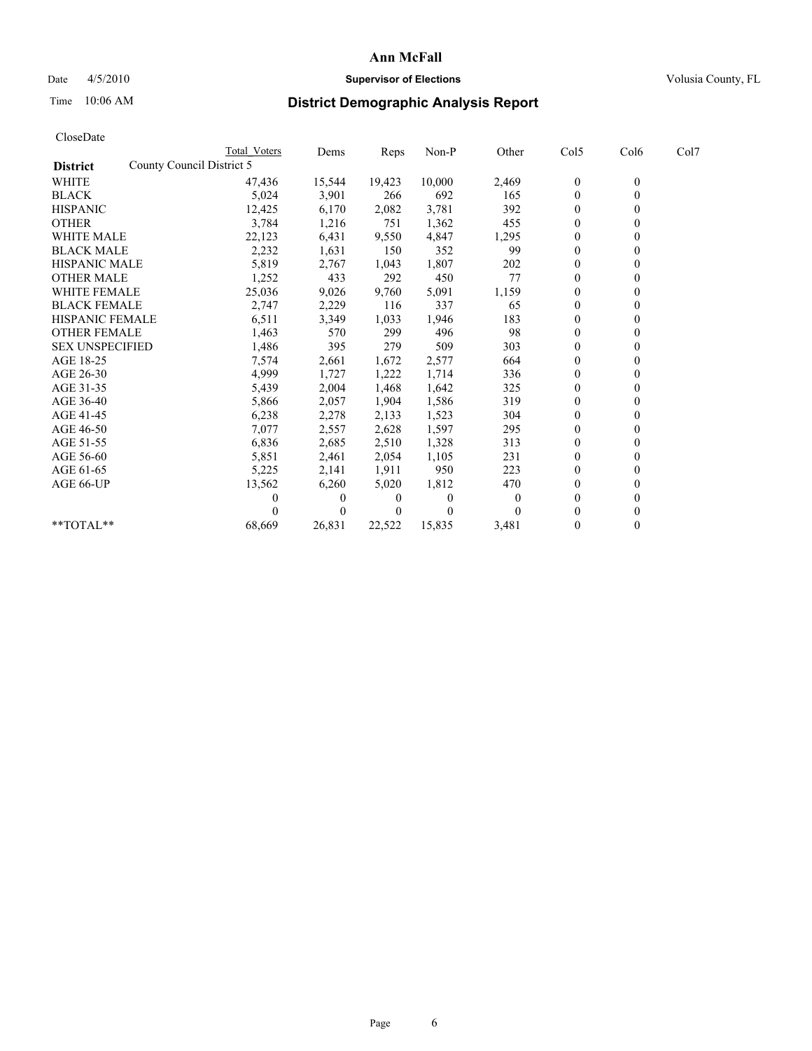# Ann McFall

Date 4/5/2010 **Supervisor of Elections** Volusia County, FL

Time 10:06 AM

## District Demographic Analysis Report

CloseDate

**District** County Council District 5

| | Total Voters | Dems | Reps | Non-P | Other | Col5 | Col6 | Col7 |
|---|---|---|---|---|---|---|---|---|
| WHITE | 47,436 | 15,544 | 19,423 | 10,000 | 2,469 | 0 | 0 | |
| BLACK | 5,024 | 3,901 | 266 | 692 | 165 | 0 | 0 | |
| HISPANIC | 12,425 | 6,170 | 2,082 | 3,781 | 392 | 0 | 0 | |
| OTHER | 3,784 | 1,216 | 751 | 1,362 | 455 | 0 | 0 | |
| WHITE MALE | 22,123 | 6,431 | 9,550 | 4,847 | 1,295 | 0 | 0 | |
| BLACK MALE | 2,232 | 1,631 | 150 | 352 | 99 | 0 | 0 | |
| HISPANIC MALE | 5,819 | 2,767 | 1,043 | 1,807 | 202 | 0 | 0 | |
| OTHER MALE | 1,252 | 433 | 292 | 450 | 77 | 0 | 0 | |
| WHITE FEMALE | 25,036 | 9,026 | 9,760 | 5,091 | 1,159 | 0 | 0 | |
| BLACK FEMALE | 2,747 | 2,229 | 116 | 337 | 65 | 0 | 0 | |
| HISPANIC FEMALE | 6,511 | 3,349 | 1,033 | 1,946 | 183 | 0 | 0 | |
| OTHER FEMALE | 1,463 | 570 | 299 | 496 | 98 | 0 | 0 | |
| SEX UNSPECIFIED | 1,486 | 395 | 279 | 509 | 303 | 0 | 0 | |
| AGE 18-25 | 7,574 | 2,661 | 1,672 | 2,577 | 664 | 0 | 0 | |
| AGE 26-30 | 4,999 | 1,727 | 1,222 | 1,714 | 336 | 0 | 0 | |
| AGE 31-35 | 5,439 | 2,004 | 1,468 | 1,642 | 325 | 0 | 0 | |
| AGE 36-40 | 5,866 | 2,057 | 1,904 | 1,586 | 319 | 0 | 0 | |
| AGE 41-45 | 6,238 | 2,278 | 2,133 | 1,523 | 304 | 0 | 0 | |
| AGE 46-50 | 7,077 | 2,557 | 2,628 | 1,597 | 295 | 0 | 0 | |
| AGE 51-55 | 6,836 | 2,685 | 2,510 | 1,328 | 313 | 0 | 0 | |
| AGE 56-60 | 5,851 | 2,461 | 2,054 | 1,105 | 231 | 0 | 0 | |
| AGE 61-65 | 5,225 | 2,141 | 1,911 | 950 | 223 | 0 | 0 | |
| AGE 66-UP | 13,562 | 6,260 | 5,020 | 1,812 | 470 | 0 | 0 | |
| | 0 | 0 | 0 | 0 | 0 | 0 | 0 | |
| | 0 | 0 | 0 | 0 | 0 | 0 | 0 | |
| **TOTAL** | 68,669 | 26,831 | 22,522 | 15,835 | 3,481 | 0 | 0 | |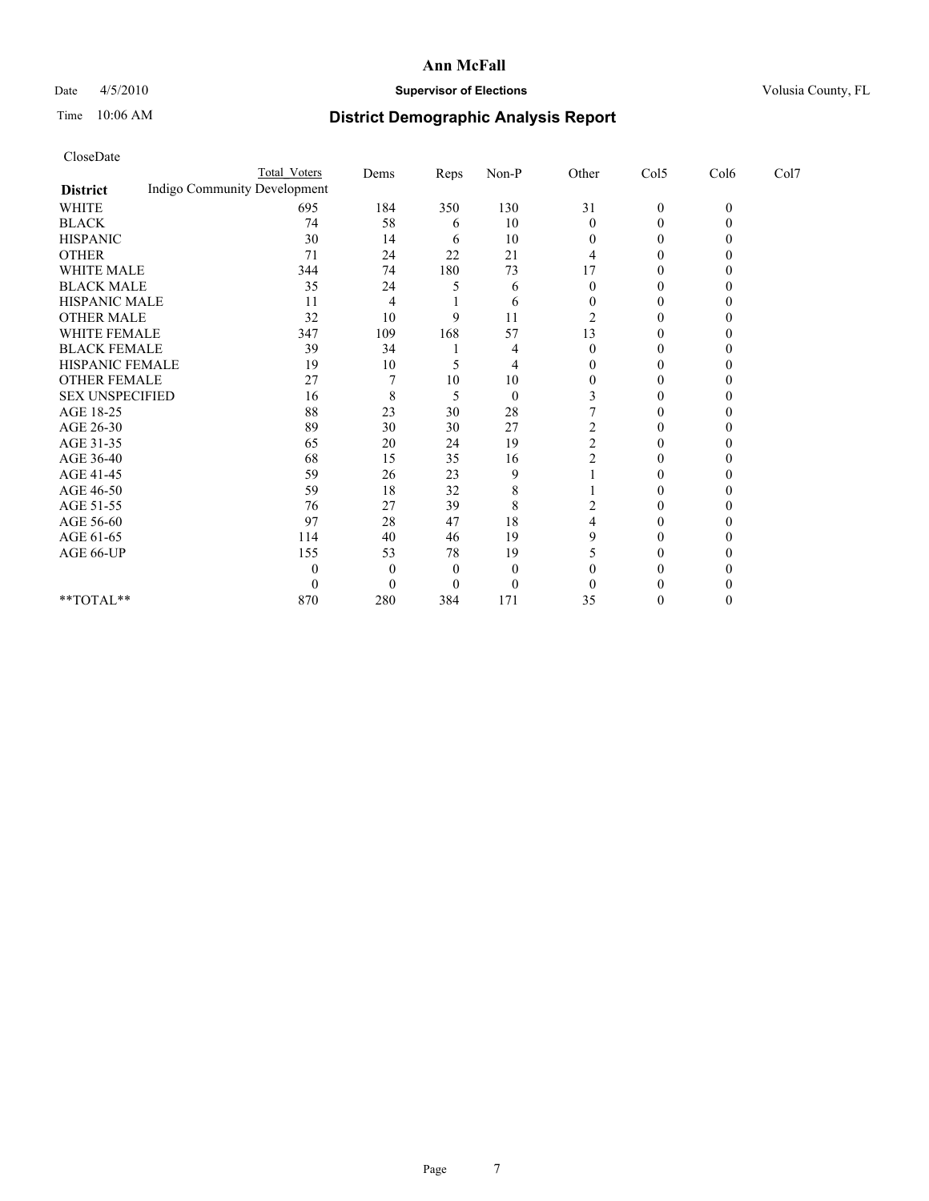# Ann McFall

Date 4/5/2010 **Supervisor of Elections** Volusia County, FL

Time 10:06 AM **District Demographic Analysis Report**

CloseDate

| District: Indigo Community Development | Total Voters | Dems | Reps | Non-P | Other | Col5 | Col6 | Col7 |
|---|---|---|---|---|---|---|---|---|
| WHITE | 695 | 184 | 350 | 130 | 31 | 0 | 0 | |
| BLACK | 74 | 58 | 6 | 10 | 0 | 0 | 0 | |
| HISPANIC | 30 | 14 | 6 | 10 | 0 | 0 | 0 | |
| OTHER | 71 | 24 | 22 | 21 | 4 | 0 | 0 | |
| WHITE MALE | 344 | 74 | 180 | 73 | 17 | 0 | 0 | |
| BLACK MALE | 35 | 24 | 5 | 6 | 0 | 0 | 0 | |
| HISPANIC MALE | 11 | 4 | 1 | 6 | 0 | 0 | 0 | |
| OTHER MALE | 32 | 10 | 9 | 11 | 2 | 0 | 0 | |
| WHITE FEMALE | 347 | 109 | 168 | 57 | 13 | 0 | 0 | |
| BLACK FEMALE | 39 | 34 | 1 | 4 | 0 | 0 | 0 | |
| HISPANIC FEMALE | 19 | 10 | 5 | 4 | 0 | 0 | 0 | |
| OTHER FEMALE | 27 | 7 | 10 | 10 | 0 | 0 | 0 | |
| SEX UNSPECIFIED | 16 | 8 | 5 | 0 | 3 | 0 | 0 | |
| AGE 18-25 | 88 | 23 | 30 | 28 | 7 | 0 | 0 | |
| AGE 26-30 | 89 | 30 | 30 | 27 | 2 | 0 | 0 | |
| AGE 31-35 | 65 | 20 | 24 | 19 | 2 | 0 | 0 | |
| AGE 36-40 | 68 | 15 | 35 | 16 | 2 | 0 | 0 | |
| AGE 41-45 | 59 | 26 | 23 | 9 | 1 | 0 | 0 | |
| AGE 46-50 | 59 | 18 | 32 | 8 | 1 | 0 | 0 | |
| AGE 51-55 | 76 | 27 | 39 | 8 | 2 | 0 | 0 | |
| AGE 56-60 | 97 | 28 | 47 | 18 | 4 | 0 | 0 | |
| AGE 61-65 | 114 | 40 | 46 | 19 | 9 | 0 | 0 | |
| AGE 66-UP | 155 | 53 | 78 | 19 | 5 | 0 | 0 | |
| | 0 | 0 | 0 | 0 | 0 | 0 | 0 | |
| | 0 | 0 | 0 | 0 | 0 | 0 | 0 | |
| **TOTAL** | 870 | 280 | 384 | 171 | 35 | 0 | 0 | |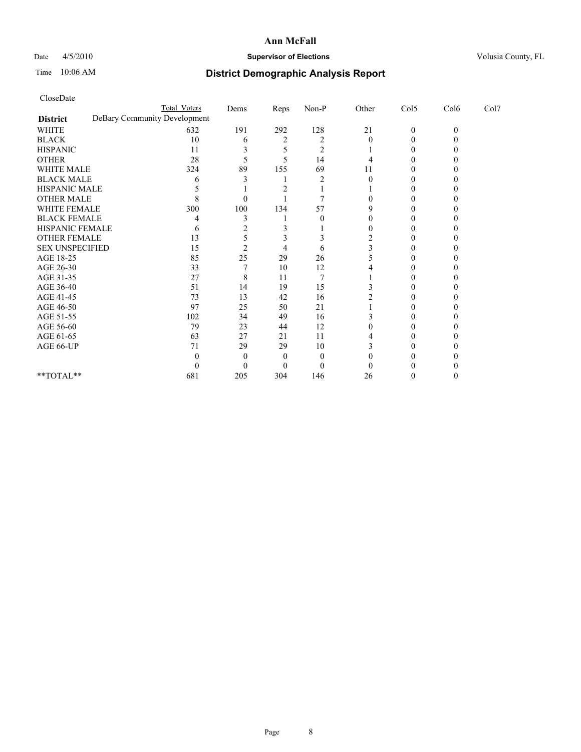# Ann McFall

Date 4/5/2010 **Supervisor of Elections** Volusia County, FL

Time 10:06 AM **District Demographic Analysis Report**

CloseDate

| | Total Voters | Dems | Reps | Non-P | Other | Col5 | Col6 | Col7 |
|---|---|---|---|---|---|---|---|---|
| **District** DeBary Community Development | | | | | | | | |
| WHITE | 632 | 191 | 292 | 128 | 21 | 0 | 0 | |
| BLACK | 10 | 6 | 2 | 2 | 0 | 0 | 0 | |
| HISPANIC | 11 | 3 | 5 | 2 | 1 | 0 | 0 | |
| OTHER | 28 | 5 | 5 | 14 | 4 | 0 | 0 | |
| WHITE MALE | 324 | 89 | 155 | 69 | 11 | 0 | 0 | |
| BLACK MALE | 6 | 3 | 1 | 2 | 0 | 0 | 0 | |
| HISPANIC MALE | 5 | 1 | 2 | 1 | 1 | 0 | 0 | |
| OTHER MALE | 8 | 0 | 1 | 7 | 0 | 0 | 0 | |
| WHITE FEMALE | 300 | 100 | 134 | 57 | 9 | 0 | 0 | |
| BLACK FEMALE | 4 | 3 | 1 | 0 | 0 | 0 | 0 | |
| HISPANIC FEMALE | 6 | 2 | 3 | 1 | 0 | 0 | 0 | |
| OTHER FEMALE | 13 | 5 | 3 | 3 | 2 | 0 | 0 | |
| SEX UNSPECIFIED | 15 | 2 | 4 | 6 | 3 | 0 | 0 | |
| AGE 18-25 | 85 | 25 | 29 | 26 | 5 | 0 | 0 | |
| AGE 26-30 | 33 | 7 | 10 | 12 | 4 | 0 | 0 | |
| AGE 31-35 | 27 | 8 | 11 | 7 | 1 | 0 | 0 | |
| AGE 36-40 | 51 | 14 | 19 | 15 | 3 | 0 | 0 | |
| AGE 41-45 | 73 | 13 | 42 | 16 | 2 | 0 | 0 | |
| AGE 46-50 | 97 | 25 | 50 | 21 | 1 | 0 | 0 | |
| AGE 51-55 | 102 | 34 | 49 | 16 | 3 | 0 | 0 | |
| AGE 56-60 | 79 | 23 | 44 | 12 | 0 | 0 | 0 | |
| AGE 61-65 | 63 | 27 | 21 | 11 | 4 | 0 | 0 | |
| AGE 66-UP | 71 | 29 | 29 | 10 | 3 | 0 | 0 | |
| | 0 | 0 | 0 | 0 | 0 | 0 | 0 | |
| | 0 | 0 | 0 | 0 | 0 | 0 | 0 | |
| **TOTAL** | 681 | 205 | 304 | 146 | 26 | 0 | 0 | |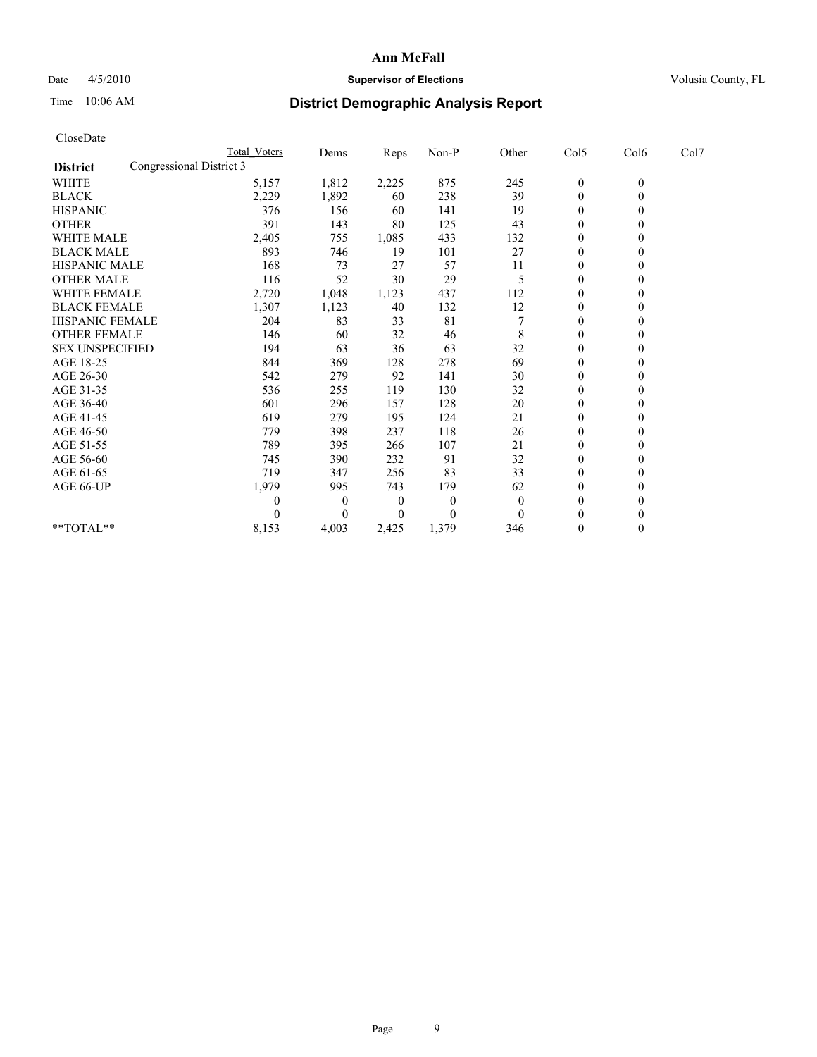# Ann McFall

Date 4/5/2010 **Supervisor of Elections** Volusia County, FL

Time 10:06 AM **District Demographic Analysis Report**

CloseDate

| District | Total Voters | Dems | Reps | Non-P | Other | Col5 | Col6 | Col7 |
|---|---|---|---|---|---|---|---|---|
| **Congressional District 3** | | | | | | | | |
| WHITE | 5,157 | 1,812 | 2,225 | 875 | 245 | 0 | 0 | |
| BLACK | 2,229 | 1,892 | 60 | 238 | 39 | 0 | 0 | |
| HISPANIC | 376 | 156 | 60 | 141 | 19 | 0 | 0 | |
| OTHER | 391 | 143 | 80 | 125 | 43 | 0 | 0 | |
| WHITE MALE | 2,405 | 755 | 1,085 | 433 | 132 | 0 | 0 | |
| BLACK MALE | 893 | 746 | 19 | 101 | 27 | 0 | 0 | |
| HISPANIC MALE | 168 | 73 | 27 | 57 | 11 | 0 | 0 | |
| OTHER MALE | 116 | 52 | 30 | 29 | 5 | 0 | 0 | |
| WHITE FEMALE | 2,720 | 1,048 | 1,123 | 437 | 112 | 0 | 0 | |
| BLACK FEMALE | 1,307 | 1,123 | 40 | 132 | 12 | 0 | 0 | |
| HISPANIC FEMALE | 204 | 83 | 33 | 81 | 7 | 0 | 0 | |
| OTHER FEMALE | 146 | 60 | 32 | 46 | 8 | 0 | 0 | |
| SEX UNSPECIFIED | 194 | 63 | 36 | 63 | 32 | 0 | 0 | |
| AGE 18-25 | 844 | 369 | 128 | 278 | 69 | 0 | 0 | |
| AGE 26-30 | 542 | 279 | 92 | 141 | 30 | 0 | 0 | |
| AGE 31-35 | 536 | 255 | 119 | 130 | 32 | 0 | 0 | |
| AGE 36-40 | 601 | 296 | 157 | 128 | 20 | 0 | 0 | |
| AGE 41-45 | 619 | 279 | 195 | 124 | 21 | 0 | 0 | |
| AGE 46-50 | 779 | 398 | 237 | 118 | 26 | 0 | 0 | |
| AGE 51-55 | 789 | 395 | 266 | 107 | 21 | 0 | 0 | |
| AGE 56-60 | 745 | 390 | 232 | 91 | 32 | 0 | 0 | |
| AGE 61-65 | 719 | 347 | 256 | 83 | 33 | 0 | 0 | |
| AGE 66-UP | 1,979 | 995 | 743 | 179 | 62 | 0 | 0 | |
| | 0 | 0 | 0 | 0 | 0 | 0 | 0 | |
| | 0 | 0 | 0 | 0 | 0 | 0 | 0 | |
| **TOTAL** | 8,153 | 4,003 | 2,425 | 1,379 | 346 | 0 | 0 | |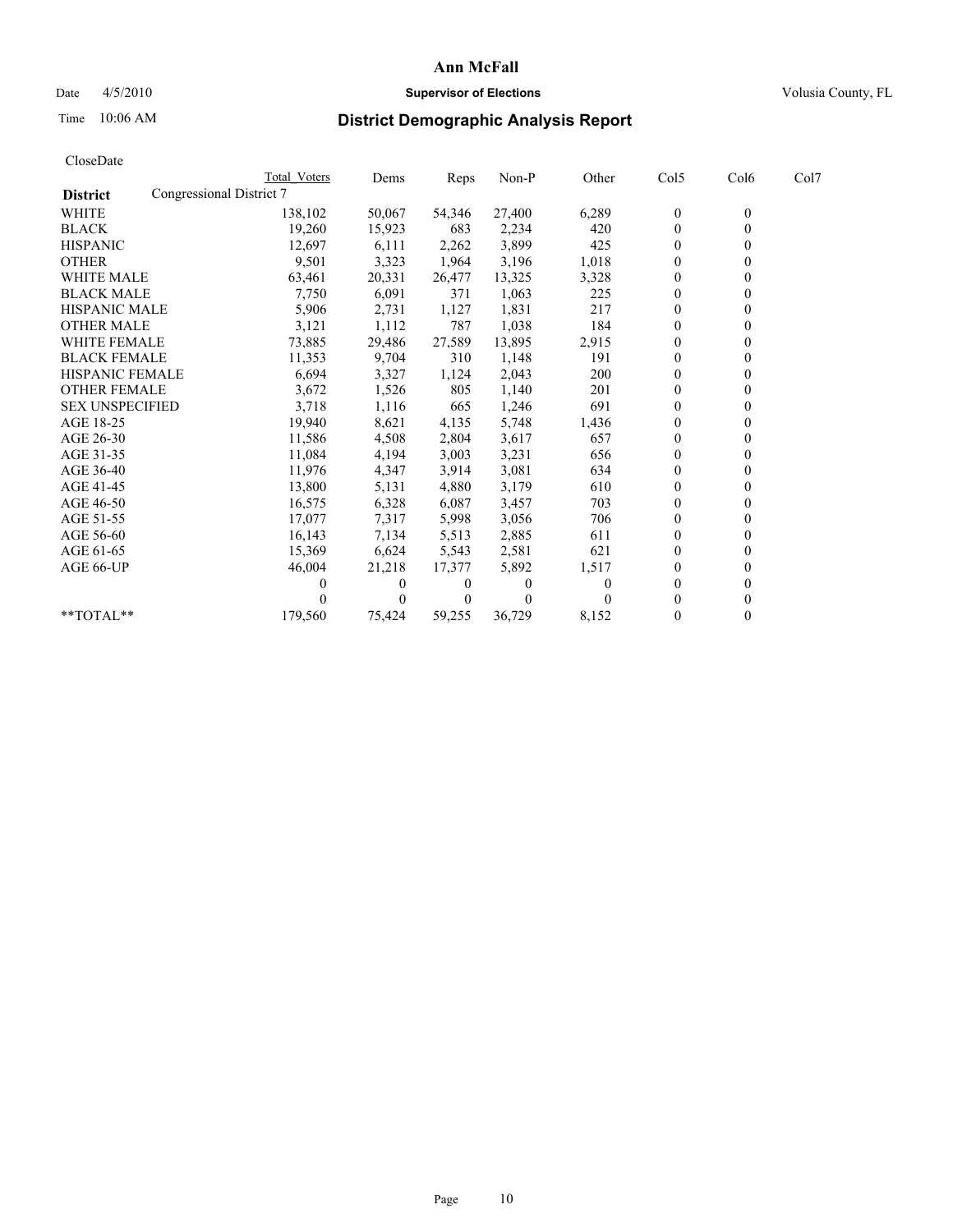# Ann McFall

Date 4/5/2010 — **Supervisor of Elections** — Volusia County, FL

Time 10:06 AM

## District Demographic Analysis Report

CloseDate

**District** Congressional District 7

| | Total Voters | Dems | Reps | Non-P | Other | Col5 | Col6 | Col7 |
|---|---|---|---|---|---|---|---|---|
| WHITE | 138,102 | 50,067 | 54,346 | 27,400 | 6,289 | 0 | 0 | |
| BLACK | 19,260 | 15,923 | 683 | 2,234 | 420 | 0 | 0 | |
| HISPANIC | 12,697 | 6,111 | 2,262 | 3,899 | 425 | 0 | 0 | |
| OTHER | 9,501 | 3,323 | 1,964 | 3,196 | 1,018 | 0 | 0 | |
| WHITE MALE | 63,461 | 20,331 | 26,477 | 13,325 | 3,328 | 0 | 0 | |
| BLACK MALE | 7,750 | 6,091 | 371 | 1,063 | 225 | 0 | 0 | |
| HISPANIC MALE | 5,906 | 2,731 | 1,127 | 1,831 | 217 | 0 | 0 | |
| OTHER MALE | 3,121 | 1,112 | 787 | 1,038 | 184 | 0 | 0 | |
| WHITE FEMALE | 73,885 | 29,486 | 27,589 | 13,895 | 2,915 | 0 | 0 | |
| BLACK FEMALE | 11,353 | 9,704 | 310 | 1,148 | 191 | 0 | 0 | |
| HISPANIC FEMALE | 6,694 | 3,327 | 1,124 | 2,043 | 200 | 0 | 0 | |
| OTHER FEMALE | 3,672 | 1,526 | 805 | 1,140 | 201 | 0 | 0 | |
| SEX UNSPECIFIED | 3,718 | 1,116 | 665 | 1,246 | 691 | 0 | 0 | |
| AGE 18-25 | 19,940 | 8,621 | 4,135 | 5,748 | 1,436 | 0 | 0 | |
| AGE 26-30 | 11,586 | 4,508 | 2,804 | 3,617 | 657 | 0 | 0 | |
| AGE 31-35 | 11,084 | 4,194 | 3,003 | 3,231 | 656 | 0 | 0 | |
| AGE 36-40 | 11,976 | 4,347 | 3,914 | 3,081 | 634 | 0 | 0 | |
| AGE 41-45 | 13,800 | 5,131 | 4,880 | 3,179 | 610 | 0 | 0 | |
| AGE 46-50 | 16,575 | 6,328 | 6,087 | 3,457 | 703 | 0 | 0 | |
| AGE 51-55 | 17,077 | 7,317 | 5,998 | 3,056 | 706 | 0 | 0 | |
| AGE 56-60 | 16,143 | 7,134 | 5,513 | 2,885 | 611 | 0 | 0 | |
| AGE 61-65 | 15,369 | 6,624 | 5,543 | 2,581 | 621 | 0 | 0 | |
| AGE 66-UP | 46,004 | 21,218 | 17,377 | 5,892 | 1,517 | 0 | 0 | |
| | 0 | 0 | 0 | 0 | 0 | 0 | 0 | |
| | 0 | 0 | 0 | 0 | 0 | 0 | 0 | |
| **TOTAL** | 179,560 | 75,424 | 59,255 | 36,729 | 8,152 | 0 | 0 | |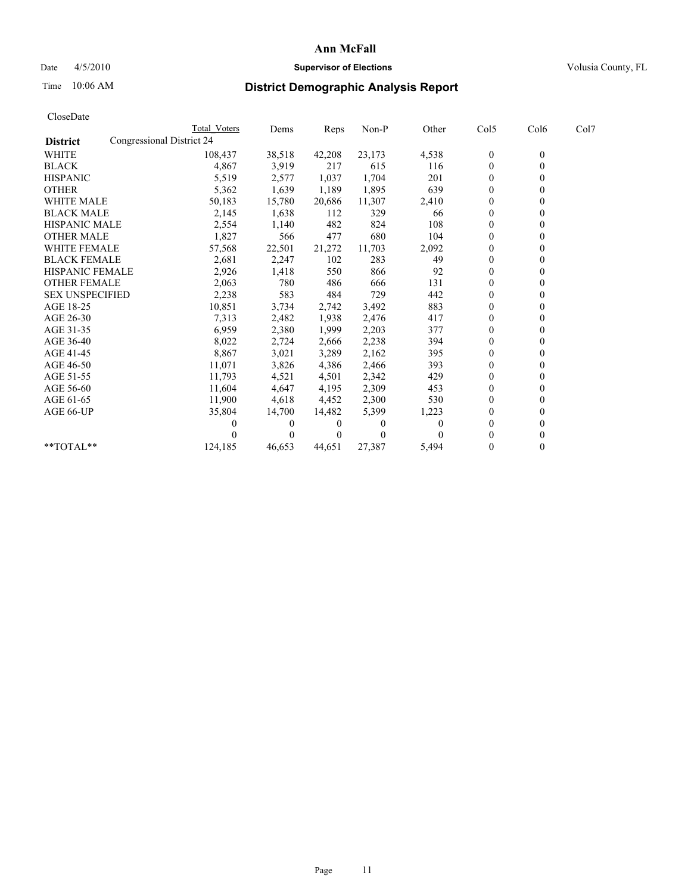# Ann McFall

Date 4/5/2010 **Supervisor of Elections** Volusia County, FL

Time 10:06 AM **District Demographic Analysis Report**

CloseDate

| District | Total Voters | Dems | Reps | Non-P | Other | Col5 | Col6 | Col7 |
|---|---|---|---|---|---|---|---|---|
| **Congressional District 24** | | | | | | | | |
| WHITE | 108,437 | 38,518 | 42,208 | 23,173 | 4,538 | 0 | 0 | |
| BLACK | 4,867 | 3,919 | 217 | 615 | 116 | 0 | 0 | |
| HISPANIC | 5,519 | 2,577 | 1,037 | 1,704 | 201 | 0 | 0 | |
| OTHER | 5,362 | 1,639 | 1,189 | 1,895 | 639 | 0 | 0 | |
| WHITE MALE | 50,183 | 15,780 | 20,686 | 11,307 | 2,410 | 0 | 0 | |
| BLACK MALE | 2,145 | 1,638 | 112 | 329 | 66 | 0 | 0 | |
| HISPANIC MALE | 2,554 | 1,140 | 482 | 824 | 108 | 0 | 0 | |
| OTHER MALE | 1,827 | 566 | 477 | 680 | 104 | 0 | 0 | |
| WHITE FEMALE | 57,568 | 22,501 | 21,272 | 11,703 | 2,092 | 0 | 0 | |
| BLACK FEMALE | 2,681 | 2,247 | 102 | 283 | 49 | 0 | 0 | |
| HISPANIC FEMALE | 2,926 | 1,418 | 550 | 866 | 92 | 0 | 0 | |
| OTHER FEMALE | 2,063 | 780 | 486 | 666 | 131 | 0 | 0 | |
| SEX UNSPECIFIED | 2,238 | 583 | 484 | 729 | 442 | 0 | 0 | |
| AGE 18-25 | 10,851 | 3,734 | 2,742 | 3,492 | 883 | 0 | 0 | |
| AGE 26-30 | 7,313 | 2,482 | 1,938 | 2,476 | 417 | 0 | 0 | |
| AGE 31-35 | 6,959 | 2,380 | 1,999 | 2,203 | 377 | 0 | 0 | |
| AGE 36-40 | 8,022 | 2,724 | 2,666 | 2,238 | 394 | 0 | 0 | |
| AGE 41-45 | 8,867 | 3,021 | 3,289 | 2,162 | 395 | 0 | 0 | |
| AGE 46-50 | 11,071 | 3,826 | 4,386 | 2,466 | 393 | 0 | 0 | |
| AGE 51-55 | 11,793 | 4,521 | 4,501 | 2,342 | 429 | 0 | 0 | |
| AGE 56-60 | 11,604 | 4,647 | 4,195 | 2,309 | 453 | 0 | 0 | |
| AGE 61-65 | 11,900 | 4,618 | 4,452 | 2,300 | 530 | 0 | 0 | |
| AGE 66-UP | 35,804 | 14,700 | 14,482 | 5,399 | 1,223 | 0 | 0 | |
| | 0 | 0 | 0 | 0 | 0 | 0 | 0 | |
| | 0 | 0 | 0 | 0 | 0 | 0 | 0 | |
| **TOTAL** | 124,185 | 46,653 | 44,651 | 27,387 | 5,494 | 0 | 0 | |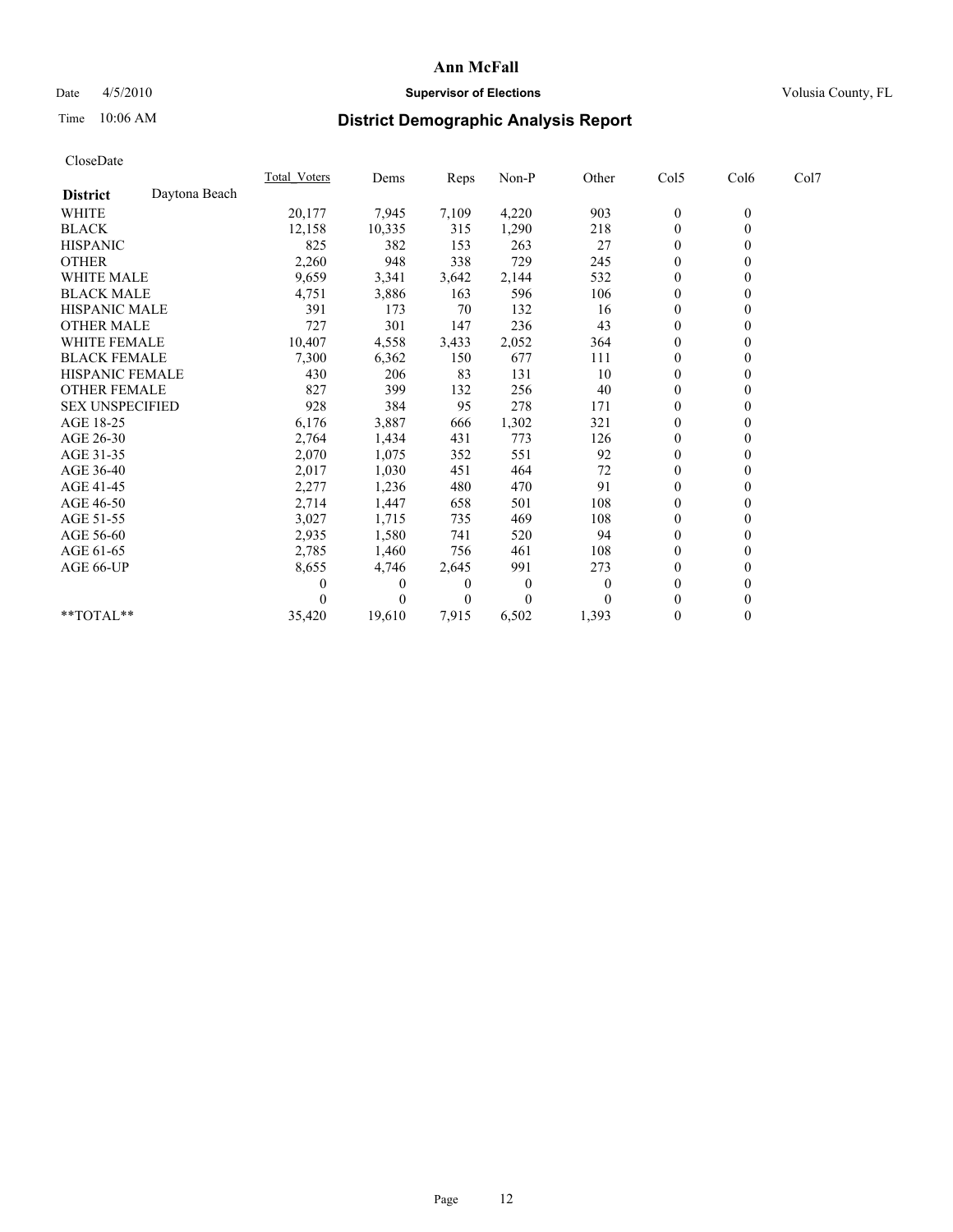# Ann McFall

Date 4/5/2010 **Supervisor of Elections** Volusia County, FL

Time 10:06 AM

## District Demographic Analysis Report

CloseDate

| | Total_Voters | Dems | Reps | Non-P | Other | Col5 | Col6 | Col7 |
|---|---|---|---|---|---|---|---|---|
| **District** Daytona Beach | | | | | | | | |
| WHITE | 20,177 | 7,945 | 7,109 | 4,220 | 903 | 0 | 0 | |
| BLACK | 12,158 | 10,335 | 315 | 1,290 | 218 | 0 | 0 | |
| HISPANIC | 825 | 382 | 153 | 263 | 27 | 0 | 0 | |
| OTHER | 2,260 | 948 | 338 | 729 | 245 | 0 | 0 | |
| WHITE MALE | 9,659 | 3,341 | 3,642 | 2,144 | 532 | 0 | 0 | |
| BLACK MALE | 4,751 | 3,886 | 163 | 596 | 106 | 0 | 0 | |
| HISPANIC MALE | 391 | 173 | 70 | 132 | 16 | 0 | 0 | |
| OTHER MALE | 727 | 301 | 147 | 236 | 43 | 0 | 0 | |
| WHITE FEMALE | 10,407 | 4,558 | 3,433 | 2,052 | 364 | 0 | 0 | |
| BLACK FEMALE | 7,300 | 6,362 | 150 | 677 | 111 | 0 | 0 | |
| HISPANIC FEMALE | 430 | 206 | 83 | 131 | 10 | 0 | 0 | |
| OTHER FEMALE | 827 | 399 | 132 | 256 | 40 | 0 | 0 | |
| SEX UNSPECIFIED | 928 | 384 | 95 | 278 | 171 | 0 | 0 | |
| AGE 18-25 | 6,176 | 3,887 | 666 | 1,302 | 321 | 0 | 0 | |
| AGE 26-30 | 2,764 | 1,434 | 431 | 773 | 126 | 0 | 0 | |
| AGE 31-35 | 2,070 | 1,075 | 352 | 551 | 92 | 0 | 0 | |
| AGE 36-40 | 2,017 | 1,030 | 451 | 464 | 72 | 0 | 0 | |
| AGE 41-45 | 2,277 | 1,236 | 480 | 470 | 91 | 0 | 0 | |
| AGE 46-50 | 2,714 | 1,447 | 658 | 501 | 108 | 0 | 0 | |
| AGE 51-55 | 3,027 | 1,715 | 735 | 469 | 108 | 0 | 0 | |
| AGE 56-60 | 2,935 | 1,580 | 741 | 520 | 94 | 0 | 0 | |
| AGE 61-65 | 2,785 | 1,460 | 756 | 461 | 108 | 0 | 0 | |
| AGE 66-UP | 8,655 | 4,746 | 2,645 | 991 | 273 | 0 | 0 | |
| | 0 | 0 | 0 | 0 | 0 | 0 | 0 | |
| | 0 | 0 | 0 | 0 | 0 | 0 | 0 | |
| **TOTAL** | 35,420 | 19,610 | 7,915 | 6,502 | 1,393 | 0 | 0 | |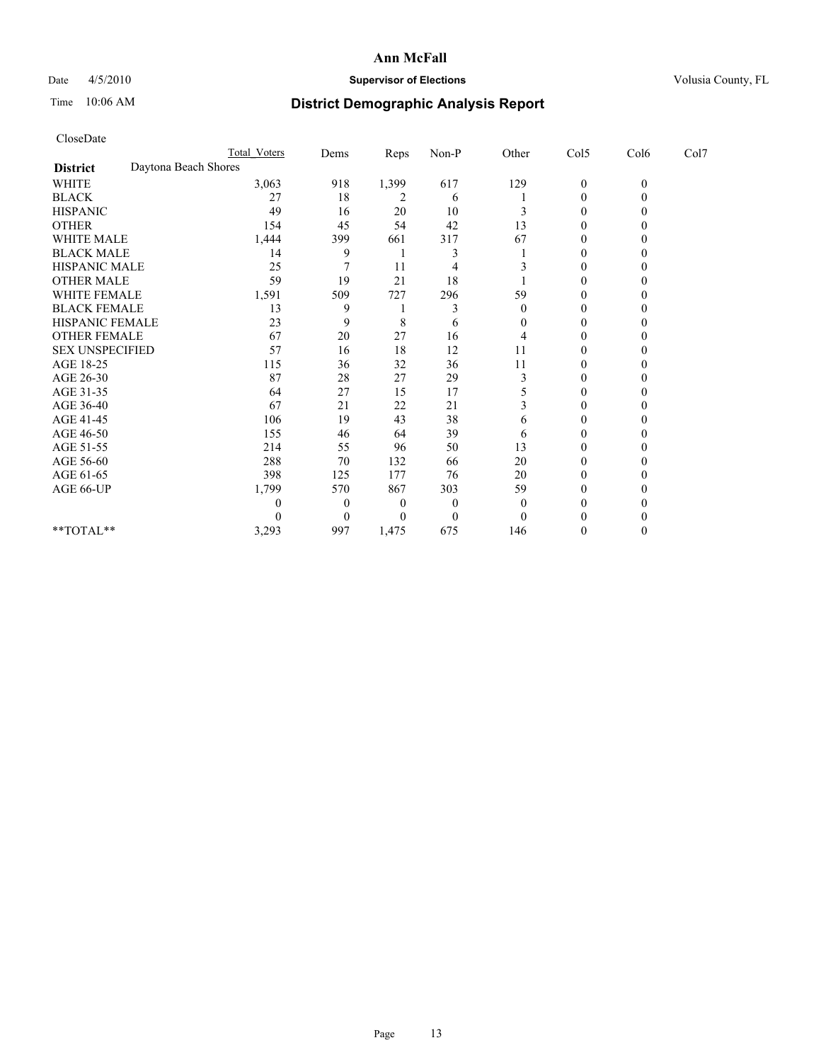# Ann McFall

Date 4/5/2010 **Supervisor of Elections** Volusia County, FL

Time 10:06 AM

## District Demographic Analysis Report

CloseDate

| | Total Voters | Dems | Reps | Non-P | Other | Col5 | Col6 | Col7 |
|---|---|---|---|---|---|---|---|---|
| **District** Daytona Beach Shores | | | | | | | | |
| WHITE | 3,063 | 918 | 1,399 | 617 | 129 | 0 | 0 | |
| BLACK | 27 | 18 | 2 | 6 | 1 | 0 | 0 | |
| HISPANIC | 49 | 16 | 20 | 10 | 3 | 0 | 0 | |
| OTHER | 154 | 45 | 54 | 42 | 13 | 0 | 0 | |
| WHITE MALE | 1,444 | 399 | 661 | 317 | 67 | 0 | 0 | |
| BLACK MALE | 14 | 9 | 1 | 3 | 1 | 0 | 0 | |
| HISPANIC MALE | 25 | 7 | 11 | 4 | 3 | 0 | 0 | |
| OTHER MALE | 59 | 19 | 21 | 18 | 1 | 0 | 0 | |
| WHITE FEMALE | 1,591 | 509 | 727 | 296 | 59 | 0 | 0 | |
| BLACK FEMALE | 13 | 9 | 1 | 3 | 0 | 0 | 0 | |
| HISPANIC FEMALE | 23 | 9 | 8 | 6 | 0 | 0 | 0 | |
| OTHER FEMALE | 67 | 20 | 27 | 16 | 4 | 0 | 0 | |
| SEX UNSPECIFIED | 57 | 16 | 18 | 12 | 11 | 0 | 0 | |
| AGE 18-25 | 115 | 36 | 32 | 36 | 11 | 0 | 0 | |
| AGE 26-30 | 87 | 28 | 27 | 29 | 3 | 0 | 0 | |
| AGE 31-35 | 64 | 27 | 15 | 17 | 5 | 0 | 0 | |
| AGE 36-40 | 67 | 21 | 22 | 21 | 3 | 0 | 0 | |
| AGE 41-45 | 106 | 19 | 43 | 38 | 6 | 0 | 0 | |
| AGE 46-50 | 155 | 46 | 64 | 39 | 6 | 0 | 0 | |
| AGE 51-55 | 214 | 55 | 96 | 50 | 13 | 0 | 0 | |
| AGE 56-60 | 288 | 70 | 132 | 66 | 20 | 0 | 0 | |
| AGE 61-65 | 398 | 125 | 177 | 76 | 20 | 0 | 0 | |
| AGE 66-UP | 1,799 | 570 | 867 | 303 | 59 | 0 | 0 | |
| | 0 | 0 | 0 | 0 | 0 | 0 | 0 | |
| | 0 | 0 | 0 | 0 | 0 | 0 | 0 | |
| **TOTAL** | 3,293 | 997 | 1,475 | 675 | 146 | 0 | 0 | |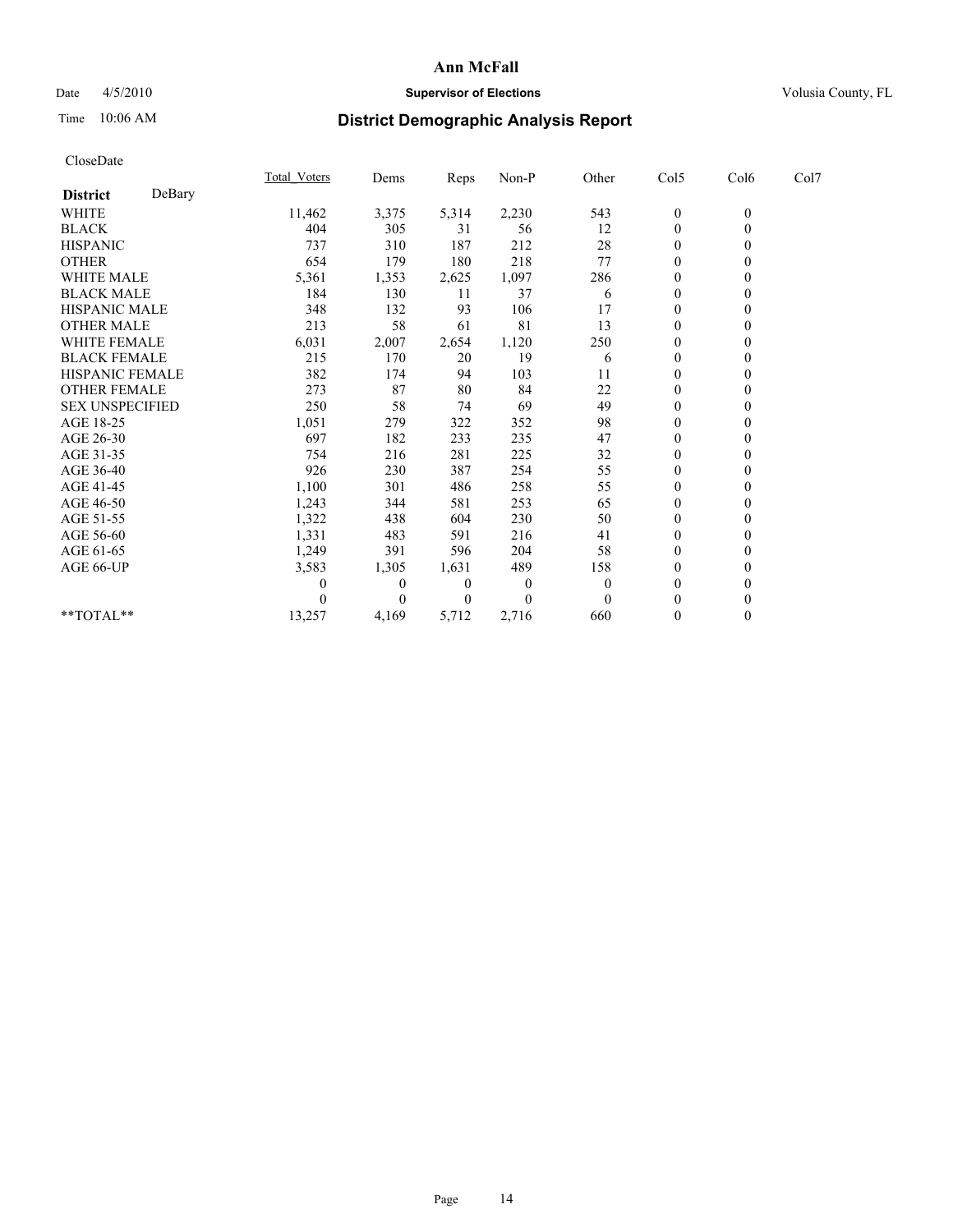# Ann McFall

Date 4/5/2010 **Supervisor of Elections** Volusia County, FL

Time 10:06 AM **District Demographic Analysis Report**

CloseDate

| **District** DeBary | Total_Voters | Dems | Reps | Non-P | Other | Col5 | Col6 | Col7 |
|---|---|---|---|---|---|---|---|---|
| WHITE | 11,462 | 3,375 | 5,314 | 2,230 | 543 | 0 | 0 | |
| BLACK | 404 | 305 | 31 | 56 | 12 | 0 | 0 | |
| HISPANIC | 737 | 310 | 187 | 212 | 28 | 0 | 0 | |
| OTHER | 654 | 179 | 180 | 218 | 77 | 0 | 0 | |
| WHITE MALE | 5,361 | 1,353 | 2,625 | 1,097 | 286 | 0 | 0 | |
| BLACK MALE | 184 | 130 | 11 | 37 | 6 | 0 | 0 | |
| HISPANIC MALE | 348 | 132 | 93 | 106 | 17 | 0 | 0 | |
| OTHER MALE | 213 | 58 | 61 | 81 | 13 | 0 | 0 | |
| WHITE FEMALE | 6,031 | 2,007 | 2,654 | 1,120 | 250 | 0 | 0 | |
| BLACK FEMALE | 215 | 170 | 20 | 19 | 6 | 0 | 0 | |
| HISPANIC FEMALE | 382 | 174 | 94 | 103 | 11 | 0 | 0 | |
| OTHER FEMALE | 273 | 87 | 80 | 84 | 22 | 0 | 0 | |
| SEX UNSPECIFIED | 250 | 58 | 74 | 69 | 49 | 0 | 0 | |
| AGE 18-25 | 1,051 | 279 | 322 | 352 | 98 | 0 | 0 | |
| AGE 26-30 | 697 | 182 | 233 | 235 | 47 | 0 | 0 | |
| AGE 31-35 | 754 | 216 | 281 | 225 | 32 | 0 | 0 | |
| AGE 36-40 | 926 | 230 | 387 | 254 | 55 | 0 | 0 | |
| AGE 41-45 | 1,100 | 301 | 486 | 258 | 55 | 0 | 0 | |
| AGE 46-50 | 1,243 | 344 | 581 | 253 | 65 | 0 | 0 | |
| AGE 51-55 | 1,322 | 438 | 604 | 230 | 50 | 0 | 0 | |
| AGE 56-60 | 1,331 | 483 | 591 | 216 | 41 | 0 | 0 | |
| AGE 61-65 | 1,249 | 391 | 596 | 204 | 58 | 0 | 0 | |
| AGE 66-UP | 3,583 | 1,305 | 1,631 | 489 | 158 | 0 | 0 | |
| | 0 | 0 | 0 | 0 | 0 | 0 | 0 | |
| | 0 | 0 | 0 | 0 | 0 | 0 | 0 | |
| **TOTAL** | 13,257 | 4,169 | 5,712 | 2,716 | 660 | 0 | 0 | |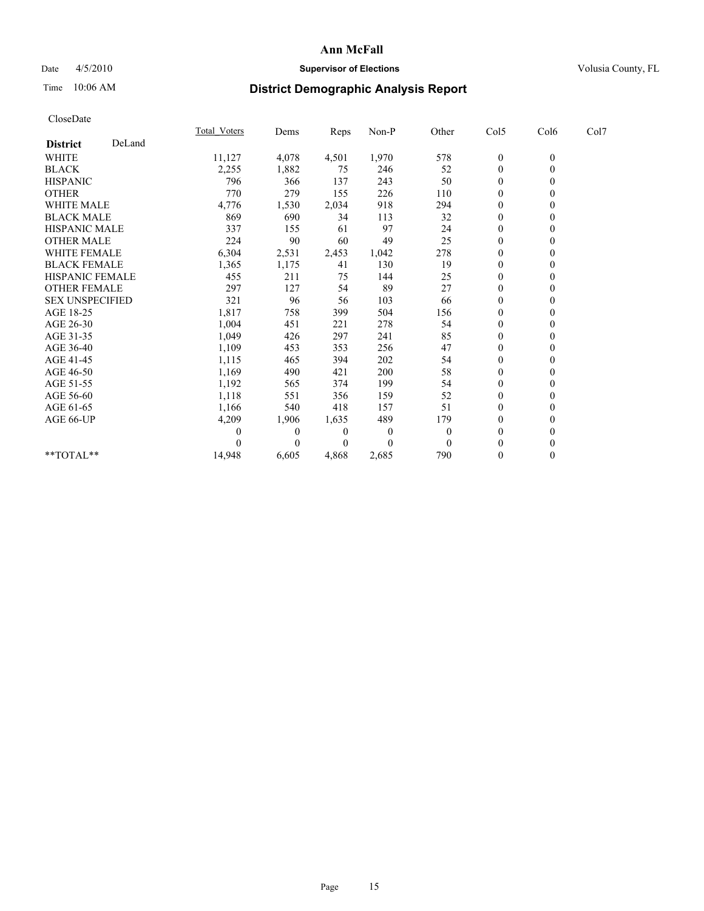# Ann McFall

Date 4/5/2010 **Supervisor of Elections** Volusia County, FL

Time 10:06 AM **District Demographic Analysis Report**

CloseDate

| **District** DeLand | Total_Voters | Dems | Reps | Non-P | Other | Col5 | Col6 | Col7 |
|---|---|---|---|---|---|---|---|---|
| WHITE | 11,127 | 4,078 | 4,501 | 1,970 | 578 | 0 | 0 | |
| BLACK | 2,255 | 1,882 | 75 | 246 | 52 | 0 | 0 | |
| HISPANIC | 796 | 366 | 137 | 243 | 50 | 0 | 0 | |
| OTHER | 770 | 279 | 155 | 226 | 110 | 0 | 0 | |
| WHITE MALE | 4,776 | 1,530 | 2,034 | 918 | 294 | 0 | 0 | |
| BLACK MALE | 869 | 690 | 34 | 113 | 32 | 0 | 0 | |
| HISPANIC MALE | 337 | 155 | 61 | 97 | 24 | 0 | 0 | |
| OTHER MALE | 224 | 90 | 60 | 49 | 25 | 0 | 0 | |
| WHITE FEMALE | 6,304 | 2,531 | 2,453 | 1,042 | 278 | 0 | 0 | |
| BLACK FEMALE | 1,365 | 1,175 | 41 | 130 | 19 | 0 | 0 | |
| HISPANIC FEMALE | 455 | 211 | 75 | 144 | 25 | 0 | 0 | |
| OTHER FEMALE | 297 | 127 | 54 | 89 | 27 | 0 | 0 | |
| SEX UNSPECIFIED | 321 | 96 | 56 | 103 | 66 | 0 | 0 | |
| AGE 18-25 | 1,817 | 758 | 399 | 504 | 156 | 0 | 0 | |
| AGE 26-30 | 1,004 | 451 | 221 | 278 | 54 | 0 | 0 | |
| AGE 31-35 | 1,049 | 426 | 297 | 241 | 85 | 0 | 0 | |
| AGE 36-40 | 1,109 | 453 | 353 | 256 | 47 | 0 | 0 | |
| AGE 41-45 | 1,115 | 465 | 394 | 202 | 54 | 0 | 0 | |
| AGE 46-50 | 1,169 | 490 | 421 | 200 | 58 | 0 | 0 | |
| AGE 51-55 | 1,192 | 565 | 374 | 199 | 54 | 0 | 0 | |
| AGE 56-60 | 1,118 | 551 | 356 | 159 | 52 | 0 | 0 | |
| AGE 61-65 | 1,166 | 540 | 418 | 157 | 51 | 0 | 0 | |
| AGE 66-UP | 4,209 | 1,906 | 1,635 | 489 | 179 | 0 | 0 | |
| | 0 | 0 | 0 | 0 | 0 | 0 | 0 | |
| | 0 | 0 | 0 | 0 | 0 | 0 | 0 | |
| **TOTAL** | 14,948 | 6,605 | 4,868 | 2,685 | 790 | 0 | 0 | |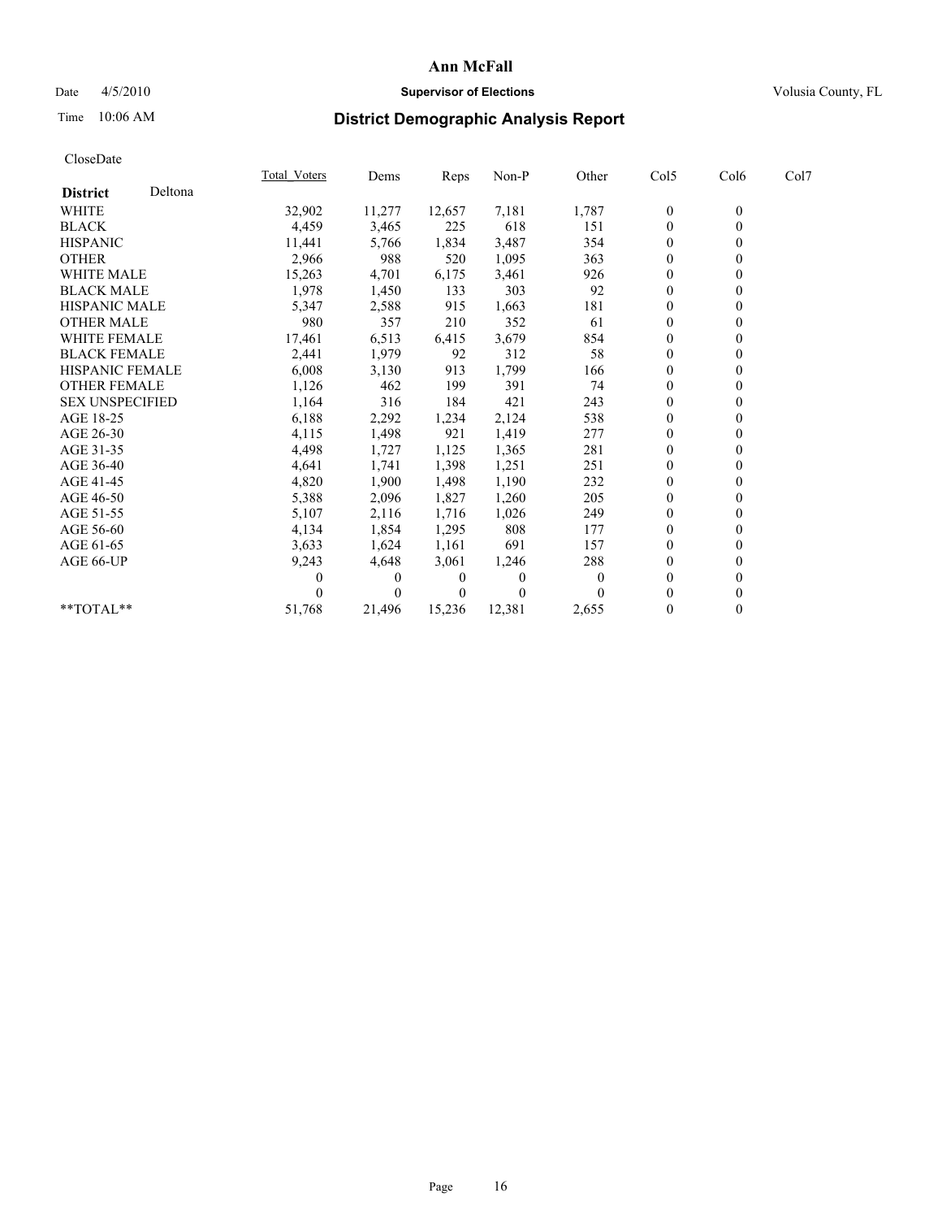# Ann McFall

Date 4/5/2010 **Supervisor of Elections** Volusia County, FL

Time 10:06 AM

## District Demographic Analysis Report

CloseDate

| **District** Deltona | Total_Voters | Dems | Reps | Non-P | Other | Col5 | Col6 | Col7 |
|---|---|---|---|---|---|---|---|---|
| WHITE | 32,902 | 11,277 | 12,657 | 7,181 | 1,787 | 0 | 0 | |
| BLACK | 4,459 | 3,465 | 225 | 618 | 151 | 0 | 0 | |
| HISPANIC | 11,441 | 5,766 | 1,834 | 3,487 | 354 | 0 | 0 | |
| OTHER | 2,966 | 988 | 520 | 1,095 | 363 | 0 | 0 | |
| WHITE MALE | 15,263 | 4,701 | 6,175 | 3,461 | 926 | 0 | 0 | |
| BLACK MALE | 1,978 | 1,450 | 133 | 303 | 92 | 0 | 0 | |
| HISPANIC MALE | 5,347 | 2,588 | 915 | 1,663 | 181 | 0 | 0 | |
| OTHER MALE | 980 | 357 | 210 | 352 | 61 | 0 | 0 | |
| WHITE FEMALE | 17,461 | 6,513 | 6,415 | 3,679 | 854 | 0 | 0 | |
| BLACK FEMALE | 2,441 | 1,979 | 92 | 312 | 58 | 0 | 0 | |
| HISPANIC FEMALE | 6,008 | 3,130 | 913 | 1,799 | 166 | 0 | 0 | |
| OTHER FEMALE | 1,126 | 462 | 199 | 391 | 74 | 0 | 0 | |
| SEX UNSPECIFIED | 1,164 | 316 | 184 | 421 | 243 | 0 | 0 | |
| AGE 18-25 | 6,188 | 2,292 | 1,234 | 2,124 | 538 | 0 | 0 | |
| AGE 26-30 | 4,115 | 1,498 | 921 | 1,419 | 277 | 0 | 0 | |
| AGE 31-35 | 4,498 | 1,727 | 1,125 | 1,365 | 281 | 0 | 0 | |
| AGE 36-40 | 4,641 | 1,741 | 1,398 | 1,251 | 251 | 0 | 0 | |
| AGE 41-45 | 4,820 | 1,900 | 1,498 | 1,190 | 232 | 0 | 0 | |
| AGE 46-50 | 5,388 | 2,096 | 1,827 | 1,260 | 205 | 0 | 0 | |
| AGE 51-55 | 5,107 | 2,116 | 1,716 | 1,026 | 249 | 0 | 0 | |
| AGE 56-60 | 4,134 | 1,854 | 1,295 | 808 | 177 | 0 | 0 | |
| AGE 61-65 | 3,633 | 1,624 | 1,161 | 691 | 157 | 0 | 0 | |
| AGE 66-UP | 9,243 | 4,648 | 3,061 | 1,246 | 288 | 0 | 0 | |
| | 0 | 0 | 0 | 0 | 0 | 0 | 0 | |
| | 0 | 0 | 0 | 0 | 0 | 0 | 0 | |
| **TOTAL** | 51,768 | 21,496 | 15,236 | 12,381 | 2,655 | 0 | 0 | |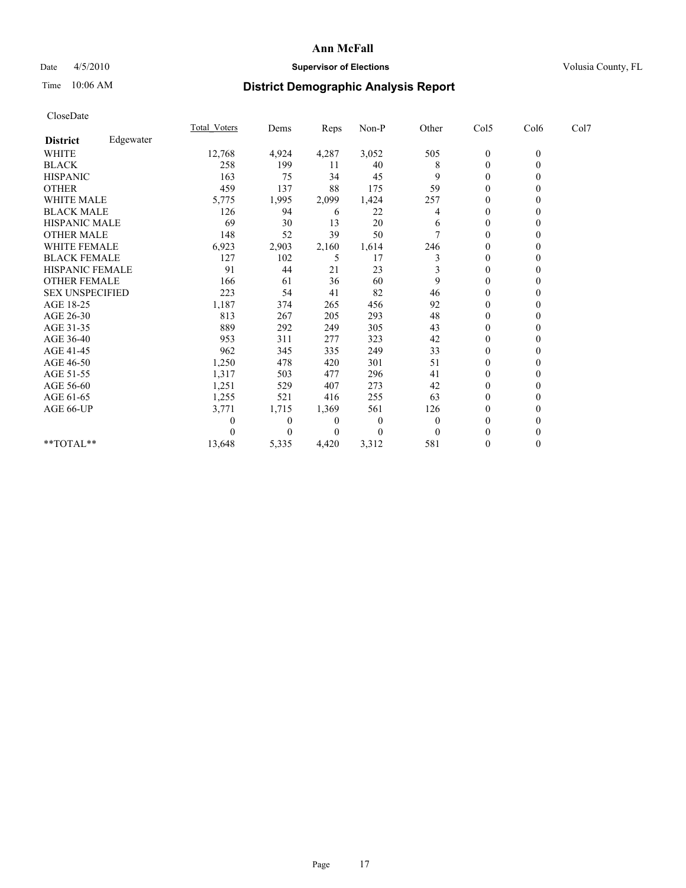# Ann McFall

Date 4/5/2010 **Supervisor of Elections** Volusia County, FL

Time 10:06 AM **District Demographic Analysis Report**

CloseDate

| | Total_Voters | Dems | Reps | Non-P | Other | Col5 | Col6 | Col7 |
|---|---|---|---|---|---|---|---|---|
| **District** Edgewater | | | | | | | | |
| WHITE | 12,768 | 4,924 | 4,287 | 3,052 | 505 | 0 | 0 | |
| BLACK | 258 | 199 | 11 | 40 | 8 | 0 | 0 | |
| HISPANIC | 163 | 75 | 34 | 45 | 9 | 0 | 0 | |
| OTHER | 459 | 137 | 88 | 175 | 59 | 0 | 0 | |
| WHITE MALE | 5,775 | 1,995 | 2,099 | 1,424 | 257 | 0 | 0 | |
| BLACK MALE | 126 | 94 | 6 | 22 | 4 | 0 | 0 | |
| HISPANIC MALE | 69 | 30 | 13 | 20 | 6 | 0 | 0 | |
| OTHER MALE | 148 | 52 | 39 | 50 | 7 | 0 | 0 | |
| WHITE FEMALE | 6,923 | 2,903 | 2,160 | 1,614 | 246 | 0 | 0 | |
| BLACK FEMALE | 127 | 102 | 5 | 17 | 3 | 0 | 0 | |
| HISPANIC FEMALE | 91 | 44 | 21 | 23 | 3 | 0 | 0 | |
| OTHER FEMALE | 166 | 61 | 36 | 60 | 9 | 0 | 0 | |
| SEX UNSPECIFIED | 223 | 54 | 41 | 82 | 46 | 0 | 0 | |
| AGE 18-25 | 1,187 | 374 | 265 | 456 | 92 | 0 | 0 | |
| AGE 26-30 | 813 | 267 | 205 | 293 | 48 | 0 | 0 | |
| AGE 31-35 | 889 | 292 | 249 | 305 | 43 | 0 | 0 | |
| AGE 36-40 | 953 | 311 | 277 | 323 | 42 | 0 | 0 | |
| AGE 41-45 | 962 | 345 | 335 | 249 | 33 | 0 | 0 | |
| AGE 46-50 | 1,250 | 478 | 420 | 301 | 51 | 0 | 0 | |
| AGE 51-55 | 1,317 | 503 | 477 | 296 | 41 | 0 | 0 | |
| AGE 56-60 | 1,251 | 529 | 407 | 273 | 42 | 0 | 0 | |
| AGE 61-65 | 1,255 | 521 | 416 | 255 | 63 | 0 | 0 | |
| AGE 66-UP | 3,771 | 1,715 | 1,369 | 561 | 126 | 0 | 0 | |
| | 0 | 0 | 0 | 0 | 0 | 0 | 0 | |
| | 0 | 0 | 0 | 0 | 0 | 0 | 0 | |
| **TOTAL** | 13,648 | 5,335 | 4,420 | 3,312 | 581 | 0 | 0 | |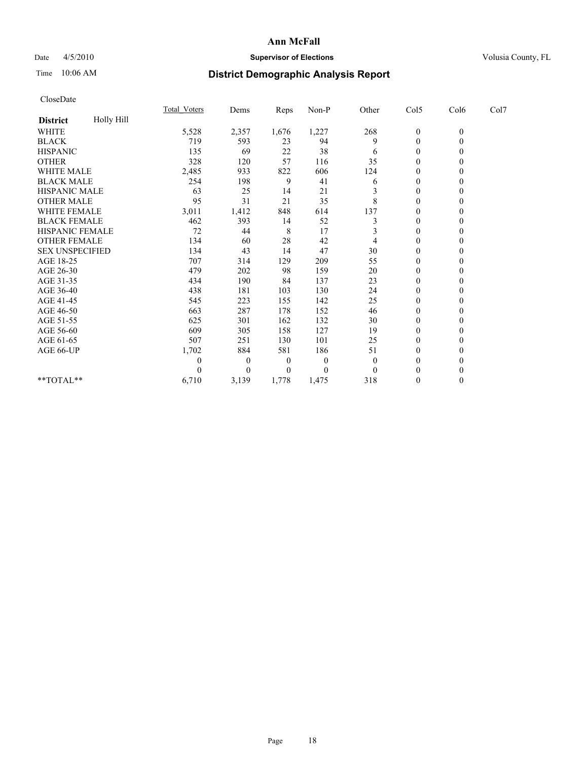# Ann McFall

Date 4/5/2010 **Supervisor of Elections** Volusia County, FL

Time 10:06 AM **District Demographic Analysis Report**

CloseDate

| | Total_Voters | Dems | Reps | Non-P | Other | Col5 | Col6 | Col7 |
|---|---|---|---|---|---|---|---|---|
| **District** Holly Hill | | | | | | | | |
| WHITE | 5,528 | 2,357 | 1,676 | 1,227 | 268 | 0 | 0 | |
| BLACK | 719 | 593 | 23 | 94 | 9 | 0 | 0 | |
| HISPANIC | 135 | 69 | 22 | 38 | 6 | 0 | 0 | |
| OTHER | 328 | 120 | 57 | 116 | 35 | 0 | 0 | |
| WHITE MALE | 2,485 | 933 | 822 | 606 | 124 | 0 | 0 | |
| BLACK MALE | 254 | 198 | 9 | 41 | 6 | 0 | 0 | |
| HISPANIC MALE | 63 | 25 | 14 | 21 | 3 | 0 | 0 | |
| OTHER MALE | 95 | 31 | 21 | 35 | 8 | 0 | 0 | |
| WHITE FEMALE | 3,011 | 1,412 | 848 | 614 | 137 | 0 | 0 | |
| BLACK FEMALE | 462 | 393 | 14 | 52 | 3 | 0 | 0 | |
| HISPANIC FEMALE | 72 | 44 | 8 | 17 | 3 | 0 | 0 | |
| OTHER FEMALE | 134 | 60 | 28 | 42 | 4 | 0 | 0 | |
| SEX UNSPECIFIED | 134 | 43 | 14 | 47 | 30 | 0 | 0 | |
| AGE 18-25 | 707 | 314 | 129 | 209 | 55 | 0 | 0 | |
| AGE 26-30 | 479 | 202 | 98 | 159 | 20 | 0 | 0 | |
| AGE 31-35 | 434 | 190 | 84 | 137 | 23 | 0 | 0 | |
| AGE 36-40 | 438 | 181 | 103 | 130 | 24 | 0 | 0 | |
| AGE 41-45 | 545 | 223 | 155 | 142 | 25 | 0 | 0 | |
| AGE 46-50 | 663 | 287 | 178 | 152 | 46 | 0 | 0 | |
| AGE 51-55 | 625 | 301 | 162 | 132 | 30 | 0 | 0 | |
| AGE 56-60 | 609 | 305 | 158 | 127 | 19 | 0 | 0 | |
| AGE 61-65 | 507 | 251 | 130 | 101 | 25 | 0 | 0 | |
| AGE 66-UP | 1,702 | 884 | 581 | 186 | 51 | 0 | 0 | |
| | 0 | 0 | 0 | 0 | 0 | 0 | 0 | |
| | 0 | 0 | 0 | 0 | 0 | 0 | 0 | |
| **TOTAL** | 6,710 | 3,139 | 1,778 | 1,475 | 318 | 0 | 0 | |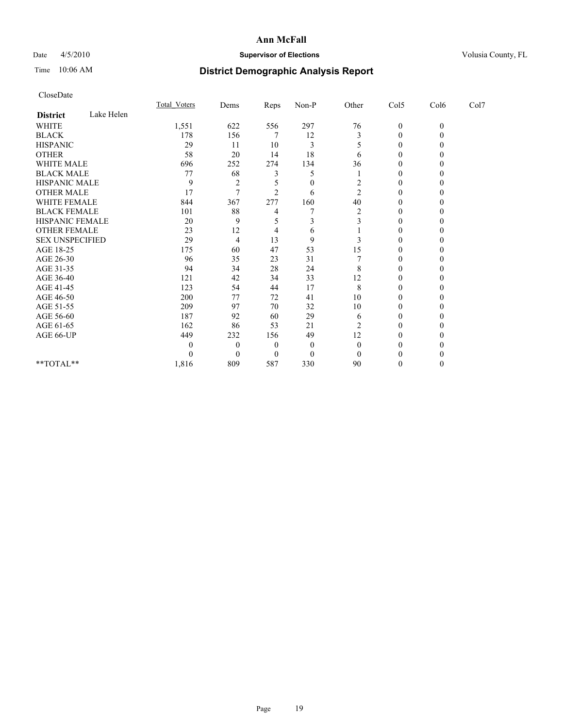**Ann McFall**

Date 4/5/2010 **Supervisor of Elections** Volusia County, FL

Time 10:06 AM

# District Demographic Analysis Report

CloseDate

| **District** Lake Helen | Total_Voters | Dems | Reps | Non-P | Other | Col5 | Col6 | Col7 |
|---|---|---|---|---|---|---|---|---|
| WHITE | 1,551 | 622 | 556 | 297 | 76 | 0 | 0 | |
| BLACK | 178 | 156 | 7 | 12 | 3 | 0 | 0 | |
| HISPANIC | 29 | 11 | 10 | 3 | 5 | 0 | 0 | |
| OTHER | 58 | 20 | 14 | 18 | 6 | 0 | 0 | |
| WHITE MALE | 696 | 252 | 274 | 134 | 36 | 0 | 0 | |
| BLACK MALE | 77 | 68 | 3 | 5 | 1 | 0 | 0 | |
| HISPANIC MALE | 9 | 2 | 5 | 0 | 2 | 0 | 0 | |
| OTHER MALE | 17 | 7 | 2 | 6 | 2 | 0 | 0 | |
| WHITE FEMALE | 844 | 367 | 277 | 160 | 40 | 0 | 0 | |
| BLACK FEMALE | 101 | 88 | 4 | 7 | 2 | 0 | 0 | |
| HISPANIC FEMALE | 20 | 9 | 5 | 3 | 3 | 0 | 0 | |
| OTHER FEMALE | 23 | 12 | 4 | 6 | 1 | 0 | 0 | |
| SEX UNSPECIFIED | 29 | 4 | 13 | 9 | 3 | 0 | 0 | |
| AGE 18-25 | 175 | 60 | 47 | 53 | 15 | 0 | 0 | |
| AGE 26-30 | 96 | 35 | 23 | 31 | 7 | 0 | 0 | |
| AGE 31-35 | 94 | 34 | 28 | 24 | 8 | 0 | 0 | |
| AGE 36-40 | 121 | 42 | 34 | 33 | 12 | 0 | 0 | |
| AGE 41-45 | 123 | 54 | 44 | 17 | 8 | 0 | 0 | |
| AGE 46-50 | 200 | 77 | 72 | 41 | 10 | 0 | 0 | |
| AGE 51-55 | 209 | 97 | 70 | 32 | 10 | 0 | 0 | |
| AGE 56-60 | 187 | 92 | 60 | 29 | 6 | 0 | 0 | |
| AGE 61-65 | 162 | 86 | 53 | 21 | 2 | 0 | 0 | |
| AGE 66-UP | 449 | 232 | 156 | 49 | 12 | 0 | 0 | |
| | 0 | 0 | 0 | 0 | 0 | 0 | 0 | |
| | 0 | 0 | 0 | 0 | 0 | 0 | 0 | |
| **TOTAL** | 1,816 | 809 | 587 | 330 | 90 | 0 | 0 | |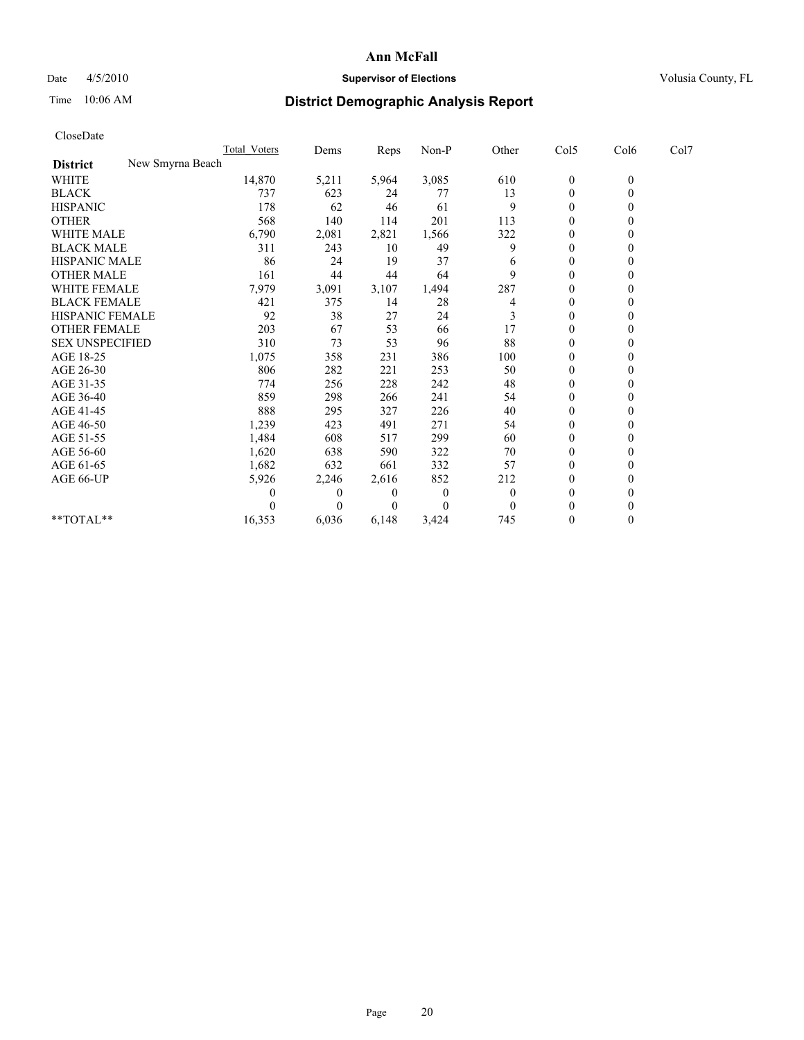# Ann McFall

Date 4/5/2010 **Supervisor of Elections** Volusia County, FL

Time 10:06 AM **District Demographic Analysis Report**

CloseDate

| | Total_Voters | Dems | Reps | Non-P | Other | Col5 | Col6 | Col7 |
|---|---|---|---|---|---|---|---|---|
| **District** New Smyrna Beach | | | | | | | | |
| WHITE | 14,870 | 5,211 | 5,964 | 3,085 | 610 | 0 | 0 | |
| BLACK | 737 | 623 | 24 | 77 | 13 | 0 | 0 | |
| HISPANIC | 178 | 62 | 46 | 61 | 9 | 0 | 0 | |
| OTHER | 568 | 140 | 114 | 201 | 113 | 0 | 0 | |
| WHITE MALE | 6,790 | 2,081 | 2,821 | 1,566 | 322 | 0 | 0 | |
| BLACK MALE | 311 | 243 | 10 | 49 | 9 | 0 | 0 | |
| HISPANIC MALE | 86 | 24 | 19 | 37 | 6 | 0 | 0 | |
| OTHER MALE | 161 | 44 | 44 | 64 | 9 | 0 | 0 | |
| WHITE FEMALE | 7,979 | 3,091 | 3,107 | 1,494 | 287 | 0 | 0 | |
| BLACK FEMALE | 421 | 375 | 14 | 28 | 4 | 0 | 0 | |
| HISPANIC FEMALE | 92 | 38 | 27 | 24 | 3 | 0 | 0 | |
| OTHER FEMALE | 203 | 67 | 53 | 66 | 17 | 0 | 0 | |
| SEX UNSPECIFIED | 310 | 73 | 53 | 96 | 88 | 0 | 0 | |
| AGE 18-25 | 1,075 | 358 | 231 | 386 | 100 | 0 | 0 | |
| AGE 26-30 | 806 | 282 | 221 | 253 | 50 | 0 | 0 | |
| AGE 31-35 | 774 | 256 | 228 | 242 | 48 | 0 | 0 | |
| AGE 36-40 | 859 | 298 | 266 | 241 | 54 | 0 | 0 | |
| AGE 41-45 | 888 | 295 | 327 | 226 | 40 | 0 | 0 | |
| AGE 46-50 | 1,239 | 423 | 491 | 271 | 54 | 0 | 0 | |
| AGE 51-55 | 1,484 | 608 | 517 | 299 | 60 | 0 | 0 | |
| AGE 56-60 | 1,620 | 638 | 590 | 322 | 70 | 0 | 0 | |
| AGE 61-65 | 1,682 | 632 | 661 | 332 | 57 | 0 | 0 | |
| AGE 66-UP | 5,926 | 2,246 | 2,616 | 852 | 212 | 0 | 0 | |
| | 0 | 0 | 0 | 0 | 0 | 0 | 0 | |
| | 0 | 0 | 0 | 0 | 0 | 0 | 0 | |
| **TOTAL** | 16,353 | 6,036 | 6,148 | 3,424 | 745 | 0 | 0 | |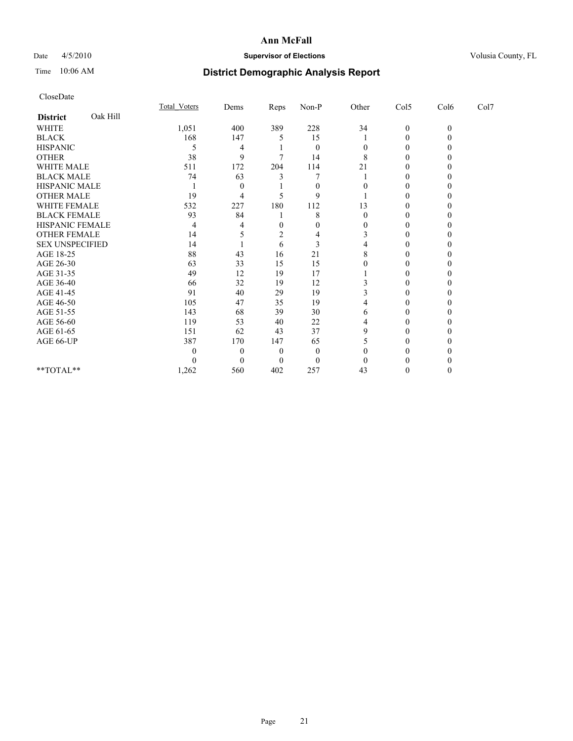**Ann McFall**

Date 4/5/2010 **Supervisor of Elections** Volusia County, FL

Time 10:06 AM

# District Demographic Analysis Report

CloseDate

| District Oak Hill | Total_Voters | Dems | Reps | Non-P | Other | Col5 | Col6 | Col7 |
|---|---|---|---|---|---|---|---|---|
| WHITE | 1,051 | 400 | 389 | 228 | 34 | 0 | 0 | |
| BLACK | 168 | 147 | 5 | 15 | 1 | 0 | 0 | |
| HISPANIC | 5 | 4 | 1 | 0 | 0 | 0 | 0 | |
| OTHER | 38 | 9 | 7 | 14 | 8 | 0 | 0 | |
| WHITE MALE | 511 | 172 | 204 | 114 | 21 | 0 | 0 | |
| BLACK MALE | 74 | 63 | 3 | 7 | 1 | 0 | 0 | |
| HISPANIC MALE | 1 | 0 | 1 | 0 | 0 | 0 | 0 | |
| OTHER MALE | 19 | 4 | 5 | 9 | 1 | 0 | 0 | |
| WHITE FEMALE | 532 | 227 | 180 | 112 | 13 | 0 | 0 | |
| BLACK FEMALE | 93 | 84 | 1 | 8 | 0 | 0 | 0 | |
| HISPANIC FEMALE | 4 | 4 | 0 | 0 | 0 | 0 | 0 | |
| OTHER FEMALE | 14 | 5 | 2 | 4 | 3 | 0 | 0 | |
| SEX UNSPECIFIED | 14 | 1 | 6 | 3 | 4 | 0 | 0 | |
| AGE 18-25 | 88 | 43 | 16 | 21 | 8 | 0 | 0 | |
| AGE 26-30 | 63 | 33 | 15 | 15 | 0 | 0 | 0 | |
| AGE 31-35 | 49 | 12 | 19 | 17 | 1 | 0 | 0 | |
| AGE 36-40 | 66 | 32 | 19 | 12 | 3 | 0 | 0 | |
| AGE 41-45 | 91 | 40 | 29 | 19 | 3 | 0 | 0 | |
| AGE 46-50 | 105 | 47 | 35 | 19 | 4 | 0 | 0 | |
| AGE 51-55 | 143 | 68 | 39 | 30 | 6 | 0 | 0 | |
| AGE 56-60 | 119 | 53 | 40 | 22 | 4 | 0 | 0 | |
| AGE 61-65 | 151 | 62 | 43 | 37 | 9 | 0 | 0 | |
| AGE 66-UP | 387 | 170 | 147 | 65 | 5 | 0 | 0 | |
| | 0 | 0 | 0 | 0 | 0 | 0 | 0 | |
| | 0 | 0 | 0 | 0 | 0 | 0 | 0 | |
| **TOTAL** | 1,262 | 560 | 402 | 257 | 43 | 0 | 0 | |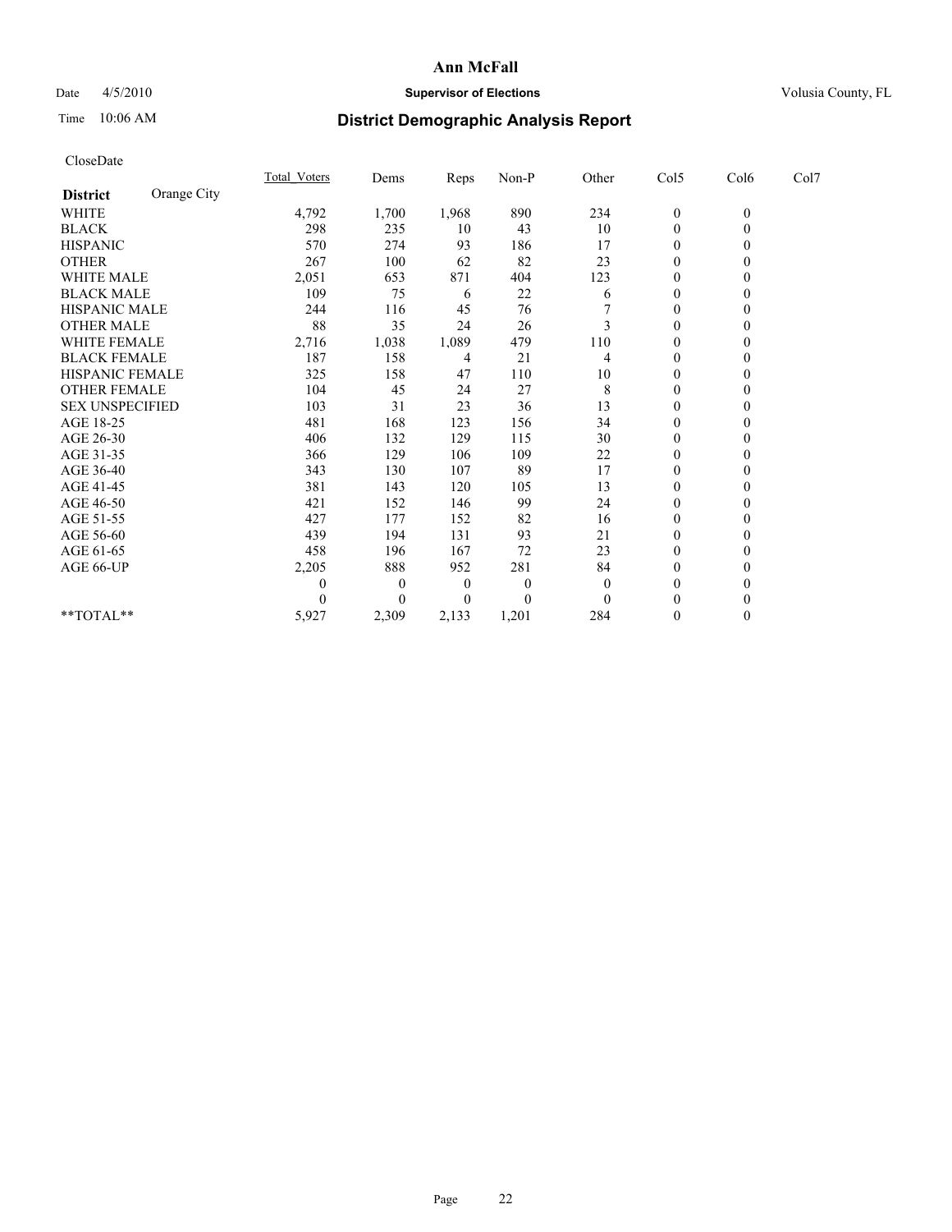**Ann McFall**

Date 4/5/2010 **Supervisor of Elections** Volusia County, FL

Time 10:06 AM

# District Demographic Analysis Report

CloseDate

| **District** Orange City | Total_Voters | Dems | Reps | Non-P | Other | Col5 | Col6 | Col7 |
|---|---|---|---|---|---|---|---|---|
| WHITE | 4,792 | 1,700 | 1,968 | 890 | 234 | 0 | 0 | |
| BLACK | 298 | 235 | 10 | 43 | 10 | 0 | 0 | |
| HISPANIC | 570 | 274 | 93 | 186 | 17 | 0 | 0 | |
| OTHER | 267 | 100 | 62 | 82 | 23 | 0 | 0 | |
| WHITE MALE | 2,051 | 653 | 871 | 404 | 123 | 0 | 0 | |
| BLACK MALE | 109 | 75 | 6 | 22 | 6 | 0 | 0 | |
| HISPANIC MALE | 244 | 116 | 45 | 76 | 7 | 0 | 0 | |
| OTHER MALE | 88 | 35 | 24 | 26 | 3 | 0 | 0 | |
| WHITE FEMALE | 2,716 | 1,038 | 1,089 | 479 | 110 | 0 | 0 | |
| BLACK FEMALE | 187 | 158 | 4 | 21 | 4 | 0 | 0 | |
| HISPANIC FEMALE | 325 | 158 | 47 | 110 | 10 | 0 | 0 | |
| OTHER FEMALE | 104 | 45 | 24 | 27 | 8 | 0 | 0 | |
| SEX UNSPECIFIED | 103 | 31 | 23 | 36 | 13 | 0 | 0 | |
| AGE 18-25 | 481 | 168 | 123 | 156 | 34 | 0 | 0 | |
| AGE 26-30 | 406 | 132 | 129 | 115 | 30 | 0 | 0 | |
| AGE 31-35 | 366 | 129 | 106 | 109 | 22 | 0 | 0 | |
| AGE 36-40 | 343 | 130 | 107 | 89 | 17 | 0 | 0 | |
| AGE 41-45 | 381 | 143 | 120 | 105 | 13 | 0 | 0 | |
| AGE 46-50 | 421 | 152 | 146 | 99 | 24 | 0 | 0 | |
| AGE 51-55 | 427 | 177 | 152 | 82 | 16 | 0 | 0 | |
| AGE 56-60 | 439 | 194 | 131 | 93 | 21 | 0 | 0 | |
| AGE 61-65 | 458 | 196 | 167 | 72 | 23 | 0 | 0 | |
| AGE 66-UP | 2,205 | 888 | 952 | 281 | 84 | 0 | 0 | |
| | 0 | 0 | 0 | 0 | 0 | 0 | 0 | |
| | 0 | 0 | 0 | 0 | 0 | 0 | 0 | |
| **TOTAL** | 5,927 | 2,309 | 2,133 | 1,201 | 284 | 0 | 0 | |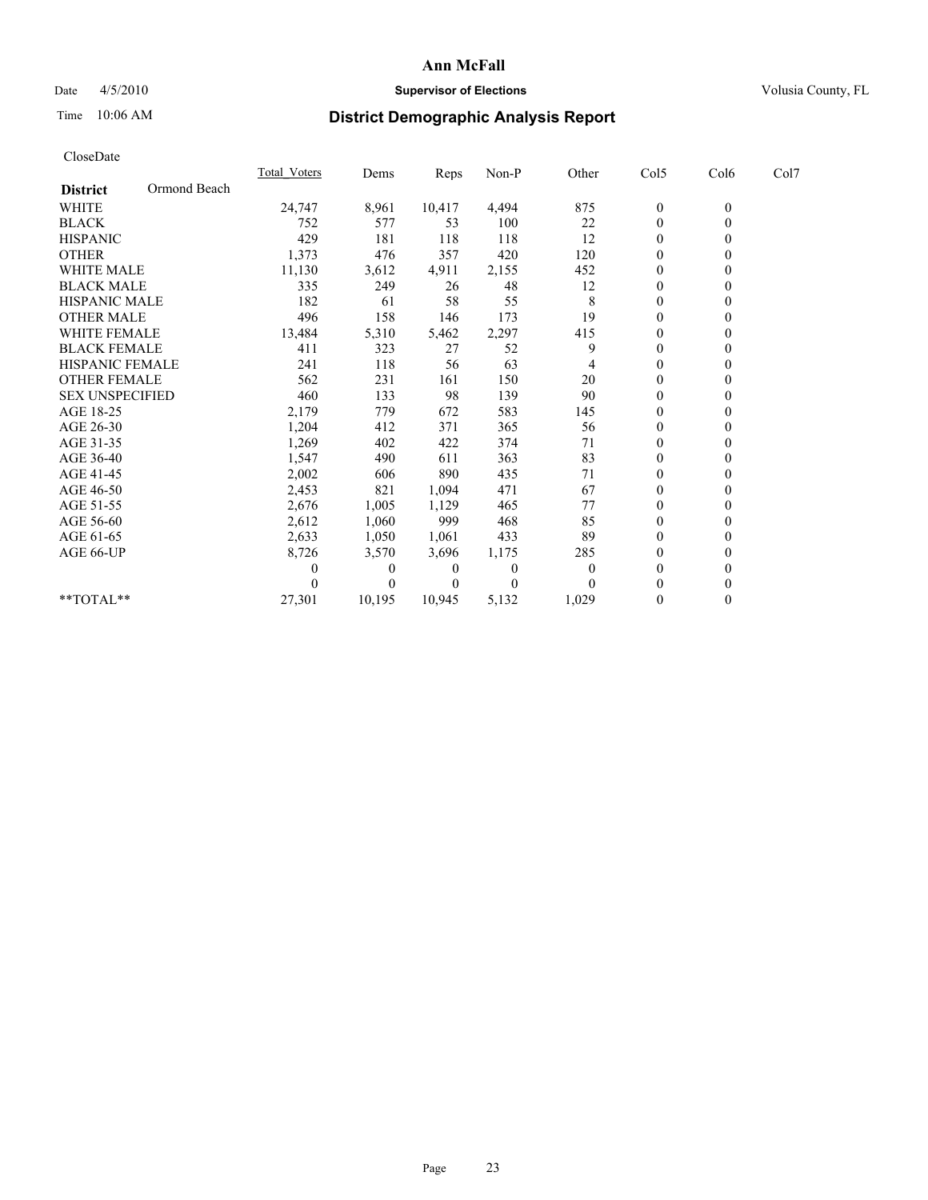**Ann McFall**

Date 4/5/2010 **Supervisor of Elections** Volusia County, FL

Time 10:06 AM

## District Demographic Analysis Report

CloseDate

| | Total_Voters | Dems | Reps | Non-P | Other | Col5 | Col6 | Col7 |
|---|---|---|---|---|---|---|---|---|
| **District** Ormond Beach | | | | | | | | |
| WHITE | 24,747 | 8,961 | 10,417 | 4,494 | 875 | 0 | 0 | |
| BLACK | 752 | 577 | 53 | 100 | 22 | 0 | 0 | |
| HISPANIC | 429 | 181 | 118 | 118 | 12 | 0 | 0 | |
| OTHER | 1,373 | 476 | 357 | 420 | 120 | 0 | 0 | |
| WHITE MALE | 11,130 | 3,612 | 4,911 | 2,155 | 452 | 0 | 0 | |
| BLACK MALE | 335 | 249 | 26 | 48 | 12 | 0 | 0 | |
| HISPANIC MALE | 182 | 61 | 58 | 55 | 8 | 0 | 0 | |
| OTHER MALE | 496 | 158 | 146 | 173 | 19 | 0 | 0 | |
| WHITE FEMALE | 13,484 | 5,310 | 5,462 | 2,297 | 415 | 0 | 0 | |
| BLACK FEMALE | 411 | 323 | 27 | 52 | 9 | 0 | 0 | |
| HISPANIC FEMALE | 241 | 118 | 56 | 63 | 4 | 0 | 0 | |
| OTHER FEMALE | 562 | 231 | 161 | 150 | 20 | 0 | 0 | |
| SEX UNSPECIFIED | 460 | 133 | 98 | 139 | 90 | 0 | 0 | |
| AGE 18-25 | 2,179 | 779 | 672 | 583 | 145 | 0 | 0 | |
| AGE 26-30 | 1,204 | 412 | 371 | 365 | 56 | 0 | 0 | |
| AGE 31-35 | 1,269 | 402 | 422 | 374 | 71 | 0 | 0 | |
| AGE 36-40 | 1,547 | 490 | 611 | 363 | 83 | 0 | 0 | |
| AGE 41-45 | 2,002 | 606 | 890 | 435 | 71 | 0 | 0 | |
| AGE 46-50 | 2,453 | 821 | 1,094 | 471 | 67 | 0 | 0 | |
| AGE 51-55 | 2,676 | 1,005 | 1,129 | 465 | 77 | 0 | 0 | |
| AGE 56-60 | 2,612 | 1,060 | 999 | 468 | 85 | 0 | 0 | |
| AGE 61-65 | 2,633 | 1,050 | 1,061 | 433 | 89 | 0 | 0 | |
| AGE 66-UP | 8,726 | 3,570 | 3,696 | 1,175 | 285 | 0 | 0 | |
| | 0 | 0 | 0 | 0 | 0 | 0 | 0 | |
| | 0 | 0 | 0 | 0 | 0 | 0 | 0 | |
| **TOTAL** | 27,301 | 10,195 | 10,945 | 5,132 | 1,029 | 0 | 0 | |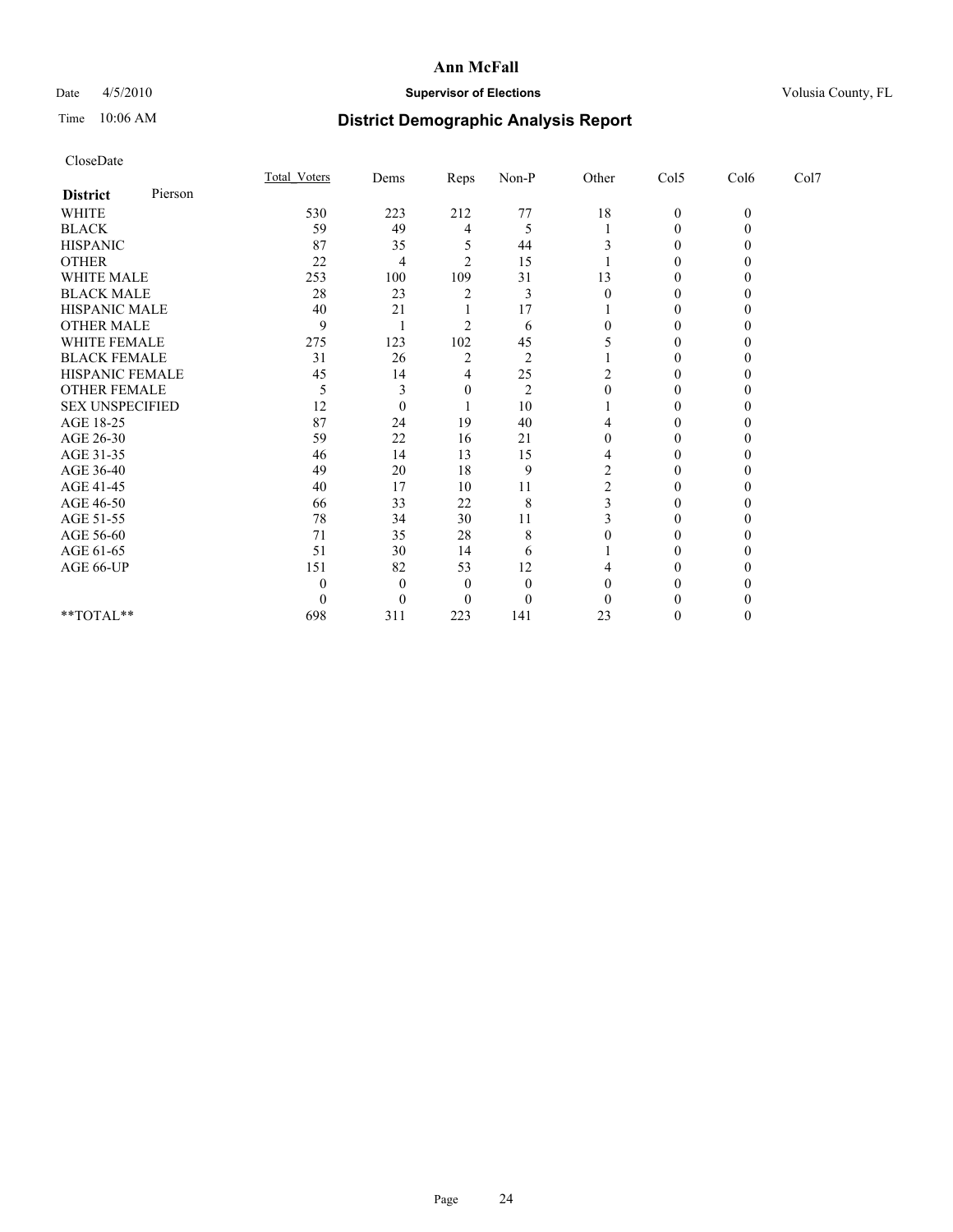**Ann McFall**

Date 4/5/2010 **Supervisor of Elections** Volusia County, FL

Time 10:06 AM

## District Demographic Analysis Report

CloseDate

| District Pierson | Total_Voters | Dems | Reps | Non-P | Other | Col5 | Col6 | Col7 |
|---|---|---|---|---|---|---|---|---|
| WHITE | 530 | 223 | 212 | 77 | 18 | 0 | 0 | |
| BLACK | 59 | 49 | 4 | 5 | 1 | 0 | 0 | |
| HISPANIC | 87 | 35 | 5 | 44 | 3 | 0 | 0 | |
| OTHER | 22 | 4 | 2 | 15 | 1 | 0 | 0 | |
| WHITE MALE | 253 | 100 | 109 | 31 | 13 | 0 | 0 | |
| BLACK MALE | 28 | 23 | 2 | 3 | 0 | 0 | 0 | |
| HISPANIC MALE | 40 | 21 | 1 | 17 | 1 | 0 | 0 | |
| OTHER MALE | 9 | 1 | 2 | 6 | 0 | 0 | 0 | |
| WHITE FEMALE | 275 | 123 | 102 | 45 | 5 | 0 | 0 | |
| BLACK FEMALE | 31 | 26 | 2 | 2 | 1 | 0 | 0 | |
| HISPANIC FEMALE | 45 | 14 | 4 | 25 | 2 | 0 | 0 | |
| OTHER FEMALE | 5 | 3 | 0 | 2 | 0 | 0 | 0 | |
| SEX UNSPECIFIED | 12 | 0 | 1 | 10 | 1 | 0 | 0 | |
| AGE 18-25 | 87 | 24 | 19 | 40 | 4 | 0 | 0 | |
| AGE 26-30 | 59 | 22 | 16 | 21 | 0 | 0 | 0 | |
| AGE 31-35 | 46 | 14 | 13 | 15 | 4 | 0 | 0 | |
| AGE 36-40 | 49 | 20 | 18 | 9 | 2 | 0 | 0 | |
| AGE 41-45 | 40 | 17 | 10 | 11 | 2 | 0 | 0 | |
| AGE 46-50 | 66 | 33 | 22 | 8 | 3 | 0 | 0 | |
| AGE 51-55 | 78 | 34 | 30 | 11 | 3 | 0 | 0 | |
| AGE 56-60 | 71 | 35 | 28 | 8 | 0 | 0 | 0 | |
| AGE 61-65 | 51 | 30 | 14 | 6 | 1 | 0 | 0 | |
| AGE 66-UP | 151 | 82 | 53 | 12 | 4 | 0 | 0 | |
| | 0 | 0 | 0 | 0 | 0 | 0 | 0 | |
| | 0 | 0 | 0 | 0 | 0 | 0 | 0 | |
| **TOTAL** | 698 | 311 | 223 | 141 | 23 | 0 | 0 | |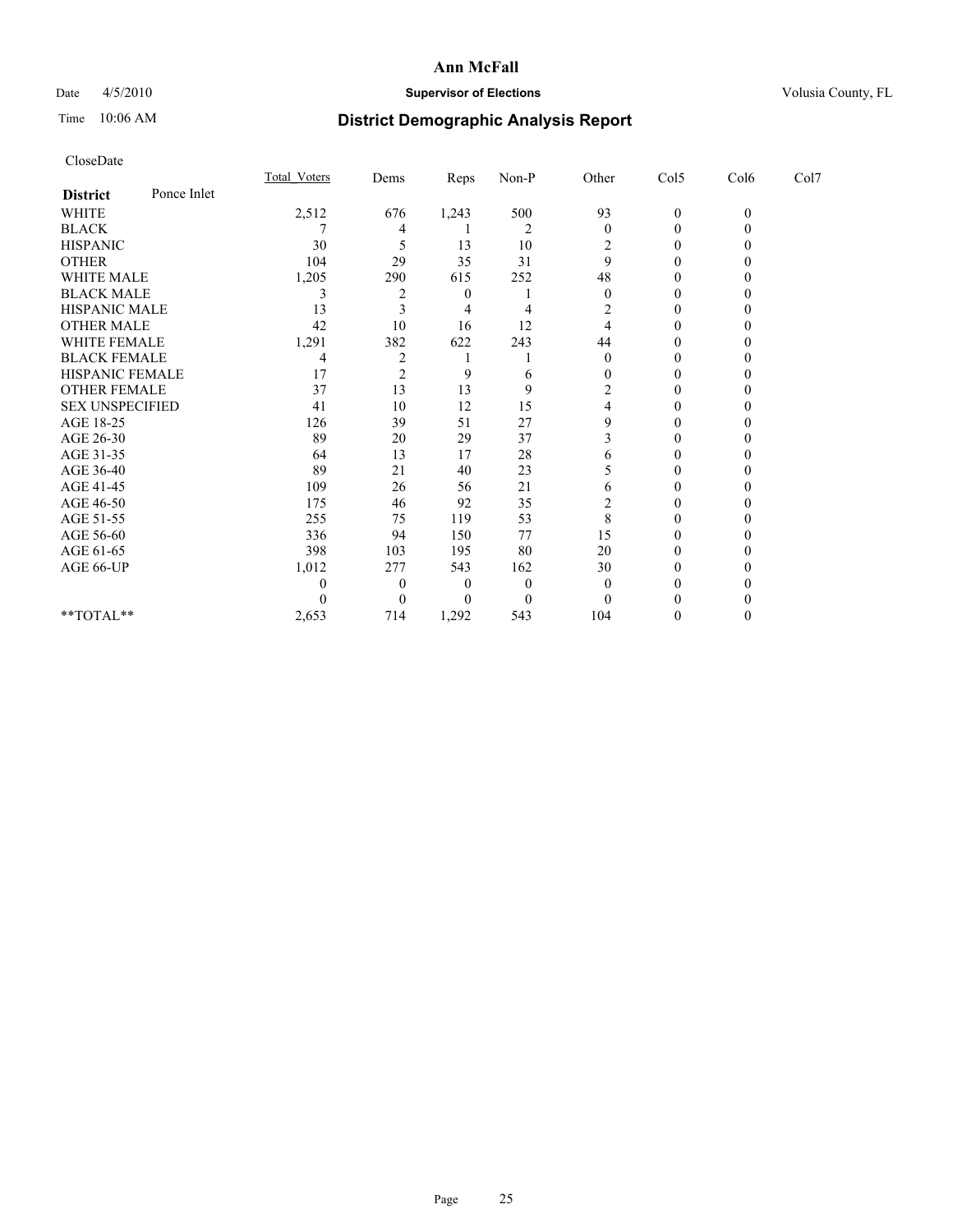# Ann McFall

Date 4/5/2010 **Supervisor of Elections** Volusia County, FL

Time 10:06 AM **District Demographic Analysis Report**

CloseDate

| **District** Ponce Inlet | Total_Voters | Dems | Reps | Non-P | Other | Col5 | Col6 | Col7 |
|---|---|---|---|---|---|---|---|---|
| WHITE | 2,512 | 676 | 1,243 | 500 | 93 | 0 | 0 | |
| BLACK | 7 | 4 | 1 | 2 | 0 | 0 | 0 | |
| HISPANIC | 30 | 5 | 13 | 10 | 2 | 0 | 0 | |
| OTHER | 104 | 29 | 35 | 31 | 9 | 0 | 0 | |
| WHITE MALE | 1,205 | 290 | 615 | 252 | 48 | 0 | 0 | |
| BLACK MALE | 3 | 2 | 0 | 1 | 0 | 0 | 0 | |
| HISPANIC MALE | 13 | 3 | 4 | 4 | 2 | 0 | 0 | |
| OTHER MALE | 42 | 10 | 16 | 12 | 4 | 0 | 0 | |
| WHITE FEMALE | 1,291 | 382 | 622 | 243 | 44 | 0 | 0 | |
| BLACK FEMALE | 4 | 2 | 1 | 1 | 0 | 0 | 0 | |
| HISPANIC FEMALE | 17 | 2 | 9 | 6 | 0 | 0 | 0 | |
| OTHER FEMALE | 37 | 13 | 13 | 9 | 2 | 0 | 0 | |
| SEX UNSPECIFIED | 41 | 10 | 12 | 15 | 4 | 0 | 0 | |
| AGE 18-25 | 126 | 39 | 51 | 27 | 9 | 0 | 0 | |
| AGE 26-30 | 89 | 20 | 29 | 37 | 3 | 0 | 0 | |
| AGE 31-35 | 64 | 13 | 17 | 28 | 6 | 0 | 0 | |
| AGE 36-40 | 89 | 21 | 40 | 23 | 5 | 0 | 0 | |
| AGE 41-45 | 109 | 26 | 56 | 21 | 6 | 0 | 0 | |
| AGE 46-50 | 175 | 46 | 92 | 35 | 2 | 0 | 0 | |
| AGE 51-55 | 255 | 75 | 119 | 53 | 8 | 0 | 0 | |
| AGE 56-60 | 336 | 94 | 150 | 77 | 15 | 0 | 0 | |
| AGE 61-65 | 398 | 103 | 195 | 80 | 20 | 0 | 0 | |
| AGE 66-UP | 1,012 | 277 | 543 | 162 | 30 | 0 | 0 | |
| | 0 | 0 | 0 | 0 | 0 | 0 | 0 | |
| | 0 | 0 | 0 | 0 | 0 | 0 | 0 | |
| **TOTAL** | 2,653 | 714 | 1,292 | 543 | 104 | 0 | 0 | |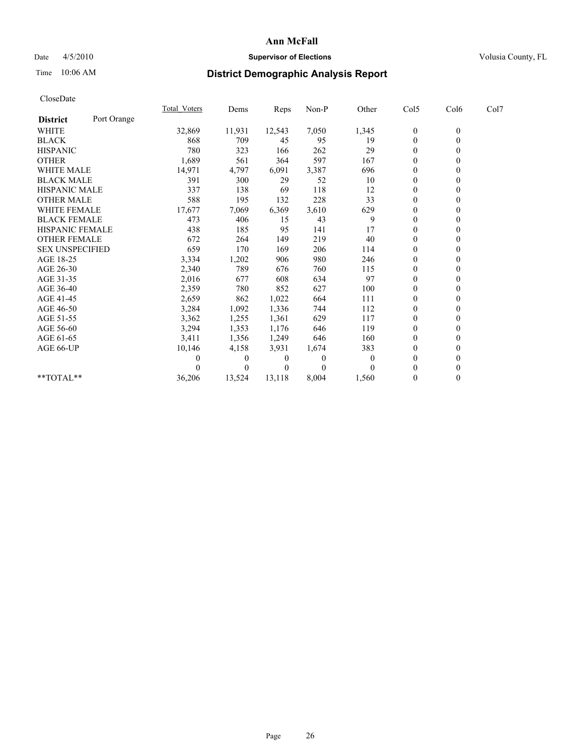**Ann McFall**

Date 4/5/2010 **Supervisor of Elections** Volusia County, FL

Time 10:06 AM

## District Demographic Analysis Report

CloseDate

| **District** Port Orange | Total_Voters | Dems | Reps | Non-P | Other | Col5 | Col6 | Col7 |
|---|---|---|---|---|---|---|---|---|
| WHITE | 32,869 | 11,931 | 12,543 | 7,050 | 1,345 | 0 | 0 | |
| BLACK | 868 | 709 | 45 | 95 | 19 | 0 | 0 | |
| HISPANIC | 780 | 323 | 166 | 262 | 29 | 0 | 0 | |
| OTHER | 1,689 | 561 | 364 | 597 | 167 | 0 | 0 | |
| WHITE MALE | 14,971 | 4,797 | 6,091 | 3,387 | 696 | 0 | 0 | |
| BLACK MALE | 391 | 300 | 29 | 52 | 10 | 0 | 0 | |
| HISPANIC MALE | 337 | 138 | 69 | 118 | 12 | 0 | 0 | |
| OTHER MALE | 588 | 195 | 132 | 228 | 33 | 0 | 0 | |
| WHITE FEMALE | 17,677 | 7,069 | 6,369 | 3,610 | 629 | 0 | 0 | |
| BLACK FEMALE | 473 | 406 | 15 | 43 | 9 | 0 | 0 | |
| HISPANIC FEMALE | 438 | 185 | 95 | 141 | 17 | 0 | 0 | |
| OTHER FEMALE | 672 | 264 | 149 | 219 | 40 | 0 | 0 | |
| SEX UNSPECIFIED | 659 | 170 | 169 | 206 | 114 | 0 | 0 | |
| AGE 18-25 | 3,334 | 1,202 | 906 | 980 | 246 | 0 | 0 | |
| AGE 26-30 | 2,340 | 789 | 676 | 760 | 115 | 0 | 0 | |
| AGE 31-35 | 2,016 | 677 | 608 | 634 | 97 | 0 | 0 | |
| AGE 36-40 | 2,359 | 780 | 852 | 627 | 100 | 0 | 0 | |
| AGE 41-45 | 2,659 | 862 | 1,022 | 664 | 111 | 0 | 0 | |
| AGE 46-50 | 3,284 | 1,092 | 1,336 | 744 | 112 | 0 | 0 | |
| AGE 51-55 | 3,362 | 1,255 | 1,361 | 629 | 117 | 0 | 0 | |
| AGE 56-60 | 3,294 | 1,353 | 1,176 | 646 | 119 | 0 | 0 | |
| AGE 61-65 | 3,411 | 1,356 | 1,249 | 646 | 160 | 0 | 0 | |
| AGE 66-UP | 10,146 | 4,158 | 3,931 | 1,674 | 383 | 0 | 0 | |
| | 0 | 0 | 0 | 0 | 0 | 0 | 0 | |
| | 0 | 0 | 0 | 0 | 0 | 0 | 0 | |
| **TOTAL** | 36,206 | 13,524 | 13,118 | 8,004 | 1,560 | 0 | 0 | |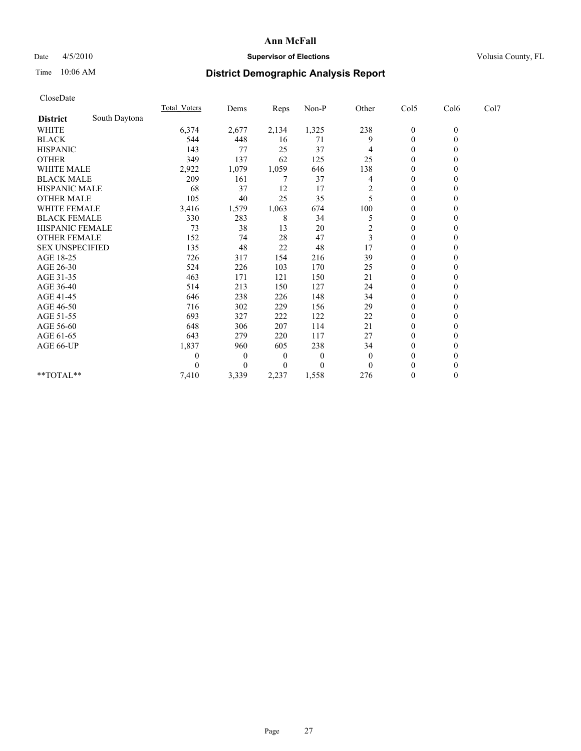# Ann McFall

Date 4/5/2010 **Supervisor of Elections** Volusia County, FL

Time 10:06 AM **District Demographic Analysis Report**

CloseDate

| | Total_Voters | Dems | Reps | Non-P | Other | Col5 | Col6 | Col7 |
|---|---|---|---|---|---|---|---|---|
| **District** South Daytona | | | | | | | | |
| WHITE | 6,374 | 2,677 | 2,134 | 1,325 | 238 | 0 | 0 | |
| BLACK | 544 | 448 | 16 | 71 | 9 | 0 | 0 | |
| HISPANIC | 143 | 77 | 25 | 37 | 4 | 0 | 0 | |
| OTHER | 349 | 137 | 62 | 125 | 25 | 0 | 0 | |
| WHITE MALE | 2,922 | 1,079 | 1,059 | 646 | 138 | 0 | 0 | |
| BLACK MALE | 209 | 161 | 7 | 37 | 4 | 0 | 0 | |
| HISPANIC MALE | 68 | 37 | 12 | 17 | 2 | 0 | 0 | |
| OTHER MALE | 105 | 40 | 25 | 35 | 5 | 0 | 0 | |
| WHITE FEMALE | 3,416 | 1,579 | 1,063 | 674 | 100 | 0 | 0 | |
| BLACK FEMALE | 330 | 283 | 8 | 34 | 5 | 0 | 0 | |
| HISPANIC FEMALE | 73 | 38 | 13 | 20 | 2 | 0 | 0 | |
| OTHER FEMALE | 152 | 74 | 28 | 47 | 3 | 0 | 0 | |
| SEX UNSPECIFIED | 135 | 48 | 22 | 48 | 17 | 0 | 0 | |
| AGE 18-25 | 726 | 317 | 154 | 216 | 39 | 0 | 0 | |
| AGE 26-30 | 524 | 226 | 103 | 170 | 25 | 0 | 0 | |
| AGE 31-35 | 463 | 171 | 121 | 150 | 21 | 0 | 0 | |
| AGE 36-40 | 514 | 213 | 150 | 127 | 24 | 0 | 0 | |
| AGE 41-45 | 646 | 238 | 226 | 148 | 34 | 0 | 0 | |
| AGE 46-50 | 716 | 302 | 229 | 156 | 29 | 0 | 0 | |
| AGE 51-55 | 693 | 327 | 222 | 122 | 22 | 0 | 0 | |
| AGE 56-60 | 648 | 306 | 207 | 114 | 21 | 0 | 0 | |
| AGE 61-65 | 643 | 279 | 220 | 117 | 27 | 0 | 0 | |
| AGE 66-UP | 1,837 | 960 | 605 | 238 | 34 | 0 | 0 | |
| | 0 | 0 | 0 | 0 | 0 | 0 | 0 | |
| | 0 | 0 | 0 | 0 | 0 | 0 | 0 | |
| **TOTAL** | 7,410 | 3,339 | 2,237 | 1,558 | 276 | 0 | 0 | |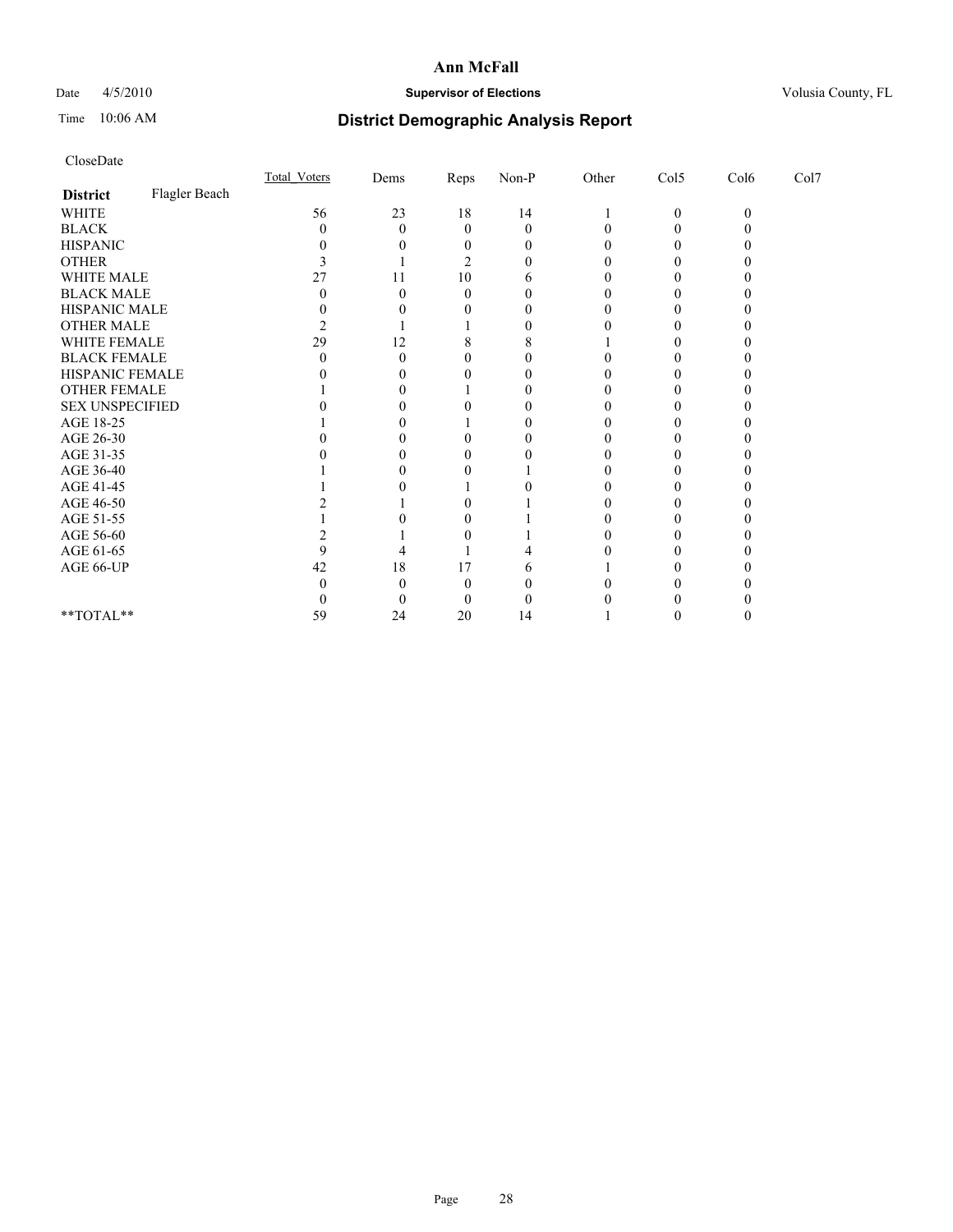# Ann McFall

Date 4/5/2010 **Supervisor of Elections** Volusia County, FL

Time 10:06 AM

## District Demographic Analysis Report

CloseDate

| | Total_Voters | Dems | Reps | Non-P | Other | Col5 | Col6 | Col7 |
|---|---|---|---|---|---|---|---|---|
| **District** Flagler Beach | | | | | | | | |
| WHITE | 56 | 23 | 18 | 14 | 1 | 0 | 0 | |
| BLACK | 0 | 0 | 0 | 0 | 0 | 0 | 0 | |
| HISPANIC | 0 | 0 | 0 | 0 | 0 | 0 | 0 | |
| OTHER | 3 | 1 | 2 | 0 | 0 | 0 | 0 | |
| WHITE MALE | 27 | 11 | 10 | 6 | 0 | 0 | 0 | |
| BLACK MALE | 0 | 0 | 0 | 0 | 0 | 0 | 0 | |
| HISPANIC MALE | 0 | 0 | 0 | 0 | 0 | 0 | 0 | |
| OTHER MALE | 2 | 1 | 1 | 0 | 0 | 0 | 0 | |
| WHITE FEMALE | 29 | 12 | 8 | 8 | 1 | 0 | 0 | |
| BLACK FEMALE | 0 | 0 | 0 | 0 | 0 | 0 | 0 | |
| HISPANIC FEMALE | 0 | 0 | 0 | 0 | 0 | 0 | 0 | |
| OTHER FEMALE | 1 | 0 | 1 | 0 | 0 | 0 | 0 | |
| SEX UNSPECIFIED | 0 | 0 | 0 | 0 | 0 | 0 | 0 | |
| AGE 18-25 | 1 | 0 | 1 | 0 | 0 | 0 | 0 | |
| AGE 26-30 | 0 | 0 | 0 | 0 | 0 | 0 | 0 | |
| AGE 31-35 | 0 | 0 | 0 | 0 | 0 | 0 | 0 | |
| AGE 36-40 | 1 | 0 | 0 | 1 | 0 | 0 | 0 | |
| AGE 41-45 | 1 | 0 | 1 | 0 | 0 | 0 | 0 | |
| AGE 46-50 | 2 | 1 | 0 | 1 | 0 | 0 | 0 | |
| AGE 51-55 | 1 | 0 | 0 | 1 | 0 | 0 | 0 | |
| AGE 56-60 | 2 | 1 | 0 | 1 | 0 | 0 | 0 | |
| AGE 61-65 | 9 | 4 | 1 | 4 | 0 | 0 | 0 | |
| AGE 66-UP | 42 | 18 | 17 | 6 | 1 | 0 | 0 | |
| | 0 | 0 | 0 | 0 | 0 | 0 | 0 | |
| | 0 | 0 | 0 | 0 | 0 | 0 | 0 | |
| **TOTAL** | 59 | 24 | 20 | 14 | 1 | 0 | 0 | |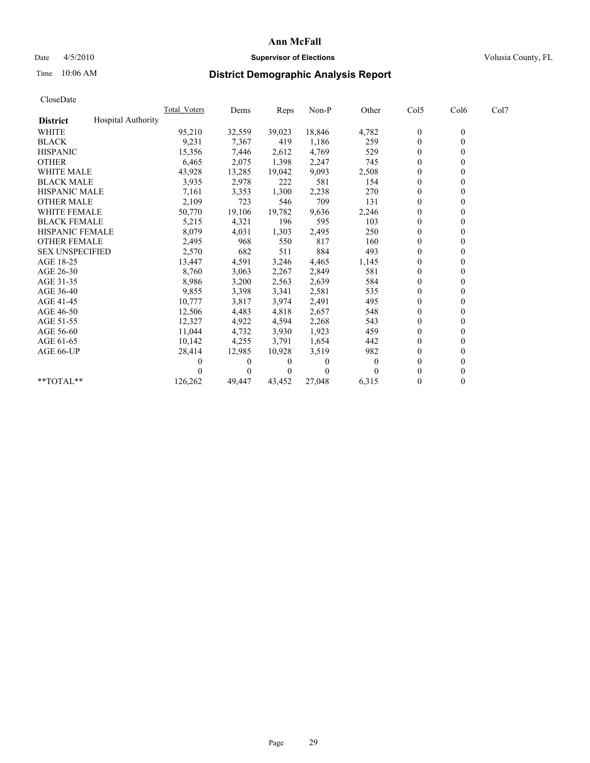# Ann McFall

Date 4/5/2010 **Supervisor of Elections** Volusia County, FL

Time 10:06 AM

## District Demographic Analysis Report

CloseDate

| **District** Hospital Authority | Total_Voters | Dems | Reps | Non-P | Other | Col5 | Col6 | Col7 |
|---|---|---|---|---|---|---|---|---|
| WHITE | 95,210 | 32,559 | 39,023 | 18,846 | 4,782 | 0 | 0 | |
| BLACK | 9,231 | 7,367 | 419 | 1,186 | 259 | 0 | 0 | |
| HISPANIC | 15,356 | 7,446 | 2,612 | 4,769 | 529 | 0 | 0 | |
| OTHER | 6,465 | 2,075 | 1,398 | 2,247 | 745 | 0 | 0 | |
| WHITE MALE | 43,928 | 13,285 | 19,042 | 9,093 | 2,508 | 0 | 0 | |
| BLACK MALE | 3,935 | 2,978 | 222 | 581 | 154 | 0 | 0 | |
| HISPANIC MALE | 7,161 | 3,353 | 1,300 | 2,238 | 270 | 0 | 0 | |
| OTHER MALE | 2,109 | 723 | 546 | 709 | 131 | 0 | 0 | |
| WHITE FEMALE | 50,770 | 19,106 | 19,782 | 9,636 | 2,246 | 0 | 0 | |
| BLACK FEMALE | 5,215 | 4,321 | 196 | 595 | 103 | 0 | 0 | |
| HISPANIC FEMALE | 8,079 | 4,031 | 1,303 | 2,495 | 250 | 0 | 0 | |
| OTHER FEMALE | 2,495 | 968 | 550 | 817 | 160 | 0 | 0 | |
| SEX UNSPECIFIED | 2,570 | 682 | 511 | 884 | 493 | 0 | 0 | |
| AGE 18-25 | 13,447 | 4,591 | 3,246 | 4,465 | 1,145 | 0 | 0 | |
| AGE 26-30 | 8,760 | 3,063 | 2,267 | 2,849 | 581 | 0 | 0 | |
| AGE 31-35 | 8,986 | 3,200 | 2,563 | 2,639 | 584 | 0 | 0 | |
| AGE 36-40 | 9,855 | 3,398 | 3,341 | 2,581 | 535 | 0 | 0 | |
| AGE 41-45 | 10,777 | 3,817 | 3,974 | 2,491 | 495 | 0 | 0 | |
| AGE 46-50 | 12,506 | 4,483 | 4,818 | 2,657 | 548 | 0 | 0 | |
| AGE 51-55 | 12,327 | 4,922 | 4,594 | 2,268 | 543 | 0 | 0 | |
| AGE 56-60 | 11,044 | 4,732 | 3,930 | 1,923 | 459 | 0 | 0 | |
| AGE 61-65 | 10,142 | 4,255 | 3,791 | 1,654 | 442 | 0 | 0 | |
| AGE 66-UP | 28,414 | 12,985 | 10,928 | 3,519 | 982 | 0 | 0 | |
| | 0 | 0 | 0 | 0 | 0 | 0 | 0 | |
| | 0 | 0 | 0 | 0 | 0 | 0 | 0 | |
| **TOTAL** | 126,262 | 49,447 | 43,452 | 27,048 | 6,315 | 0 | 0 | |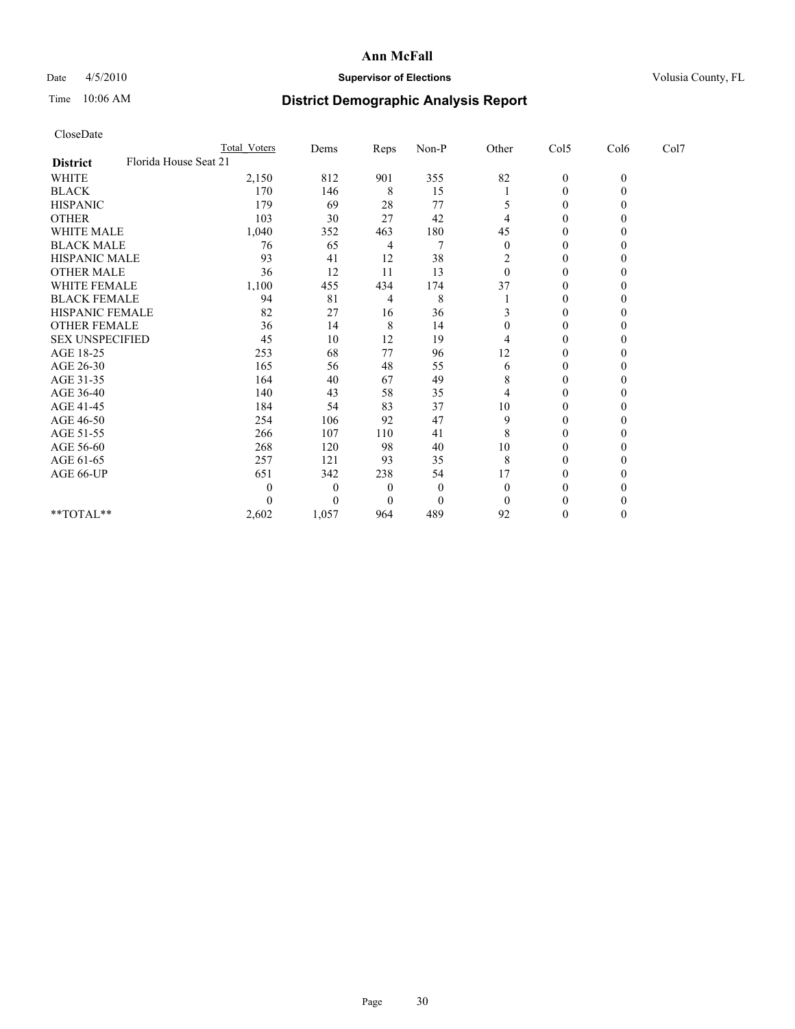# Ann McFall

Date 4/5/2010 **Supervisor of Elections** Volusia County, FL

Time 10:06 AM **District Demographic Analysis Report**

CloseDate

| | Total Voters | Dems | Reps | Non-P | Other | Col5 | Col6 | Col7 |
|---|---|---|---|---|---|---|---|---|
| **District** Florida House Seat 21 | | | | | | | | |
| WHITE | 2,150 | 812 | 901 | 355 | 82 | 0 | 0 | |
| BLACK | 170 | 146 | 8 | 15 | 1 | 0 | 0 | |
| HISPANIC | 179 | 69 | 28 | 77 | 5 | 0 | 0 | |
| OTHER | 103 | 30 | 27 | 42 | 4 | 0 | 0 | |
| WHITE MALE | 1,040 | 352 | 463 | 180 | 45 | 0 | 0 | |
| BLACK MALE | 76 | 65 | 4 | 7 | 0 | 0 | 0 | |
| HISPANIC MALE | 93 | 41 | 12 | 38 | 2 | 0 | 0 | |
| OTHER MALE | 36 | 12 | 11 | 13 | 0 | 0 | 0 | |
| WHITE FEMALE | 1,100 | 455 | 434 | 174 | 37 | 0 | 0 | |
| BLACK FEMALE | 94 | 81 | 4 | 8 | 1 | 0 | 0 | |
| HISPANIC FEMALE | 82 | 27 | 16 | 36 | 3 | 0 | 0 | |
| OTHER FEMALE | 36 | 14 | 8 | 14 | 0 | 0 | 0 | |
| SEX UNSPECIFIED | 45 | 10 | 12 | 19 | 4 | 0 | 0 | |
| AGE 18-25 | 253 | 68 | 77 | 96 | 12 | 0 | 0 | |
| AGE 26-30 | 165 | 56 | 48 | 55 | 6 | 0 | 0 | |
| AGE 31-35 | 164 | 40 | 67 | 49 | 8 | 0 | 0 | |
| AGE 36-40 | 140 | 43 | 58 | 35 | 4 | 0 | 0 | |
| AGE 41-45 | 184 | 54 | 83 | 37 | 10 | 0 | 0 | |
| AGE 46-50 | 254 | 106 | 92 | 47 | 9 | 0 | 0 | |
| AGE 51-55 | 266 | 107 | 110 | 41 | 8 | 0 | 0 | |
| AGE 56-60 | 268 | 120 | 98 | 40 | 10 | 0 | 0 | |
| AGE 61-65 | 257 | 121 | 93 | 35 | 8 | 0 | 0 | |
| AGE 66-UP | 651 | 342 | 238 | 54 | 17 | 0 | 0 | |
| | 0 | 0 | 0 | 0 | 0 | 0 | 0 | |
| | 0 | 0 | 0 | 0 | 0 | 0 | 0 | |
| **TOTAL** | 2,602 | 1,057 | 964 | 489 | 92 | 0 | 0 | |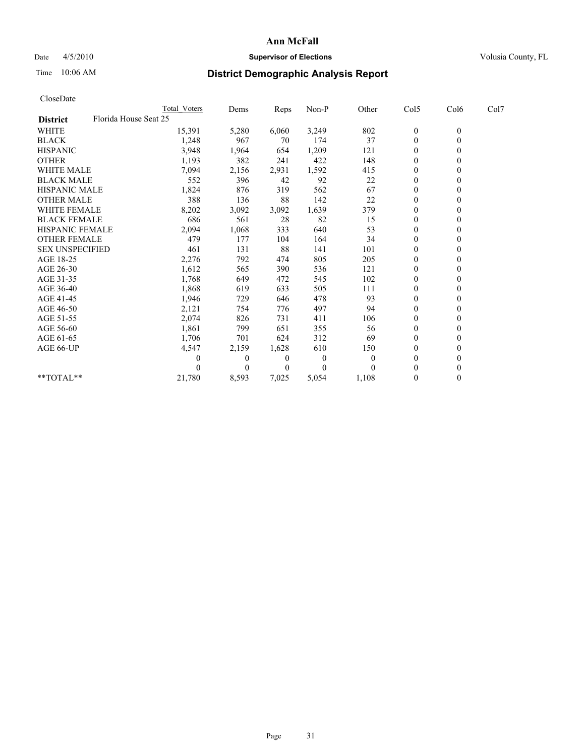# Ann McFall

Date 4/5/2010 **Supervisor of Elections** Volusia County, FL

Time 10:06 AM

## District Demographic Analysis Report

CloseDate

| | Total Voters | Dems | Reps | Non-P | Other | Col5 | Col6 | Col7 |
|---|---|---|---|---|---|---|---|---|
| **District** Florida House Seat 25 | | | | | | | | |
| WHITE | 15,391 | 5,280 | 6,060 | 3,249 | 802 | 0 | 0 | |
| BLACK | 1,248 | 967 | 70 | 174 | 37 | 0 | 0 | |
| HISPANIC | 3,948 | 1,964 | 654 | 1,209 | 121 | 0 | 0 | |
| OTHER | 1,193 | 382 | 241 | 422 | 148 | 0 | 0 | |
| WHITE MALE | 7,094 | 2,156 | 2,931 | 1,592 | 415 | 0 | 0 | |
| BLACK MALE | 552 | 396 | 42 | 92 | 22 | 0 | 0 | |
| HISPANIC MALE | 1,824 | 876 | 319 | 562 | 67 | 0 | 0 | |
| OTHER MALE | 388 | 136 | 88 | 142 | 22 | 0 | 0 | |
| WHITE FEMALE | 8,202 | 3,092 | 3,092 | 1,639 | 379 | 0 | 0 | |
| BLACK FEMALE | 686 | 561 | 28 | 82 | 15 | 0 | 0 | |
| HISPANIC FEMALE | 2,094 | 1,068 | 333 | 640 | 53 | 0 | 0 | |
| OTHER FEMALE | 479 | 177 | 104 | 164 | 34 | 0 | 0 | |
| SEX UNSPECIFIED | 461 | 131 | 88 | 141 | 101 | 0 | 0 | |
| AGE 18-25 | 2,276 | 792 | 474 | 805 | 205 | 0 | 0 | |
| AGE 26-30 | 1,612 | 565 | 390 | 536 | 121 | 0 | 0 | |
| AGE 31-35 | 1,768 | 649 | 472 | 545 | 102 | 0 | 0 | |
| AGE 36-40 | 1,868 | 619 | 633 | 505 | 111 | 0 | 0 | |
| AGE 41-45 | 1,946 | 729 | 646 | 478 | 93 | 0 | 0 | |
| AGE 46-50 | 2,121 | 754 | 776 | 497 | 94 | 0 | 0 | |
| AGE 51-55 | 2,074 | 826 | 731 | 411 | 106 | 0 | 0 | |
| AGE 56-60 | 1,861 | 799 | 651 | 355 | 56 | 0 | 0 | |
| AGE 61-65 | 1,706 | 701 | 624 | 312 | 69 | 0 | 0 | |
| AGE 66-UP | 4,547 | 2,159 | 1,628 | 610 | 150 | 0 | 0 | |
| | 0 | 0 | 0 | 0 | 0 | 0 | 0 | |
| | 0 | 0 | 0 | 0 | 0 | 0 | 0 | |
| **TOTAL** | 21,780 | 8,593 | 7,025 | 5,054 | 1,108 | 0 | 0 | |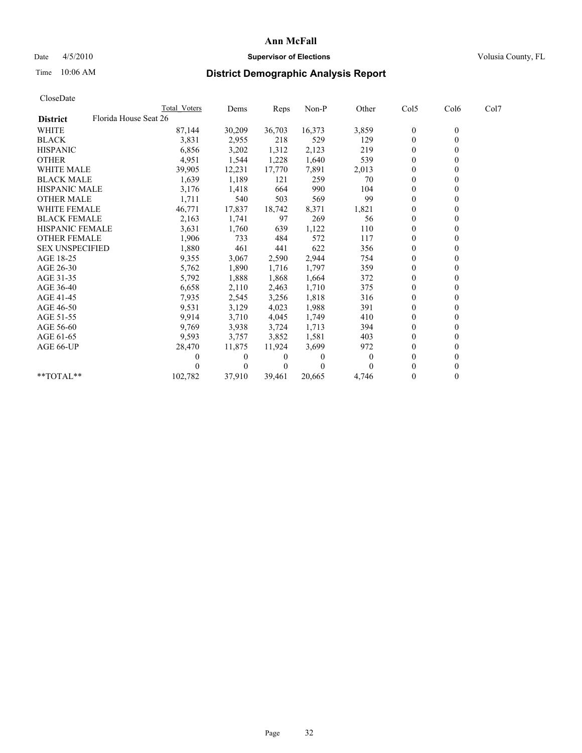# Ann McFall

Date 4/5/2010 **Supervisor of Elections** Volusia County, FL

Time 10:06 AM **District Demographic Analysis Report**

CloseDate

| | Total Voters | Dems | Reps | Non-P | Other | Col5 | Col6 | Col7 |
|---|---|---|---|---|---|---|---|---|
| **District** Florida House Seat 26 | | | | | | | | |
| WHITE | 87,144 | 30,209 | 36,703 | 16,373 | 3,859 | 0 | 0 | |
| BLACK | 3,831 | 2,955 | 218 | 529 | 129 | 0 | 0 | |
| HISPANIC | 6,856 | 3,202 | 1,312 | 2,123 | 219 | 0 | 0 | |
| OTHER | 4,951 | 1,544 | 1,228 | 1,640 | 539 | 0 | 0 | |
| WHITE MALE | 39,905 | 12,231 | 17,770 | 7,891 | 2,013 | 0 | 0 | |
| BLACK MALE | 1,639 | 1,189 | 121 | 259 | 70 | 0 | 0 | |
| HISPANIC MALE | 3,176 | 1,418 | 664 | 990 | 104 | 0 | 0 | |
| OTHER MALE | 1,711 | 540 | 503 | 569 | 99 | 0 | 0 | |
| WHITE FEMALE | 46,771 | 17,837 | 18,742 | 8,371 | 1,821 | 0 | 0 | |
| BLACK FEMALE | 2,163 | 1,741 | 97 | 269 | 56 | 0 | 0 | |
| HISPANIC FEMALE | 3,631 | 1,760 | 639 | 1,122 | 110 | 0 | 0 | |
| OTHER FEMALE | 1,906 | 733 | 484 | 572 | 117 | 0 | 0 | |
| SEX UNSPECIFIED | 1,880 | 461 | 441 | 622 | 356 | 0 | 0 | |
| AGE 18-25 | 9,355 | 3,067 | 2,590 | 2,944 | 754 | 0 | 0 | |
| AGE 26-30 | 5,762 | 1,890 | 1,716 | 1,797 | 359 | 0 | 0 | |
| AGE 31-35 | 5,792 | 1,888 | 1,868 | 1,664 | 372 | 0 | 0 | |
| AGE 36-40 | 6,658 | 2,110 | 2,463 | 1,710 | 375 | 0 | 0 | |
| AGE 41-45 | 7,935 | 2,545 | 3,256 | 1,818 | 316 | 0 | 0 | |
| AGE 46-50 | 9,531 | 3,129 | 4,023 | 1,988 | 391 | 0 | 0 | |
| AGE 51-55 | 9,914 | 3,710 | 4,045 | 1,749 | 410 | 0 | 0 | |
| AGE 56-60 | 9,769 | 3,938 | 3,724 | 1,713 | 394 | 0 | 0 | |
| AGE 61-65 | 9,593 | 3,757 | 3,852 | 1,581 | 403 | 0 | 0 | |
| AGE 66-UP | 28,470 | 11,875 | 11,924 | 3,699 | 972 | 0 | 0 | |
| | 0 | 0 | 0 | 0 | 0 | 0 | 0 | |
| | 0 | 0 | 0 | 0 | 0 | 0 | 0 | |
| **TOTAL** | 102,782 | 37,910 | 39,461 | 20,665 | 4,746 | 0 | 0 | |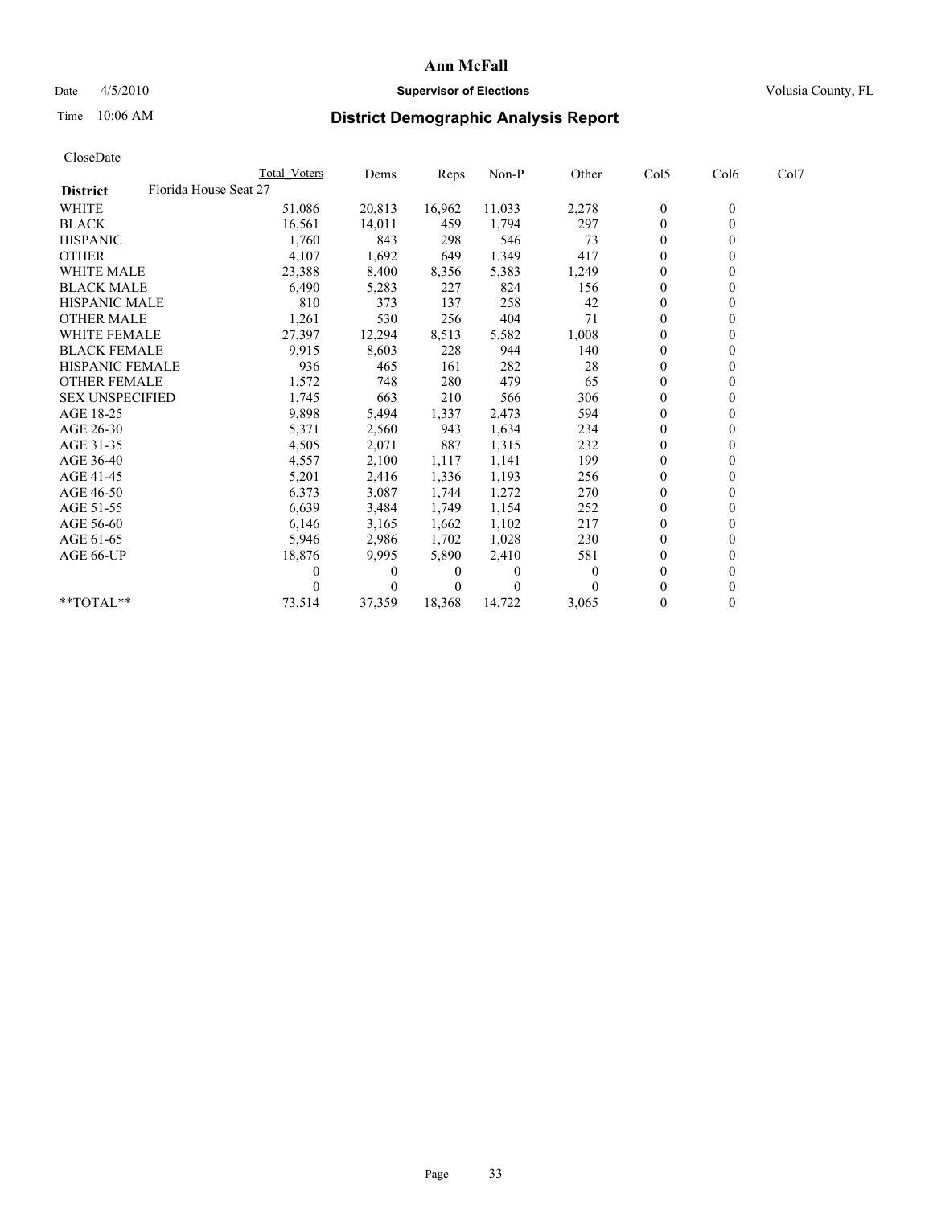# Ann McFall

Date 4/5/2010 **Supervisor of Elections** Volusia County, FL

Time 10:06 AM **District Demographic Analysis Report**

CloseDate

| | Total Voters | Dems | Reps | Non-P | Other | Col5 | Col6 | Col7 |
|---|---|---|---|---|---|---|---|---|
| **District** Florida House Seat 27 | | | | | | | | |
| WHITE | 51,086 | 20,813 | 16,962 | 11,033 | 2,278 | 0 | 0 | |
| BLACK | 16,561 | 14,011 | 459 | 1,794 | 297 | 0 | 0 | |
| HISPANIC | 1,760 | 843 | 298 | 546 | 73 | 0 | 0 | |
| OTHER | 4,107 | 1,692 | 649 | 1,349 | 417 | 0 | 0 | |
| WHITE MALE | 23,388 | 8,400 | 8,356 | 5,383 | 1,249 | 0 | 0 | |
| BLACK MALE | 6,490 | 5,283 | 227 | 824 | 156 | 0 | 0 | |
| HISPANIC MALE | 810 | 373 | 137 | 258 | 42 | 0 | 0 | |
| OTHER MALE | 1,261 | 530 | 256 | 404 | 71 | 0 | 0 | |
| WHITE FEMALE | 27,397 | 12,294 | 8,513 | 5,582 | 1,008 | 0 | 0 | |
| BLACK FEMALE | 9,915 | 8,603 | 228 | 944 | 140 | 0 | 0 | |
| HISPANIC FEMALE | 936 | 465 | 161 | 282 | 28 | 0 | 0 | |
| OTHER FEMALE | 1,572 | 748 | 280 | 479 | 65 | 0 | 0 | |
| SEX UNSPECIFIED | 1,745 | 663 | 210 | 566 | 306 | 0 | 0 | |
| AGE 18-25 | 9,898 | 5,494 | 1,337 | 2,473 | 594 | 0 | 0 | |
| AGE 26-30 | 5,371 | 2,560 | 943 | 1,634 | 234 | 0 | 0 | |
| AGE 31-35 | 4,505 | 2,071 | 887 | 1,315 | 232 | 0 | 0 | |
| AGE 36-40 | 4,557 | 2,100 | 1,117 | 1,141 | 199 | 0 | 0 | |
| AGE 41-45 | 5,201 | 2,416 | 1,336 | 1,193 | 256 | 0 | 0 | |
| AGE 46-50 | 6,373 | 3,087 | 1,744 | 1,272 | 270 | 0 | 0 | |
| AGE 51-55 | 6,639 | 3,484 | 1,749 | 1,154 | 252 | 0 | 0 | |
| AGE 56-60 | 6,146 | 3,165 | 1,662 | 1,102 | 217 | 0 | 0 | |
| AGE 61-65 | 5,946 | 2,986 | 1,702 | 1,028 | 230 | 0 | 0 | |
| AGE 66-UP | 18,876 | 9,995 | 5,890 | 2,410 | 581 | 0 | 0 | |
| | 0 | 0 | 0 | 0 | 0 | 0 | 0 | |
| | 0 | 0 | 0 | 0 | 0 | 0 | 0 | |
| **TOTAL** | 73,514 | 37,359 | 18,368 | 14,722 | 3,065 | 0 | 0 | |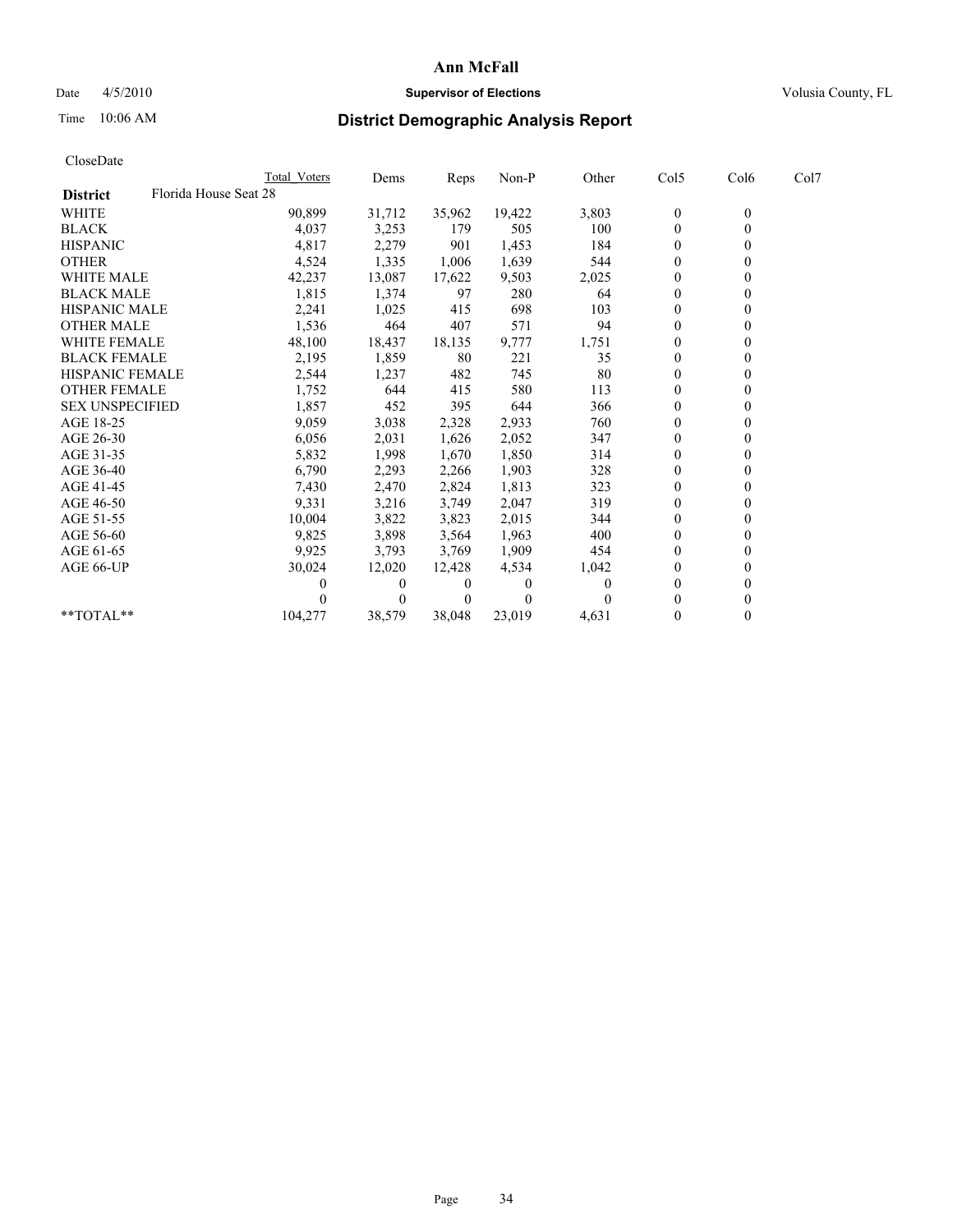# Ann McFall

Date 4/5/2010 **Supervisor of Elections** Volusia County, FL

Time 10:06 AM

## District Demographic Analysis Report

CloseDate

| | Total Voters | Dems | Reps | Non-P | Other | Col5 | Col6 | Col7 |
|---|---|---|---|---|---|---|---|---|
| **District** Florida House Seat 28 | | | | | | | | |
| WHITE | 90,899 | 31,712 | 35,962 | 19,422 | 3,803 | 0 | 0 | |
| BLACK | 4,037 | 3,253 | 179 | 505 | 100 | 0 | 0 | |
| HISPANIC | 4,817 | 2,279 | 901 | 1,453 | 184 | 0 | 0 | |
| OTHER | 4,524 | 1,335 | 1,006 | 1,639 | 544 | 0 | 0 | |
| WHITE MALE | 42,237 | 13,087 | 17,622 | 9,503 | 2,025 | 0 | 0 | |
| BLACK MALE | 1,815 | 1,374 | 97 | 280 | 64 | 0 | 0 | |
| HISPANIC MALE | 2,241 | 1,025 | 415 | 698 | 103 | 0 | 0 | |
| OTHER MALE | 1,536 | 464 | 407 | 571 | 94 | 0 | 0 | |
| WHITE FEMALE | 48,100 | 18,437 | 18,135 | 9,777 | 1,751 | 0 | 0 | |
| BLACK FEMALE | 2,195 | 1,859 | 80 | 221 | 35 | 0 | 0 | |
| HISPANIC FEMALE | 2,544 | 1,237 | 482 | 745 | 80 | 0 | 0 | |
| OTHER FEMALE | 1,752 | 644 | 415 | 580 | 113 | 0 | 0 | |
| SEX UNSPECIFIED | 1,857 | 452 | 395 | 644 | 366 | 0 | 0 | |
| AGE 18-25 | 9,059 | 3,038 | 2,328 | 2,933 | 760 | 0 | 0 | |
| AGE 26-30 | 6,056 | 2,031 | 1,626 | 2,052 | 347 | 0 | 0 | |
| AGE 31-35 | 5,832 | 1,998 | 1,670 | 1,850 | 314 | 0 | 0 | |
| AGE 36-40 | 6,790 | 2,293 | 2,266 | 1,903 | 328 | 0 | 0 | |
| AGE 41-45 | 7,430 | 2,470 | 2,824 | 1,813 | 323 | 0 | 0 | |
| AGE 46-50 | 9,331 | 3,216 | 3,749 | 2,047 | 319 | 0 | 0 | |
| AGE 51-55 | 10,004 | 3,822 | 3,823 | 2,015 | 344 | 0 | 0 | |
| AGE 56-60 | 9,825 | 3,898 | 3,564 | 1,963 | 400 | 0 | 0 | |
| AGE 61-65 | 9,925 | 3,793 | 3,769 | 1,909 | 454 | 0 | 0 | |
| AGE 66-UP | 30,024 | 12,020 | 12,428 | 4,534 | 1,042 | 0 | 0 | |
| | 0 | 0 | 0 | 0 | 0 | 0 | 0 | |
| | 0 | 0 | 0 | 0 | 0 | 0 | 0 | |
| **TOTAL** | 104,277 | 38,579 | 38,048 | 23,019 | 4,631 | 0 | 0 | |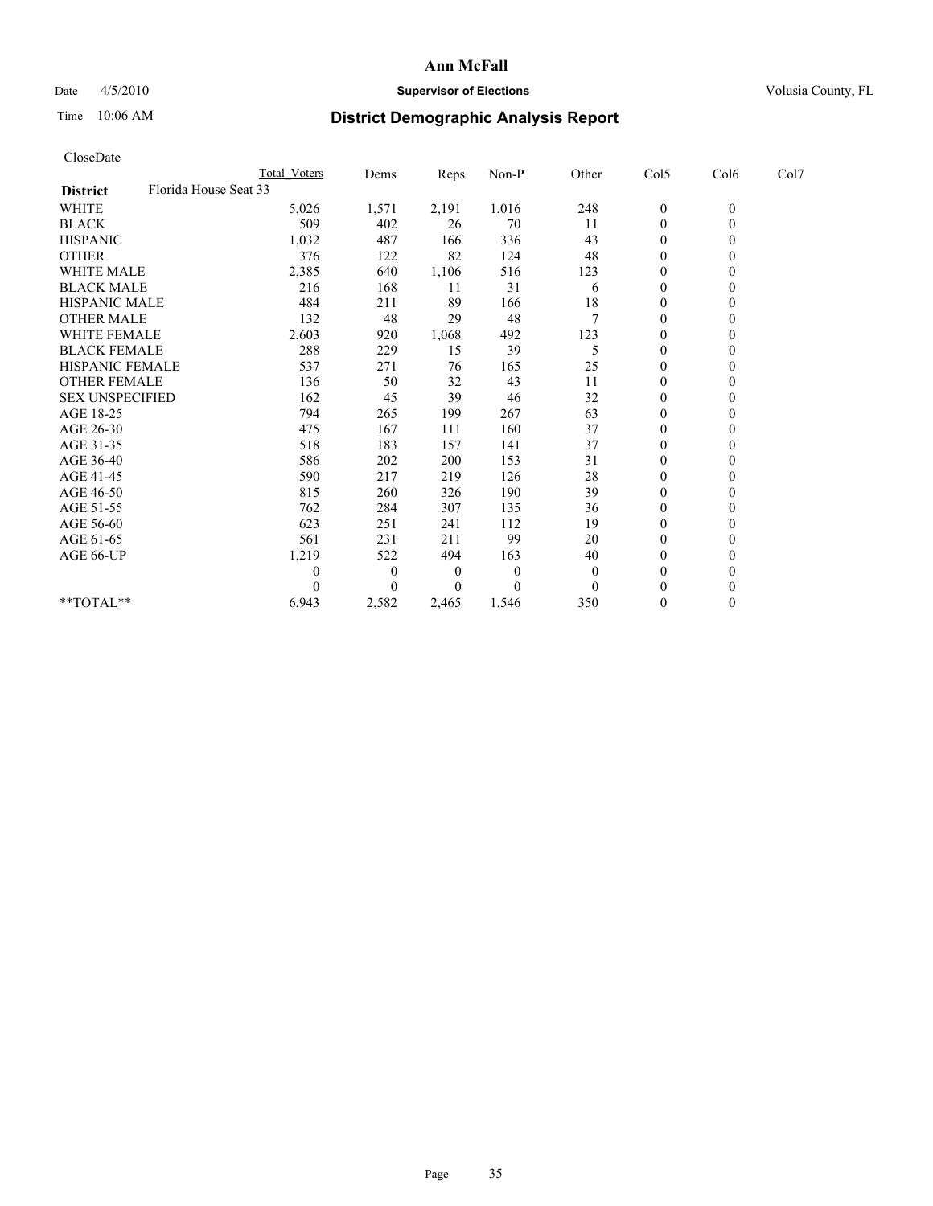# Ann McFall

Date 4/5/2010 **Supervisor of Elections** Volusia County, FL

Time 10:06 AM **District Demographic Analysis Report**

CloseDate

| | Total Voters | Dems | Reps | Non-P | Other | Col5 | Col6 | Col7 |
|---|---|---|---|---|---|---|---|---|
| **District** Florida House Seat 33 | | | | | | | | |
| WHITE | 5,026 | 1,571 | 2,191 | 1,016 | 248 | 0 | 0 | |
| BLACK | 509 | 402 | 26 | 70 | 11 | 0 | 0 | |
| HISPANIC | 1,032 | 487 | 166 | 336 | 43 | 0 | 0 | |
| OTHER | 376 | 122 | 82 | 124 | 48 | 0 | 0 | |
| WHITE MALE | 2,385 | 640 | 1,106 | 516 | 123 | 0 | 0 | |
| BLACK MALE | 216 | 168 | 11 | 31 | 6 | 0 | 0 | |
| HISPANIC MALE | 484 | 211 | 89 | 166 | 18 | 0 | 0 | |
| OTHER MALE | 132 | 48 | 29 | 48 | 7 | 0 | 0 | |
| WHITE FEMALE | 2,603 | 920 | 1,068 | 492 | 123 | 0 | 0 | |
| BLACK FEMALE | 288 | 229 | 15 | 39 | 5 | 0 | 0 | |
| HISPANIC FEMALE | 537 | 271 | 76 | 165 | 25 | 0 | 0 | |
| OTHER FEMALE | 136 | 50 | 32 | 43 | 11 | 0 | 0 | |
| SEX UNSPECIFIED | 162 | 45 | 39 | 46 | 32 | 0 | 0 | |
| AGE 18-25 | 794 | 265 | 199 | 267 | 63 | 0 | 0 | |
| AGE 26-30 | 475 | 167 | 111 | 160 | 37 | 0 | 0 | |
| AGE 31-35 | 518 | 183 | 157 | 141 | 37 | 0 | 0 | |
| AGE 36-40 | 586 | 202 | 200 | 153 | 31 | 0 | 0 | |
| AGE 41-45 | 590 | 217 | 219 | 126 | 28 | 0 | 0 | |
| AGE 46-50 | 815 | 260 | 326 | 190 | 39 | 0 | 0 | |
| AGE 51-55 | 762 | 284 | 307 | 135 | 36 | 0 | 0 | |
| AGE 56-60 | 623 | 251 | 241 | 112 | 19 | 0 | 0 | |
| AGE 61-65 | 561 | 231 | 211 | 99 | 20 | 0 | 0 | |
| AGE 66-UP | 1,219 | 522 | 494 | 163 | 40 | 0 | 0 | |
| | 0 | 0 | 0 | 0 | 0 | 0 | 0 | |
| | 0 | 0 | 0 | 0 | 0 | 0 | 0 | |
| **TOTAL** | 6,943 | 2,582 | 2,465 | 1,546 | 350 | 0 | 0 | |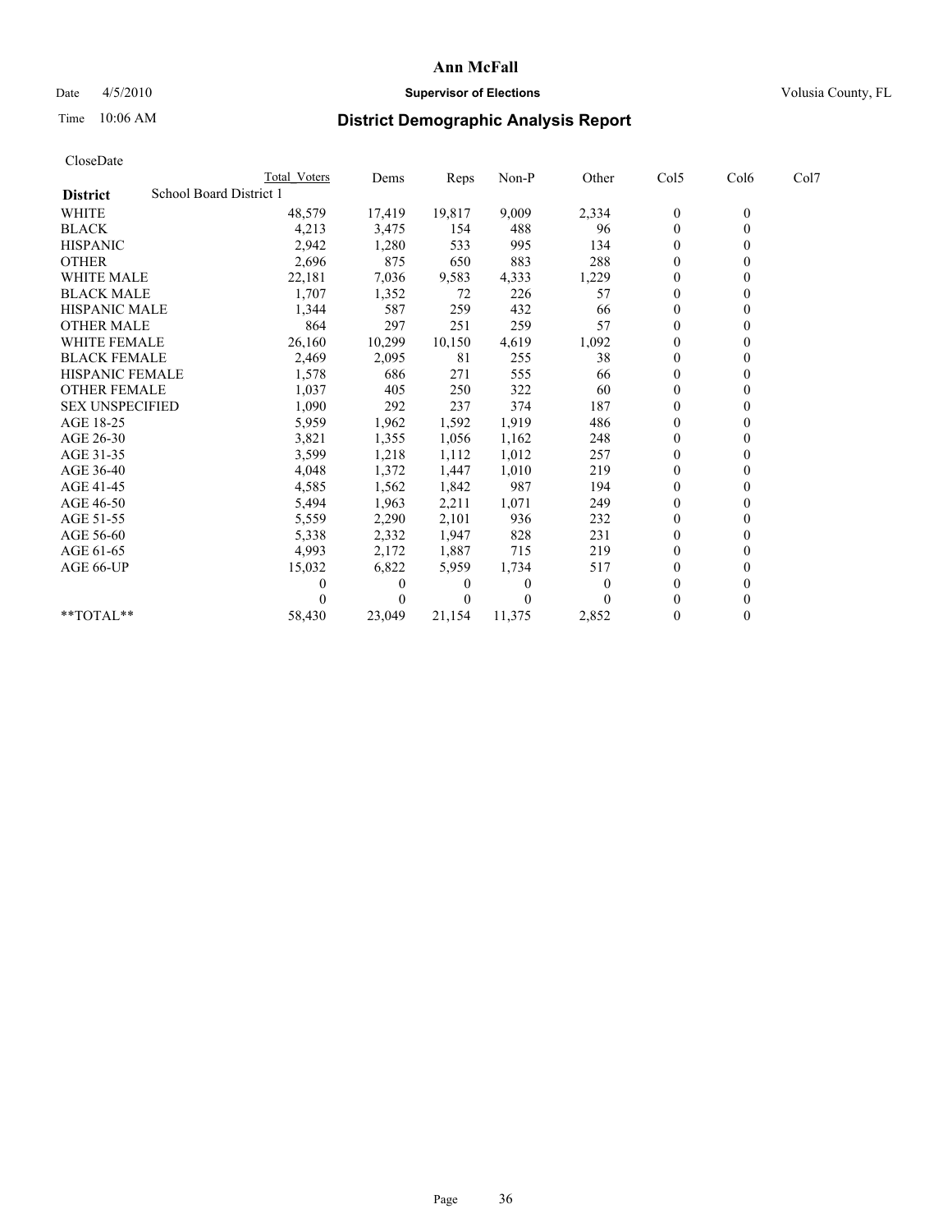# Ann McFall

Date 4/5/2010 **Supervisor of Elections** Volusia County, FL

Time 10:06 AM

## District Demographic Analysis Report

CloseDate

| District | Total Voters | Dems | Reps | Non-P | Other | Col5 | Col6 | Col7 |
|---|---|---|---|---|---|---|---|---|
| School Board District 1 | | | | | | | | |
| WHITE | 48,579 | 17,419 | 19,817 | 9,009 | 2,334 | 0 | 0 | |
| BLACK | 4,213 | 3,475 | 154 | 488 | 96 | 0 | 0 | |
| HISPANIC | 2,942 | 1,280 | 533 | 995 | 134 | 0 | 0 | |
| OTHER | 2,696 | 875 | 650 | 883 | 288 | 0 | 0 | |
| WHITE MALE | 22,181 | 7,036 | 9,583 | 4,333 | 1,229 | 0 | 0 | |
| BLACK MALE | 1,707 | 1,352 | 72 | 226 | 57 | 0 | 0 | |
| HISPANIC MALE | 1,344 | 587 | 259 | 432 | 66 | 0 | 0 | |
| OTHER MALE | 864 | 297 | 251 | 259 | 57 | 0 | 0 | |
| WHITE FEMALE | 26,160 | 10,299 | 10,150 | 4,619 | 1,092 | 0 | 0 | |
| BLACK FEMALE | 2,469 | 2,095 | 81 | 255 | 38 | 0 | 0 | |
| HISPANIC FEMALE | 1,578 | 686 | 271 | 555 | 66 | 0 | 0 | |
| OTHER FEMALE | 1,037 | 405 | 250 | 322 | 60 | 0 | 0 | |
| SEX UNSPECIFIED | 1,090 | 292 | 237 | 374 | 187 | 0 | 0 | |
| AGE 18-25 | 5,959 | 1,962 | 1,592 | 1,919 | 486 | 0 | 0 | |
| AGE 26-30 | 3,821 | 1,355 | 1,056 | 1,162 | 248 | 0 | 0 | |
| AGE 31-35 | 3,599 | 1,218 | 1,112 | 1,012 | 257 | 0 | 0 | |
| AGE 36-40 | 4,048 | 1,372 | 1,447 | 1,010 | 219 | 0 | 0 | |
| AGE 41-45 | 4,585 | 1,562 | 1,842 | 987 | 194 | 0 | 0 | |
| AGE 46-50 | 5,494 | 1,963 | 2,211 | 1,071 | 249 | 0 | 0 | |
| AGE 51-55 | 5,559 | 2,290 | 2,101 | 936 | 232 | 0 | 0 | |
| AGE 56-60 | 5,338 | 2,332 | 1,947 | 828 | 231 | 0 | 0 | |
| AGE 61-65 | 4,993 | 2,172 | 1,887 | 715 | 219 | 0 | 0 | |
| AGE 66-UP | 15,032 | 6,822 | 5,959 | 1,734 | 517 | 0 | 0 | |
| | 0 | 0 | 0 | 0 | 0 | 0 | 0 | |
| | 0 | 0 | 0 | 0 | 0 | 0 | 0 | |
| **TOTAL** | 58,430 | 23,049 | 21,154 | 11,375 | 2,852 | 0 | 0 | |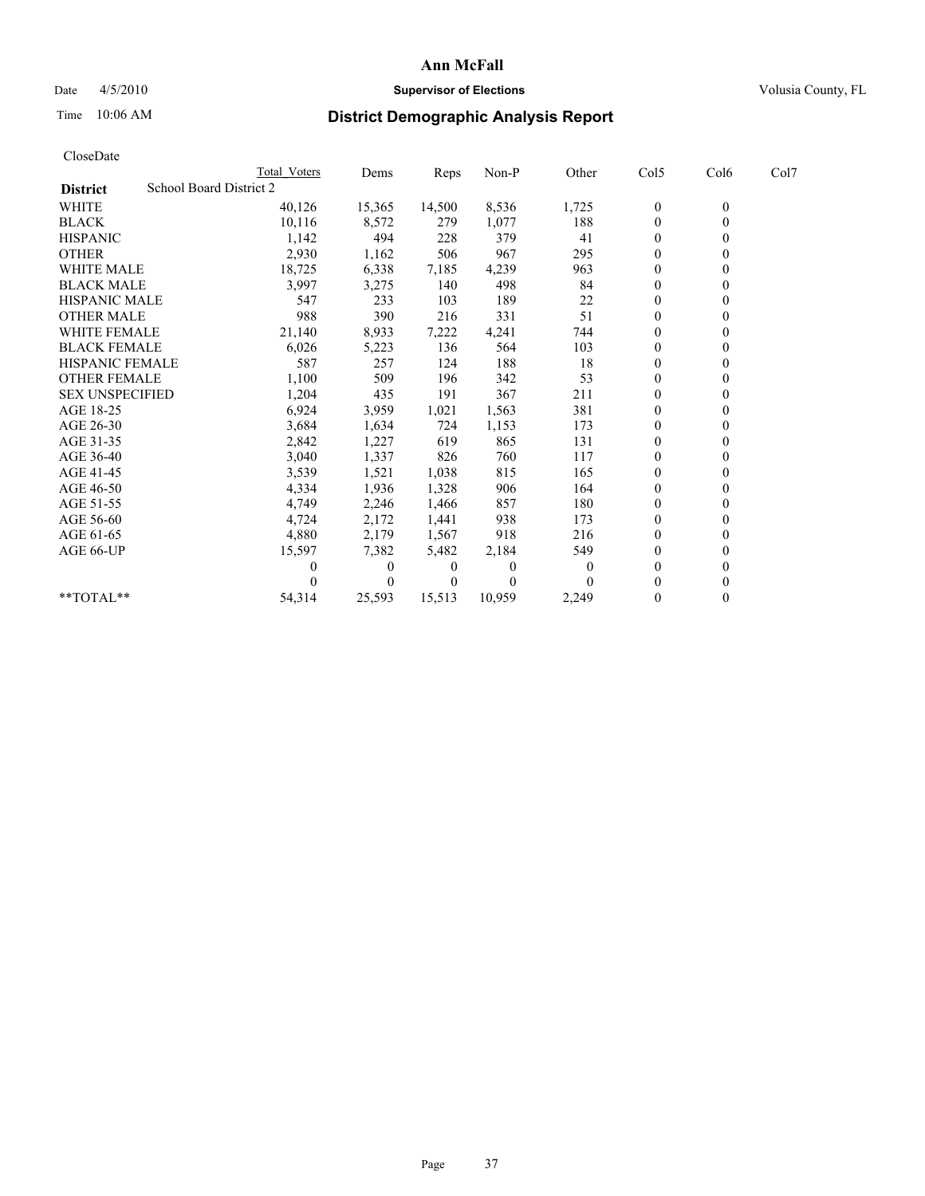**Ann McFall**

Date 4/5/2010 **Supervisor of Elections** Volusia County, FL

Time 10:06 AM **District Demographic Analysis Report**

CloseDate

| | Total Voters | Dems | Reps | Non-P | Other | Col5 | Col6 | Col7 |
|---|---|---|---|---|---|---|---|---|
| **District** School Board District 2 | | | | | | | | |
| WHITE | 40,126 | 15,365 | 14,500 | 8,536 | 1,725 | 0 | 0 | |
| BLACK | 10,116 | 8,572 | 279 | 1,077 | 188 | 0 | 0 | |
| HISPANIC | 1,142 | 494 | 228 | 379 | 41 | 0 | 0 | |
| OTHER | 2,930 | 1,162 | 506 | 967 | 295 | 0 | 0 | |
| WHITE MALE | 18,725 | 6,338 | 7,185 | 4,239 | 963 | 0 | 0 | |
| BLACK MALE | 3,997 | 3,275 | 140 | 498 | 84 | 0 | 0 | |
| HISPANIC MALE | 547 | 233 | 103 | 189 | 22 | 0 | 0 | |
| OTHER MALE | 988 | 390 | 216 | 331 | 51 | 0 | 0 | |
| WHITE FEMALE | 21,140 | 8,933 | 7,222 | 4,241 | 744 | 0 | 0 | |
| BLACK FEMALE | 6,026 | 5,223 | 136 | 564 | 103 | 0 | 0 | |
| HISPANIC FEMALE | 587 | 257 | 124 | 188 | 18 | 0 | 0 | |
| OTHER FEMALE | 1,100 | 509 | 196 | 342 | 53 | 0 | 0 | |
| SEX UNSPECIFIED | 1,204 | 435 | 191 | 367 | 211 | 0 | 0 | |
| AGE 18-25 | 6,924 | 3,959 | 1,021 | 1,563 | 381 | 0 | 0 | |
| AGE 26-30 | 3,684 | 1,634 | 724 | 1,153 | 173 | 0 | 0 | |
| AGE 31-35 | 2,842 | 1,227 | 619 | 865 | 131 | 0 | 0 | |
| AGE 36-40 | 3,040 | 1,337 | 826 | 760 | 117 | 0 | 0 | |
| AGE 41-45 | 3,539 | 1,521 | 1,038 | 815 | 165 | 0 | 0 | |
| AGE 46-50 | 4,334 | 1,936 | 1,328 | 906 | 164 | 0 | 0 | |
| AGE 51-55 | 4,749 | 2,246 | 1,466 | 857 | 180 | 0 | 0 | |
| AGE 56-60 | 4,724 | 2,172 | 1,441 | 938 | 173 | 0 | 0 | |
| AGE 61-65 | 4,880 | 2,179 | 1,567 | 918 | 216 | 0 | 0 | |
| AGE 66-UP | 15,597 | 7,382 | 5,482 | 2,184 | 549 | 0 | 0 | |
| | 0 | 0 | 0 | 0 | 0 | 0 | 0 | |
| | 0 | 0 | 0 | 0 | 0 | 0 | 0 | |
| **TOTAL** | 54,314 | 25,593 | 15,513 | 10,959 | 2,249 | 0 | 0 | |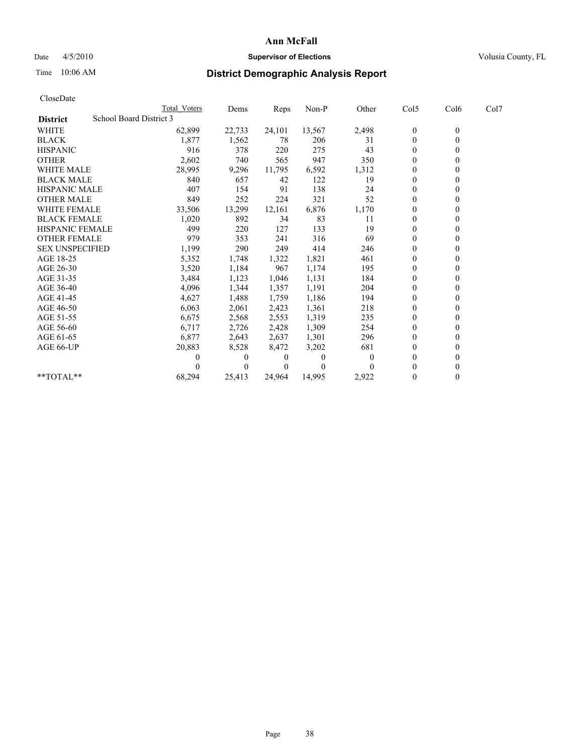# Ann McFall

Date 4/5/2010 **Supervisor of Elections** Volusia County, FL

Time 10:06 AM

## District Demographic Analysis Report

CloseDate

| | Total Voters | Dems | Reps | Non-P | Other | Col5 | Col6 | Col7 |
|---|---|---|---|---|---|---|---|---|
| **District** School Board District 3 | | | | | | | | |
| WHITE | 62,899 | 22,733 | 24,101 | 13,567 | 2,498 | 0 | 0 | |
| BLACK | 1,877 | 1,562 | 78 | 206 | 31 | 0 | 0 | |
| HISPANIC | 916 | 378 | 220 | 275 | 43 | 0 | 0 | |
| OTHER | 2,602 | 740 | 565 | 947 | 350 | 0 | 0 | |
| WHITE MALE | 28,995 | 9,296 | 11,795 | 6,592 | 1,312 | 0 | 0 | |
| BLACK MALE | 840 | 657 | 42 | 122 | 19 | 0 | 0 | |
| HISPANIC MALE | 407 | 154 | 91 | 138 | 24 | 0 | 0 | |
| OTHER MALE | 849 | 252 | 224 | 321 | 52 | 0 | 0 | |
| WHITE FEMALE | 33,506 | 13,299 | 12,161 | 6,876 | 1,170 | 0 | 0 | |
| BLACK FEMALE | 1,020 | 892 | 34 | 83 | 11 | 0 | 0 | |
| HISPANIC FEMALE | 499 | 220 | 127 | 133 | 19 | 0 | 0 | |
| OTHER FEMALE | 979 | 353 | 241 | 316 | 69 | 0 | 0 | |
| SEX UNSPECIFIED | 1,199 | 290 | 249 | 414 | 246 | 0 | 0 | |
| AGE 18-25 | 5,352 | 1,748 | 1,322 | 1,821 | 461 | 0 | 0 | |
| AGE 26-30 | 3,520 | 1,184 | 967 | 1,174 | 195 | 0 | 0 | |
| AGE 31-35 | 3,484 | 1,123 | 1,046 | 1,131 | 184 | 0 | 0 | |
| AGE 36-40 | 4,096 | 1,344 | 1,357 | 1,191 | 204 | 0 | 0 | |
| AGE 41-45 | 4,627 | 1,488 | 1,759 | 1,186 | 194 | 0 | 0 | |
| AGE 46-50 | 6,063 | 2,061 | 2,423 | 1,361 | 218 | 0 | 0 | |
| AGE 51-55 | 6,675 | 2,568 | 2,553 | 1,319 | 235 | 0 | 0 | |
| AGE 56-60 | 6,717 | 2,726 | 2,428 | 1,309 | 254 | 0 | 0 | |
| AGE 61-65 | 6,877 | 2,643 | 2,637 | 1,301 | 296 | 0 | 0 | |
| AGE 66-UP | 20,883 | 8,528 | 8,472 | 3,202 | 681 | 0 | 0 | |
| | 0 | 0 | 0 | 0 | 0 | 0 | 0 | |
| | 0 | 0 | 0 | 0 | 0 | 0 | 0 | |
| **TOTAL** | 68,294 | 25,413 | 24,964 | 14,995 | 2,922 | 0 | 0 | |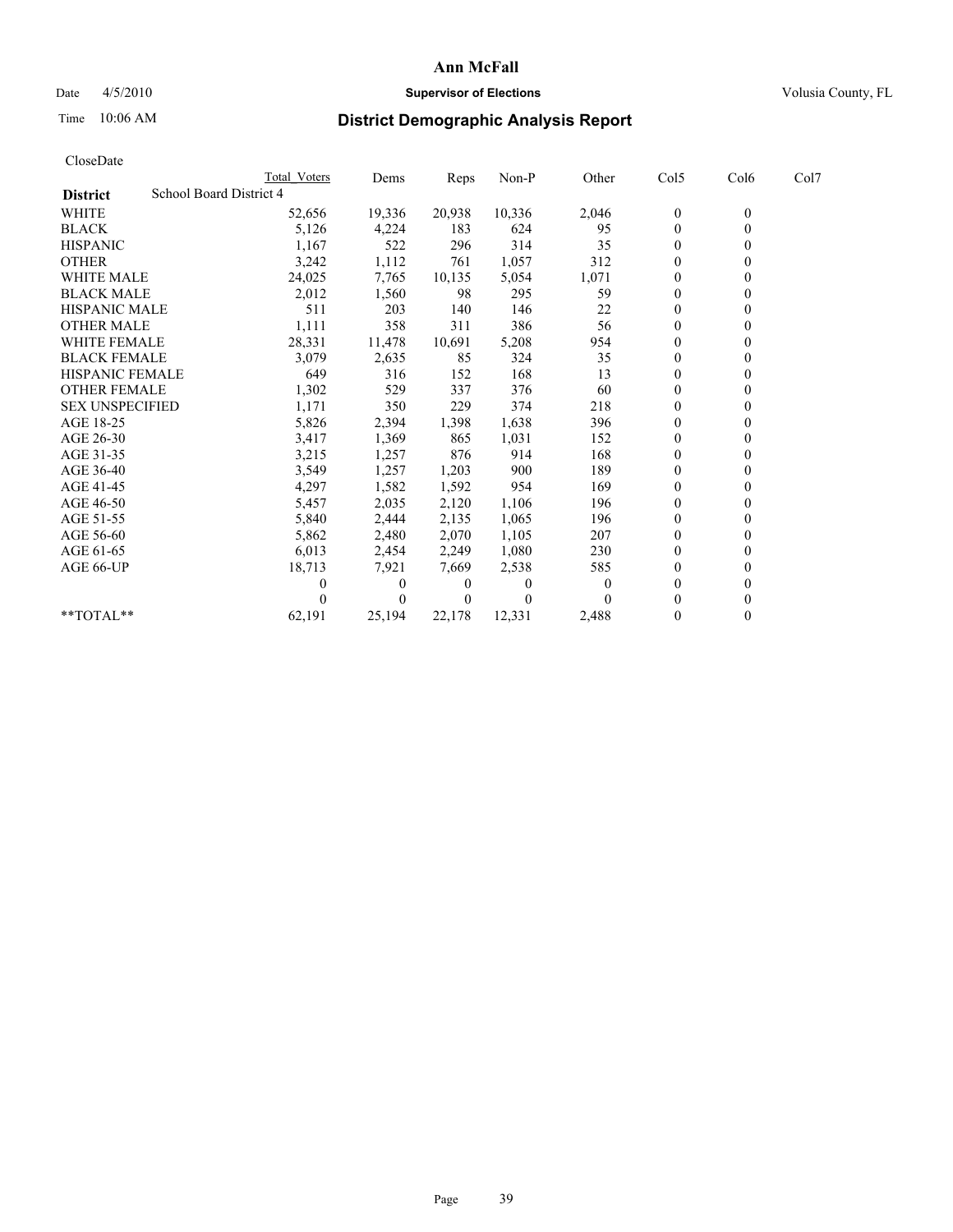**Ann McFall**

Date 4/5/2010 **Supervisor of Elections** Volusia County, FL

Time 10:06 AM

## District Demographic Analysis Report

CloseDate

| | Total Voters | Dems | Reps | Non-P | Other | Col5 | Col6 | Col7 |
|---|---|---|---|---|---|---|---|---|
| **District** School Board District 4 | | | | | | | | |
| WHITE | 52,656 | 19,336 | 20,938 | 10,336 | 2,046 | 0 | 0 | |
| BLACK | 5,126 | 4,224 | 183 | 624 | 95 | 0 | 0 | |
| HISPANIC | 1,167 | 522 | 296 | 314 | 35 | 0 | 0 | |
| OTHER | 3,242 | 1,112 | 761 | 1,057 | 312 | 0 | 0 | |
| WHITE MALE | 24,025 | 7,765 | 10,135 | 5,054 | 1,071 | 0 | 0 | |
| BLACK MALE | 2,012 | 1,560 | 98 | 295 | 59 | 0 | 0 | |
| HISPANIC MALE | 511 | 203 | 140 | 146 | 22 | 0 | 0 | |
| OTHER MALE | 1,111 | 358 | 311 | 386 | 56 | 0 | 0 | |
| WHITE FEMALE | 28,331 | 11,478 | 10,691 | 5,208 | 954 | 0 | 0 | |
| BLACK FEMALE | 3,079 | 2,635 | 85 | 324 | 35 | 0 | 0 | |
| HISPANIC FEMALE | 649 | 316 | 152 | 168 | 13 | 0 | 0 | |
| OTHER FEMALE | 1,302 | 529 | 337 | 376 | 60 | 0 | 0 | |
| SEX UNSPECIFIED | 1,171 | 350 | 229 | 374 | 218 | 0 | 0 | |
| AGE 18-25 | 5,826 | 2,394 | 1,398 | 1,638 | 396 | 0 | 0 | |
| AGE 26-30 | 3,417 | 1,369 | 865 | 1,031 | 152 | 0 | 0 | |
| AGE 31-35 | 3,215 | 1,257 | 876 | 914 | 168 | 0 | 0 | |
| AGE 36-40 | 3,549 | 1,257 | 1,203 | 900 | 189 | 0 | 0 | |
| AGE 41-45 | 4,297 | 1,582 | 1,592 | 954 | 169 | 0 | 0 | |
| AGE 46-50 | 5,457 | 2,035 | 2,120 | 1,106 | 196 | 0 | 0 | |
| AGE 51-55 | 5,840 | 2,444 | 2,135 | 1,065 | 196 | 0 | 0 | |
| AGE 56-60 | 5,862 | 2,480 | 2,070 | 1,105 | 207 | 0 | 0 | |
| AGE 61-65 | 6,013 | 2,454 | 2,249 | 1,080 | 230 | 0 | 0 | |
| AGE 66-UP | 18,713 | 7,921 | 7,669 | 2,538 | 585 | 0 | 0 | |
| | 0 | 0 | 0 | 0 | 0 | 0 | 0 | |
| | 0 | 0 | 0 | 0 | 0 | 0 | 0 | |
| **TOTAL** | 62,191 | 25,194 | 22,178 | 12,331 | 2,488 | 0 | 0 | |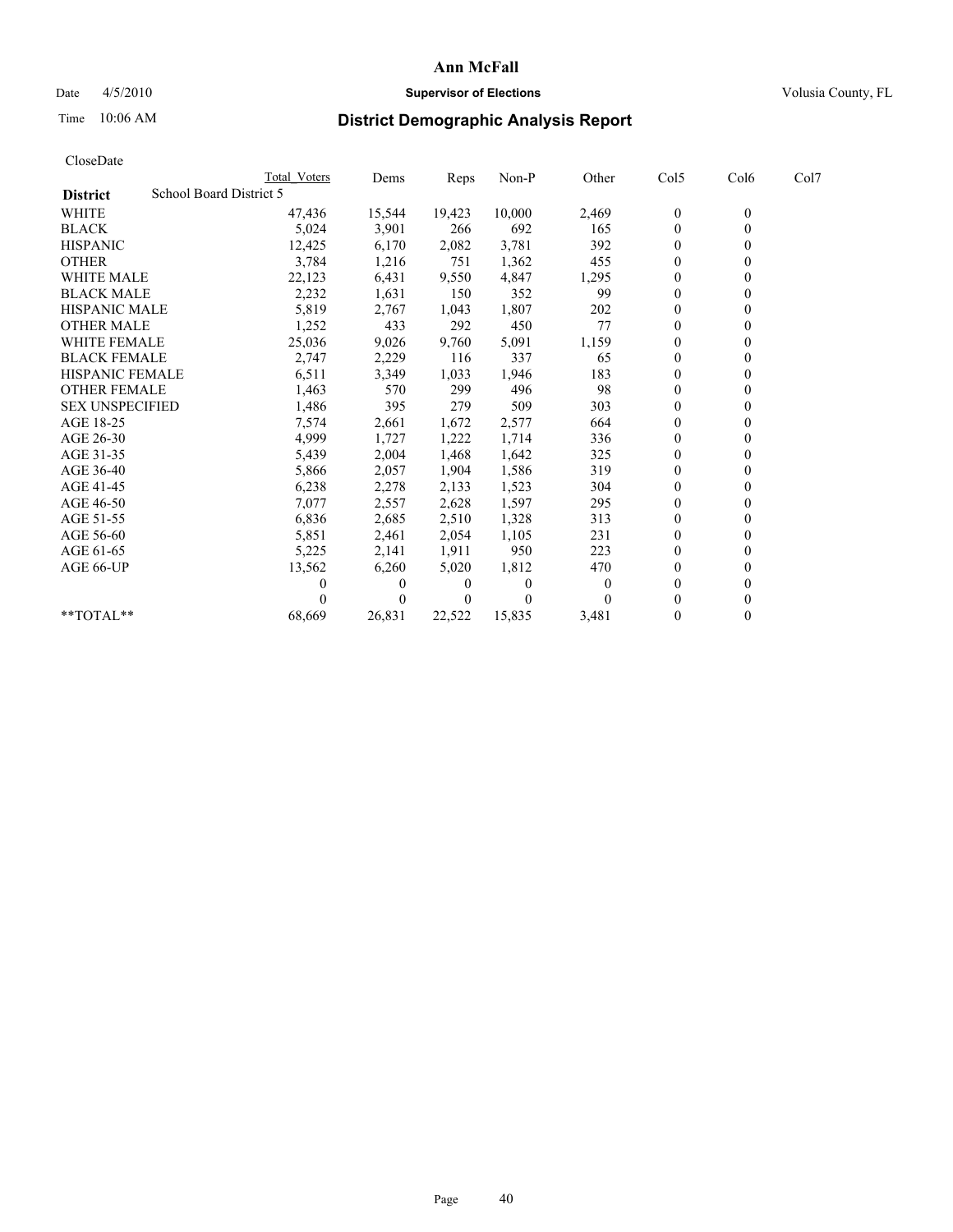# Ann McFall

Date 4/5/2010 **Supervisor of Elections** Volusia County, FL

Time 10:06 AM

## District Demographic Analysis Report

CloseDate

**District** School Board District 5

| | Total Voters | Dems | Reps | Non-P | Other | Col5 | Col6 | Col7 |
|---|---|---|---|---|---|---|---|---|
| WHITE | 47,436 | 15,544 | 19,423 | 10,000 | 2,469 | 0 | 0 | |
| BLACK | 5,024 | 3,901 | 266 | 692 | 165 | 0 | 0 | |
| HISPANIC | 12,425 | 6,170 | 2,082 | 3,781 | 392 | 0 | 0 | |
| OTHER | 3,784 | 1,216 | 751 | 1,362 | 455 | 0 | 0 | |
| WHITE MALE | 22,123 | 6,431 | 9,550 | 4,847 | 1,295 | 0 | 0 | |
| BLACK MALE | 2,232 | 1,631 | 150 | 352 | 99 | 0 | 0 | |
| HISPANIC MALE | 5,819 | 2,767 | 1,043 | 1,807 | 202 | 0 | 0 | |
| OTHER MALE | 1,252 | 433 | 292 | 450 | 77 | 0 | 0 | |
| WHITE FEMALE | 25,036 | 9,026 | 9,760 | 5,091 | 1,159 | 0 | 0 | |
| BLACK FEMALE | 2,747 | 2,229 | 116 | 337 | 65 | 0 | 0 | |
| HISPANIC FEMALE | 6,511 | 3,349 | 1,033 | 1,946 | 183 | 0 | 0 | |
| OTHER FEMALE | 1,463 | 570 | 299 | 496 | 98 | 0 | 0 | |
| SEX UNSPECIFIED | 1,486 | 395 | 279 | 509 | 303 | 0 | 0 | |
| AGE 18-25 | 7,574 | 2,661 | 1,672 | 2,577 | 664 | 0 | 0 | |
| AGE 26-30 | 4,999 | 1,727 | 1,222 | 1,714 | 336 | 0 | 0 | |
| AGE 31-35 | 5,439 | 2,004 | 1,468 | 1,642 | 325 | 0 | 0 | |
| AGE 36-40 | 5,866 | 2,057 | 1,904 | 1,586 | 319 | 0 | 0 | |
| AGE 41-45 | 6,238 | 2,278 | 2,133 | 1,523 | 304 | 0 | 0 | |
| AGE 46-50 | 7,077 | 2,557 | 2,628 | 1,597 | 295 | 0 | 0 | |
| AGE 51-55 | 6,836 | 2,685 | 2,510 | 1,328 | 313 | 0 | 0 | |
| AGE 56-60 | 5,851 | 2,461 | 2,054 | 1,105 | 231 | 0 | 0 | |
| AGE 61-65 | 5,225 | 2,141 | 1,911 | 950 | 223 | 0 | 0 | |
| AGE 66-UP | 13,562 | 6,260 | 5,020 | 1,812 | 470 | 0 | 0 | |
| | 0 | 0 | 0 | 0 | 0 | 0 | 0 | |
| | 0 | 0 | 0 | 0 | 0 | 0 | 0 | |
| **TOTAL** | 68,669 | 26,831 | 22,522 | 15,835 | 3,481 | 0 | 0 | |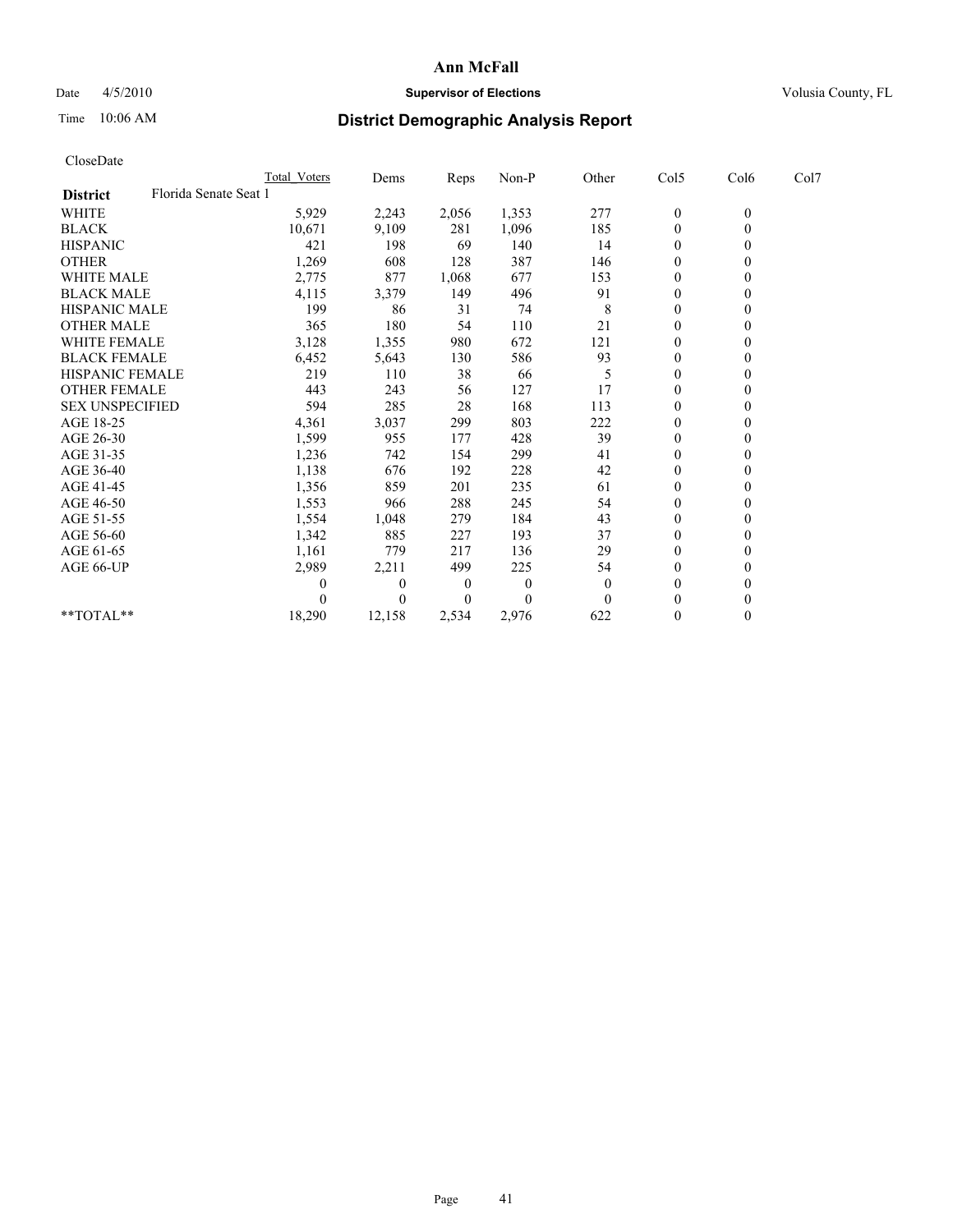# Ann McFall

Date 4/5/2010 **Supervisor of Elections** Volusia County, FL

Time 10:06 AM **District Demographic Analysis Report**

CloseDate

| | Total_Voters | Dems | Reps | Non-P | Other | Col5 | Col6 | Col7 |
|---|---|---|---|---|---|---|---|---|
| **District** Florida Senate Seat 1 | | | | | | | | |
| WHITE | 5,929 | 2,243 | 2,056 | 1,353 | 277 | 0 | 0 | |
| BLACK | 10,671 | 9,109 | 281 | 1,096 | 185 | 0 | 0 | |
| HISPANIC | 421 | 198 | 69 | 140 | 14 | 0 | 0 | |
| OTHER | 1,269 | 608 | 128 | 387 | 146 | 0 | 0 | |
| WHITE MALE | 2,775 | 877 | 1,068 | 677 | 153 | 0 | 0 | |
| BLACK MALE | 4,115 | 3,379 | 149 | 496 | 91 | 0 | 0 | |
| HISPANIC MALE | 199 | 86 | 31 | 74 | 8 | 0 | 0 | |
| OTHER MALE | 365 | 180 | 54 | 110 | 21 | 0 | 0 | |
| WHITE FEMALE | 3,128 | 1,355 | 980 | 672 | 121 | 0 | 0 | |
| BLACK FEMALE | 6,452 | 5,643 | 130 | 586 | 93 | 0 | 0 | |
| HISPANIC FEMALE | 219 | 110 | 38 | 66 | 5 | 0 | 0 | |
| OTHER FEMALE | 443 | 243 | 56 | 127 | 17 | 0 | 0 | |
| SEX UNSPECIFIED | 594 | 285 | 28 | 168 | 113 | 0 | 0 | |
| AGE 18-25 | 4,361 | 3,037 | 299 | 803 | 222 | 0 | 0 | |
| AGE 26-30 | 1,599 | 955 | 177 | 428 | 39 | 0 | 0 | |
| AGE 31-35 | 1,236 | 742 | 154 | 299 | 41 | 0 | 0 | |
| AGE 36-40 | 1,138 | 676 | 192 | 228 | 42 | 0 | 0 | |
| AGE 41-45 | 1,356 | 859 | 201 | 235 | 61 | 0 | 0 | |
| AGE 46-50 | 1,553 | 966 | 288 | 245 | 54 | 0 | 0 | |
| AGE 51-55 | 1,554 | 1,048 | 279 | 184 | 43 | 0 | 0 | |
| AGE 56-60 | 1,342 | 885 | 227 | 193 | 37 | 0 | 0 | |
| AGE 61-65 | 1,161 | 779 | 217 | 136 | 29 | 0 | 0 | |
| AGE 66-UP | 2,989 | 2,211 | 499 | 225 | 54 | 0 | 0 | |
| | 0 | 0 | 0 | 0 | 0 | 0 | 0 | |
| | 0 | 0 | 0 | 0 | 0 | 0 | 0 | |
| **TOTAL** | 18,290 | 12,158 | 2,534 | 2,976 | 622 | 0 | 0 | |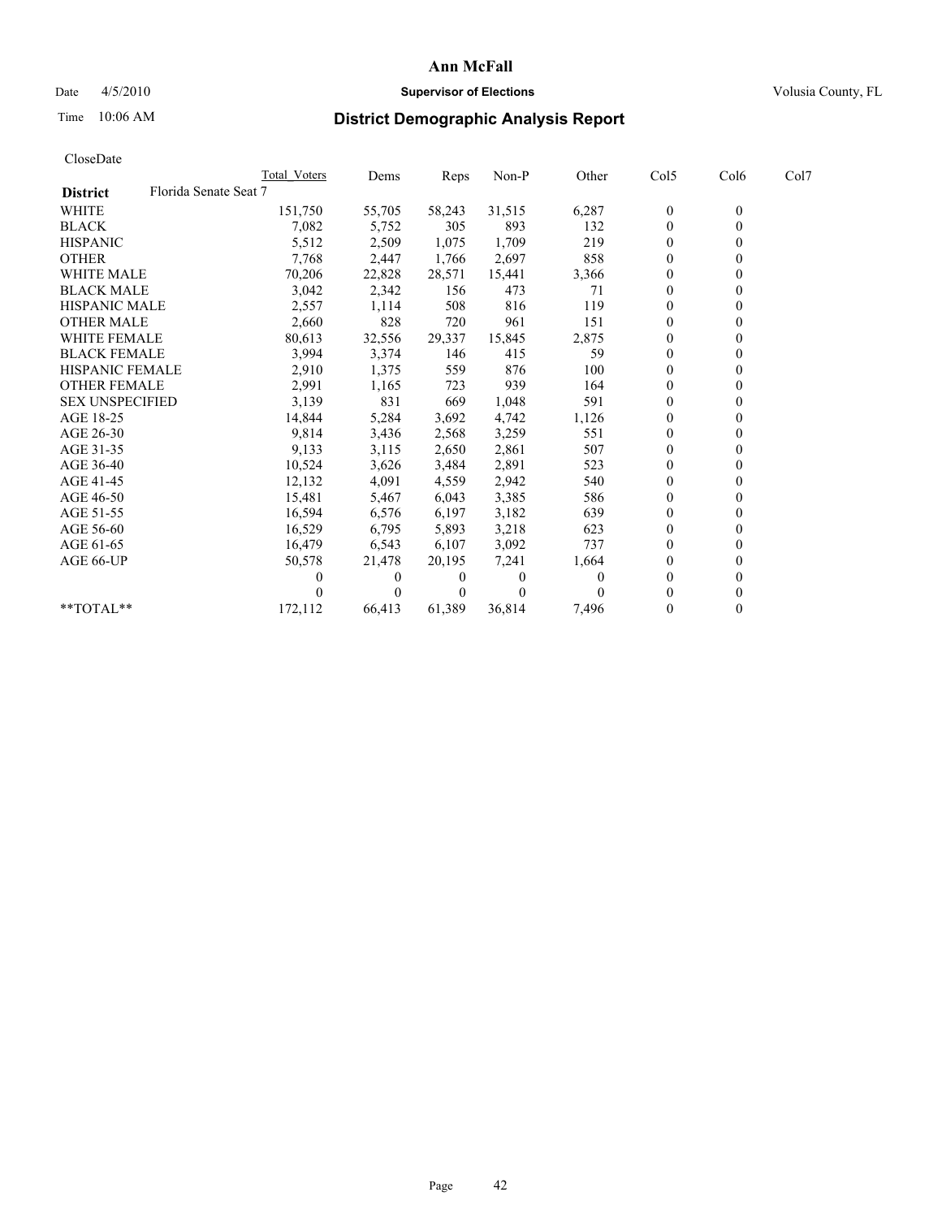**Ann McFall**

Date 4/5/2010 **Supervisor of Elections** Volusia County, FL

Time 10:06 AM **District Demographic Analysis Report**

CloseDate

| | Total_Voters | Dems | Reps | Non-P | Other | Col5 | Col6 | Col7 |
|---|---|---|---|---|---|---|---|---|
| **District** Florida Senate Seat 7 | | | | | | | | |
| WHITE | 151,750 | 55,705 | 58,243 | 31,515 | 6,287 | 0 | 0 | |
| BLACK | 7,082 | 5,752 | 305 | 893 | 132 | 0 | 0 | |
| HISPANIC | 5,512 | 2,509 | 1,075 | 1,709 | 219 | 0 | 0 | |
| OTHER | 7,768 | 2,447 | 1,766 | 2,697 | 858 | 0 | 0 | |
| WHITE MALE | 70,206 | 22,828 | 28,571 | 15,441 | 3,366 | 0 | 0 | |
| BLACK MALE | 3,042 | 2,342 | 156 | 473 | 71 | 0 | 0 | |
| HISPANIC MALE | 2,557 | 1,114 | 508 | 816 | 119 | 0 | 0 | |
| OTHER MALE | 2,660 | 828 | 720 | 961 | 151 | 0 | 0 | |
| WHITE FEMALE | 80,613 | 32,556 | 29,337 | 15,845 | 2,875 | 0 | 0 | |
| BLACK FEMALE | 3,994 | 3,374 | 146 | 415 | 59 | 0 | 0 | |
| HISPANIC FEMALE | 2,910 | 1,375 | 559 | 876 | 100 | 0 | 0 | |
| OTHER FEMALE | 2,991 | 1,165 | 723 | 939 | 164 | 0 | 0 | |
| SEX UNSPECIFIED | 3,139 | 831 | 669 | 1,048 | 591 | 0 | 0 | |
| AGE 18-25 | 14,844 | 5,284 | 3,692 | 4,742 | 1,126 | 0 | 0 | |
| AGE 26-30 | 9,814 | 3,436 | 2,568 | 3,259 | 551 | 0 | 0 | |
| AGE 31-35 | 9,133 | 3,115 | 2,650 | 2,861 | 507 | 0 | 0 | |
| AGE 36-40 | 10,524 | 3,626 | 3,484 | 2,891 | 523 | 0 | 0 | |
| AGE 41-45 | 12,132 | 4,091 | 4,559 | 2,942 | 540 | 0 | 0 | |
| AGE 46-50 | 15,481 | 5,467 | 6,043 | 3,385 | 586 | 0 | 0 | |
| AGE 51-55 | 16,594 | 6,576 | 6,197 | 3,182 | 639 | 0 | 0 | |
| AGE 56-60 | 16,529 | 6,795 | 5,893 | 3,218 | 623 | 0 | 0 | |
| AGE 61-65 | 16,479 | 6,543 | 6,107 | 3,092 | 737 | 0 | 0 | |
| AGE 66-UP | 50,578 | 21,478 | 20,195 | 7,241 | 1,664 | 0 | 0 | |
| | 0 | 0 | 0 | 0 | 0 | 0 | 0 | |
| | 0 | 0 | 0 | 0 | 0 | 0 | 0 | |
| **TOTAL** | 172,112 | 66,413 | 61,389 | 36,814 | 7,496 | 0 | 0 | |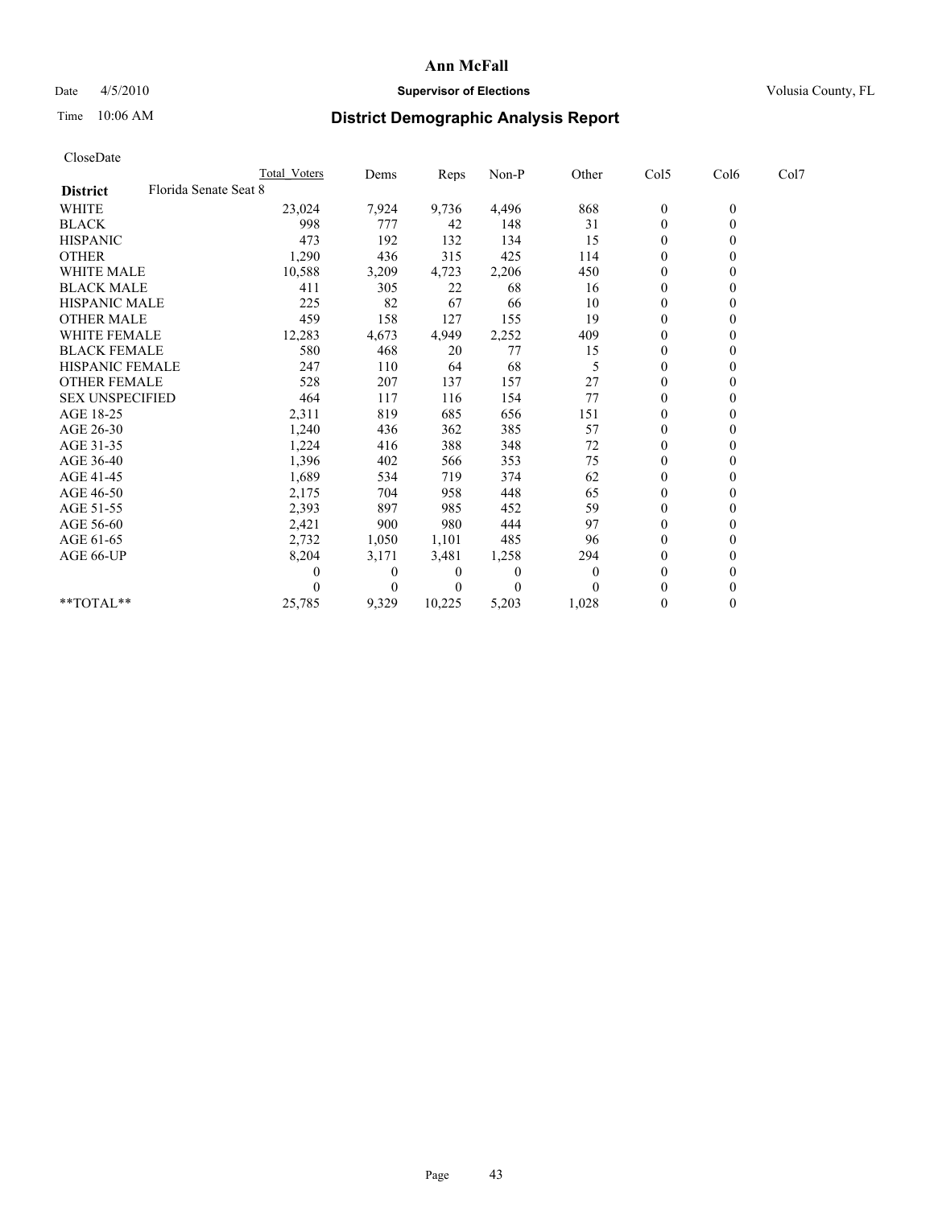# Ann McFall

Date 4/5/2010 **Supervisor of Elections** Volusia County, FL

Time 10:06 AM

## District Demographic Analysis Report

CloseDate

| | Total Voters | Dems | Reps | Non-P | Other | Col5 | Col6 | Col7 |
|---|---|---|---|---|---|---|---|---|
| **District** Florida Senate Seat 8 | | | | | | | | |
| WHITE | 23,024 | 7,924 | 9,736 | 4,496 | 868 | 0 | 0 | |
| BLACK | 998 | 777 | 42 | 148 | 31 | 0 | 0 | |
| HISPANIC | 473 | 192 | 132 | 134 | 15 | 0 | 0 | |
| OTHER | 1,290 | 436 | 315 | 425 | 114 | 0 | 0 | |
| WHITE MALE | 10,588 | 3,209 | 4,723 | 2,206 | 450 | 0 | 0 | |
| BLACK MALE | 411 | 305 | 22 | 68 | 16 | 0 | 0 | |
| HISPANIC MALE | 225 | 82 | 67 | 66 | 10 | 0 | 0 | |
| OTHER MALE | 459 | 158 | 127 | 155 | 19 | 0 | 0 | |
| WHITE FEMALE | 12,283 | 4,673 | 4,949 | 2,252 | 409 | 0 | 0 | |
| BLACK FEMALE | 580 | 468 | 20 | 77 | 15 | 0 | 0 | |
| HISPANIC FEMALE | 247 | 110 | 64 | 68 | 5 | 0 | 0 | |
| OTHER FEMALE | 528 | 207 | 137 | 157 | 27 | 0 | 0 | |
| SEX UNSPECIFIED | 464 | 117 | 116 | 154 | 77 | 0 | 0 | |
| AGE 18-25 | 2,311 | 819 | 685 | 656 | 151 | 0 | 0 | |
| AGE 26-30 | 1,240 | 436 | 362 | 385 | 57 | 0 | 0 | |
| AGE 31-35 | 1,224 | 416 | 388 | 348 | 72 | 0 | 0 | |
| AGE 36-40 | 1,396 | 402 | 566 | 353 | 75 | 0 | 0 | |
| AGE 41-45 | 1,689 | 534 | 719 | 374 | 62 | 0 | 0 | |
| AGE 46-50 | 2,175 | 704 | 958 | 448 | 65 | 0 | 0 | |
| AGE 51-55 | 2,393 | 897 | 985 | 452 | 59 | 0 | 0 | |
| AGE 56-60 | 2,421 | 900 | 980 | 444 | 97 | 0 | 0 | |
| AGE 61-65 | 2,732 | 1,050 | 1,101 | 485 | 96 | 0 | 0 | |
| AGE 66-UP | 8,204 | 3,171 | 3,481 | 1,258 | 294 | 0 | 0 | |
| | 0 | 0 | 0 | 0 | 0 | 0 | 0 | |
| | 0 | 0 | 0 | 0 | 0 | 0 | 0 | |
| **TOTAL** | 25,785 | 9,329 | 10,225 | 5,203 | 1,028 | 0 | 0 | |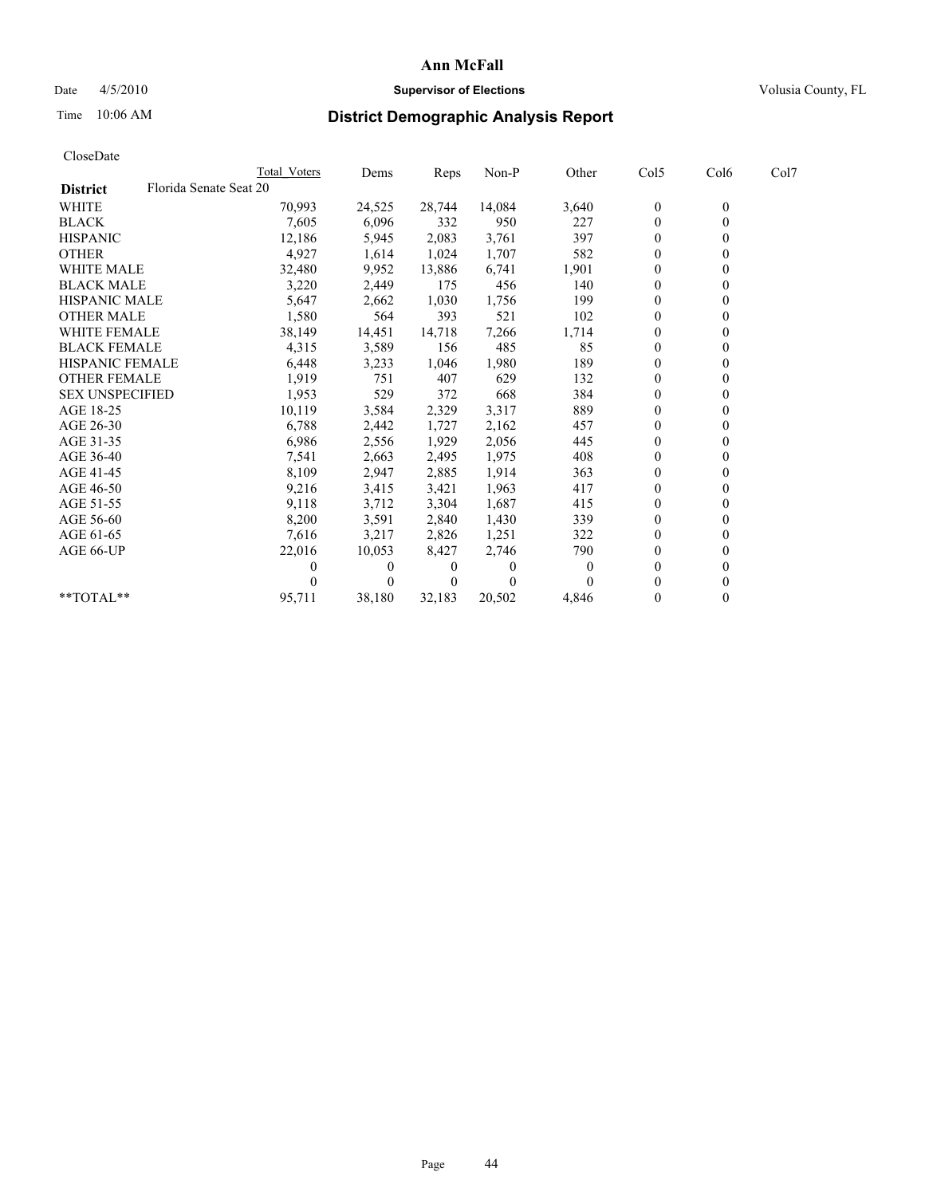# Ann McFall

Date 4/5/2010 **Supervisor of Elections** Volusia County, FL

Time 10:06 AM **District Demographic Analysis Report**

CloseDate

| | Total Voters | Dems | Reps | Non-P | Other | Col5 | Col6 | Col7 |
|---|---|---|---|---|---|---|---|---|
| **District** Florida Senate Seat 20 | | | | | | | | |
| WHITE | 70,993 | 24,525 | 28,744 | 14,084 | 3,640 | 0 | 0 | |
| BLACK | 7,605 | 6,096 | 332 | 950 | 227 | 0 | 0 | |
| HISPANIC | 12,186 | 5,945 | 2,083 | 3,761 | 397 | 0 | 0 | |
| OTHER | 4,927 | 1,614 | 1,024 | 1,707 | 582 | 0 | 0 | |
| WHITE MALE | 32,480 | 9,952 | 13,886 | 6,741 | 1,901 | 0 | 0 | |
| BLACK MALE | 3,220 | 2,449 | 175 | 456 | 140 | 0 | 0 | |
| HISPANIC MALE | 5,647 | 2,662 | 1,030 | 1,756 | 199 | 0 | 0 | |
| OTHER MALE | 1,580 | 564 | 393 | 521 | 102 | 0 | 0 | |
| WHITE FEMALE | 38,149 | 14,451 | 14,718 | 7,266 | 1,714 | 0 | 0 | |
| BLACK FEMALE | 4,315 | 3,589 | 156 | 485 | 85 | 0 | 0 | |
| HISPANIC FEMALE | 6,448 | 3,233 | 1,046 | 1,980 | 189 | 0 | 0 | |
| OTHER FEMALE | 1,919 | 751 | 407 | 629 | 132 | 0 | 0 | |
| SEX UNSPECIFIED | 1,953 | 529 | 372 | 668 | 384 | 0 | 0 | |
| AGE 18-25 | 10,119 | 3,584 | 2,329 | 3,317 | 889 | 0 | 0 | |
| AGE 26-30 | 6,788 | 2,442 | 1,727 | 2,162 | 457 | 0 | 0 | |
| AGE 31-35 | 6,986 | 2,556 | 1,929 | 2,056 | 445 | 0 | 0 | |
| AGE 36-40 | 7,541 | 2,663 | 2,495 | 1,975 | 408 | 0 | 0 | |
| AGE 41-45 | 8,109 | 2,947 | 2,885 | 1,914 | 363 | 0 | 0 | |
| AGE 46-50 | 9,216 | 3,415 | 3,421 | 1,963 | 417 | 0 | 0 | |
| AGE 51-55 | 9,118 | 3,712 | 3,304 | 1,687 | 415 | 0 | 0 | |
| AGE 56-60 | 8,200 | 3,591 | 2,840 | 1,430 | 339 | 0 | 0 | |
| AGE 61-65 | 7,616 | 3,217 | 2,826 | 1,251 | 322 | 0 | 0 | |
| AGE 66-UP | 22,016 | 10,053 | 8,427 | 2,746 | 790 | 0 | 0 | |
| | 0 | 0 | 0 | 0 | 0 | 0 | 0 | |
| | 0 | 0 | 0 | 0 | 0 | 0 | 0 | |
| **TOTAL** | 95,711 | 38,180 | 32,183 | 20,502 | 4,846 | 0 | 0 | |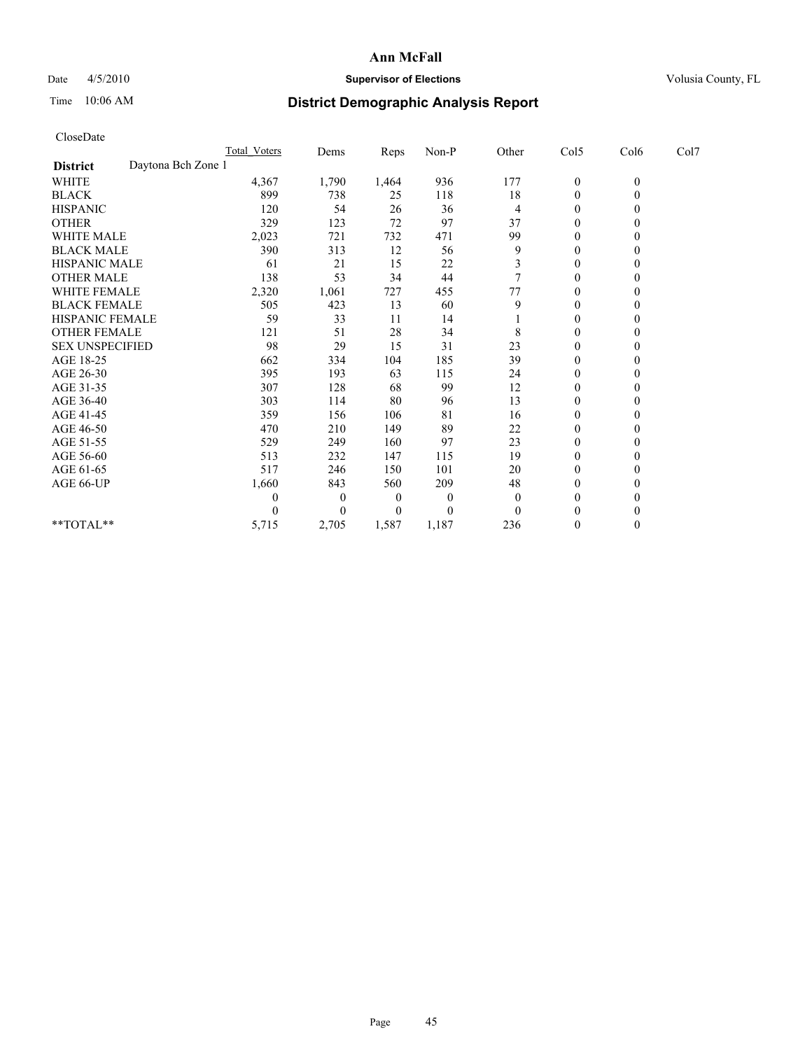# Ann McFall

Date 4/5/2010 **Supervisor of Elections** Volusia County, FL

Time 10:06 AM **District Demographic Analysis Report**

CloseDate

| | Total_Voters | Dems | Reps | Non-P | Other | Col5 | Col6 | Col7 |
|---|---|---|---|---|---|---|---|---|
| **District** Daytona Bch Zone 1 | | | | | | | | |
| WHITE | 4,367 | 1,790 | 1,464 | 936 | 177 | 0 | 0 | |
| BLACK | 899 | 738 | 25 | 118 | 18 | 0 | 0 | |
| HISPANIC | 120 | 54 | 26 | 36 | 4 | 0 | 0 | |
| OTHER | 329 | 123 | 72 | 97 | 37 | 0 | 0 | |
| WHITE MALE | 2,023 | 721 | 732 | 471 | 99 | 0 | 0 | |
| BLACK MALE | 390 | 313 | 12 | 56 | 9 | 0 | 0 | |
| HISPANIC MALE | 61 | 21 | 15 | 22 | 3 | 0 | 0 | |
| OTHER MALE | 138 | 53 | 34 | 44 | 7 | 0 | 0 | |
| WHITE FEMALE | 2,320 | 1,061 | 727 | 455 | 77 | 0 | 0 | |
| BLACK FEMALE | 505 | 423 | 13 | 60 | 9 | 0 | 0 | |
| HISPANIC FEMALE | 59 | 33 | 11 | 14 | 1 | 0 | 0 | |
| OTHER FEMALE | 121 | 51 | 28 | 34 | 8 | 0 | 0 | |
| SEX UNSPECIFIED | 98 | 29 | 15 | 31 | 23 | 0 | 0 | |
| AGE 18-25 | 662 | 334 | 104 | 185 | 39 | 0 | 0 | |
| AGE 26-30 | 395 | 193 | 63 | 115 | 24 | 0 | 0 | |
| AGE 31-35 | 307 | 128 | 68 | 99 | 12 | 0 | 0 | |
| AGE 36-40 | 303 | 114 | 80 | 96 | 13 | 0 | 0 | |
| AGE 41-45 | 359 | 156 | 106 | 81 | 16 | 0 | 0 | |
| AGE 46-50 | 470 | 210 | 149 | 89 | 22 | 0 | 0 | |
| AGE 51-55 | 529 | 249 | 160 | 97 | 23 | 0 | 0 | |
| AGE 56-60 | 513 | 232 | 147 | 115 | 19 | 0 | 0 | |
| AGE 61-65 | 517 | 246 | 150 | 101 | 20 | 0 | 0 | |
| AGE 66-UP | 1,660 | 843 | 560 | 209 | 48 | 0 | 0 | |
| | 0 | 0 | 0 | 0 | 0 | 0 | 0 | |
| | 0 | 0 | 0 | 0 | 0 | 0 | 0 | |
| **TOTAL** | 5,715 | 2,705 | 1,587 | 1,187 | 236 | 0 | 0 | |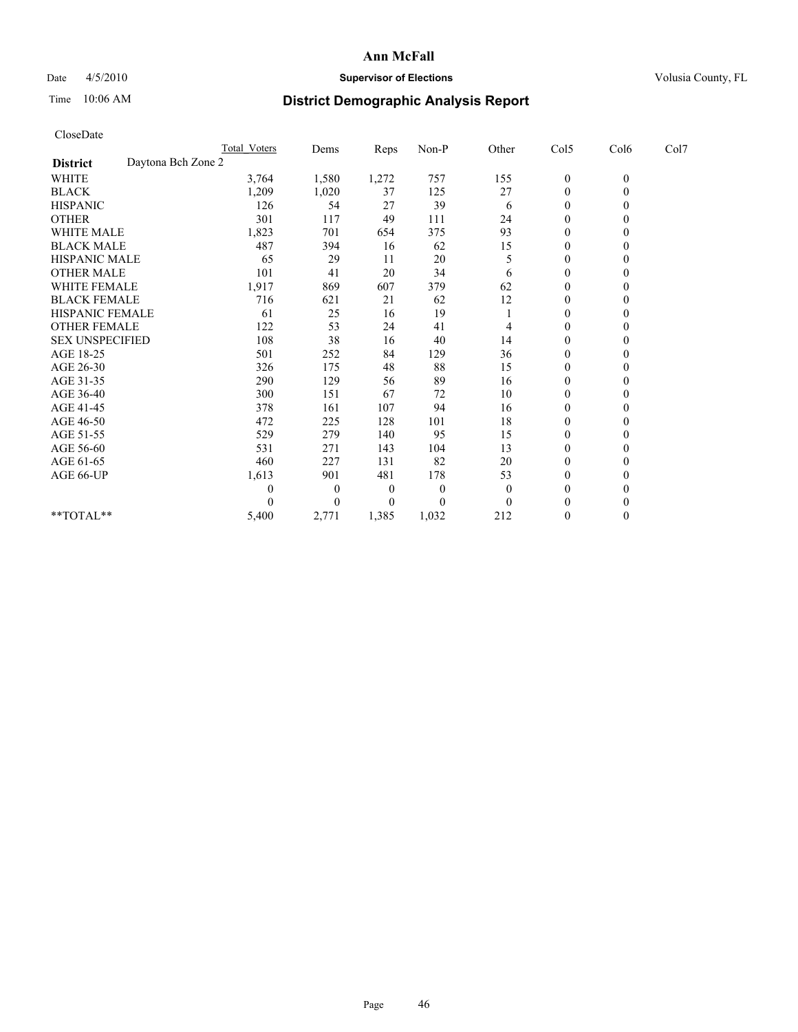**Ann McFall**

Date 4/5/2010 **Supervisor of Elections** Volusia County, FL

Time 10:06 AM **District Demographic Analysis Report**

CloseDate

| | Total_Voters | Dems | Reps | Non-P | Other | Col5 | Col6 | Col7 |
|---|---|---|---|---|---|---|---|---|
| **District** Daytona Bch Zone 2 | | | | | | | | |
| WHITE | 3,764 | 1,580 | 1,272 | 757 | 155 | 0 | 0 | |
| BLACK | 1,209 | 1,020 | 37 | 125 | 27 | 0 | 0 | |
| HISPANIC | 126 | 54 | 27 | 39 | 6 | 0 | 0 | |
| OTHER | 301 | 117 | 49 | 111 | 24 | 0 | 0 | |
| WHITE MALE | 1,823 | 701 | 654 | 375 | 93 | 0 | 0 | |
| BLACK MALE | 487 | 394 | 16 | 62 | 15 | 0 | 0 | |
| HISPANIC MALE | 65 | 29 | 11 | 20 | 5 | 0 | 0 | |
| OTHER MALE | 101 | 41 | 20 | 34 | 6 | 0 | 0 | |
| WHITE FEMALE | 1,917 | 869 | 607 | 379 | 62 | 0 | 0 | |
| BLACK FEMALE | 716 | 621 | 21 | 62 | 12 | 0 | 0 | |
| HISPANIC FEMALE | 61 | 25 | 16 | 19 | 1 | 0 | 0 | |
| OTHER FEMALE | 122 | 53 | 24 | 41 | 4 | 0 | 0 | |
| SEX UNSPECIFIED | 108 | 38 | 16 | 40 | 14 | 0 | 0 | |
| AGE 18-25 | 501 | 252 | 84 | 129 | 36 | 0 | 0 | |
| AGE 26-30 | 326 | 175 | 48 | 88 | 15 | 0 | 0 | |
| AGE 31-35 | 290 | 129 | 56 | 89 | 16 | 0 | 0 | |
| AGE 36-40 | 300 | 151 | 67 | 72 | 10 | 0 | 0 | |
| AGE 41-45 | 378 | 161 | 107 | 94 | 16 | 0 | 0 | |
| AGE 46-50 | 472 | 225 | 128 | 101 | 18 | 0 | 0 | |
| AGE 51-55 | 529 | 279 | 140 | 95 | 15 | 0 | 0 | |
| AGE 56-60 | 531 | 271 | 143 | 104 | 13 | 0 | 0 | |
| AGE 61-65 | 460 | 227 | 131 | 82 | 20 | 0 | 0 | |
| AGE 66-UP | 1,613 | 901 | 481 | 178 | 53 | 0 | 0 | |
| | 0 | 0 | 0 | 0 | 0 | 0 | 0 | |
| | 0 | 0 | 0 | 0 | 0 | 0 | 0 | |
| **TOTAL** | 5,400 | 2,771 | 1,385 | 1,032 | 212 | 0 | 0 | |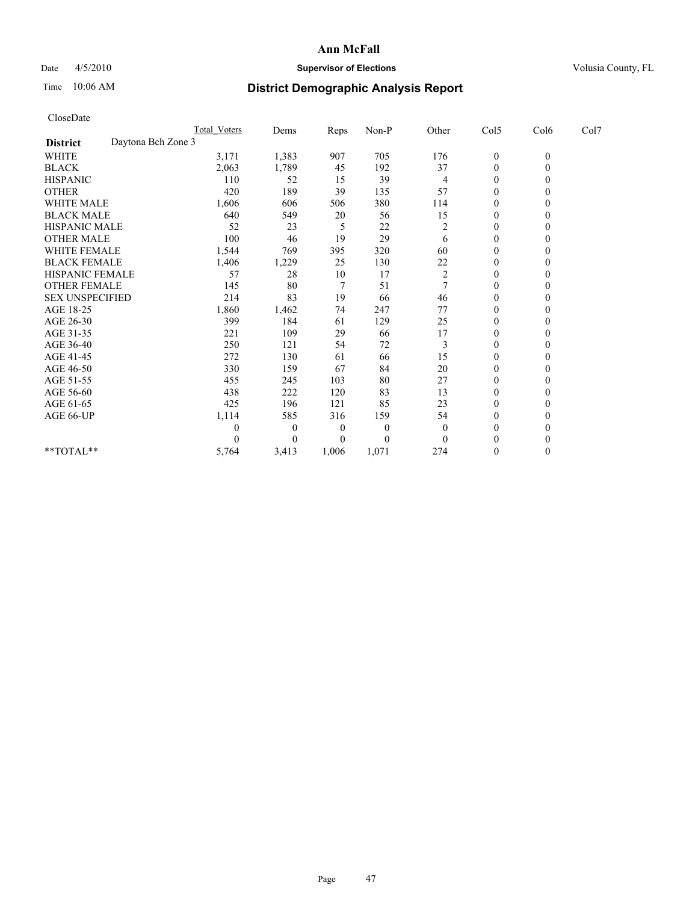# Ann McFall

Date 4/5/2010 **Supervisor of Elections** Volusia County, FL

Time 10:06 AM **District Demographic Analysis Report**

CloseDate

| | Total_Voters | Dems | Reps | Non-P | Other | Col5 | Col6 | Col7 |
|---|---|---|---|---|---|---|---|---|
| **District** Daytona Bch Zone 3 | | | | | | | | |
| WHITE | 3,171 | 1,383 | 907 | 705 | 176 | 0 | 0 | |
| BLACK | 2,063 | 1,789 | 45 | 192 | 37 | 0 | 0 | |
| HISPANIC | 110 | 52 | 15 | 39 | 4 | 0 | 0 | |
| OTHER | 420 | 189 | 39 | 135 | 57 | 0 | 0 | |
| WHITE MALE | 1,606 | 606 | 506 | 380 | 114 | 0 | 0 | |
| BLACK MALE | 640 | 549 | 20 | 56 | 15 | 0 | 0 | |
| HISPANIC MALE | 52 | 23 | 5 | 22 | 2 | 0 | 0 | |
| OTHER MALE | 100 | 46 | 19 | 29 | 6 | 0 | 0 | |
| WHITE FEMALE | 1,544 | 769 | 395 | 320 | 60 | 0 | 0 | |
| BLACK FEMALE | 1,406 | 1,229 | 25 | 130 | 22 | 0 | 0 | |
| HISPANIC FEMALE | 57 | 28 | 10 | 17 | 2 | 0 | 0 | |
| OTHER FEMALE | 145 | 80 | 7 | 51 | 7 | 0 | 0 | |
| SEX UNSPECIFIED | 214 | 83 | 19 | 66 | 46 | 0 | 0 | |
| AGE 18-25 | 1,860 | 1,462 | 74 | 247 | 77 | 0 | 0 | |
| AGE 26-30 | 399 | 184 | 61 | 129 | 25 | 0 | 0 | |
| AGE 31-35 | 221 | 109 | 29 | 66 | 17 | 0 | 0 | |
| AGE 36-40 | 250 | 121 | 54 | 72 | 3 | 0 | 0 | |
| AGE 41-45 | 272 | 130 | 61 | 66 | 15 | 0 | 0 | |
| AGE 46-50 | 330 | 159 | 67 | 84 | 20 | 0 | 0 | |
| AGE 51-55 | 455 | 245 | 103 | 80 | 27 | 0 | 0 | |
| AGE 56-60 | 438 | 222 | 120 | 83 | 13 | 0 | 0 | |
| AGE 61-65 | 425 | 196 | 121 | 85 | 23 | 0 | 0 | |
| AGE 66-UP | 1,114 | 585 | 316 | 159 | 54 | 0 | 0 | |
| | 0 | 0 | 0 | 0 | 0 | 0 | 0 | |
| | 0 | 0 | 0 | 0 | 0 | 0 | 0 | |
| **TOTAL** | 5,764 | 3,413 | 1,006 | 1,071 | 274 | 0 | 0 | |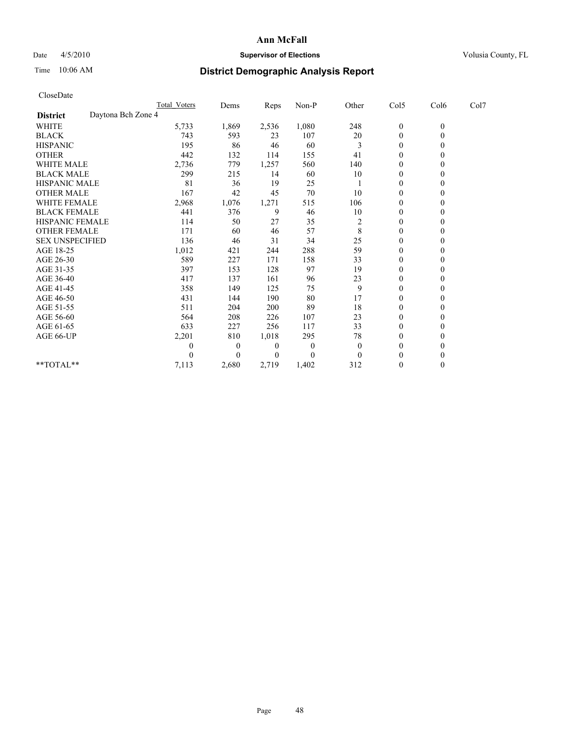**Ann McFall**

Date 4/5/2010 **Supervisor of Elections** Volusia County, FL

Time 10:06 AM

# District Demographic Analysis Report

CloseDate

| | Total Voters | Dems | Reps | Non-P | Other | Col5 | Col6 | Col7 |
|---|---|---|---|---|---|---|---|---|
| **District** Daytona Bch Zone 4 | | | | | | | | |
| WHITE | 5,733 | 1,869 | 2,536 | 1,080 | 248 | 0 | 0 | |
| BLACK | 743 | 593 | 23 | 107 | 20 | 0 | 0 | |
| HISPANIC | 195 | 86 | 46 | 60 | 3 | 0 | 0 | |
| OTHER | 442 | 132 | 114 | 155 | 41 | 0 | 0 | |
| WHITE MALE | 2,736 | 779 | 1,257 | 560 | 140 | 0 | 0 | |
| BLACK MALE | 299 | 215 | 14 | 60 | 10 | 0 | 0 | |
| HISPANIC MALE | 81 | 36 | 19 | 25 | 1 | 0 | 0 | |
| OTHER MALE | 167 | 42 | 45 | 70 | 10 | 0 | 0 | |
| WHITE FEMALE | 2,968 | 1,076 | 1,271 | 515 | 106 | 0 | 0 | |
| BLACK FEMALE | 441 | 376 | 9 | 46 | 10 | 0 | 0 | |
| HISPANIC FEMALE | 114 | 50 | 27 | 35 | 2 | 0 | 0 | |
| OTHER FEMALE | 171 | 60 | 46 | 57 | 8 | 0 | 0 | |
| SEX UNSPECIFIED | 136 | 46 | 31 | 34 | 25 | 0 | 0 | |
| AGE 18-25 | 1,012 | 421 | 244 | 288 | 59 | 0 | 0 | |
| AGE 26-30 | 589 | 227 | 171 | 158 | 33 | 0 | 0 | |
| AGE 31-35 | 397 | 153 | 128 | 97 | 19 | 0 | 0 | |
| AGE 36-40 | 417 | 137 | 161 | 96 | 23 | 0 | 0 | |
| AGE 41-45 | 358 | 149 | 125 | 75 | 9 | 0 | 0 | |
| AGE 46-50 | 431 | 144 | 190 | 80 | 17 | 0 | 0 | |
| AGE 51-55 | 511 | 204 | 200 | 89 | 18 | 0 | 0 | |
| AGE 56-60 | 564 | 208 | 226 | 107 | 23 | 0 | 0 | |
| AGE 61-65 | 633 | 227 | 256 | 117 | 33 | 0 | 0 | |
| AGE 66-UP | 2,201 | 810 | 1,018 | 295 | 78 | 0 | 0 | |
| | 0 | 0 | 0 | 0 | 0 | 0 | 0 | |
| | 0 | 0 | 0 | 0 | 0 | 0 | 0 | |
| **TOTAL** | 7,113 | 2,680 | 2,719 | 1,402 | 312 | 0 | 0 | |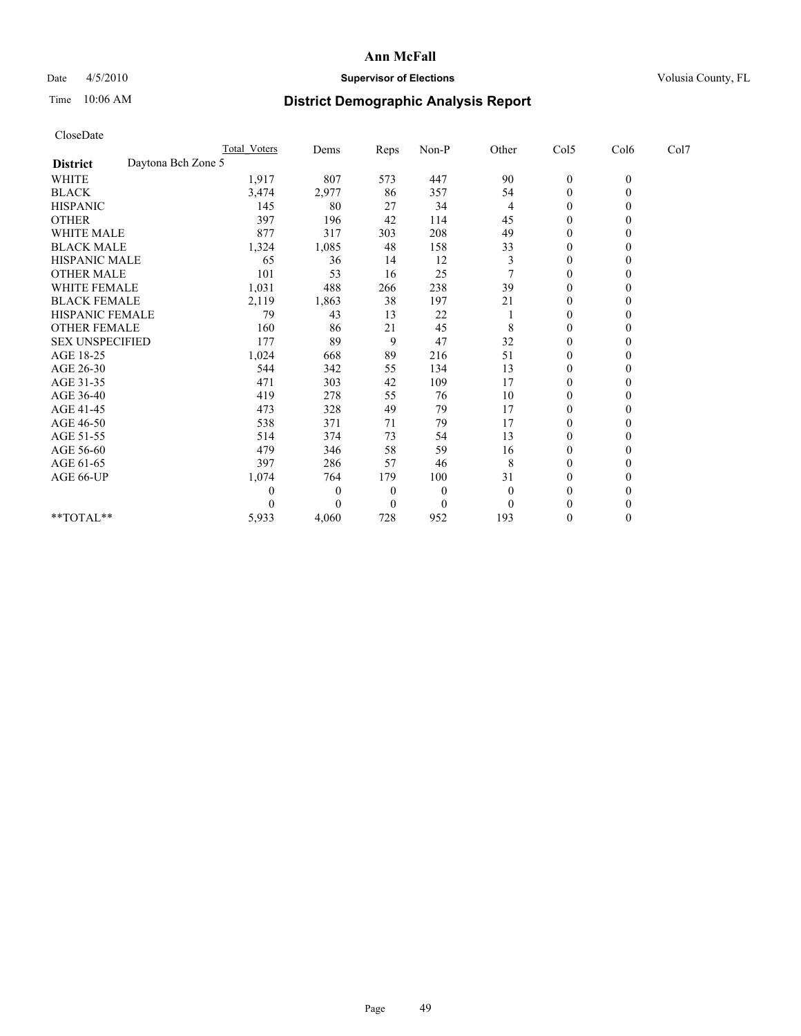# Ann McFall

Date 4/5/2010 **Supervisor of Elections** Volusia County, FL

Time 10:06 AM **District Demographic Analysis Report**

CloseDate

| | Total Voters | Dems | Reps | Non-P | Other | Col5 | Col6 | Col7 |
|---|---|---|---|---|---|---|---|---|
| **District** Daytona Bch Zone 5 | | | | | | | | |
| WHITE | 1,917 | 807 | 573 | 447 | 90 | 0 | 0 | |
| BLACK | 3,474 | 2,977 | 86 | 357 | 54 | 0 | 0 | |
| HISPANIC | 145 | 80 | 27 | 34 | 4 | 0 | 0 | |
| OTHER | 397 | 196 | 42 | 114 | 45 | 0 | 0 | |
| WHITE MALE | 877 | 317 | 303 | 208 | 49 | 0 | 0 | |
| BLACK MALE | 1,324 | 1,085 | 48 | 158 | 33 | 0 | 0 | |
| HISPANIC MALE | 65 | 36 | 14 | 12 | 3 | 0 | 0 | |
| OTHER MALE | 101 | 53 | 16 | 25 | 7 | 0 | 0 | |
| WHITE FEMALE | 1,031 | 488 | 266 | 238 | 39 | 0 | 0 | |
| BLACK FEMALE | 2,119 | 1,863 | 38 | 197 | 21 | 0 | 0 | |
| HISPANIC FEMALE | 79 | 43 | 13 | 22 | 1 | 0 | 0 | |
| OTHER FEMALE | 160 | 86 | 21 | 45 | 8 | 0 | 0 | |
| SEX UNSPECIFIED | 177 | 89 | 9 | 47 | 32 | 0 | 0 | |
| AGE 18-25 | 1,024 | 668 | 89 | 216 | 51 | 0 | 0 | |
| AGE 26-30 | 544 | 342 | 55 | 134 | 13 | 0 | 0 | |
| AGE 31-35 | 471 | 303 | 42 | 109 | 17 | 0 | 0 | |
| AGE 36-40 | 419 | 278 | 55 | 76 | 10 | 0 | 0 | |
| AGE 41-45 | 473 | 328 | 49 | 79 | 17 | 0 | 0 | |
| AGE 46-50 | 538 | 371 | 71 | 79 | 17 | 0 | 0 | |
| AGE 51-55 | 514 | 374 | 73 | 54 | 13 | 0 | 0 | |
| AGE 56-60 | 479 | 346 | 58 | 59 | 16 | 0 | 0 | |
| AGE 61-65 | 397 | 286 | 57 | 46 | 8 | 0 | 0 | |
| AGE 66-UP | 1,074 | 764 | 179 | 100 | 31 | 0 | 0 | |
| | 0 | 0 | 0 | 0 | 0 | 0 | 0 | |
| | 0 | 0 | 0 | 0 | 0 | 0 | 0 | |
| **TOTAL** | 5,933 | 4,060 | 728 | 952 | 193 | 0 | 0 | |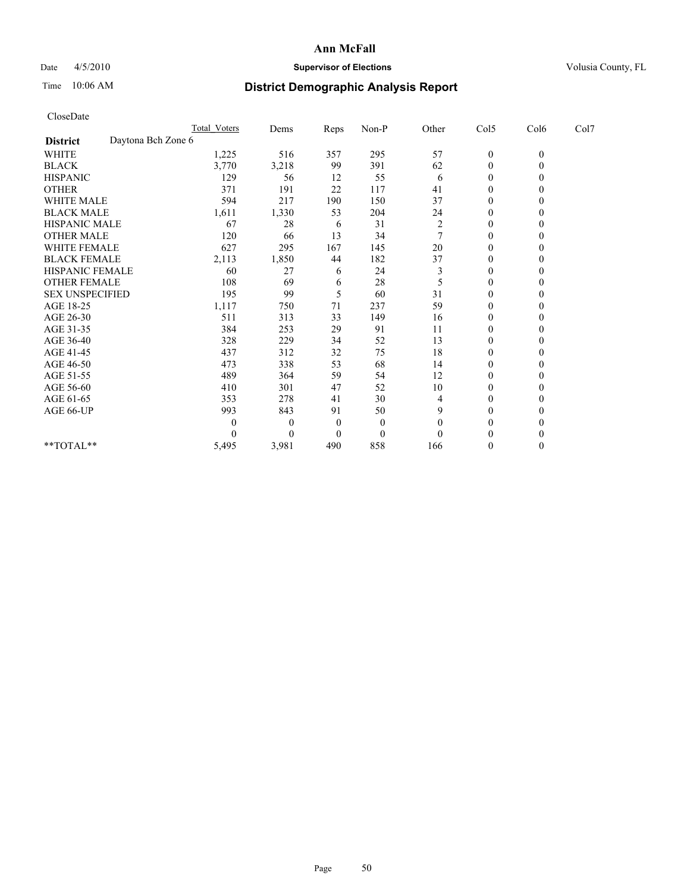# Ann McFall

Date 4/5/2010 **Supervisor of Elections** Volusia County, FL

Time 10:06 AM **District Demographic Analysis Report**

CloseDate

| | Total_Voters | Dems | Reps | Non-P | Other | Col5 | Col6 | Col7 |
|---|---|---|---|---|---|---|---|---|
| **District** Daytona Bch Zone 6 | | | | | | | | |
| WHITE | 1,225 | 516 | 357 | 295 | 57 | 0 | 0 | |
| BLACK | 3,770 | 3,218 | 99 | 391 | 62 | 0 | 0 | |
| HISPANIC | 129 | 56 | 12 | 55 | 6 | 0 | 0 | |
| OTHER | 371 | 191 | 22 | 117 | 41 | 0 | 0 | |
| WHITE MALE | 594 | 217 | 190 | 150 | 37 | 0 | 0 | |
| BLACK MALE | 1,611 | 1,330 | 53 | 204 | 24 | 0 | 0 | |
| HISPANIC MALE | 67 | 28 | 6 | 31 | 2 | 0 | 0 | |
| OTHER MALE | 120 | 66 | 13 | 34 | 7 | 0 | 0 | |
| WHITE FEMALE | 627 | 295 | 167 | 145 | 20 | 0 | 0 | |
| BLACK FEMALE | 2,113 | 1,850 | 44 | 182 | 37 | 0 | 0 | |
| HISPANIC FEMALE | 60 | 27 | 6 | 24 | 3 | 0 | 0 | |
| OTHER FEMALE | 108 | 69 | 6 | 28 | 5 | 0 | 0 | |
| SEX UNSPECIFIED | 195 | 99 | 5 | 60 | 31 | 0 | 0 | |
| AGE 18-25 | 1,117 | 750 | 71 | 237 | 59 | 0 | 0 | |
| AGE 26-30 | 511 | 313 | 33 | 149 | 16 | 0 | 0 | |
| AGE 31-35 | 384 | 253 | 29 | 91 | 11 | 0 | 0 | |
| AGE 36-40 | 328 | 229 | 34 | 52 | 13 | 0 | 0 | |
| AGE 41-45 | 437 | 312 | 32 | 75 | 18 | 0 | 0 | |
| AGE 46-50 | 473 | 338 | 53 | 68 | 14 | 0 | 0 | |
| AGE 51-55 | 489 | 364 | 59 | 54 | 12 | 0 | 0 | |
| AGE 56-60 | 410 | 301 | 47 | 52 | 10 | 0 | 0 | |
| AGE 61-65 | 353 | 278 | 41 | 30 | 4 | 0 | 0 | |
| AGE 66-UP | 993 | 843 | 91 | 50 | 9 | 0 | 0 | |
| | 0 | 0 | 0 | 0 | 0 | 0 | 0 | |
| | 0 | 0 | 0 | 0 | 0 | 0 | 0 | |
| **TOTAL** | 5,495 | 3,981 | 490 | 858 | 166 | 0 | 0 | |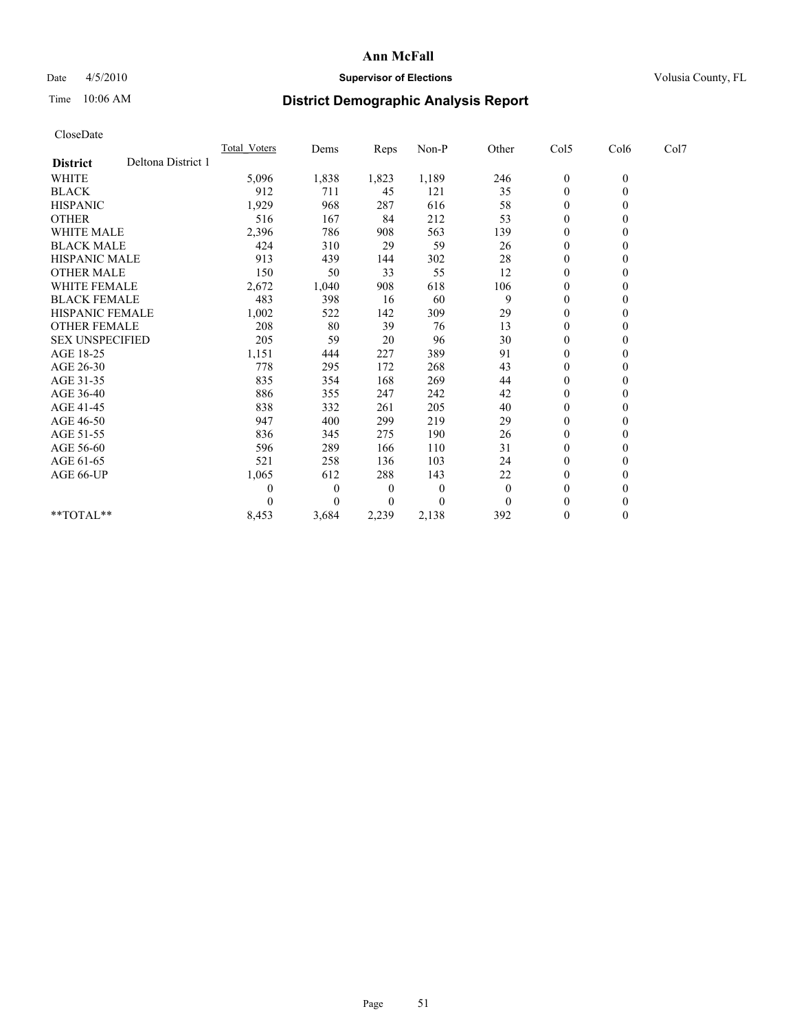Ann McFall

Date 4/5/2010 **Supervisor of Elections** Volusia County, FL

Time 10:06 AM

## District Demographic Analysis Report

CloseDate

| **District** Deltona District 1 | Total_Voters | Dems | Reps | Non-P | Other | Col5 | Col6 | Col7 |
|---|---|---|---|---|---|---|---|---|
| WHITE | 5,096 | 1,838 | 1,823 | 1,189 | 246 | 0 | 0 | |
| BLACK | 912 | 711 | 45 | 121 | 35 | 0 | 0 | |
| HISPANIC | 1,929 | 968 | 287 | 616 | 58 | 0 | 0 | |
| OTHER | 516 | 167 | 84 | 212 | 53 | 0 | 0 | |
| WHITE MALE | 2,396 | 786 | 908 | 563 | 139 | 0 | 0 | |
| BLACK MALE | 424 | 310 | 29 | 59 | 26 | 0 | 0 | |
| HISPANIC MALE | 913 | 439 | 144 | 302 | 28 | 0 | 0 | |
| OTHER MALE | 150 | 50 | 33 | 55 | 12 | 0 | 0 | |
| WHITE FEMALE | 2,672 | 1,040 | 908 | 618 | 106 | 0 | 0 | |
| BLACK FEMALE | 483 | 398 | 16 | 60 | 9 | 0 | 0 | |
| HISPANIC FEMALE | 1,002 | 522 | 142 | 309 | 29 | 0 | 0 | |
| OTHER FEMALE | 208 | 80 | 39 | 76 | 13 | 0 | 0 | |
| SEX UNSPECIFIED | 205 | 59 | 20 | 96 | 30 | 0 | 0 | |
| AGE 18-25 | 1,151 | 444 | 227 | 389 | 91 | 0 | 0 | |
| AGE 26-30 | 778 | 295 | 172 | 268 | 43 | 0 | 0 | |
| AGE 31-35 | 835 | 354 | 168 | 269 | 44 | 0 | 0 | |
| AGE 36-40 | 886 | 355 | 247 | 242 | 42 | 0 | 0 | |
| AGE 41-45 | 838 | 332 | 261 | 205 | 40 | 0 | 0 | |
| AGE 46-50 | 947 | 400 | 299 | 219 | 29 | 0 | 0 | |
| AGE 51-55 | 836 | 345 | 275 | 190 | 26 | 0 | 0 | |
| AGE 56-60 | 596 | 289 | 166 | 110 | 31 | 0 | 0 | |
| AGE 61-65 | 521 | 258 | 136 | 103 | 24 | 0 | 0 | |
| AGE 66-UP | 1,065 | 612 | 288 | 143 | 22 | 0 | 0 | |
| | 0 | 0 | 0 | 0 | 0 | 0 | 0 | |
| | 0 | 0 | 0 | 0 | 0 | 0 | 0 | |
| **TOTAL** | 8,453 | 3,684 | 2,239 | 2,138 | 392 | 0 | 0 | |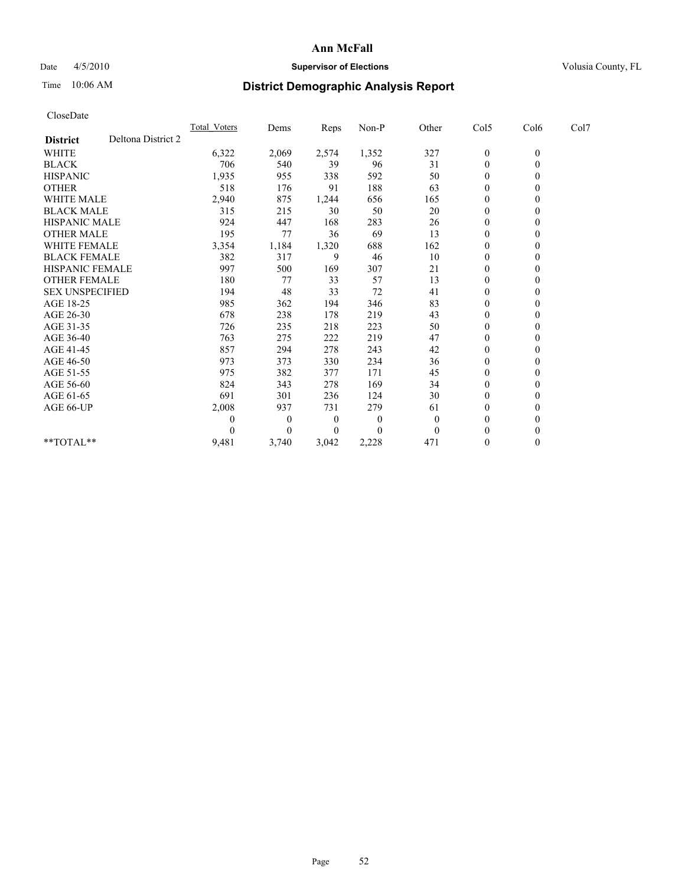# Ann McFall

Date 4/5/2010 **Supervisor of Elections** Volusia County, FL

Time 10:06 AM **District Demographic Analysis Report**

CloseDate

| **District** Deltona District 2 | Total_Voters | Dems | Reps | Non-P | Other | Col5 | Col6 | Col7 |
|---|---|---|---|---|---|---|---|---|
| WHITE | 6,322 | 2,069 | 2,574 | 1,352 | 327 | 0 | 0 | |
| BLACK | 706 | 540 | 39 | 96 | 31 | 0 | 0 | |
| HISPANIC | 1,935 | 955 | 338 | 592 | 50 | 0 | 0 | |
| OTHER | 518 | 176 | 91 | 188 | 63 | 0 | 0 | |
| WHITE MALE | 2,940 | 875 | 1,244 | 656 | 165 | 0 | 0 | |
| BLACK MALE | 315 | 215 | 30 | 50 | 20 | 0 | 0 | |
| HISPANIC MALE | 924 | 447 | 168 | 283 | 26 | 0 | 0 | |
| OTHER MALE | 195 | 77 | 36 | 69 | 13 | 0 | 0 | |
| WHITE FEMALE | 3,354 | 1,184 | 1,320 | 688 | 162 | 0 | 0 | |
| BLACK FEMALE | 382 | 317 | 9 | 46 | 10 | 0 | 0 | |
| HISPANIC FEMALE | 997 | 500 | 169 | 307 | 21 | 0 | 0 | |
| OTHER FEMALE | 180 | 77 | 33 | 57 | 13 | 0 | 0 | |
| SEX UNSPECIFIED | 194 | 48 | 33 | 72 | 41 | 0 | 0 | |
| AGE 18-25 | 985 | 362 | 194 | 346 | 83 | 0 | 0 | |
| AGE 26-30 | 678 | 238 | 178 | 219 | 43 | 0 | 0 | |
| AGE 31-35 | 726 | 235 | 218 | 223 | 50 | 0 | 0 | |
| AGE 36-40 | 763 | 275 | 222 | 219 | 47 | 0 | 0 | |
| AGE 41-45 | 857 | 294 | 278 | 243 | 42 | 0 | 0 | |
| AGE 46-50 | 973 | 373 | 330 | 234 | 36 | 0 | 0 | |
| AGE 51-55 | 975 | 382 | 377 | 171 | 45 | 0 | 0 | |
| AGE 56-60 | 824 | 343 | 278 | 169 | 34 | 0 | 0 | |
| AGE 61-65 | 691 | 301 | 236 | 124 | 30 | 0 | 0 | |
| AGE 66-UP | 2,008 | 937 | 731 | 279 | 61 | 0 | 0 | |
| | 0 | 0 | 0 | 0 | 0 | 0 | 0 | |
| | 0 | 0 | 0 | 0 | 0 | 0 | 0 | |
| **TOTAL** | 9,481 | 3,740 | 3,042 | 2,228 | 471 | 0 | 0 | |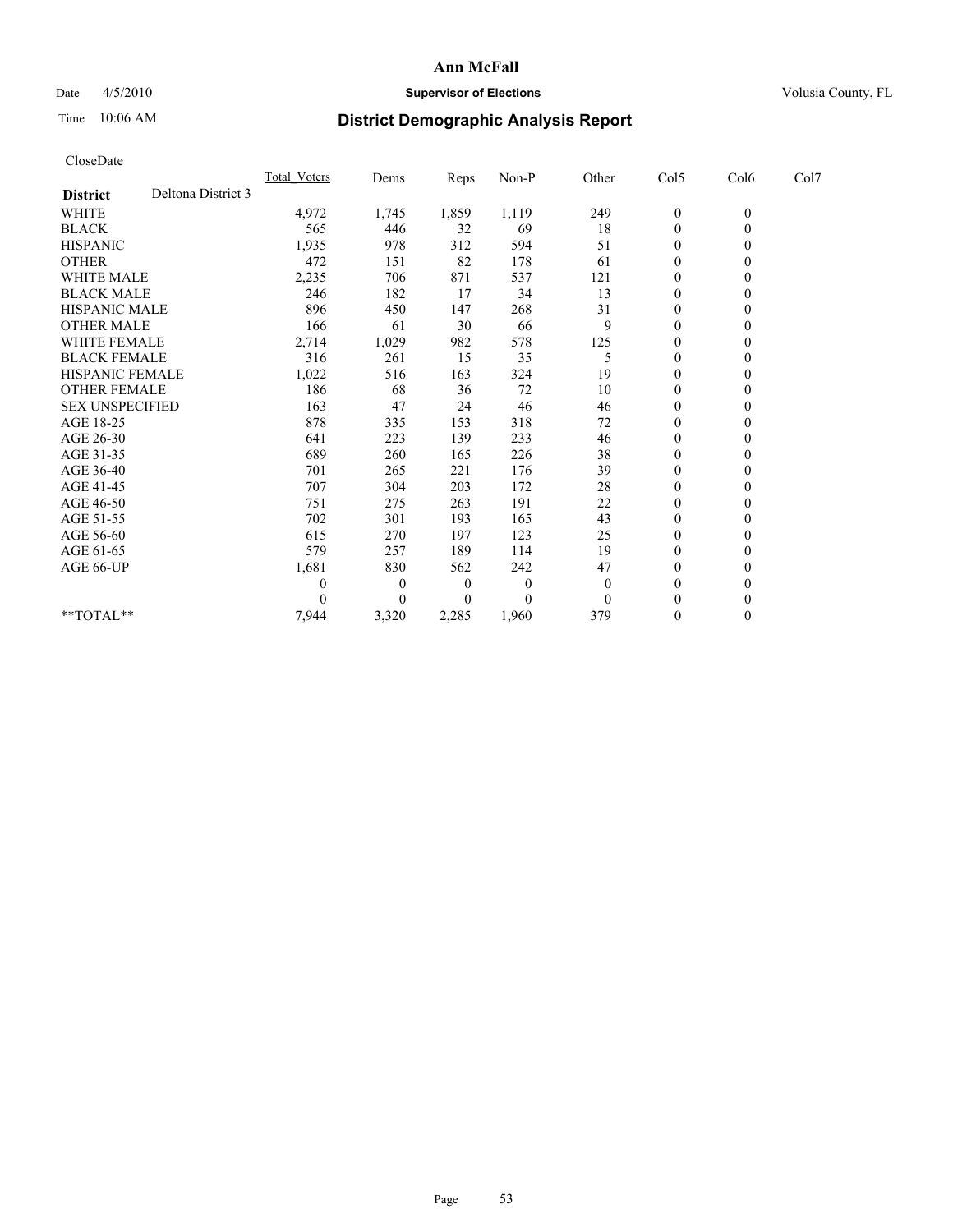# Ann McFall

Date 4/5/2010 **Supervisor of Elections** Volusia County, FL

Time 10:06 AM **District Demographic Analysis Report**

CloseDate

| **District** Deltona District 3 | Total_Voters | Dems | Reps | Non-P | Other | Col5 | Col6 | Col7 |
|---|---|---|---|---|---|---|---|---|
| WHITE | 4,972 | 1,745 | 1,859 | 1,119 | 249 | 0 | 0 | |
| BLACK | 565 | 446 | 32 | 69 | 18 | 0 | 0 | |
| HISPANIC | 1,935 | 978 | 312 | 594 | 51 | 0 | 0 | |
| OTHER | 472 | 151 | 82 | 178 | 61 | 0 | 0 | |
| WHITE MALE | 2,235 | 706 | 871 | 537 | 121 | 0 | 0 | |
| BLACK MALE | 246 | 182 | 17 | 34 | 13 | 0 | 0 | |
| HISPANIC MALE | 896 | 450 | 147 | 268 | 31 | 0 | 0 | |
| OTHER MALE | 166 | 61 | 30 | 66 | 9 | 0 | 0 | |
| WHITE FEMALE | 2,714 | 1,029 | 982 | 578 | 125 | 0 | 0 | |
| BLACK FEMALE | 316 | 261 | 15 | 35 | 5 | 0 | 0 | |
| HISPANIC FEMALE | 1,022 | 516 | 163 | 324 | 19 | 0 | 0 | |
| OTHER FEMALE | 186 | 68 | 36 | 72 | 10 | 0 | 0 | |
| SEX UNSPECIFIED | 163 | 47 | 24 | 46 | 46 | 0 | 0 | |
| AGE 18-25 | 878 | 335 | 153 | 318 | 72 | 0 | 0 | |
| AGE 26-30 | 641 | 223 | 139 | 233 | 46 | 0 | 0 | |
| AGE 31-35 | 689 | 260 | 165 | 226 | 38 | 0 | 0 | |
| AGE 36-40 | 701 | 265 | 221 | 176 | 39 | 0 | 0 | |
| AGE 41-45 | 707 | 304 | 203 | 172 | 28 | 0 | 0 | |
| AGE 46-50 | 751 | 275 | 263 | 191 | 22 | 0 | 0 | |
| AGE 51-55 | 702 | 301 | 193 | 165 | 43 | 0 | 0 | |
| AGE 56-60 | 615 | 270 | 197 | 123 | 25 | 0 | 0 | |
| AGE 61-65 | 579 | 257 | 189 | 114 | 19 | 0 | 0 | |
| AGE 66-UP | 1,681 | 830 | 562 | 242 | 47 | 0 | 0 | |
| | 0 | 0 | 0 | 0 | 0 | 0 | 0 | |
| | 0 | 0 | 0 | 0 | 0 | 0 | 0 | |
| **TOTAL** | 7,944 | 3,320 | 2,285 | 1,960 | 379 | 0 | 0 | |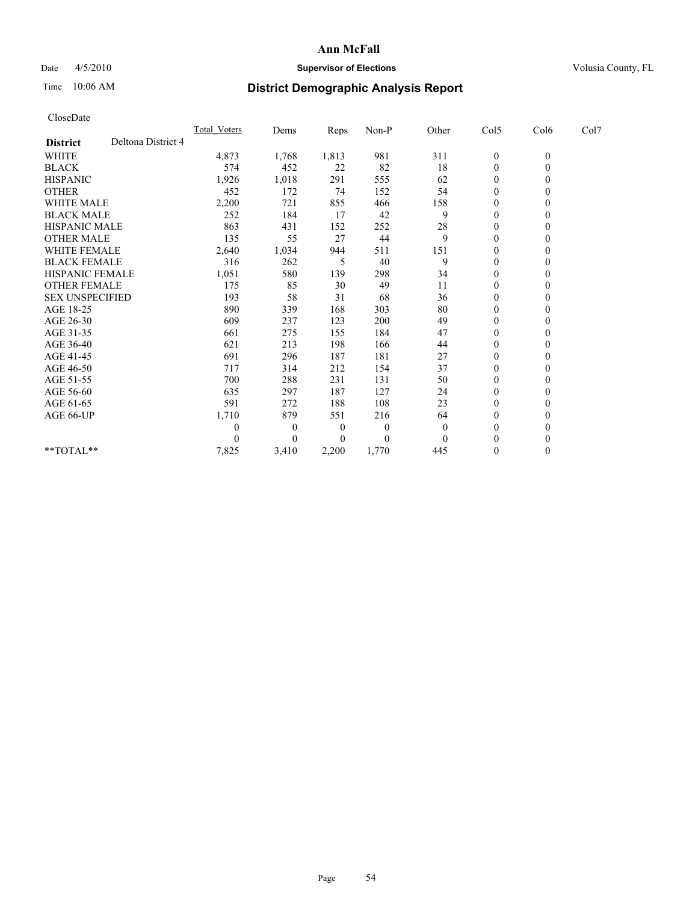# Ann McFall

Date 4/5/2010 **Supervisor of Elections** Volusia County, FL

Time 10:06 AM **District Demographic Analysis Report**

CloseDate

| | Total_Voters | Dems | Reps | Non-P | Other | Col5 | Col6 | Col7 |
|---|---|---|---|---|---|---|---|---|
| **District** Deltona District 4 | | | | | | | | |
| WHITE | 4,873 | 1,768 | 1,813 | 981 | 311 | 0 | 0 | |
| BLACK | 574 | 452 | 22 | 82 | 18 | 0 | 0 | |
| HISPANIC | 1,926 | 1,018 | 291 | 555 | 62 | 0 | 0 | |
| OTHER | 452 | 172 | 74 | 152 | 54 | 0 | 0 | |
| WHITE MALE | 2,200 | 721 | 855 | 466 | 158 | 0 | 0 | |
| BLACK MALE | 252 | 184 | 17 | 42 | 9 | 0 | 0 | |
| HISPANIC MALE | 863 | 431 | 152 | 252 | 28 | 0 | 0 | |
| OTHER MALE | 135 | 55 | 27 | 44 | 9 | 0 | 0 | |
| WHITE FEMALE | 2,640 | 1,034 | 944 | 511 | 151 | 0 | 0 | |
| BLACK FEMALE | 316 | 262 | 5 | 40 | 9 | 0 | 0 | |
| HISPANIC FEMALE | 1,051 | 580 | 139 | 298 | 34 | 0 | 0 | |
| OTHER FEMALE | 175 | 85 | 30 | 49 | 11 | 0 | 0 | |
| SEX UNSPECIFIED | 193 | 58 | 31 | 68 | 36 | 0 | 0 | |
| AGE 18-25 | 890 | 339 | 168 | 303 | 80 | 0 | 0 | |
| AGE 26-30 | 609 | 237 | 123 | 200 | 49 | 0 | 0 | |
| AGE 31-35 | 661 | 275 | 155 | 184 | 47 | 0 | 0 | |
| AGE 36-40 | 621 | 213 | 198 | 166 | 44 | 0 | 0 | |
| AGE 41-45 | 691 | 296 | 187 | 181 | 27 | 0 | 0 | |
| AGE 46-50 | 717 | 314 | 212 | 154 | 37 | 0 | 0 | |
| AGE 51-55 | 700 | 288 | 231 | 131 | 50 | 0 | 0 | |
| AGE 56-60 | 635 | 297 | 187 | 127 | 24 | 0 | 0 | |
| AGE 61-65 | 591 | 272 | 188 | 108 | 23 | 0 | 0 | |
| AGE 66-UP | 1,710 | 879 | 551 | 216 | 64 | 0 | 0 | |
| | 0 | 0 | 0 | 0 | 0 | 0 | 0 | |
| | 0 | 0 | 0 | 0 | 0 | 0 | 0 | |
| **TOTAL** | 7,825 | 3,410 | 2,200 | 1,770 | 445 | 0 | 0 | |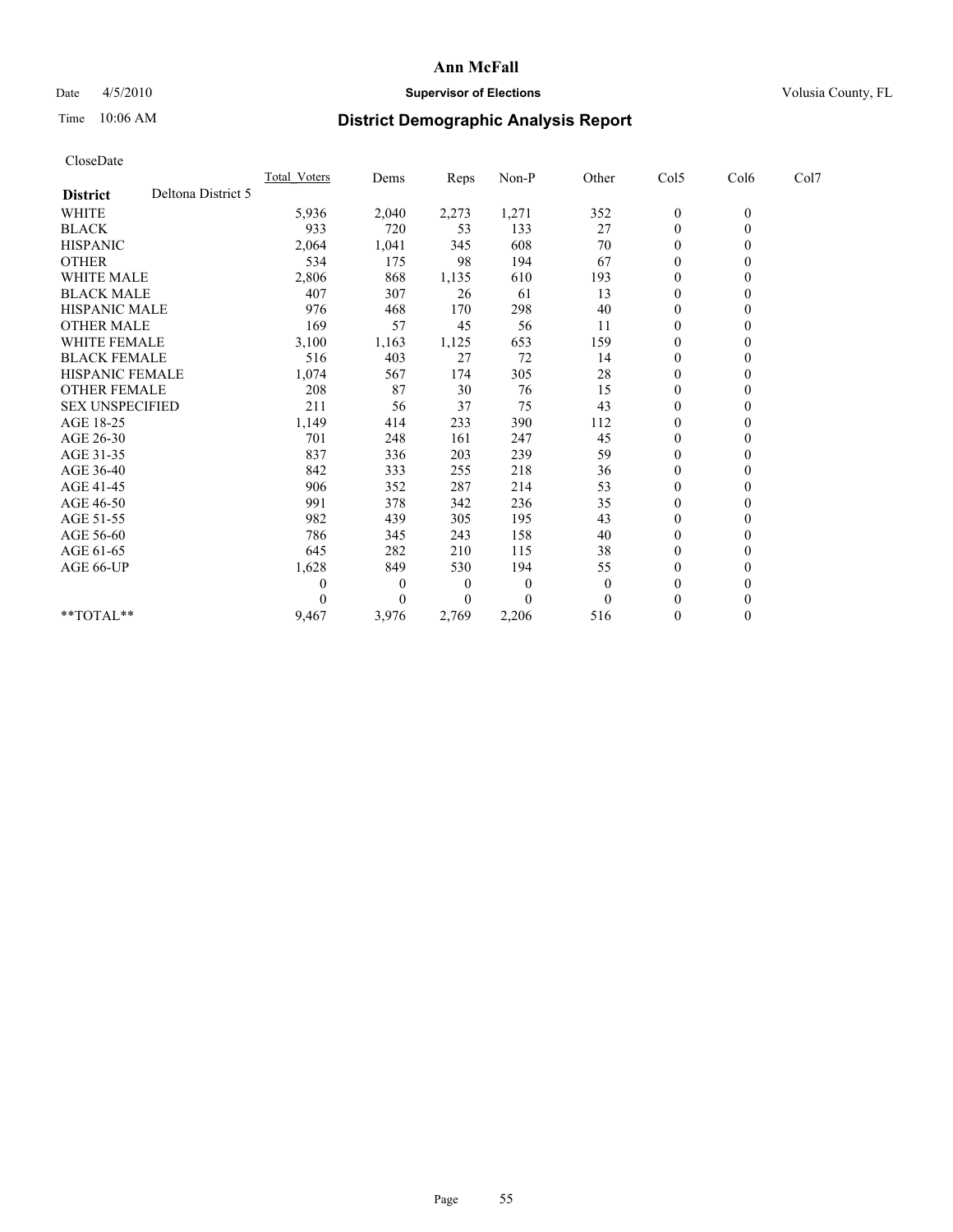# Ann McFall

Date 4/5/2010 **Supervisor of Elections** Volusia County, FL

Time 10:06 AM **District Demographic Analysis Report**

CloseDate

| **District** Deltona District 5 | Total_Voters | Dems | Reps | Non-P | Other | Col5 | Col6 | Col7 |
|---|---|---|---|---|---|---|---|---|
| WHITE | 5,936 | 2,040 | 2,273 | 1,271 | 352 | 0 | 0 | |
| BLACK | 933 | 720 | 53 | 133 | 27 | 0 | 0 | |
| HISPANIC | 2,064 | 1,041 | 345 | 608 | 70 | 0 | 0 | |
| OTHER | 534 | 175 | 98 | 194 | 67 | 0 | 0 | |
| WHITE MALE | 2,806 | 868 | 1,135 | 610 | 193 | 0 | 0 | |
| BLACK MALE | 407 | 307 | 26 | 61 | 13 | 0 | 0 | |
| HISPANIC MALE | 976 | 468 | 170 | 298 | 40 | 0 | 0 | |
| OTHER MALE | 169 | 57 | 45 | 56 | 11 | 0 | 0 | |
| WHITE FEMALE | 3,100 | 1,163 | 1,125 | 653 | 159 | 0 | 0 | |
| BLACK FEMALE | 516 | 403 | 27 | 72 | 14 | 0 | 0 | |
| HISPANIC FEMALE | 1,074 | 567 | 174 | 305 | 28 | 0 | 0 | |
| OTHER FEMALE | 208 | 87 | 30 | 76 | 15 | 0 | 0 | |
| SEX UNSPECIFIED | 211 | 56 | 37 | 75 | 43 | 0 | 0 | |
| AGE 18-25 | 1,149 | 414 | 233 | 390 | 112 | 0 | 0 | |
| AGE 26-30 | 701 | 248 | 161 | 247 | 45 | 0 | 0 | |
| AGE 31-35 | 837 | 336 | 203 | 239 | 59 | 0 | 0 | |
| AGE 36-40 | 842 | 333 | 255 | 218 | 36 | 0 | 0 | |
| AGE 41-45 | 906 | 352 | 287 | 214 | 53 | 0 | 0 | |
| AGE 46-50 | 991 | 378 | 342 | 236 | 35 | 0 | 0 | |
| AGE 51-55 | 982 | 439 | 305 | 195 | 43 | 0 | 0 | |
| AGE 56-60 | 786 | 345 | 243 | 158 | 40 | 0 | 0 | |
| AGE 61-65 | 645 | 282 | 210 | 115 | 38 | 0 | 0 | |
| AGE 66-UP | 1,628 | 849 | 530 | 194 | 55 | 0 | 0 | |
| | 0 | 0 | 0 | 0 | 0 | 0 | 0 | |
| | 0 | 0 | 0 | 0 | 0 | 0 | 0 | |
| **TOTAL** | 9,467 | 3,976 | 2,769 | 2,206 | 516 | 0 | 0 | |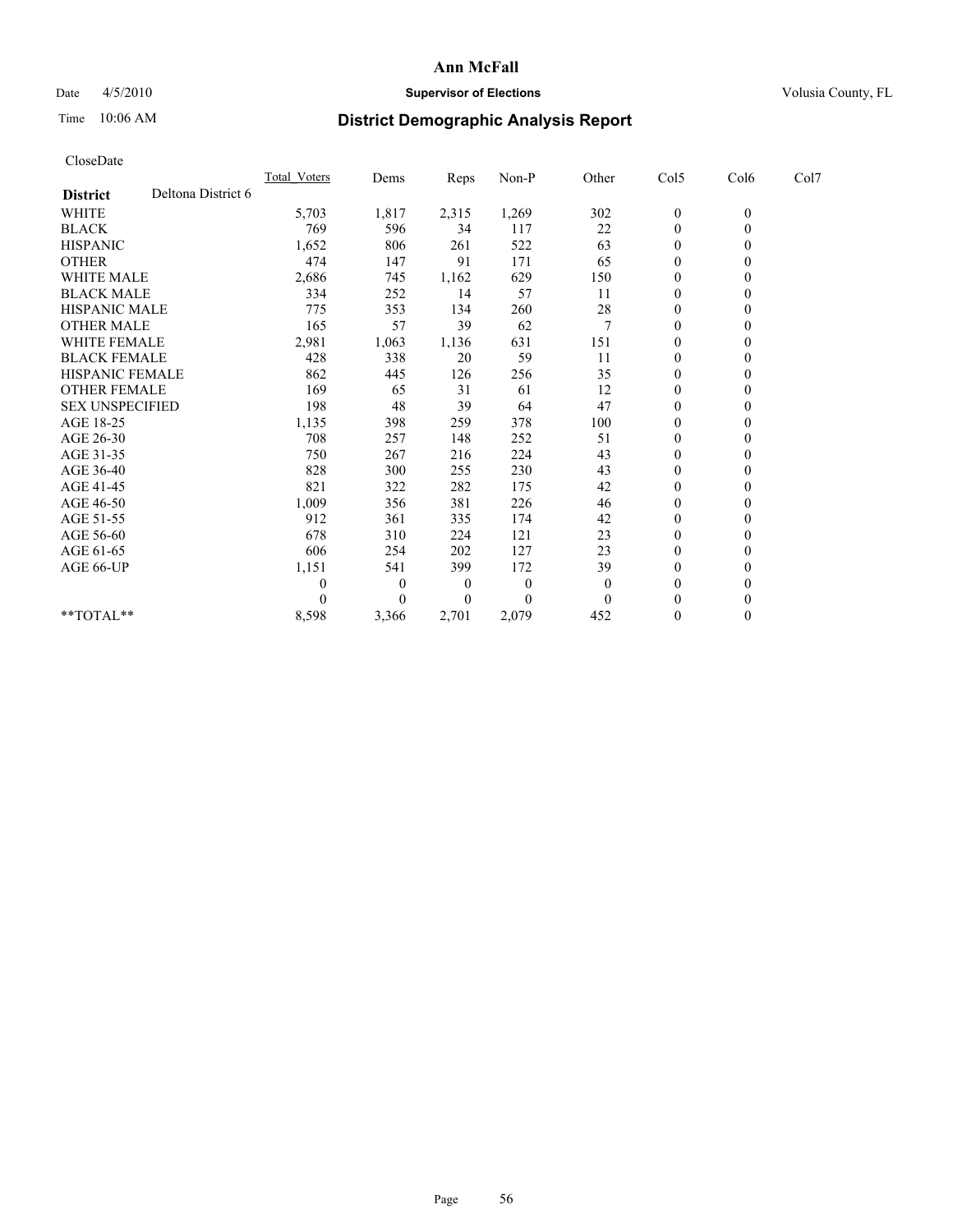# Ann McFall

Date 4/5/2010 **Supervisor of Elections** Volusia County, FL

Time 10:06 AM **District Demographic Analysis Report**

CloseDate

| | Total_Voters | Dems | Reps | Non-P | Other | Col5 | Col6 | Col7 |
|---|---|---|---|---|---|---|---|---|
| **District** Deltona District 6 | | | | | | | | |
| WHITE | 5,703 | 1,817 | 2,315 | 1,269 | 302 | 0 | 0 | |
| BLACK | 769 | 596 | 34 | 117 | 22 | 0 | 0 | |
| HISPANIC | 1,652 | 806 | 261 | 522 | 63 | 0 | 0 | |
| OTHER | 474 | 147 | 91 | 171 | 65 | 0 | 0 | |
| WHITE MALE | 2,686 | 745 | 1,162 | 629 | 150 | 0 | 0 | |
| BLACK MALE | 334 | 252 | 14 | 57 | 11 | 0 | 0 | |
| HISPANIC MALE | 775 | 353 | 134 | 260 | 28 | 0 | 0 | |
| OTHER MALE | 165 | 57 | 39 | 62 | 7 | 0 | 0 | |
| WHITE FEMALE | 2,981 | 1,063 | 1,136 | 631 | 151 | 0 | 0 | |
| BLACK FEMALE | 428 | 338 | 20 | 59 | 11 | 0 | 0 | |
| HISPANIC FEMALE | 862 | 445 | 126 | 256 | 35 | 0 | 0 | |
| OTHER FEMALE | 169 | 65 | 31 | 61 | 12 | 0 | 0 | |
| SEX UNSPECIFIED | 198 | 48 | 39 | 64 | 47 | 0 | 0 | |
| AGE 18-25 | 1,135 | 398 | 259 | 378 | 100 | 0 | 0 | |
| AGE 26-30 | 708 | 257 | 148 | 252 | 51 | 0 | 0 | |
| AGE 31-35 | 750 | 267 | 216 | 224 | 43 | 0 | 0 | |
| AGE 36-40 | 828 | 300 | 255 | 230 | 43 | 0 | 0 | |
| AGE 41-45 | 821 | 322 | 282 | 175 | 42 | 0 | 0 | |
| AGE 46-50 | 1,009 | 356 | 381 | 226 | 46 | 0 | 0 | |
| AGE 51-55 | 912 | 361 | 335 | 174 | 42 | 0 | 0 | |
| AGE 56-60 | 678 | 310 | 224 | 121 | 23 | 0 | 0 | |
| AGE 61-65 | 606 | 254 | 202 | 127 | 23 | 0 | 0 | |
| AGE 66-UP | 1,151 | 541 | 399 | 172 | 39 | 0 | 0 | |
| | 0 | 0 | 0 | 0 | 0 | 0 | 0 | |
| | 0 | 0 | 0 | 0 | 0 | 0 | 0 | |
| **TOTAL** | 8,598 | 3,366 | 2,701 | 2,079 | 452 | 0 | 0 | |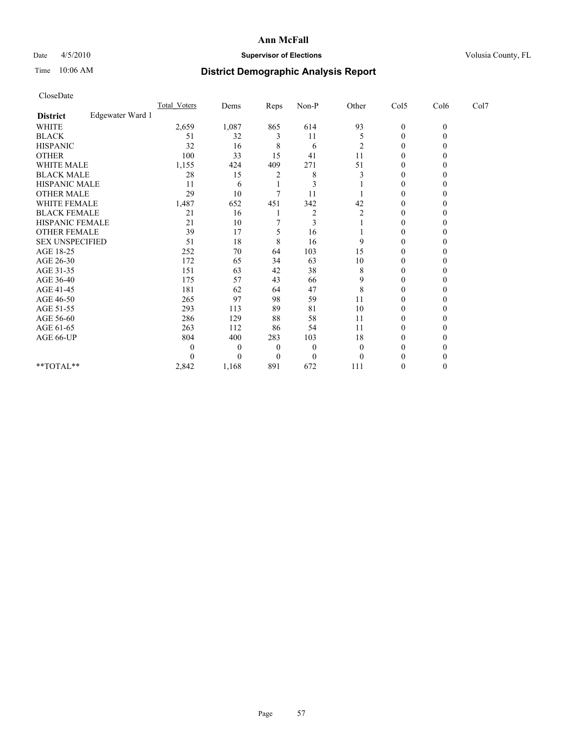**Ann McFall**

Date 4/5/2010 **Supervisor of Elections** Volusia County, FL

Time 10:06 AM

# District Demographic Analysis Report

CloseDate

| | Total_Voters | Dems | Reps | Non-P | Other | Col5 | Col6 | Col7 |
|---|---|---|---|---|---|---|---|---|
| **District** Edgewater Ward 1 | | | | | | | | |
| WHITE | 2,659 | 1,087 | 865 | 614 | 93 | 0 | 0 | |
| BLACK | 51 | 32 | 3 | 11 | 5 | 0 | 0 | |
| HISPANIC | 32 | 16 | 8 | 6 | 2 | 0 | 0 | |
| OTHER | 100 | 33 | 15 | 41 | 11 | 0 | 0 | |
| WHITE MALE | 1,155 | 424 | 409 | 271 | 51 | 0 | 0 | |
| BLACK MALE | 28 | 15 | 2 | 8 | 3 | 0 | 0 | |
| HISPANIC MALE | 11 | 6 | 1 | 3 | 1 | 0 | 0 | |
| OTHER MALE | 29 | 10 | 7 | 11 | 1 | 0 | 0 | |
| WHITE FEMALE | 1,487 | 652 | 451 | 342 | 42 | 0 | 0 | |
| BLACK FEMALE | 21 | 16 | 1 | 2 | 2 | 0 | 0 | |
| HISPANIC FEMALE | 21 | 10 | 7 | 3 | 1 | 0 | 0 | |
| OTHER FEMALE | 39 | 17 | 5 | 16 | 1 | 0 | 0 | |
| SEX UNSPECIFIED | 51 | 18 | 8 | 16 | 9 | 0 | 0 | |
| AGE 18-25 | 252 | 70 | 64 | 103 | 15 | 0 | 0 | |
| AGE 26-30 | 172 | 65 | 34 | 63 | 10 | 0 | 0 | |
| AGE 31-35 | 151 | 63 | 42 | 38 | 8 | 0 | 0 | |
| AGE 36-40 | 175 | 57 | 43 | 66 | 9 | 0 | 0 | |
| AGE 41-45 | 181 | 62 | 64 | 47 | 8 | 0 | 0 | |
| AGE 46-50 | 265 | 97 | 98 | 59 | 11 | 0 | 0 | |
| AGE 51-55 | 293 | 113 | 89 | 81 | 10 | 0 | 0 | |
| AGE 56-60 | 286 | 129 | 88 | 58 | 11 | 0 | 0 | |
| AGE 61-65 | 263 | 112 | 86 | 54 | 11 | 0 | 0 | |
| AGE 66-UP | 804 | 400 | 283 | 103 | 18 | 0 | 0 | |
| | 0 | 0 | 0 | 0 | 0 | 0 | 0 | |
| | 0 | 0 | 0 | 0 | 0 | 0 | 0 | |
| **TOTAL** | 2,842 | 1,168 | 891 | 672 | 111 | 0 | 0 | |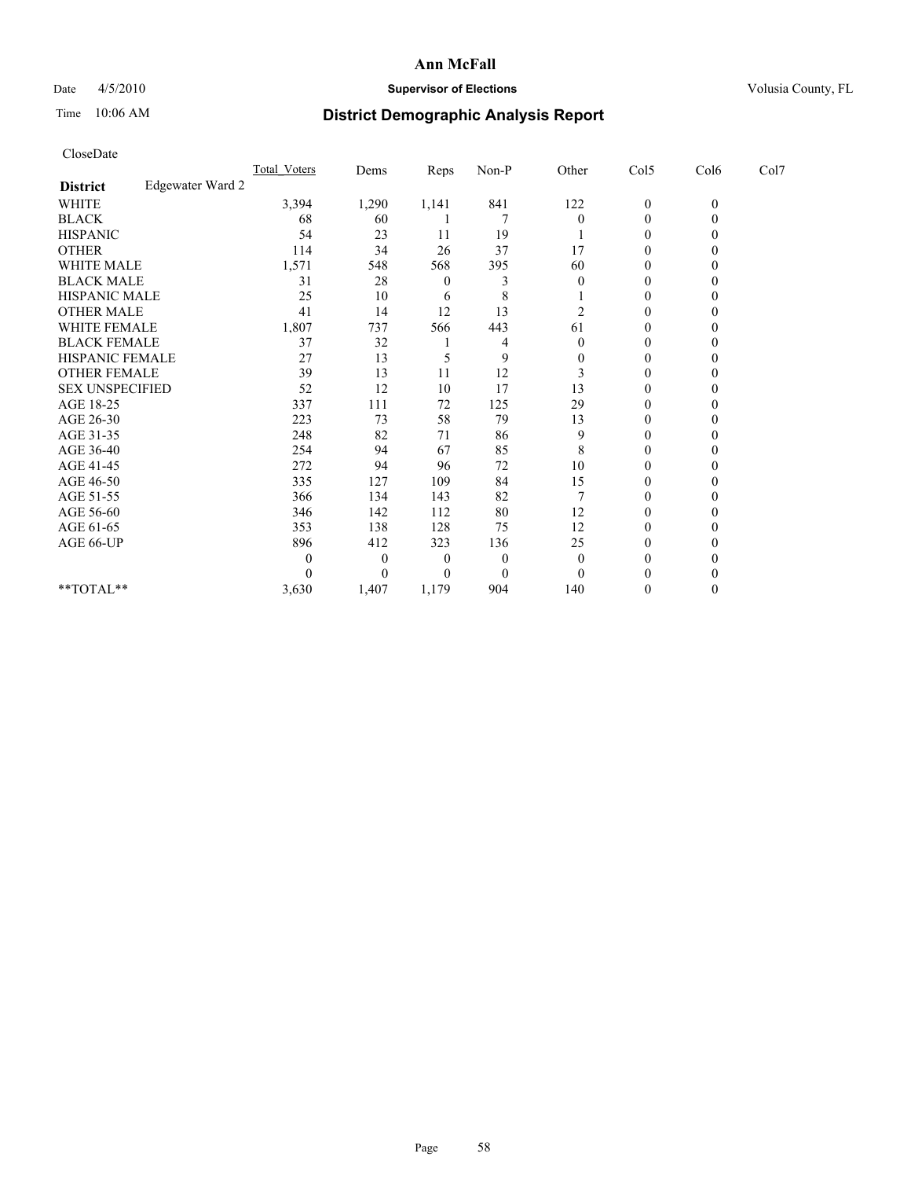**Ann McFall**

Date 4/5/2010 **Supervisor of Elections** Volusia County, FL

Time 10:06 AM **District Demographic Analysis Report**

CloseDate

| | Total_Voters | Dems | Reps | Non-P | Other | Col5 | Col6 | Col7 |
|---|---|---|---|---|---|---|---|---|
| **District** Edgewater Ward 2 | | | | | | | | |
| WHITE | 3,394 | 1,290 | 1,141 | 841 | 122 | 0 | 0 | |
| BLACK | 68 | 60 | 1 | 7 | 0 | 0 | 0 | |
| HISPANIC | 54 | 23 | 11 | 19 | 1 | 0 | 0 | |
| OTHER | 114 | 34 | 26 | 37 | 17 | 0 | 0 | |
| WHITE MALE | 1,571 | 548 | 568 | 395 | 60 | 0 | 0 | |
| BLACK MALE | 31 | 28 | 0 | 3 | 0 | 0 | 0 | |
| HISPANIC MALE | 25 | 10 | 6 | 8 | 1 | 0 | 0 | |
| OTHER MALE | 41 | 14 | 12 | 13 | 2 | 0 | 0 | |
| WHITE FEMALE | 1,807 | 737 | 566 | 443 | 61 | 0 | 0 | |
| BLACK FEMALE | 37 | 32 | 1 | 4 | 0 | 0 | 0 | |
| HISPANIC FEMALE | 27 | 13 | 5 | 9 | 0 | 0 | 0 | |
| OTHER FEMALE | 39 | 13 | 11 | 12 | 3 | 0 | 0 | |
| SEX UNSPECIFIED | 52 | 12 | 10 | 17 | 13 | 0 | 0 | |
| AGE 18-25 | 337 | 111 | 72 | 125 | 29 | 0 | 0 | |
| AGE 26-30 | 223 | 73 | 58 | 79 | 13 | 0 | 0 | |
| AGE 31-35 | 248 | 82 | 71 | 86 | 9 | 0 | 0 | |
| AGE 36-40 | 254 | 94 | 67 | 85 | 8 | 0 | 0 | |
| AGE 41-45 | 272 | 94 | 96 | 72 | 10 | 0 | 0 | |
| AGE 46-50 | 335 | 127 | 109 | 84 | 15 | 0 | 0 | |
| AGE 51-55 | 366 | 134 | 143 | 82 | 7 | 0 | 0 | |
| AGE 56-60 | 346 | 142 | 112 | 80 | 12 | 0 | 0 | |
| AGE 61-65 | 353 | 138 | 128 | 75 | 12 | 0 | 0 | |
| AGE 66-UP | 896 | 412 | 323 | 136 | 25 | 0 | 0 | |
| | 0 | 0 | 0 | 0 | 0 | 0 | 0 | |
| | 0 | 0 | 0 | 0 | 0 | 0 | 0 | |
| **TOTAL** | 3,630 | 1,407 | 1,179 | 904 | 140 | 0 | 0 | |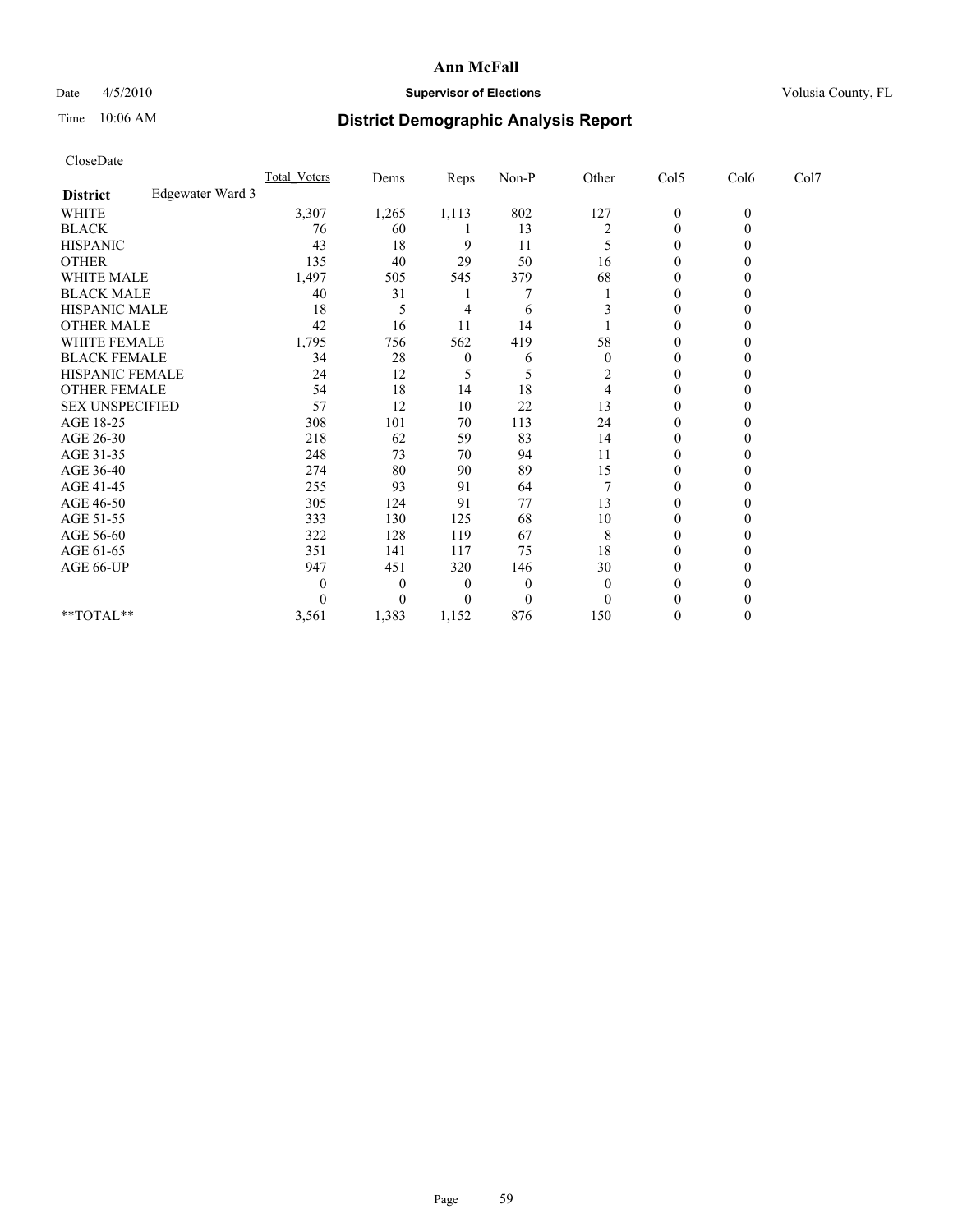**Ann McFall**

Date 4/5/2010 **Supervisor of Elections** Volusia County, FL

Time 10:06 AM

# District Demographic Analysis Report

CloseDate

| | Total_Voters | Dems | Reps | Non-P | Other | Col5 | Col6 | Col7 |
|---|---|---|---|---|---|---|---|---|
| **District** Edgewater Ward 3 | | | | | | | | |
| WHITE | 3,307 | 1,265 | 1,113 | 802 | 127 | 0 | 0 | |
| BLACK | 76 | 60 | 1 | 13 | 2 | 0 | 0 | |
| HISPANIC | 43 | 18 | 9 | 11 | 5 | 0 | 0 | |
| OTHER | 135 | 40 | 29 | 50 | 16 | 0 | 0 | |
| WHITE MALE | 1,497 | 505 | 545 | 379 | 68 | 0 | 0 | |
| BLACK MALE | 40 | 31 | 1 | 7 | 1 | 0 | 0 | |
| HISPANIC MALE | 18 | 5 | 4 | 6 | 3 | 0 | 0 | |
| OTHER MALE | 42 | 16 | 11 | 14 | 1 | 0 | 0 | |
| WHITE FEMALE | 1,795 | 756 | 562 | 419 | 58 | 0 | 0 | |
| BLACK FEMALE | 34 | 28 | 0 | 6 | 0 | 0 | 0 | |
| HISPANIC FEMALE | 24 | 12 | 5 | 5 | 2 | 0 | 0 | |
| OTHER FEMALE | 54 | 18 | 14 | 18 | 4 | 0 | 0 | |
| SEX UNSPECIFIED | 57 | 12 | 10 | 22 | 13 | 0 | 0 | |
| AGE 18-25 | 308 | 101 | 70 | 113 | 24 | 0 | 0 | |
| AGE 26-30 | 218 | 62 | 59 | 83 | 14 | 0 | 0 | |
| AGE 31-35 | 248 | 73 | 70 | 94 | 11 | 0 | 0 | |
| AGE 36-40 | 274 | 80 | 90 | 89 | 15 | 0 | 0 | |
| AGE 41-45 | 255 | 93 | 91 | 64 | 7 | 0 | 0 | |
| AGE 46-50 | 305 | 124 | 91 | 77 | 13 | 0 | 0 | |
| AGE 51-55 | 333 | 130 | 125 | 68 | 10 | 0 | 0 | |
| AGE 56-60 | 322 | 128 | 119 | 67 | 8 | 0 | 0 | |
| AGE 61-65 | 351 | 141 | 117 | 75 | 18 | 0 | 0 | |
| AGE 66-UP | 947 | 451 | 320 | 146 | 30 | 0 | 0 | |
| | 0 | 0 | 0 | 0 | 0 | 0 | 0 | |
| | 0 | 0 | 0 | 0 | 0 | 0 | 0 | |
| **TOTAL** | 3,561 | 1,383 | 1,152 | 876 | 150 | 0 | 0 | |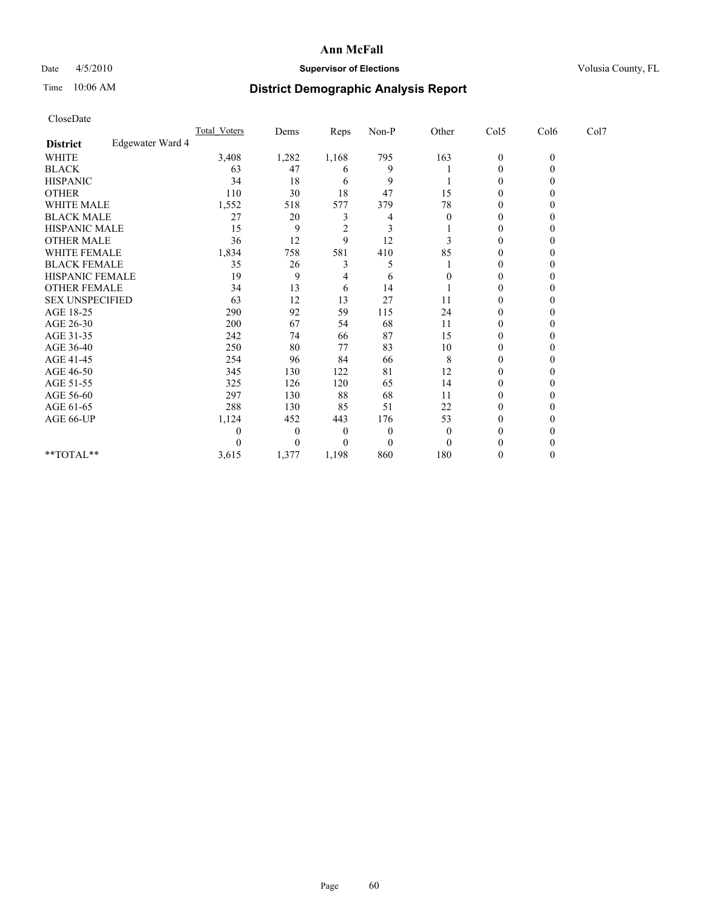**Ann McFall**

Date 4/5/2010 **Supervisor of Elections** Volusia County, FL

Time 10:06 AM

# District Demographic Analysis Report

CloseDate

| | Total_Voters | Dems | Reps | Non-P | Other | Col5 | Col6 | Col7 |
|---|---|---|---|---|---|---|---|---|
| **District** Edgewater Ward 4 | | | | | | | | |
| WHITE | 3,408 | 1,282 | 1,168 | 795 | 163 | 0 | 0 | |
| BLACK | 63 | 47 | 6 | 9 | 1 | 0 | 0 | |
| HISPANIC | 34 | 18 | 6 | 9 | 1 | 0 | 0 | |
| OTHER | 110 | 30 | 18 | 47 | 15 | 0 | 0 | |
| WHITE MALE | 1,552 | 518 | 577 | 379 | 78 | 0 | 0 | |
| BLACK MALE | 27 | 20 | 3 | 4 | 0 | 0 | 0 | |
| HISPANIC MALE | 15 | 9 | 2 | 3 | 1 | 0 | 0 | |
| OTHER MALE | 36 | 12 | 9 | 12 | 3 | 0 | 0 | |
| WHITE FEMALE | 1,834 | 758 | 581 | 410 | 85 | 0 | 0 | |
| BLACK FEMALE | 35 | 26 | 3 | 5 | 1 | 0 | 0 | |
| HISPANIC FEMALE | 19 | 9 | 4 | 6 | 0 | 0 | 0 | |
| OTHER FEMALE | 34 | 13 | 6 | 14 | 1 | 0 | 0 | |
| SEX UNSPECIFIED | 63 | 12 | 13 | 27 | 11 | 0 | 0 | |
| AGE 18-25 | 290 | 92 | 59 | 115 | 24 | 0 | 0 | |
| AGE 26-30 | 200 | 67 | 54 | 68 | 11 | 0 | 0 | |
| AGE 31-35 | 242 | 74 | 66 | 87 | 15 | 0 | 0 | |
| AGE 36-40 | 250 | 80 | 77 | 83 | 10 | 0 | 0 | |
| AGE 41-45 | 254 | 96 | 84 | 66 | 8 | 0 | 0 | |
| AGE 46-50 | 345 | 130 | 122 | 81 | 12 | 0 | 0 | |
| AGE 51-55 | 325 | 126 | 120 | 65 | 14 | 0 | 0 | |
| AGE 56-60 | 297 | 130 | 88 | 68 | 11 | 0 | 0 | |
| AGE 61-65 | 288 | 130 | 85 | 51 | 22 | 0 | 0 | |
| AGE 66-UP | 1,124 | 452 | 443 | 176 | 53 | 0 | 0 | |
| | 0 | 0 | 0 | 0 | 0 | 0 | 0 | |
| | 0 | 0 | 0 | 0 | 0 | 0 | 0 | |
| **TOTAL** | 3,615 | 1,377 | 1,198 | 860 | 180 | 0 | 0 | |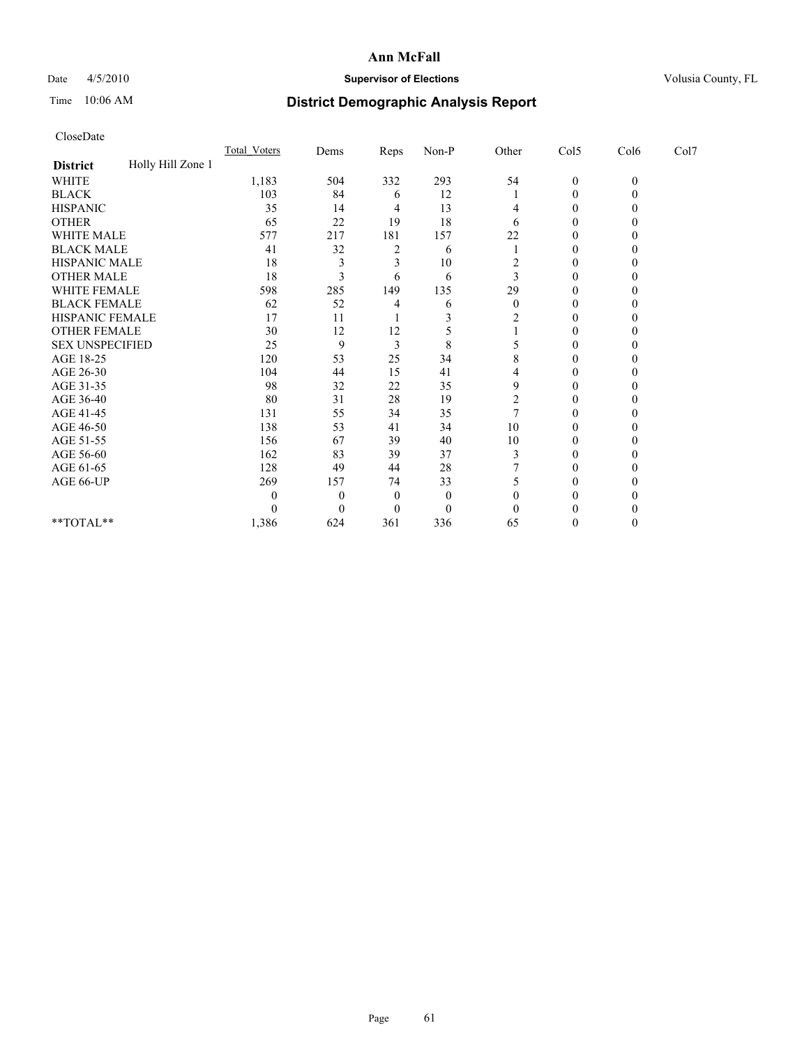# Ann McFall

Date 4/5/2010 **Supervisor of Elections** Volusia County, FL

Time 10:06 AM **District Demographic Analysis Report**

CloseDate

| | Total_Voters | Dems | Reps | Non-P | Other | Col5 | Col6 | Col7 |
|---|---|---|---|---|---|---|---|---|
| **District** Holly Hill Zone 1 | | | | | | | | |
| WHITE | 1,183 | 504 | 332 | 293 | 54 | 0 | 0 | |
| BLACK | 103 | 84 | 6 | 12 | 1 | 0 | 0 | |
| HISPANIC | 35 | 14 | 4 | 13 | 4 | 0 | 0 | |
| OTHER | 65 | 22 | 19 | 18 | 6 | 0 | 0 | |
| WHITE MALE | 577 | 217 | 181 | 157 | 22 | 0 | 0 | |
| BLACK MALE | 41 | 32 | 2 | 6 | 1 | 0 | 0 | |
| HISPANIC MALE | 18 | 3 | 3 | 10 | 2 | 0 | 0 | |
| OTHER MALE | 18 | 3 | 6 | 6 | 3 | 0 | 0 | |
| WHITE FEMALE | 598 | 285 | 149 | 135 | 29 | 0 | 0 | |
| BLACK FEMALE | 62 | 52 | 4 | 6 | 0 | 0 | 0 | |
| HISPANIC FEMALE | 17 | 11 | 1 | 3 | 2 | 0 | 0 | |
| OTHER FEMALE | 30 | 12 | 12 | 5 | 1 | 0 | 0 | |
| SEX UNSPECIFIED | 25 | 9 | 3 | 8 | 5 | 0 | 0 | |
| AGE 18-25 | 120 | 53 | 25 | 34 | 8 | 0 | 0 | |
| AGE 26-30 | 104 | 44 | 15 | 41 | 4 | 0 | 0 | |
| AGE 31-35 | 98 | 32 | 22 | 35 | 9 | 0 | 0 | |
| AGE 36-40 | 80 | 31 | 28 | 19 | 2 | 0 | 0 | |
| AGE 41-45 | 131 | 55 | 34 | 35 | 7 | 0 | 0 | |
| AGE 46-50 | 138 | 53 | 41 | 34 | 10 | 0 | 0 | |
| AGE 51-55 | 156 | 67 | 39 | 40 | 10 | 0 | 0 | |
| AGE 56-60 | 162 | 83 | 39 | 37 | 3 | 0 | 0 | |
| AGE 61-65 | 128 | 49 | 44 | 28 | 7 | 0 | 0 | |
| AGE 66-UP | 269 | 157 | 74 | 33 | 5 | 0 | 0 | |
| | 0 | 0 | 0 | 0 | 0 | 0 | 0 | |
| | 0 | 0 | 0 | 0 | 0 | 0 | 0 | |
| **TOTAL** | 1,386 | 624 | 361 | 336 | 65 | 0 | 0 | |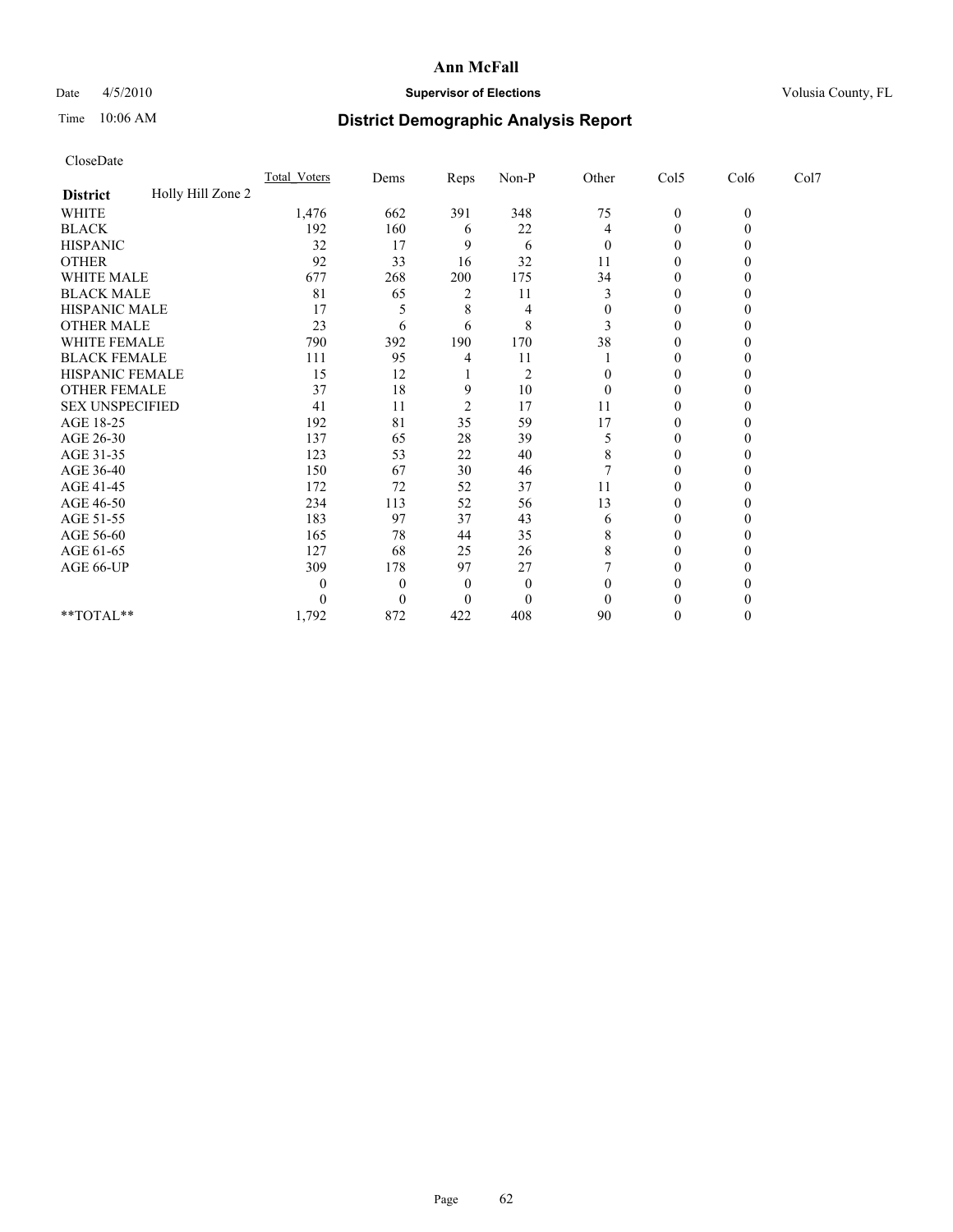# Ann McFall

Date 4/5/2010 **Supervisor of Elections** Volusia County, FL

Time 10:06 AM **District Demographic Analysis Report**

CloseDate

| | Total_Voters | Dems | Reps | Non-P | Other | Col5 | Col6 | Col7 |
|---|---|---|---|---|---|---|---|---|
| **District** Holly Hill Zone 2 | | | | | | | | |
| WHITE | 1,476 | 662 | 391 | 348 | 75 | 0 | 0 | |
| BLACK | 192 | 160 | 6 | 22 | 4 | 0 | 0 | |
| HISPANIC | 32 | 17 | 9 | 6 | 0 | 0 | 0 | |
| OTHER | 92 | 33 | 16 | 32 | 11 | 0 | 0 | |
| WHITE MALE | 677 | 268 | 200 | 175 | 34 | 0 | 0 | |
| BLACK MALE | 81 | 65 | 2 | 11 | 3 | 0 | 0 | |
| HISPANIC MALE | 17 | 5 | 8 | 4 | 0 | 0 | 0 | |
| OTHER MALE | 23 | 6 | 6 | 8 | 3 | 0 | 0 | |
| WHITE FEMALE | 790 | 392 | 190 | 170 | 38 | 0 | 0 | |
| BLACK FEMALE | 111 | 95 | 4 | 11 | 1 | 0 | 0 | |
| HISPANIC FEMALE | 15 | 12 | 1 | 2 | 0 | 0 | 0 | |
| OTHER FEMALE | 37 | 18 | 9 | 10 | 0 | 0 | 0 | |
| SEX UNSPECIFIED | 41 | 11 | 2 | 17 | 11 | 0 | 0 | |
| AGE 18-25 | 192 | 81 | 35 | 59 | 17 | 0 | 0 | |
| AGE 26-30 | 137 | 65 | 28 | 39 | 5 | 0 | 0 | |
| AGE 31-35 | 123 | 53 | 22 | 40 | 8 | 0 | 0 | |
| AGE 36-40 | 150 | 67 | 30 | 46 | 7 | 0 | 0 | |
| AGE 41-45 | 172 | 72 | 52 | 37 | 11 | 0 | 0 | |
| AGE 46-50 | 234 | 113 | 52 | 56 | 13 | 0 | 0 | |
| AGE 51-55 | 183 | 97 | 37 | 43 | 6 | 0 | 0 | |
| AGE 56-60 | 165 | 78 | 44 | 35 | 8 | 0 | 0 | |
| AGE 61-65 | 127 | 68 | 25 | 26 | 8 | 0 | 0 | |
| AGE 66-UP | 309 | 178 | 97 | 27 | 7 | 0 | 0 | |
| | 0 | 0 | 0 | 0 | 0 | 0 | 0 | |
| | 0 | 0 | 0 | 0 | 0 | 0 | 0 | |
| **TOTAL** | 1,792 | 872 | 422 | 408 | 90 | 0 | 0 | |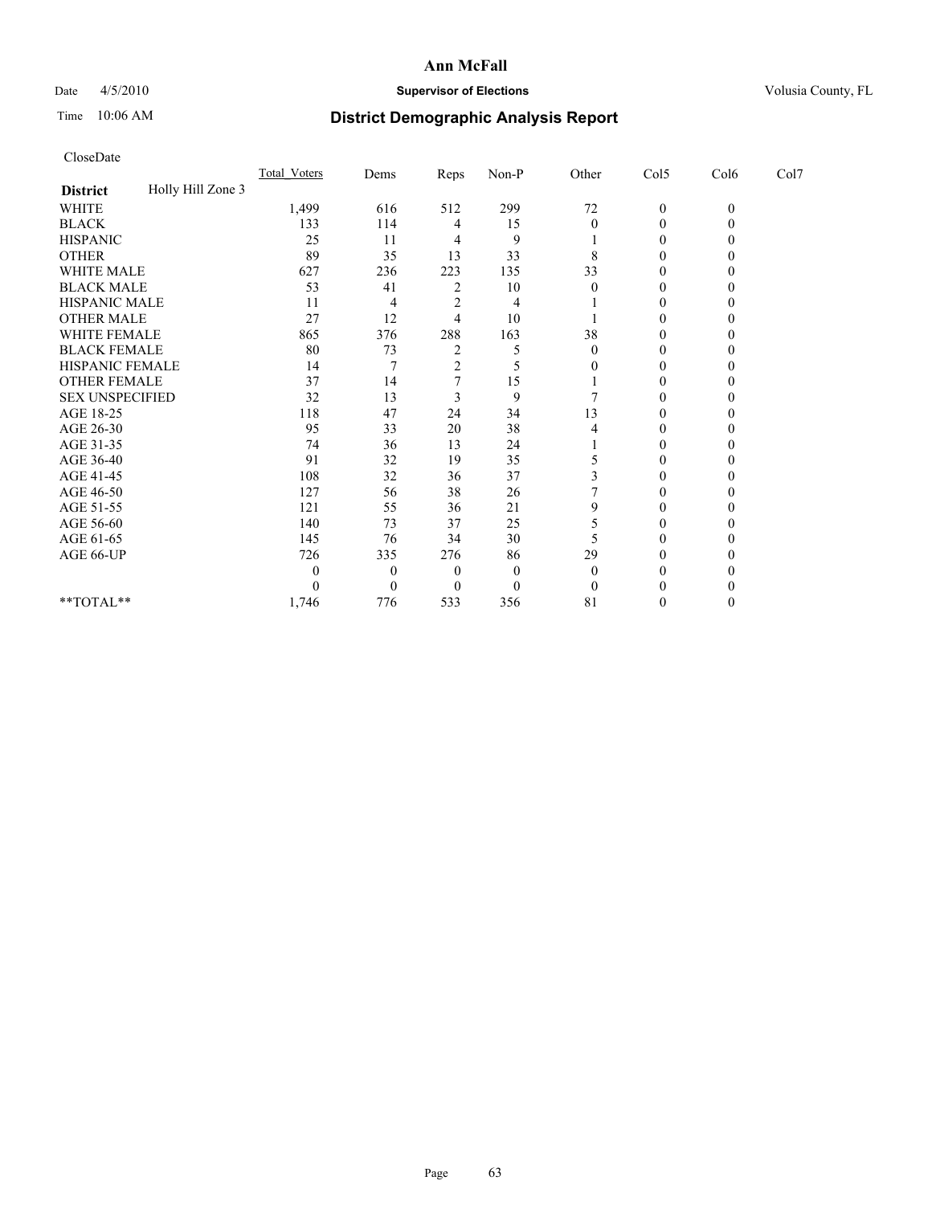# Ann McFall

Date 4/5/2010 **Supervisor of Elections** Volusia County, FL

Time 10:06 AM **District Demographic Analysis Report**

CloseDate

| **District** Holly Hill Zone 3 | Total_Voters | Dems | Reps | Non-P | Other | Col5 | Col6 | Col7 |
|---|---|---|---|---|---|---|---|---|
| WHITE | 1,499 | 616 | 512 | 299 | 72 | 0 | 0 | |
| BLACK | 133 | 114 | 4 | 15 | 0 | 0 | 0 | |
| HISPANIC | 25 | 11 | 4 | 9 | 1 | 0 | 0 | |
| OTHER | 89 | 35 | 13 | 33 | 8 | 0 | 0 | |
| WHITE MALE | 627 | 236 | 223 | 135 | 33 | 0 | 0 | |
| BLACK MALE | 53 | 41 | 2 | 10 | 0 | 0 | 0 | |
| HISPANIC MALE | 11 | 4 | 2 | 4 | 1 | 0 | 0 | |
| OTHER MALE | 27 | 12 | 4 | 10 | 1 | 0 | 0 | |
| WHITE FEMALE | 865 | 376 | 288 | 163 | 38 | 0 | 0 | |
| BLACK FEMALE | 80 | 73 | 2 | 5 | 0 | 0 | 0 | |
| HISPANIC FEMALE | 14 | 7 | 2 | 5 | 0 | 0 | 0 | |
| OTHER FEMALE | 37 | 14 | 7 | 15 | 1 | 0 | 0 | |
| SEX UNSPECIFIED | 32 | 13 | 3 | 9 | 7 | 0 | 0 | |
| AGE 18-25 | 118 | 47 | 24 | 34 | 13 | 0 | 0 | |
| AGE 26-30 | 95 | 33 | 20 | 38 | 4 | 0 | 0 | |
| AGE 31-35 | 74 | 36 | 13 | 24 | 1 | 0 | 0 | |
| AGE 36-40 | 91 | 32 | 19 | 35 | 5 | 0 | 0 | |
| AGE 41-45 | 108 | 32 | 36 | 37 | 3 | 0 | 0 | |
| AGE 46-50 | 127 | 56 | 38 | 26 | 7 | 0 | 0 | |
| AGE 51-55 | 121 | 55 | 36 | 21 | 9 | 0 | 0 | |
| AGE 56-60 | 140 | 73 | 37 | 25 | 5 | 0 | 0 | |
| AGE 61-65 | 145 | 76 | 34 | 30 | 5 | 0 | 0 | |
| AGE 66-UP | 726 | 335 | 276 | 86 | 29 | 0 | 0 | |
| | 0 | 0 | 0 | 0 | 0 | 0 | 0 | |
| | 0 | 0 | 0 | 0 | 0 | 0 | 0 | |
| **TOTAL** | 1,746 | 776 | 533 | 356 | 81 | 0 | 0 | |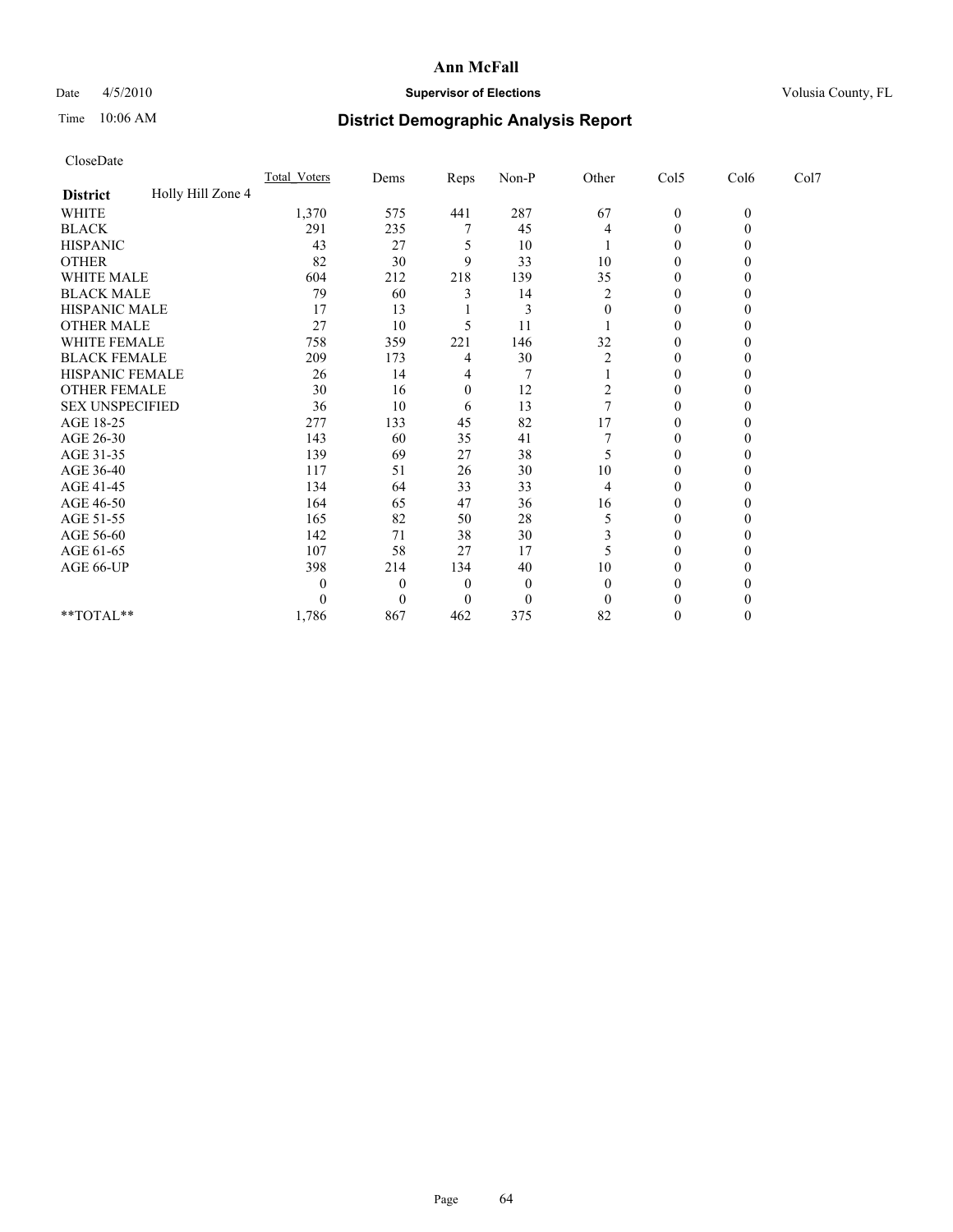# Ann McFall

Date 4/5/2010 **Supervisor of Elections** Volusia County, FL

Time 10:06 AM **District Demographic Analysis Report**

CloseDate

| | Total_Voters | Dems | Reps | Non-P | Other | Col5 | Col6 | Col7 |
|---|---|---|---|---|---|---|---|---|
| **District** Holly Hill Zone 4 | | | | | | | | |
| WHITE | 1,370 | 575 | 441 | 287 | 67 | 0 | 0 | |
| BLACK | 291 | 235 | 7 | 45 | 4 | 0 | 0 | |
| HISPANIC | 43 | 27 | 5 | 10 | 1 | 0 | 0 | |
| OTHER | 82 | 30 | 9 | 33 | 10 | 0 | 0 | |
| WHITE MALE | 604 | 212 | 218 | 139 | 35 | 0 | 0 | |
| BLACK MALE | 79 | 60 | 3 | 14 | 2 | 0 | 0 | |
| HISPANIC MALE | 17 | 13 | 1 | 3 | 0 | 0 | 0 | |
| OTHER MALE | 27 | 10 | 5 | 11 | 1 | 0 | 0 | |
| WHITE FEMALE | 758 | 359 | 221 | 146 | 32 | 0 | 0 | |
| BLACK FEMALE | 209 | 173 | 4 | 30 | 2 | 0 | 0 | |
| HISPANIC FEMALE | 26 | 14 | 4 | 7 | 1 | 0 | 0 | |
| OTHER FEMALE | 30 | 16 | 0 | 12 | 2 | 0 | 0 | |
| SEX UNSPECIFIED | 36 | 10 | 6 | 13 | 7 | 0 | 0 | |
| AGE 18-25 | 277 | 133 | 45 | 82 | 17 | 0 | 0 | |
| AGE 26-30 | 143 | 60 | 35 | 41 | 7 | 0 | 0 | |
| AGE 31-35 | 139 | 69 | 27 | 38 | 5 | 0 | 0 | |
| AGE 36-40 | 117 | 51 | 26 | 30 | 10 | 0 | 0 | |
| AGE 41-45 | 134 | 64 | 33 | 33 | 4 | 0 | 0 | |
| AGE 46-50 | 164 | 65 | 47 | 36 | 16 | 0 | 0 | |
| AGE 51-55 | 165 | 82 | 50 | 28 | 5 | 0 | 0 | |
| AGE 56-60 | 142 | 71 | 38 | 30 | 3 | 0 | 0 | |
| AGE 61-65 | 107 | 58 | 27 | 17 | 5 | 0 | 0 | |
| AGE 66-UP | 398 | 214 | 134 | 40 | 10 | 0 | 0 | |
| | 0 | 0 | 0 | 0 | 0 | 0 | 0 | |
| | 0 | 0 | 0 | 0 | 0 | 0 | 0 | |
| **TOTAL** | 1,786 | 867 | 462 | 375 | 82 | 0 | 0 | |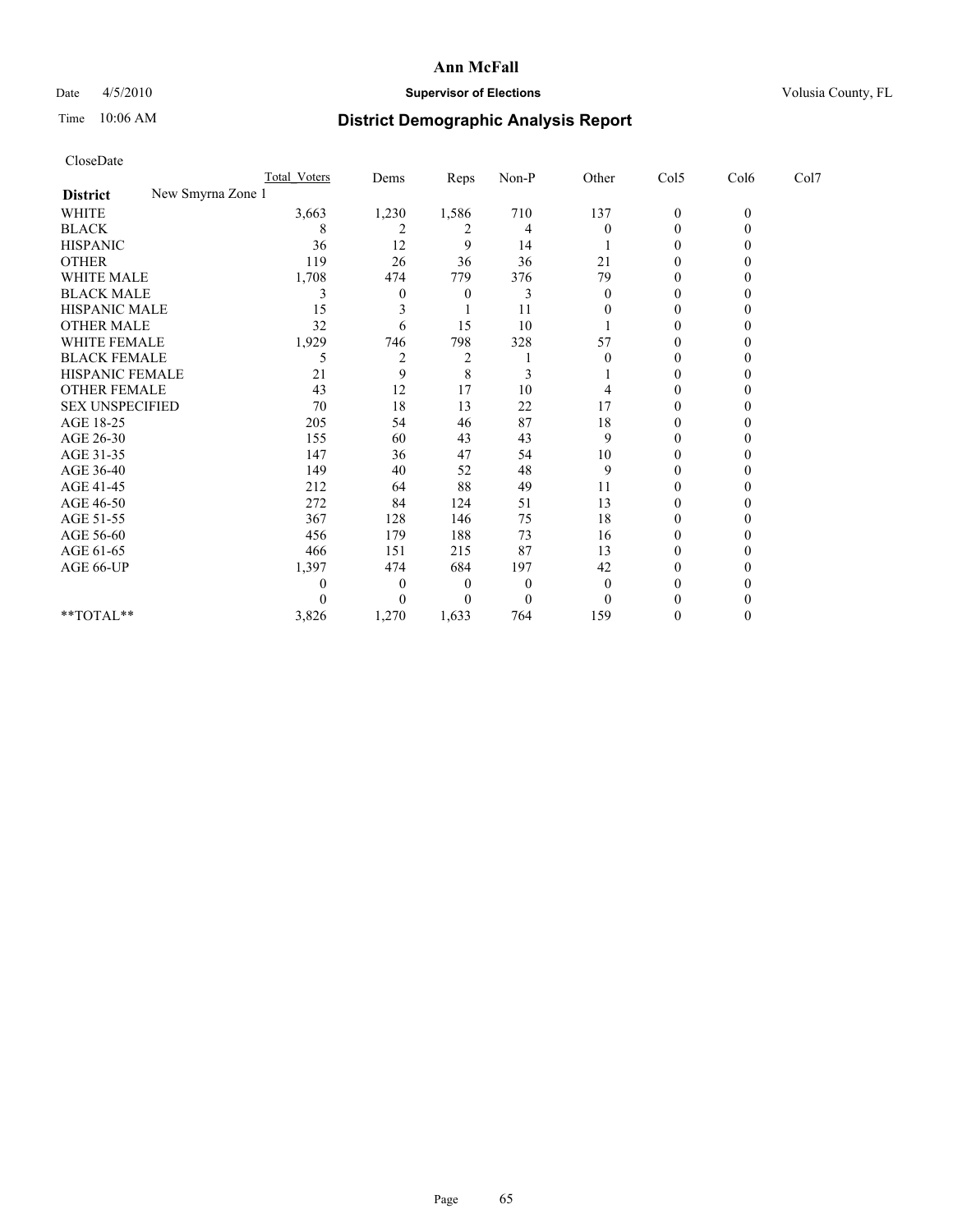# Ann McFall

Date 4/5/2010 **Supervisor of Elections** Volusia County, FL

Time 10:06 AM

## District Demographic Analysis Report

CloseDate

| | Total_Voters | Dems | Reps | Non-P | Other | Col5 | Col6 | Col7 |
|---|---|---|---|---|---|---|---|---|
| **District** New Smyrna Zone 1 | | | | | | | | |
| WHITE | 3,663 | 1,230 | 1,586 | 710 | 137 | 0 | 0 | |
| BLACK | 8 | 2 | 2 | 4 | 0 | 0 | 0 | |
| HISPANIC | 36 | 12 | 9 | 14 | 1 | 0 | 0 | |
| OTHER | 119 | 26 | 36 | 36 | 21 | 0 | 0 | |
| WHITE MALE | 1,708 | 474 | 779 | 376 | 79 | 0 | 0 | |
| BLACK MALE | 3 | 0 | 0 | 3 | 0 | 0 | 0 | |
| HISPANIC MALE | 15 | 3 | 1 | 11 | 0 | 0 | 0 | |
| OTHER MALE | 32 | 6 | 15 | 10 | 1 | 0 | 0 | |
| WHITE FEMALE | 1,929 | 746 | 798 | 328 | 57 | 0 | 0 | |
| BLACK FEMALE | 5 | 2 | 2 | 1 | 0 | 0 | 0 | |
| HISPANIC FEMALE | 21 | 9 | 8 | 3 | 1 | 0 | 0 | |
| OTHER FEMALE | 43 | 12 | 17 | 10 | 4 | 0 | 0 | |
| SEX UNSPECIFIED | 70 | 18 | 13 | 22 | 17 | 0 | 0 | |
| AGE 18-25 | 205 | 54 | 46 | 87 | 18 | 0 | 0 | |
| AGE 26-30 | 155 | 60 | 43 | 43 | 9 | 0 | 0 | |
| AGE 31-35 | 147 | 36 | 47 | 54 | 10 | 0 | 0 | |
| AGE 36-40 | 149 | 40 | 52 | 48 | 9 | 0 | 0 | |
| AGE 41-45 | 212 | 64 | 88 | 49 | 11 | 0 | 0 | |
| AGE 46-50 | 272 | 84 | 124 | 51 | 13 | 0 | 0 | |
| AGE 51-55 | 367 | 128 | 146 | 75 | 18 | 0 | 0 | |
| AGE 56-60 | 456 | 179 | 188 | 73 | 16 | 0 | 0 | |
| AGE 61-65 | 466 | 151 | 215 | 87 | 13 | 0 | 0 | |
| AGE 66-UP | 1,397 | 474 | 684 | 197 | 42 | 0 | 0 | |
| | 0 | 0 | 0 | 0 | 0 | 0 | 0 | |
| | 0 | 0 | 0 | 0 | 0 | 0 | 0 | |
| **TOTAL** | 3,826 | 1,270 | 1,633 | 764 | 159 | 0 | 0 | |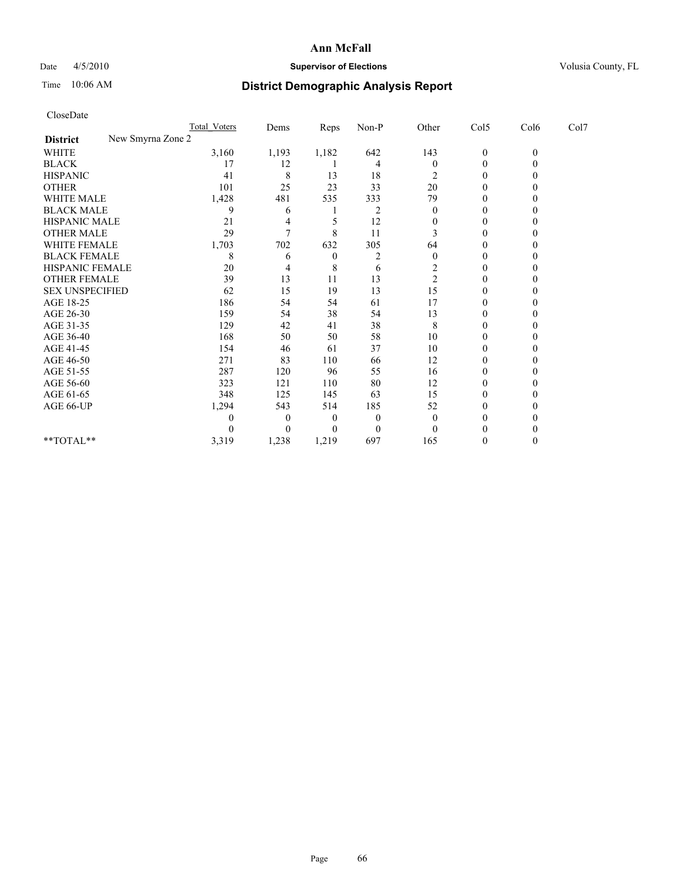# Ann McFall

Date 4/5/2010 **Supervisor of Elections** Volusia County, FL

Time 10:06 AM **District Demographic Analysis Report**

CloseDate

| | Total_Voters | Dems | Reps | Non-P | Other | Col5 | Col6 | Col7 |
|---|---|---|---|---|---|---|---|---|
| **District** New Smyrna Zone 2 | | | | | | | | |
| WHITE | 3,160 | 1,193 | 1,182 | 642 | 143 | 0 | 0 | |
| BLACK | 17 | 12 | 1 | 4 | 0 | 0 | 0 | |
| HISPANIC | 41 | 8 | 13 | 18 | 2 | 0 | 0 | |
| OTHER | 101 | 25 | 23 | 33 | 20 | 0 | 0 | |
| WHITE MALE | 1,428 | 481 | 535 | 333 | 79 | 0 | 0 | |
| BLACK MALE | 9 | 6 | 1 | 2 | 0 | 0 | 0 | |
| HISPANIC MALE | 21 | 4 | 5 | 12 | 0 | 0 | 0 | |
| OTHER MALE | 29 | 7 | 8 | 11 | 3 | 0 | 0 | |
| WHITE FEMALE | 1,703 | 702 | 632 | 305 | 64 | 0 | 0 | |
| BLACK FEMALE | 8 | 6 | 0 | 2 | 0 | 0 | 0 | |
| HISPANIC FEMALE | 20 | 4 | 8 | 6 | 2 | 0 | 0 | |
| OTHER FEMALE | 39 | 13 | 11 | 13 | 2 | 0 | 0 | |
| SEX UNSPECIFIED | 62 | 15 | 19 | 13 | 15 | 0 | 0 | |
| AGE 18-25 | 186 | 54 | 54 | 61 | 17 | 0 | 0 | |
| AGE 26-30 | 159 | 54 | 38 | 54 | 13 | 0 | 0 | |
| AGE 31-35 | 129 | 42 | 41 | 38 | 8 | 0 | 0 | |
| AGE 36-40 | 168 | 50 | 50 | 58 | 10 | 0 | 0 | |
| AGE 41-45 | 154 | 46 | 61 | 37 | 10 | 0 | 0 | |
| AGE 46-50 | 271 | 83 | 110 | 66 | 12 | 0 | 0 | |
| AGE 51-55 | 287 | 120 | 96 | 55 | 16 | 0 | 0 | |
| AGE 56-60 | 323 | 121 | 110 | 80 | 12 | 0 | 0 | |
| AGE 61-65 | 348 | 125 | 145 | 63 | 15 | 0 | 0 | |
| AGE 66-UP | 1,294 | 543 | 514 | 185 | 52 | 0 | 0 | |
| | 0 | 0 | 0 | 0 | 0 | 0 | 0 | |
| | 0 | 0 | 0 | 0 | 0 | 0 | 0 | |
| **TOTAL** | 3,319 | 1,238 | 1,219 | 697 | 165 | 0 | 0 | |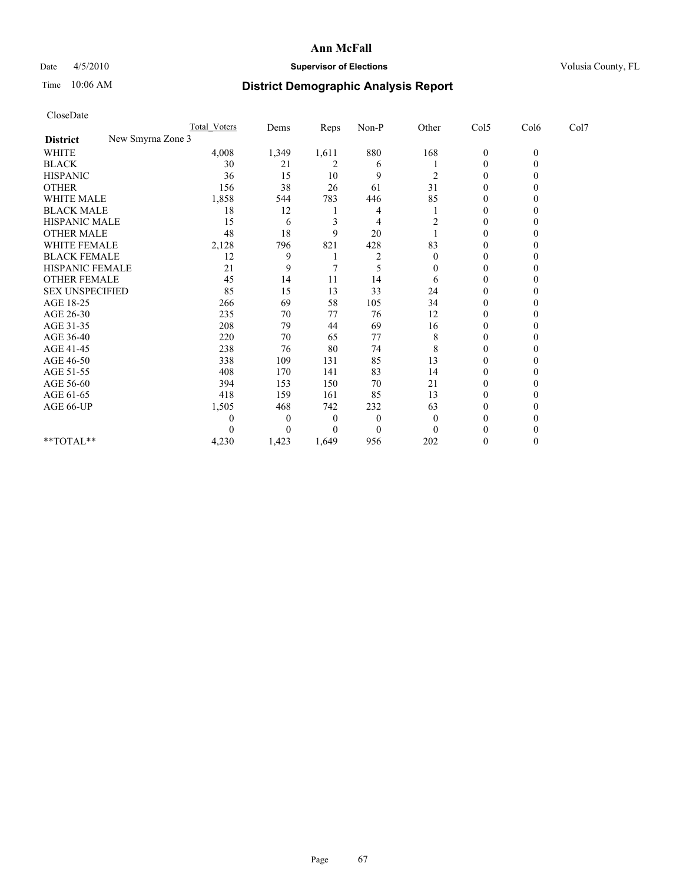**Ann McFall**

Date 4/5/2010 **Supervisor of Elections** Volusia County, FL

Time 10:06 AM

## District Demographic Analysis Report

CloseDate

| | Total_Voters | Dems | Reps | Non-P | Other | Col5 | Col6 | Col7 |
|---|---|---|---|---|---|---|---|---|
| **District** New Smyrna Zone 3 | | | | | | | | |
| WHITE | 4,008 | 1,349 | 1,611 | 880 | 168 | 0 | 0 | |
| BLACK | 30 | 21 | 2 | 6 | 1 | 0 | 0 | |
| HISPANIC | 36 | 15 | 10 | 9 | 2 | 0 | 0 | |
| OTHER | 156 | 38 | 26 | 61 | 31 | 0 | 0 | |
| WHITE MALE | 1,858 | 544 | 783 | 446 | 85 | 0 | 0 | |
| BLACK MALE | 18 | 12 | 1 | 4 | 1 | 0 | 0 | |
| HISPANIC MALE | 15 | 6 | 3 | 4 | 2 | 0 | 0 | |
| OTHER MALE | 48 | 18 | 9 | 20 | 1 | 0 | 0 | |
| WHITE FEMALE | 2,128 | 796 | 821 | 428 | 83 | 0 | 0 | |
| BLACK FEMALE | 12 | 9 | 1 | 2 | 0 | 0 | 0 | |
| HISPANIC FEMALE | 21 | 9 | 7 | 5 | 0 | 0 | 0 | |
| OTHER FEMALE | 45 | 14 | 11 | 14 | 6 | 0 | 0 | |
| SEX UNSPECIFIED | 85 | 15 | 13 | 33 | 24 | 0 | 0 | |
| AGE 18-25 | 266 | 69 | 58 | 105 | 34 | 0 | 0 | |
| AGE 26-30 | 235 | 70 | 77 | 76 | 12 | 0 | 0 | |
| AGE 31-35 | 208 | 79 | 44 | 69 | 16 | 0 | 0 | |
| AGE 36-40 | 220 | 70 | 65 | 77 | 8 | 0 | 0 | |
| AGE 41-45 | 238 | 76 | 80 | 74 | 8 | 0 | 0 | |
| AGE 46-50 | 338 | 109 | 131 | 85 | 13 | 0 | 0 | |
| AGE 51-55 | 408 | 170 | 141 | 83 | 14 | 0 | 0 | |
| AGE 56-60 | 394 | 153 | 150 | 70 | 21 | 0 | 0 | |
| AGE 61-65 | 418 | 159 | 161 | 85 | 13 | 0 | 0 | |
| AGE 66-UP | 1,505 | 468 | 742 | 232 | 63 | 0 | 0 | |
| | 0 | 0 | 0 | 0 | 0 | 0 | 0 | |
| | 0 | 0 | 0 | 0 | 0 | 0 | 0 | |
| **TOTAL** | 4,230 | 1,423 | 1,649 | 956 | 202 | 0 | 0 | |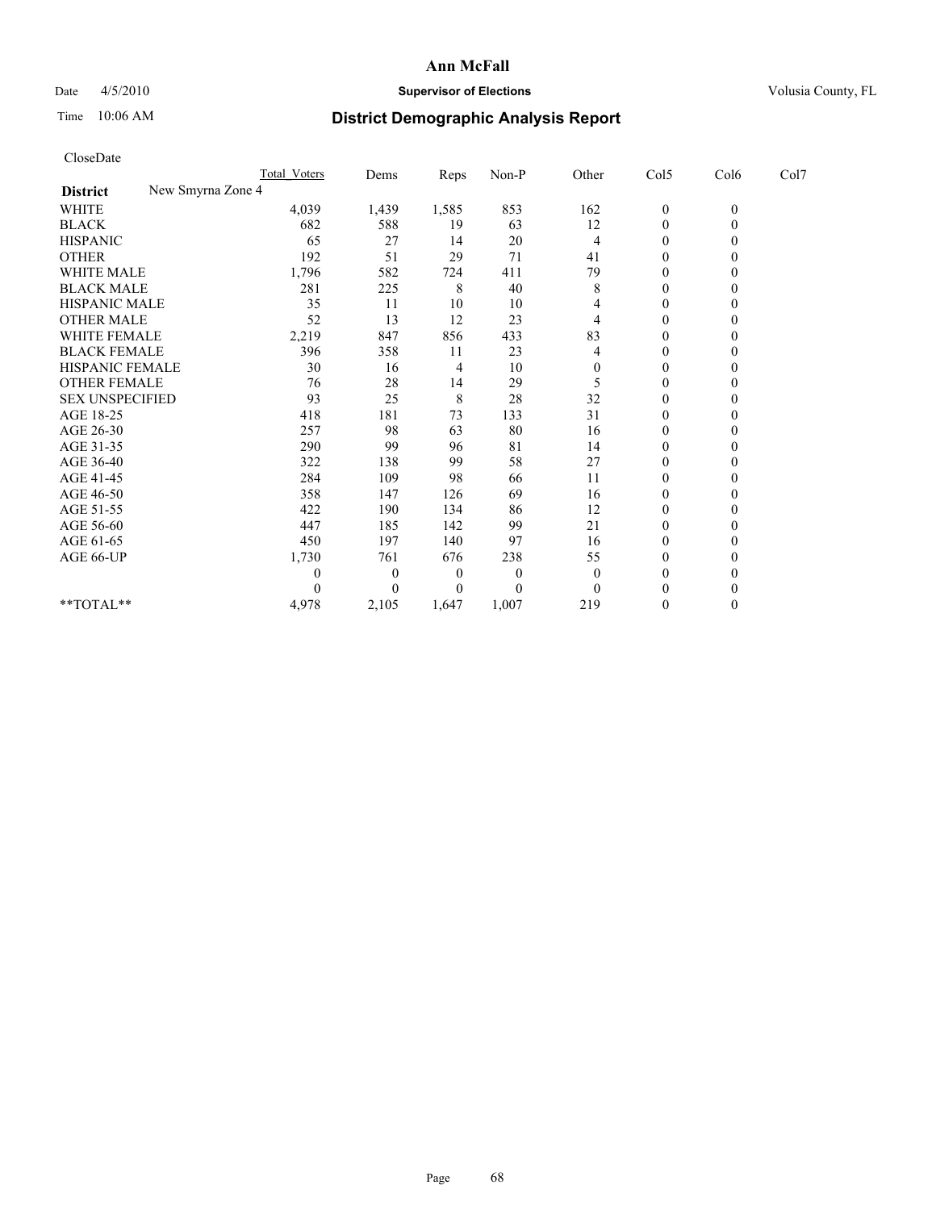# Ann McFall

Date 4/5/2010 **Supervisor of Elections** Volusia County, FL

Time 10:06 AM **District Demographic Analysis Report**

CloseDate

| | Total_Voters | Dems | Reps | Non-P | Other | Col5 | Col6 | Col7 |
|---|---|---|---|---|---|---|---|---|
| **District** New Smyrna Zone 4 | | | | | | | | |
| WHITE | 4,039 | 1,439 | 1,585 | 853 | 162 | 0 | 0 | |
| BLACK | 682 | 588 | 19 | 63 | 12 | 0 | 0 | |
| HISPANIC | 65 | 27 | 14 | 20 | 4 | 0 | 0 | |
| OTHER | 192 | 51 | 29 | 71 | 41 | 0 | 0 | |
| WHITE MALE | 1,796 | 582 | 724 | 411 | 79 | 0 | 0 | |
| BLACK MALE | 281 | 225 | 8 | 40 | 8 | 0 | 0 | |
| HISPANIC MALE | 35 | 11 | 10 | 10 | 4 | 0 | 0 | |
| OTHER MALE | 52 | 13 | 12 | 23 | 4 | 0 | 0 | |
| WHITE FEMALE | 2,219 | 847 | 856 | 433 | 83 | 0 | 0 | |
| BLACK FEMALE | 396 | 358 | 11 | 23 | 4 | 0 | 0 | |
| HISPANIC FEMALE | 30 | 16 | 4 | 10 | 0 | 0 | 0 | |
| OTHER FEMALE | 76 | 28 | 14 | 29 | 5 | 0 | 0 | |
| SEX UNSPECIFIED | 93 | 25 | 8 | 28 | 32 | 0 | 0 | |
| AGE 18-25 | 418 | 181 | 73 | 133 | 31 | 0 | 0 | |
| AGE 26-30 | 257 | 98 | 63 | 80 | 16 | 0 | 0 | |
| AGE 31-35 | 290 | 99 | 96 | 81 | 14 | 0 | 0 | |
| AGE 36-40 | 322 | 138 | 99 | 58 | 27 | 0 | 0 | |
| AGE 41-45 | 284 | 109 | 98 | 66 | 11 | 0 | 0 | |
| AGE 46-50 | 358 | 147 | 126 | 69 | 16 | 0 | 0 | |
| AGE 51-55 | 422 | 190 | 134 | 86 | 12 | 0 | 0 | |
| AGE 56-60 | 447 | 185 | 142 | 99 | 21 | 0 | 0 | |
| AGE 61-65 | 450 | 197 | 140 | 97 | 16 | 0 | 0 | |
| AGE 66-UP | 1,730 | 761 | 676 | 238 | 55 | 0 | 0 | |
| | 0 | 0 | 0 | 0 | 0 | 0 | 0 | |
| | 0 | 0 | 0 | 0 | 0 | 0 | 0 | |
| **TOTAL** | 4,978 | 2,105 | 1,647 | 1,007 | 219 | 0 | 0 | |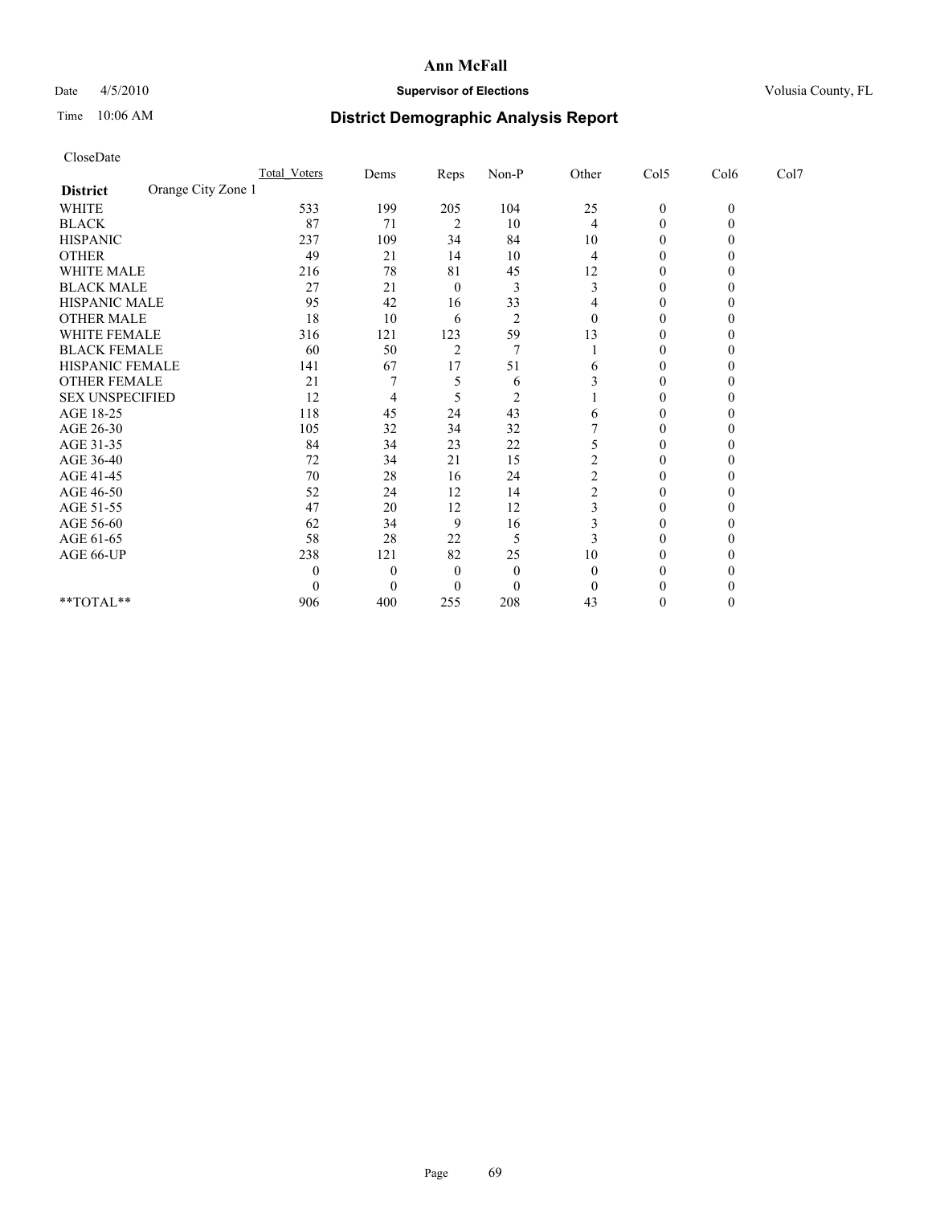**Ann McFall**

Date 4/5/2010 **Supervisor of Elections** Volusia County, FL

Time 10:06 AM **District Demographic Analysis Report**

CloseDate

| | Total_Voters | Dems | Reps | Non-P | Other | Col5 | Col6 | Col7 |
|---|---|---|---|---|---|---|---|---|
| **District** Orange City Zone 1 | | | | | | | | |
| WHITE | 533 | 199 | 205 | 104 | 25 | 0 | 0 | |
| BLACK | 87 | 71 | 2 | 10 | 4 | 0 | 0 | |
| HISPANIC | 237 | 109 | 34 | 84 | 10 | 0 | 0 | |
| OTHER | 49 | 21 | 14 | 10 | 4 | 0 | 0 | |
| WHITE MALE | 216 | 78 | 81 | 45 | 12 | 0 | 0 | |
| BLACK MALE | 27 | 21 | 0 | 3 | 3 | 0 | 0 | |
| HISPANIC MALE | 95 | 42 | 16 | 33 | 4 | 0 | 0 | |
| OTHER MALE | 18 | 10 | 6 | 2 | 0 | 0 | 0 | |
| WHITE FEMALE | 316 | 121 | 123 | 59 | 13 | 0 | 0 | |
| BLACK FEMALE | 60 | 50 | 2 | 7 | 1 | 0 | 0 | |
| HISPANIC FEMALE | 141 | 67 | 17 | 51 | 6 | 0 | 0 | |
| OTHER FEMALE | 21 | 7 | 5 | 6 | 3 | 0 | 0 | |
| SEX UNSPECIFIED | 12 | 4 | 5 | 2 | 1 | 0 | 0 | |
| AGE 18-25 | 118 | 45 | 24 | 43 | 6 | 0 | 0 | |
| AGE 26-30 | 105 | 32 | 34 | 32 | 7 | 0 | 0 | |
| AGE 31-35 | 84 | 34 | 23 | 22 | 5 | 0 | 0 | |
| AGE 36-40 | 72 | 34 | 21 | 15 | 2 | 0 | 0 | |
| AGE 41-45 | 70 | 28 | 16 | 24 | 2 | 0 | 0 | |
| AGE 46-50 | 52 | 24 | 12 | 14 | 2 | 0 | 0 | |
| AGE 51-55 | 47 | 20 | 12 | 12 | 3 | 0 | 0 | |
| AGE 56-60 | 62 | 34 | 9 | 16 | 3 | 0 | 0 | |
| AGE 61-65 | 58 | 28 | 22 | 5 | 3 | 0 | 0 | |
| AGE 66-UP | 238 | 121 | 82 | 25 | 10 | 0 | 0 | |
| | 0 | 0 | 0 | 0 | 0 | 0 | 0 | |
| | 0 | 0 | 0 | 0 | 0 | 0 | 0 | |
| **TOTAL** | 906 | 400 | 255 | 208 | 43 | 0 | 0 | |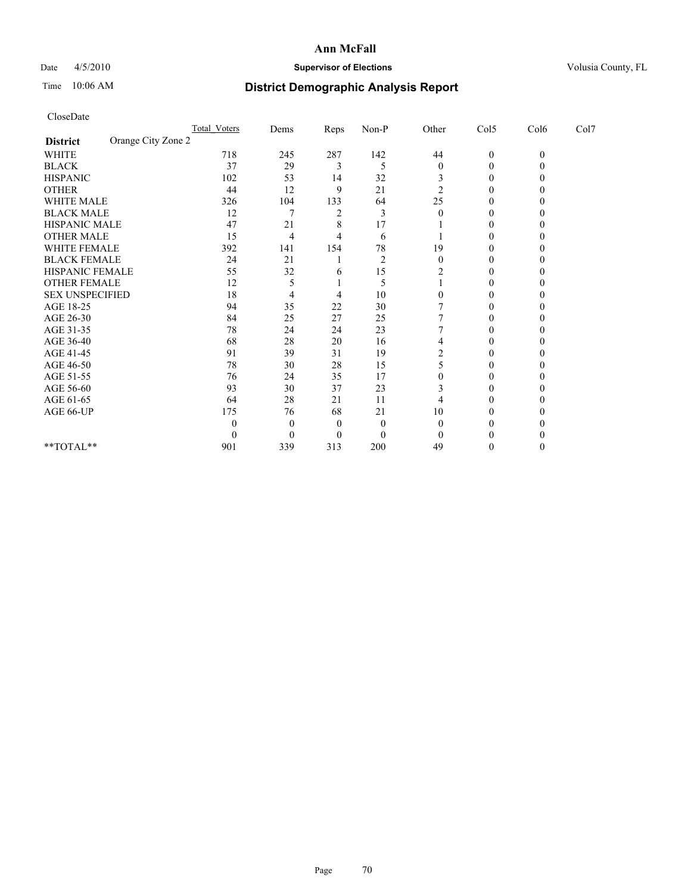# Ann McFall

Date 4/5/2010 **Supervisor of Elections** Volusia County, FL

Time 10:06 AM **District Demographic Analysis Report**

CloseDate

| | Total_Voters | Dems | Reps | Non-P | Other | Col5 | Col6 | Col7 |
|---|---|---|---|---|---|---|---|---|
| **District** Orange City Zone 2 | | | | | | | | |
| WHITE | 718 | 245 | 287 | 142 | 44 | 0 | 0 | |
| BLACK | 37 | 29 | 3 | 5 | 0 | 0 | 0 | |
| HISPANIC | 102 | 53 | 14 | 32 | 3 | 0 | 0 | |
| OTHER | 44 | 12 | 9 | 21 | 2 | 0 | 0 | |
| WHITE MALE | 326 | 104 | 133 | 64 | 25 | 0 | 0 | |
| BLACK MALE | 12 | 7 | 2 | 3 | 0 | 0 | 0 | |
| HISPANIC MALE | 47 | 21 | 8 | 17 | 1 | 0 | 0 | |
| OTHER MALE | 15 | 4 | 4 | 6 | 1 | 0 | 0 | |
| WHITE FEMALE | 392 | 141 | 154 | 78 | 19 | 0 | 0 | |
| BLACK FEMALE | 24 | 21 | 1 | 2 | 0 | 0 | 0 | |
| HISPANIC FEMALE | 55 | 32 | 6 | 15 | 2 | 0 | 0 | |
| OTHER FEMALE | 12 | 5 | 1 | 5 | 1 | 0 | 0 | |
| SEX UNSPECIFIED | 18 | 4 | 4 | 10 | 0 | 0 | 0 | |
| AGE 18-25 | 94 | 35 | 22 | 30 | 7 | 0 | 0 | |
| AGE 26-30 | 84 | 25 | 27 | 25 | 7 | 0 | 0 | |
| AGE 31-35 | 78 | 24 | 24 | 23 | 7 | 0 | 0 | |
| AGE 36-40 | 68 | 28 | 20 | 16 | 4 | 0 | 0 | |
| AGE 41-45 | 91 | 39 | 31 | 19 | 2 | 0 | 0 | |
| AGE 46-50 | 78 | 30 | 28 | 15 | 5 | 0 | 0 | |
| AGE 51-55 | 76 | 24 | 35 | 17 | 0 | 0 | 0 | |
| AGE 56-60 | 93 | 30 | 37 | 23 | 3 | 0 | 0 | |
| AGE 61-65 | 64 | 28 | 21 | 11 | 4 | 0 | 0 | |
| AGE 66-UP | 175 | 76 | 68 | 21 | 10 | 0 | 0 | |
| | 0 | 0 | 0 | 0 | 0 | 0 | 0 | |
| | 0 | 0 | 0 | 0 | 0 | 0 | 0 | |
| **TOTAL** | 901 | 339 | 313 | 200 | 49 | 0 | 0 | |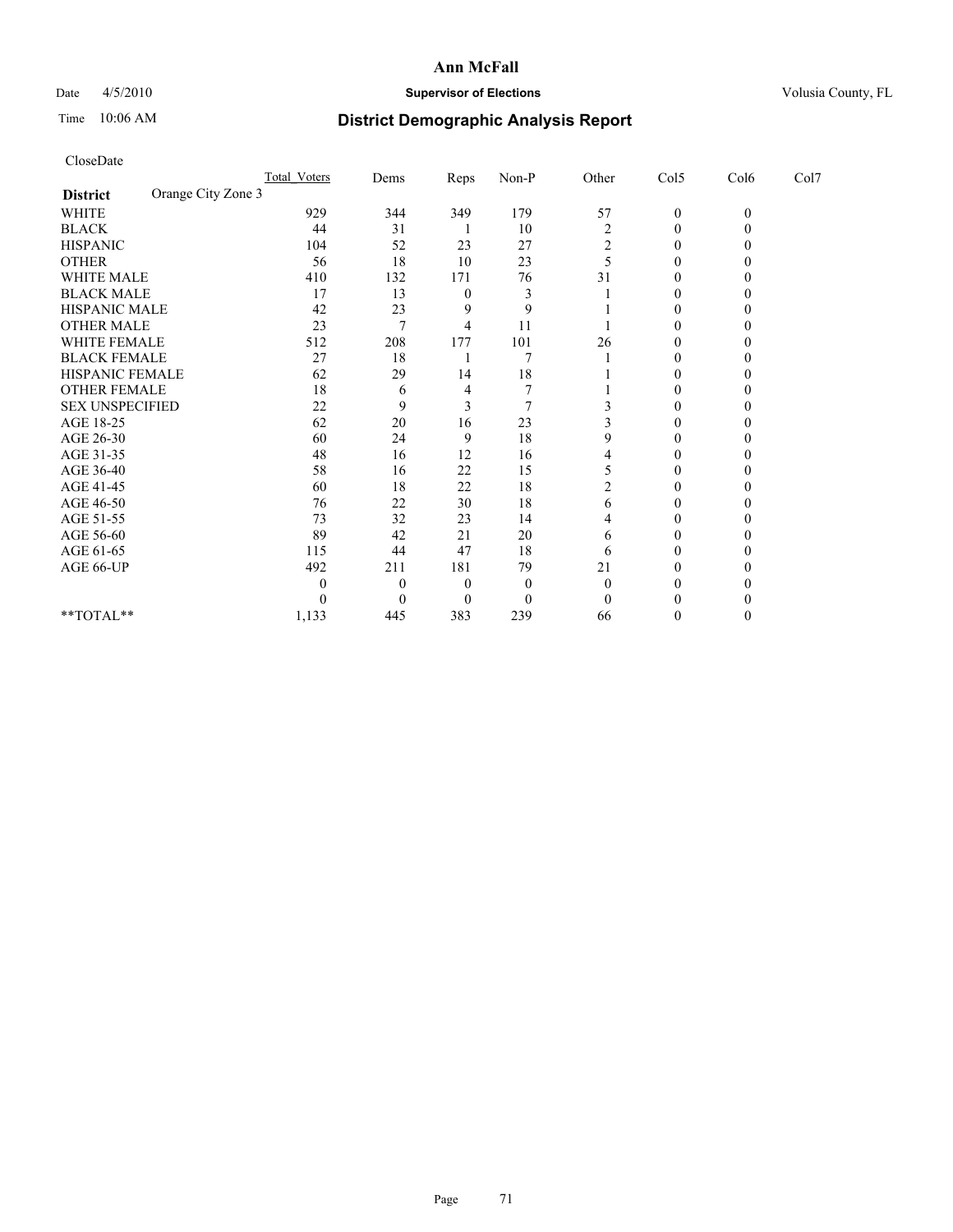**Ann McFall**

Date 4/5/2010 **Supervisor of Elections** Volusia County, FL

Time 10:06 AM

# District Demographic Analysis Report

CloseDate

| | Total_Voters | Dems | Reps | Non-P | Other | Col5 | Col6 | Col7 |
|---|---|---|---|---|---|---|---|---|
| **District** Orange City Zone 3 | | | | | | | | |
| WHITE | 929 | 344 | 349 | 179 | 57 | 0 | 0 | |
| BLACK | 44 | 31 | 1 | 10 | 2 | 0 | 0 | |
| HISPANIC | 104 | 52 | 23 | 27 | 2 | 0 | 0 | |
| OTHER | 56 | 18 | 10 | 23 | 5 | 0 | 0 | |
| WHITE MALE | 410 | 132 | 171 | 76 | 31 | 0 | 0 | |
| BLACK MALE | 17 | 13 | 0 | 3 | 1 | 0 | 0 | |
| HISPANIC MALE | 42 | 23 | 9 | 9 | 1 | 0 | 0 | |
| OTHER MALE | 23 | 7 | 4 | 11 | 1 | 0 | 0 | |
| WHITE FEMALE | 512 | 208 | 177 | 101 | 26 | 0 | 0 | |
| BLACK FEMALE | 27 | 18 | 1 | 7 | 1 | 0 | 0 | |
| HISPANIC FEMALE | 62 | 29 | 14 | 18 | 1 | 0 | 0 | |
| OTHER FEMALE | 18 | 6 | 4 | 7 | 1 | 0 | 0 | |
| SEX UNSPECIFIED | 22 | 9 | 3 | 7 | 3 | 0 | 0 | |
| AGE 18-25 | 62 | 20 | 16 | 23 | 3 | 0 | 0 | |
| AGE 26-30 | 60 | 24 | 9 | 18 | 9 | 0 | 0 | |
| AGE 31-35 | 48 | 16 | 12 | 16 | 4 | 0 | 0 | |
| AGE 36-40 | 58 | 16 | 22 | 15 | 5 | 0 | 0 | |
| AGE 41-45 | 60 | 18 | 22 | 18 | 2 | 0 | 0 | |
| AGE 46-50 | 76 | 22 | 30 | 18 | 6 | 0 | 0 | |
| AGE 51-55 | 73 | 32 | 23 | 14 | 4 | 0 | 0 | |
| AGE 56-60 | 89 | 42 | 21 | 20 | 6 | 0 | 0 | |
| AGE 61-65 | 115 | 44 | 47 | 18 | 6 | 0 | 0 | |
| AGE 66-UP | 492 | 211 | 181 | 79 | 21 | 0 | 0 | |
| | 0 | 0 | 0 | 0 | 0 | 0 | 0 | |
| | 0 | 0 | 0 | 0 | 0 | 0 | 0 | |
| **TOTAL** | 1,133 | 445 | 383 | 239 | 66 | 0 | 0 | |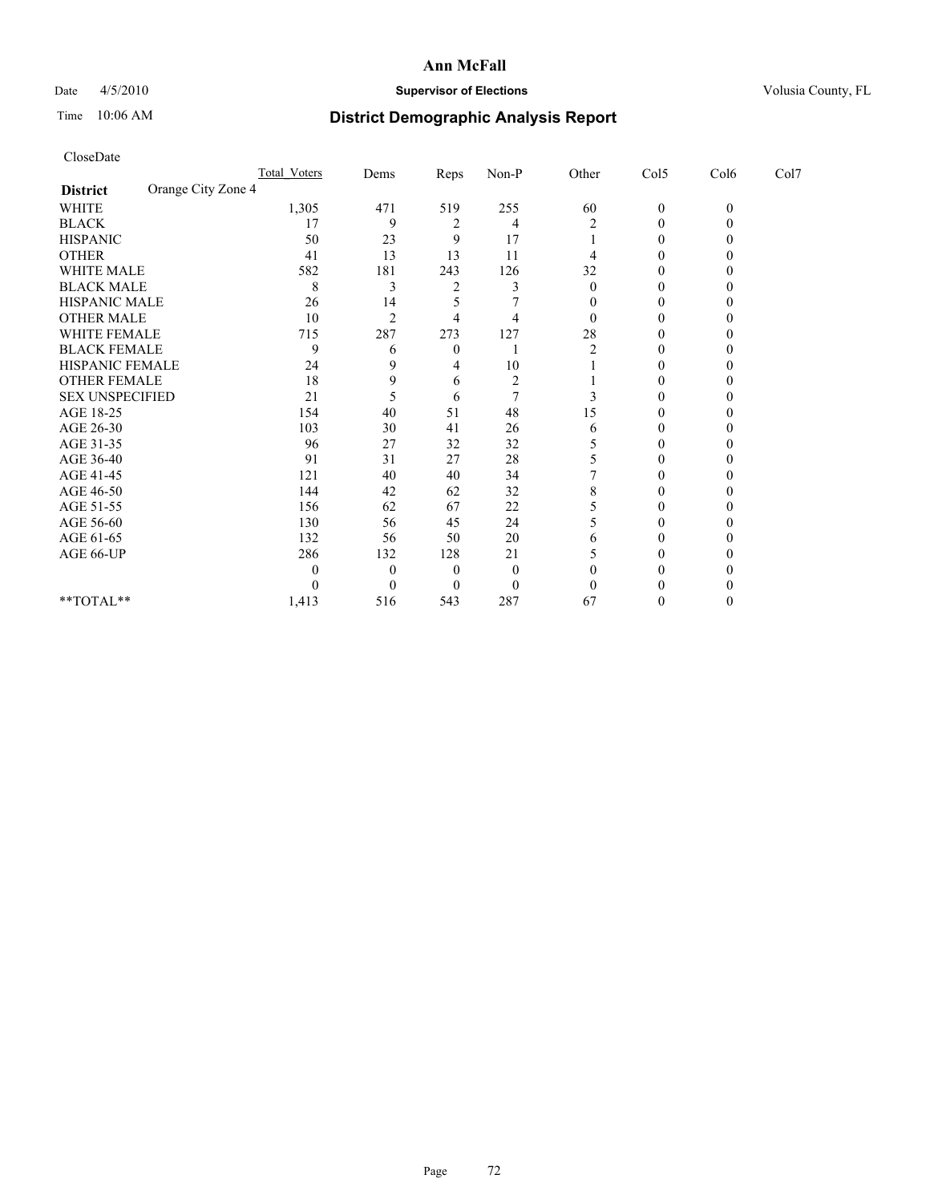# Ann McFall

Date 4/5/2010 **Supervisor of Elections** Volusia County, FL

Time 10:06 AM

## District Demographic Analysis Report

CloseDate

| | Total_Voters | Dems | Reps | Non-P | Other | Col5 | Col6 | Col7 |
|---|---|---|---|---|---|---|---|---|
| **District** Orange City Zone 4 | | | | | | | | |
| WHITE | 1,305 | 471 | 519 | 255 | 60 | 0 | 0 | |
| BLACK | 17 | 9 | 2 | 4 | 2 | 0 | 0 | |
| HISPANIC | 50 | 23 | 9 | 17 | 1 | 0 | 0 | |
| OTHER | 41 | 13 | 13 | 11 | 4 | 0 | 0 | |
| WHITE MALE | 582 | 181 | 243 | 126 | 32 | 0 | 0 | |
| BLACK MALE | 8 | 3 | 2 | 3 | 0 | 0 | 0 | |
| HISPANIC MALE | 26 | 14 | 5 | 7 | 0 | 0 | 0 | |
| OTHER MALE | 10 | 2 | 4 | 4 | 0 | 0 | 0 | |
| WHITE FEMALE | 715 | 287 | 273 | 127 | 28 | 0 | 0 | |
| BLACK FEMALE | 9 | 6 | 0 | 1 | 2 | 0 | 0 | |
| HISPANIC FEMALE | 24 | 9 | 4 | 10 | 1 | 0 | 0 | |
| OTHER FEMALE | 18 | 9 | 6 | 2 | 1 | 0 | 0 | |
| SEX UNSPECIFIED | 21 | 5 | 6 | 7 | 3 | 0 | 0 | |
| AGE 18-25 | 154 | 40 | 51 | 48 | 15 | 0 | 0 | |
| AGE 26-30 | 103 | 30 | 41 | 26 | 6 | 0 | 0 | |
| AGE 31-35 | 96 | 27 | 32 | 32 | 5 | 0 | 0 | |
| AGE 36-40 | 91 | 31 | 27 | 28 | 5 | 0 | 0 | |
| AGE 41-45 | 121 | 40 | 40 | 34 | 7 | 0 | 0 | |
| AGE 46-50 | 144 | 42 | 62 | 32 | 8 | 0 | 0 | |
| AGE 51-55 | 156 | 62 | 67 | 22 | 5 | 0 | 0 | |
| AGE 56-60 | 130 | 56 | 45 | 24 | 5 | 0 | 0 | |
| AGE 61-65 | 132 | 56 | 50 | 20 | 6 | 0 | 0 | |
| AGE 66-UP | 286 | 132 | 128 | 21 | 5 | 0 | 0 | |
| | 0 | 0 | 0 | 0 | 0 | 0 | 0 | |
| | 0 | 0 | 0 | 0 | 0 | 0 | 0 | |
| **TOTAL** | 1,413 | 516 | 543 | 287 | 67 | 0 | 0 | |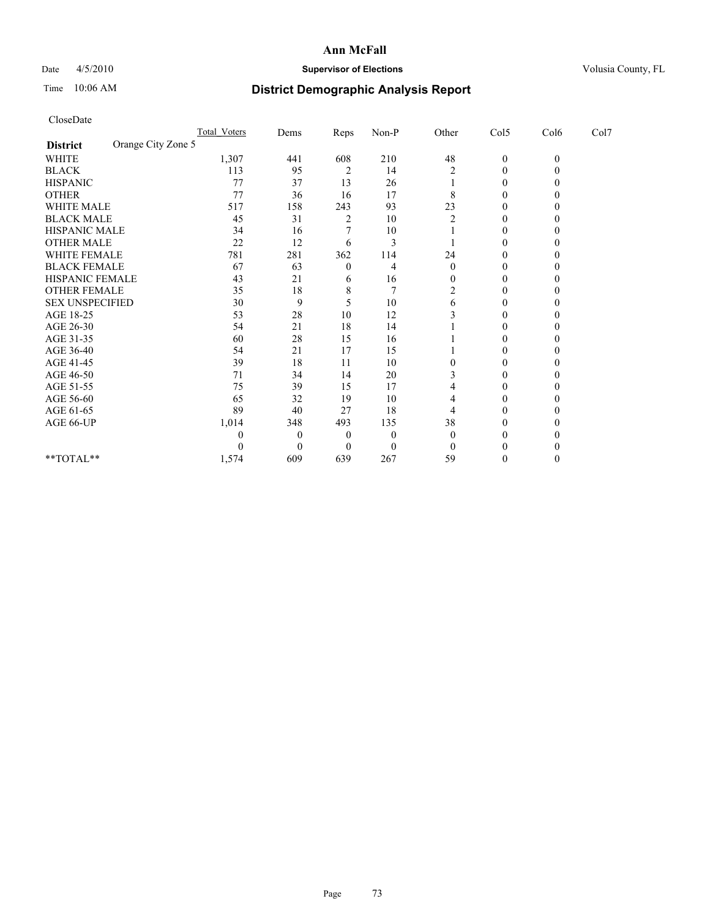# Ann McFall

Date 4/5/2010 **Supervisor of Elections** Volusia County, FL

Time 10:06 AM **District Demographic Analysis Report**

CloseDate

| | Total_Voters | Dems | Reps | Non-P | Other | Col5 | Col6 | Col7 |
|---|---|---|---|---|---|---|---|---|
| **District** Orange City Zone 5 | | | | | | | | |
| WHITE | 1,307 | 441 | 608 | 210 | 48 | 0 | 0 | |
| BLACK | 113 | 95 | 2 | 14 | 2 | 0 | 0 | |
| HISPANIC | 77 | 37 | 13 | 26 | 1 | 0 | 0 | |
| OTHER | 77 | 36 | 16 | 17 | 8 | 0 | 0 | |
| WHITE MALE | 517 | 158 | 243 | 93 | 23 | 0 | 0 | |
| BLACK MALE | 45 | 31 | 2 | 10 | 2 | 0 | 0 | |
| HISPANIC MALE | 34 | 16 | 7 | 10 | 1 | 0 | 0 | |
| OTHER MALE | 22 | 12 | 6 | 3 | 1 | 0 | 0 | |
| WHITE FEMALE | 781 | 281 | 362 | 114 | 24 | 0 | 0 | |
| BLACK FEMALE | 67 | 63 | 0 | 4 | 0 | 0 | 0 | |
| HISPANIC FEMALE | 43 | 21 | 6 | 16 | 0 | 0 | 0 | |
| OTHER FEMALE | 35 | 18 | 8 | 7 | 2 | 0 | 0 | |
| SEX UNSPECIFIED | 30 | 9 | 5 | 10 | 6 | 0 | 0 | |
| AGE 18-25 | 53 | 28 | 10 | 12 | 3 | 0 | 0 | |
| AGE 26-30 | 54 | 21 | 18 | 14 | 1 | 0 | 0 | |
| AGE 31-35 | 60 | 28 | 15 | 16 | 1 | 0 | 0 | |
| AGE 36-40 | 54 | 21 | 17 | 15 | 1 | 0 | 0 | |
| AGE 41-45 | 39 | 18 | 11 | 10 | 0 | 0 | 0 | |
| AGE 46-50 | 71 | 34 | 14 | 20 | 3 | 0 | 0 | |
| AGE 51-55 | 75 | 39 | 15 | 17 | 4 | 0 | 0 | |
| AGE 56-60 | 65 | 32 | 19 | 10 | 4 | 0 | 0 | |
| AGE 61-65 | 89 | 40 | 27 | 18 | 4 | 0 | 0 | |
| AGE 66-UP | 1,014 | 348 | 493 | 135 | 38 | 0 | 0 | |
| | 0 | 0 | 0 | 0 | 0 | 0 | 0 | |
| | 0 | 0 | 0 | 0 | 0 | 0 | 0 | |
| **TOTAL** | 1,574 | 609 | 639 | 267 | 59 | 0 | 0 | |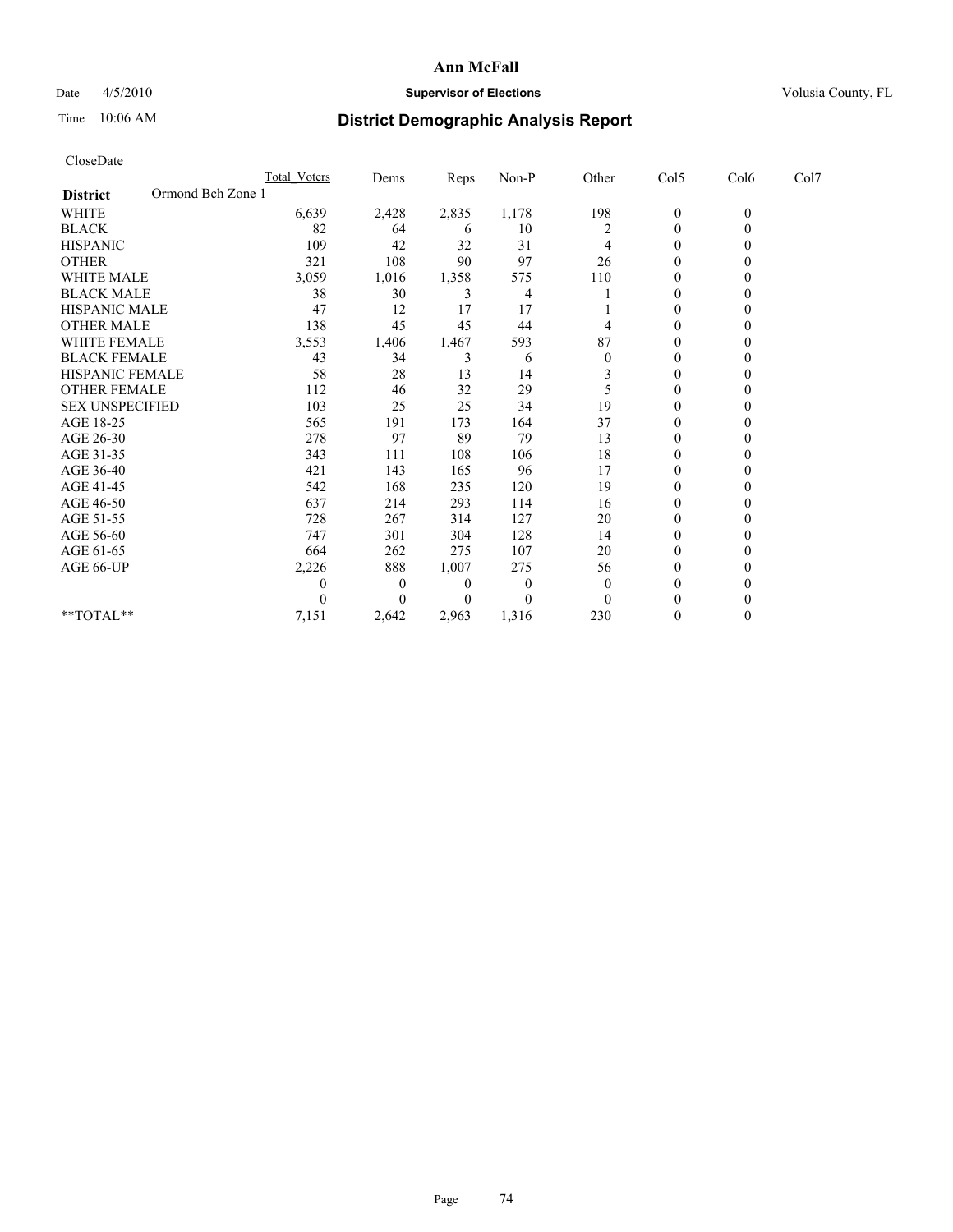**Ann McFall**

Date 4/5/2010 **Supervisor of Elections** Volusia County, FL

Time 10:06 AM **District Demographic Analysis Report**

CloseDate

| | Total_Voters | Dems | Reps | Non-P | Other | Col5 | Col6 | Col7 |
|---|---|---|---|---|---|---|---|---|
| **District** Ormond Bch Zone 1 | | | | | | | | |
| WHITE | 6,639 | 2,428 | 2,835 | 1,178 | 198 | 0 | 0 | |
| BLACK | 82 | 64 | 6 | 10 | 2 | 0 | 0 | |
| HISPANIC | 109 | 42 | 32 | 31 | 4 | 0 | 0 | |
| OTHER | 321 | 108 | 90 | 97 | 26 | 0 | 0 | |
| WHITE MALE | 3,059 | 1,016 | 1,358 | 575 | 110 | 0 | 0 | |
| BLACK MALE | 38 | 30 | 3 | 4 | 1 | 0 | 0 | |
| HISPANIC MALE | 47 | 12 | 17 | 17 | 1 | 0 | 0 | |
| OTHER MALE | 138 | 45 | 45 | 44 | 4 | 0 | 0 | |
| WHITE FEMALE | 3,553 | 1,406 | 1,467 | 593 | 87 | 0 | 0 | |
| BLACK FEMALE | 43 | 34 | 3 | 6 | 0 | 0 | 0 | |
| HISPANIC FEMALE | 58 | 28 | 13 | 14 | 3 | 0 | 0 | |
| OTHER FEMALE | 112 | 46 | 32 | 29 | 5 | 0 | 0 | |
| SEX UNSPECIFIED | 103 | 25 | 25 | 34 | 19 | 0 | 0 | |
| AGE 18-25 | 565 | 191 | 173 | 164 | 37 | 0 | 0 | |
| AGE 26-30 | 278 | 97 | 89 | 79 | 13 | 0 | 0 | |
| AGE 31-35 | 343 | 111 | 108 | 106 | 18 | 0 | 0 | |
| AGE 36-40 | 421 | 143 | 165 | 96 | 17 | 0 | 0 | |
| AGE 41-45 | 542 | 168 | 235 | 120 | 19 | 0 | 0 | |
| AGE 46-50 | 637 | 214 | 293 | 114 | 16 | 0 | 0 | |
| AGE 51-55 | 728 | 267 | 314 | 127 | 20 | 0 | 0 | |
| AGE 56-60 | 747 | 301 | 304 | 128 | 14 | 0 | 0 | |
| AGE 61-65 | 664 | 262 | 275 | 107 | 20 | 0 | 0 | |
| AGE 66-UP | 2,226 | 888 | 1,007 | 275 | 56 | 0 | 0 | |
| | 0 | 0 | 0 | 0 | 0 | 0 | 0 | |
| | 0 | 0 | 0 | 0 | 0 | 0 | 0 | |
| **TOTAL** | 7,151 | 2,642 | 2,963 | 1,316 | 230 | 0 | 0 | |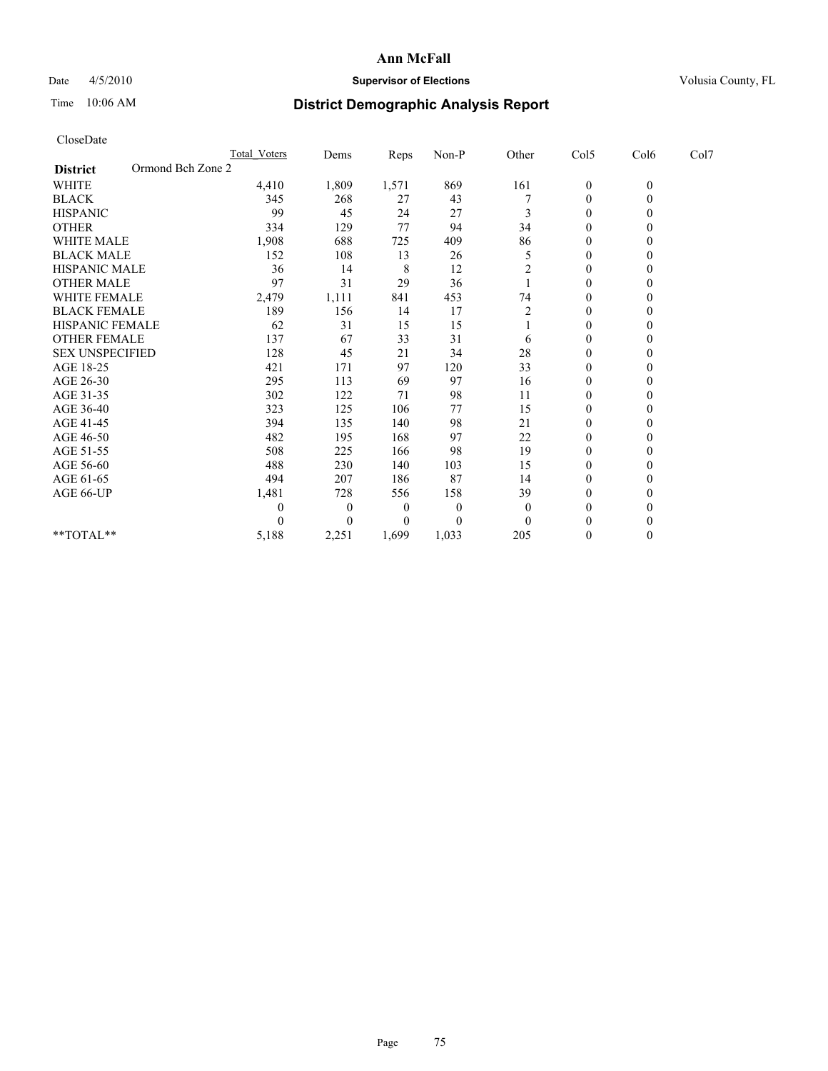**Ann McFall**

Date 4/5/2010 **Supervisor of Elections** Volusia County, FL

Time 10:06 AM **District Demographic Analysis Report**

CloseDate

| | Total_Voters | Dems | Reps | Non-P | Other | Col5 | Col6 | Col7 |
|---|---|---|---|---|---|---|---|---|
| **District** Ormond Bch Zone 2 | | | | | | | | |
| WHITE | 4,410 | 1,809 | 1,571 | 869 | 161 | 0 | 0 | |
| BLACK | 345 | 268 | 27 | 43 | 7 | 0 | 0 | |
| HISPANIC | 99 | 45 | 24 | 27 | 3 | 0 | 0 | |
| OTHER | 334 | 129 | 77 | 94 | 34 | 0 | 0 | |
| WHITE MALE | 1,908 | 688 | 725 | 409 | 86 | 0 | 0 | |
| BLACK MALE | 152 | 108 | 13 | 26 | 5 | 0 | 0 | |
| HISPANIC MALE | 36 | 14 | 8 | 12 | 2 | 0 | 0 | |
| OTHER MALE | 97 | 31 | 29 | 36 | 1 | 0 | 0 | |
| WHITE FEMALE | 2,479 | 1,111 | 841 | 453 | 74 | 0 | 0 | |
| BLACK FEMALE | 189 | 156 | 14 | 17 | 2 | 0 | 0 | |
| HISPANIC FEMALE | 62 | 31 | 15 | 15 | 1 | 0 | 0 | |
| OTHER FEMALE | 137 | 67 | 33 | 31 | 6 | 0 | 0 | |
| SEX UNSPECIFIED | 128 | 45 | 21 | 34 | 28 | 0 | 0 | |
| AGE 18-25 | 421 | 171 | 97 | 120 | 33 | 0 | 0 | |
| AGE 26-30 | 295 | 113 | 69 | 97 | 16 | 0 | 0 | |
| AGE 31-35 | 302 | 122 | 71 | 98 | 11 | 0 | 0 | |
| AGE 36-40 | 323 | 125 | 106 | 77 | 15 | 0 | 0 | |
| AGE 41-45 | 394 | 135 | 140 | 98 | 21 | 0 | 0 | |
| AGE 46-50 | 482 | 195 | 168 | 97 | 22 | 0 | 0 | |
| AGE 51-55 | 508 | 225 | 166 | 98 | 19 | 0 | 0 | |
| AGE 56-60 | 488 | 230 | 140 | 103 | 15 | 0 | 0 | |
| AGE 61-65 | 494 | 207 | 186 | 87 | 14 | 0 | 0 | |
| AGE 66-UP | 1,481 | 728 | 556 | 158 | 39 | 0 | 0 | |
| | 0 | 0 | 0 | 0 | 0 | 0 | 0 | |
| | 0 | 0 | 0 | 0 | 0 | 0 | 0 | |
| **TOTAL** | 5,188 | 2,251 | 1,699 | 1,033 | 205 | 0 | 0 | |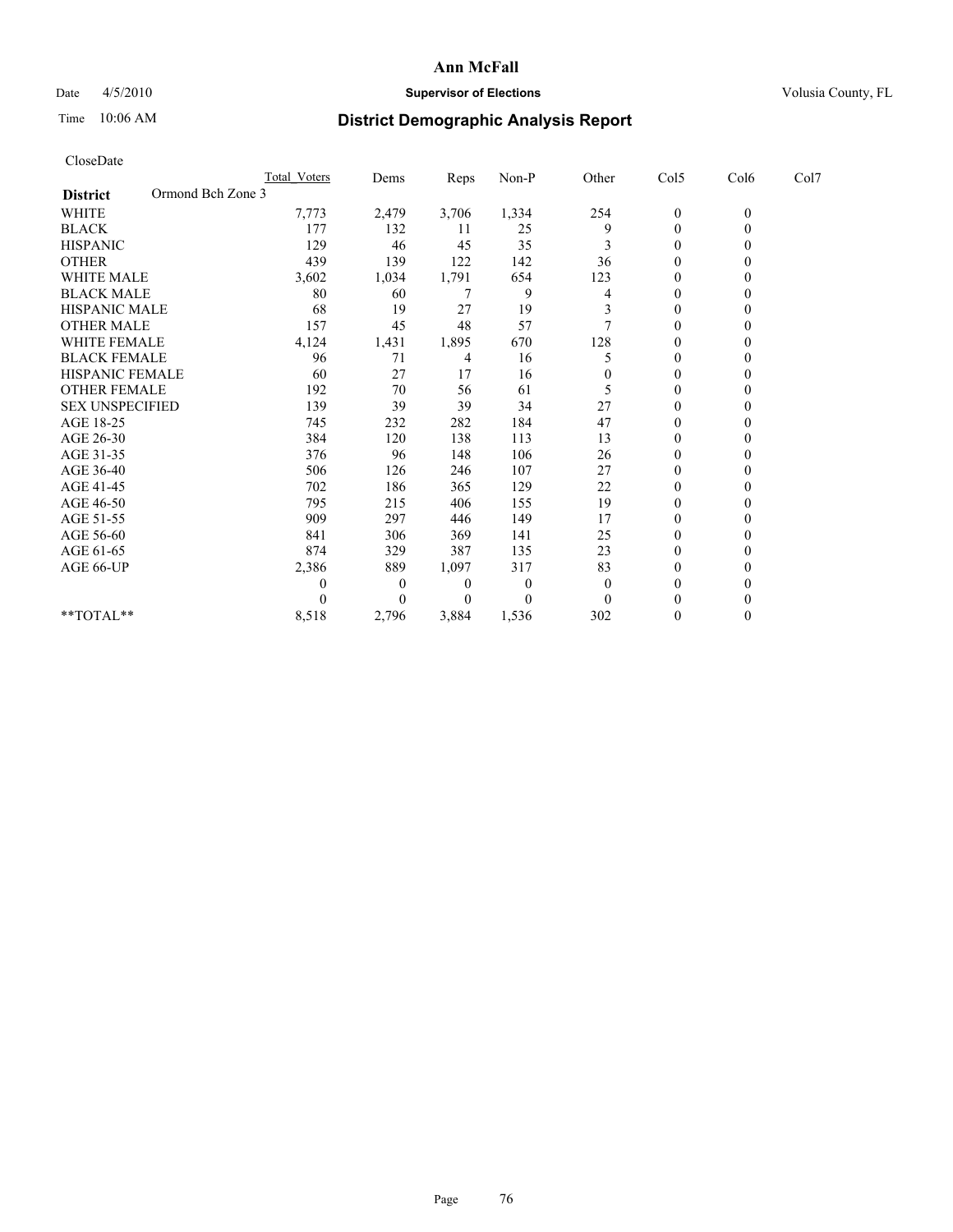# Ann McFall

Date 4/5/2010 **Supervisor of Elections** Volusia County, FL

Time 10:06 AM **District Demographic Analysis Report**

CloseDate

| | Total_Voters | Dems | Reps | Non-P | Other | Col5 | Col6 | Col7 |
|---|---|---|---|---|---|---|---|---|
| **District** Ormond Bch Zone 3 | | | | | | | | |
| WHITE | 7,773 | 2,479 | 3,706 | 1,334 | 254 | 0 | 0 | |
| BLACK | 177 | 132 | 11 | 25 | 9 | 0 | 0 | |
| HISPANIC | 129 | 46 | 45 | 35 | 3 | 0 | 0 | |
| OTHER | 439 | 139 | 122 | 142 | 36 | 0 | 0 | |
| WHITE MALE | 3,602 | 1,034 | 1,791 | 654 | 123 | 0 | 0 | |
| BLACK MALE | 80 | 60 | 7 | 9 | 4 | 0 | 0 | |
| HISPANIC MALE | 68 | 19 | 27 | 19 | 3 | 0 | 0 | |
| OTHER MALE | 157 | 45 | 48 | 57 | 7 | 0 | 0 | |
| WHITE FEMALE | 4,124 | 1,431 | 1,895 | 670 | 128 | 0 | 0 | |
| BLACK FEMALE | 96 | 71 | 4 | 16 | 5 | 0 | 0 | |
| HISPANIC FEMALE | 60 | 27 | 17 | 16 | 0 | 0 | 0 | |
| OTHER FEMALE | 192 | 70 | 56 | 61 | 5 | 0 | 0 | |
| SEX UNSPECIFIED | 139 | 39 | 39 | 34 | 27 | 0 | 0 | |
| AGE 18-25 | 745 | 232 | 282 | 184 | 47 | 0 | 0 | |
| AGE 26-30 | 384 | 120 | 138 | 113 | 13 | 0 | 0 | |
| AGE 31-35 | 376 | 96 | 148 | 106 | 26 | 0 | 0 | |
| AGE 36-40 | 506 | 126 | 246 | 107 | 27 | 0 | 0 | |
| AGE 41-45 | 702 | 186 | 365 | 129 | 22 | 0 | 0 | |
| AGE 46-50 | 795 | 215 | 406 | 155 | 19 | 0 | 0 | |
| AGE 51-55 | 909 | 297 | 446 | 149 | 17 | 0 | 0 | |
| AGE 56-60 | 841 | 306 | 369 | 141 | 25 | 0 | 0 | |
| AGE 61-65 | 874 | 329 | 387 | 135 | 23 | 0 | 0 | |
| AGE 66-UP | 2,386 | 889 | 1,097 | 317 | 83 | 0 | 0 | |
| | 0 | 0 | 0 | 0 | 0 | 0 | 0 | |
| | 0 | 0 | 0 | 0 | 0 | 0 | 0 | |
| **TOTAL** | 8,518 | 2,796 | 3,884 | 1,536 | 302 | 0 | 0 | |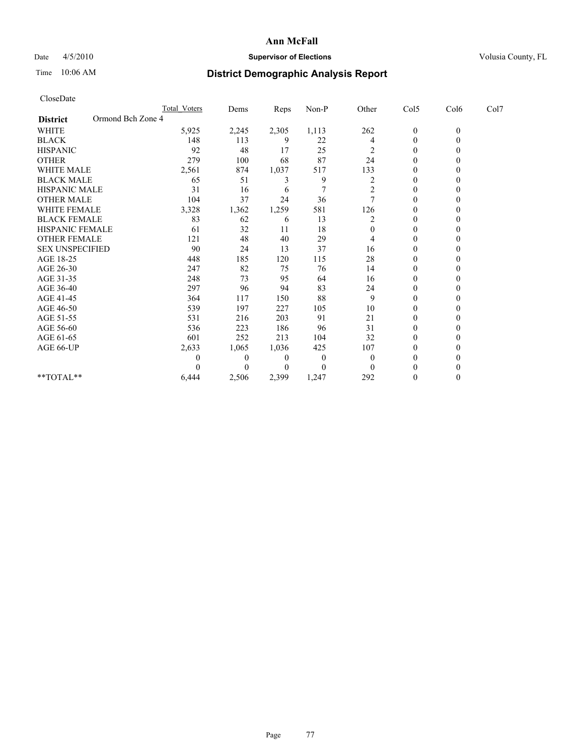# Ann McFall

Date 4/5/2010 **Supervisor of Elections** Volusia County, FL

Time 10:06 AM **District Demographic Analysis Report**

CloseDate

| | Total_Voters | Dems | Reps | Non-P | Other | Col5 | Col6 | Col7 |
|---|---|---|---|---|---|---|---|---|
| **District** Ormond Bch Zone 4 | | | | | | | | |
| WHITE | 5,925 | 2,245 | 2,305 | 1,113 | 262 | 0 | 0 | |
| BLACK | 148 | 113 | 9 | 22 | 4 | 0 | 0 | |
| HISPANIC | 92 | 48 | 17 | 25 | 2 | 0 | 0 | |
| OTHER | 279 | 100 | 68 | 87 | 24 | 0 | 0 | |
| WHITE MALE | 2,561 | 874 | 1,037 | 517 | 133 | 0 | 0 | |
| BLACK MALE | 65 | 51 | 3 | 9 | 2 | 0 | 0 | |
| HISPANIC MALE | 31 | 16 | 6 | 7 | 2 | 0 | 0 | |
| OTHER MALE | 104 | 37 | 24 | 36 | 7 | 0 | 0 | |
| WHITE FEMALE | 3,328 | 1,362 | 1,259 | 581 | 126 | 0 | 0 | |
| BLACK FEMALE | 83 | 62 | 6 | 13 | 2 | 0 | 0 | |
| HISPANIC FEMALE | 61 | 32 | 11 | 18 | 0 | 0 | 0 | |
| OTHER FEMALE | 121 | 48 | 40 | 29 | 4 | 0 | 0 | |
| SEX UNSPECIFIED | 90 | 24 | 13 | 37 | 16 | 0 | 0 | |
| AGE 18-25 | 448 | 185 | 120 | 115 | 28 | 0 | 0 | |
| AGE 26-30 | 247 | 82 | 75 | 76 | 14 | 0 | 0 | |
| AGE 31-35 | 248 | 73 | 95 | 64 | 16 | 0 | 0 | |
| AGE 36-40 | 297 | 96 | 94 | 83 | 24 | 0 | 0 | |
| AGE 41-45 | 364 | 117 | 150 | 88 | 9 | 0 | 0 | |
| AGE 46-50 | 539 | 197 | 227 | 105 | 10 | 0 | 0 | |
| AGE 51-55 | 531 | 216 | 203 | 91 | 21 | 0 | 0 | |
| AGE 56-60 | 536 | 223 | 186 | 96 | 31 | 0 | 0 | |
| AGE 61-65 | 601 | 252 | 213 | 104 | 32 | 0 | 0 | |
| AGE 66-UP | 2,633 | 1,065 | 1,036 | 425 | 107 | 0 | 0 | |
| | 0 | 0 | 0 | 0 | 0 | 0 | 0 | |
| | 0 | 0 | 0 | 0 | 0 | 0 | 0 | |
| **TOTAL** | 6,444 | 2,506 | 2,399 | 1,247 | 292 | 0 | 0 | |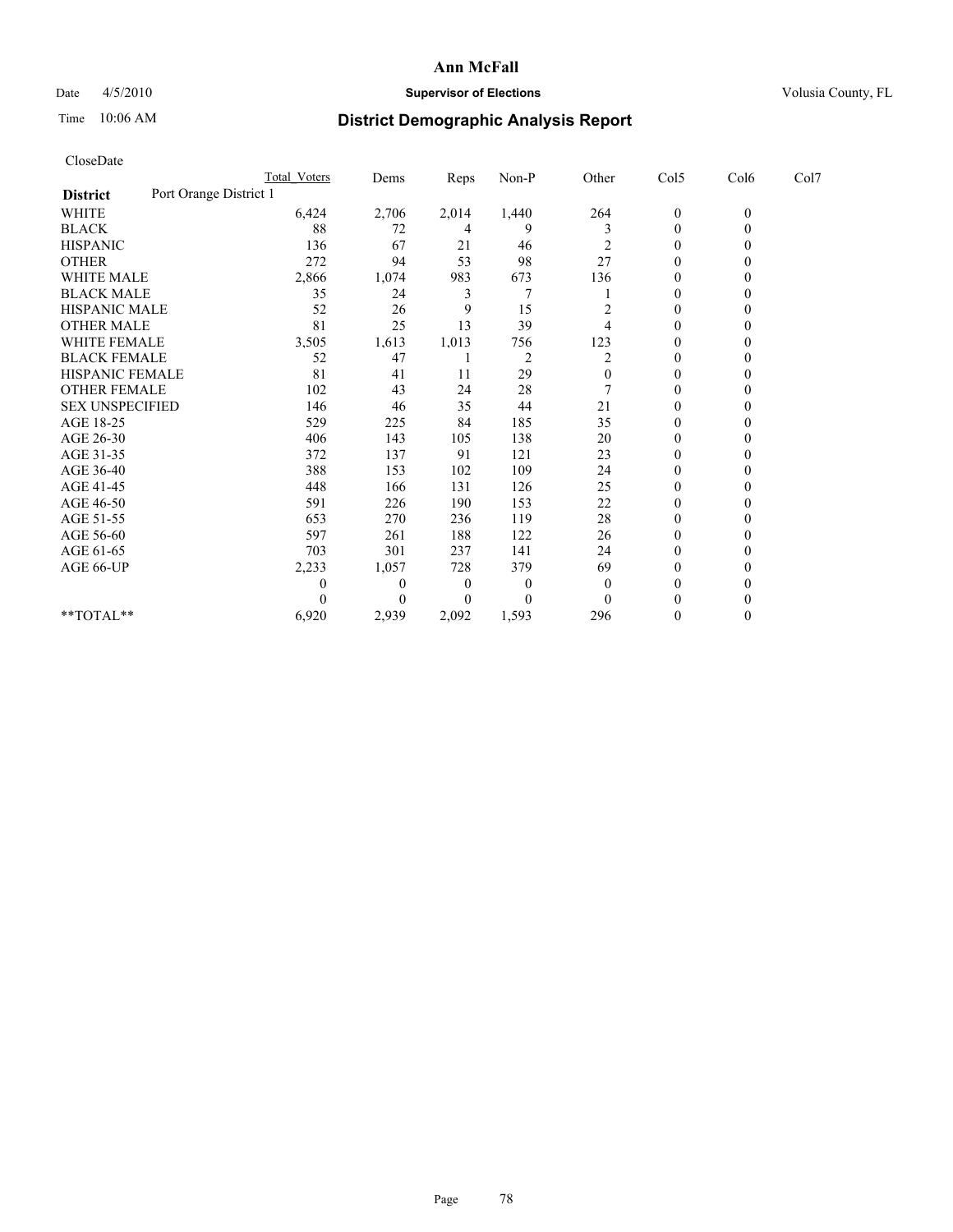# Ann McFall

Date 4/5/2010 **Supervisor of Elections** Volusia County, FL

Time 10:06 AM **District Demographic Analysis Report**

CloseDate

| | Total Voters | Dems | Reps | Non-P | Other | Col5 | Col6 | Col7 |
|---|---|---|---|---|---|---|---|---|
| **District** Port Orange District 1 | | | | | | | | |
| WHITE | 6,424 | 2,706 | 2,014 | 1,440 | 264 | 0 | 0 | |
| BLACK | 88 | 72 | 4 | 9 | 3 | 0 | 0 | |
| HISPANIC | 136 | 67 | 21 | 46 | 2 | 0 | 0 | |
| OTHER | 272 | 94 | 53 | 98 | 27 | 0 | 0 | |
| WHITE MALE | 2,866 | 1,074 | 983 | 673 | 136 | 0 | 0 | |
| BLACK MALE | 35 | 24 | 3 | 7 | 1 | 0 | 0 | |
| HISPANIC MALE | 52 | 26 | 9 | 15 | 2 | 0 | 0 | |
| OTHER MALE | 81 | 25 | 13 | 39 | 4 | 0 | 0 | |
| WHITE FEMALE | 3,505 | 1,613 | 1,013 | 756 | 123 | 0 | 0 | |
| BLACK FEMALE | 52 | 47 | 1 | 2 | 2 | 0 | 0 | |
| HISPANIC FEMALE | 81 | 41 | 11 | 29 | 0 | 0 | 0 | |
| OTHER FEMALE | 102 | 43 | 24 | 28 | 7 | 0 | 0 | |
| SEX UNSPECIFIED | 146 | 46 | 35 | 44 | 21 | 0 | 0 | |
| AGE 18-25 | 529 | 225 | 84 | 185 | 35 | 0 | 0 | |
| AGE 26-30 | 406 | 143 | 105 | 138 | 20 | 0 | 0 | |
| AGE 31-35 | 372 | 137 | 91 | 121 | 23 | 0 | 0 | |
| AGE 36-40 | 388 | 153 | 102 | 109 | 24 | 0 | 0 | |
| AGE 41-45 | 448 | 166 | 131 | 126 | 25 | 0 | 0 | |
| AGE 46-50 | 591 | 226 | 190 | 153 | 22 | 0 | 0 | |
| AGE 51-55 | 653 | 270 | 236 | 119 | 28 | 0 | 0 | |
| AGE 56-60 | 597 | 261 | 188 | 122 | 26 | 0 | 0 | |
| AGE 61-65 | 703 | 301 | 237 | 141 | 24 | 0 | 0 | |
| AGE 66-UP | 2,233 | 1,057 | 728 | 379 | 69 | 0 | 0 | |
| | 0 | 0 | 0 | 0 | 0 | 0 | 0 | |
| | 0 | 0 | 0 | 0 | 0 | 0 | 0 | |
| **TOTAL** | 6,920 | 2,939 | 2,092 | 1,593 | 296 | 0 | 0 | |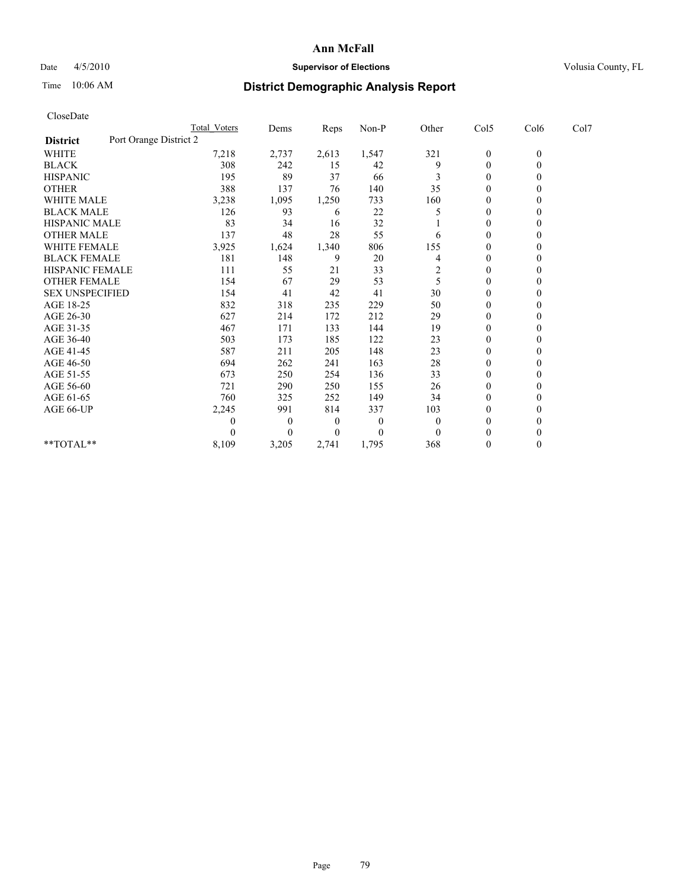# Ann McFall

Date 4/5/2010 **Supervisor of Elections** Volusia County, FL

Time 10:06 AM **District Demographic Analysis Report**

CloseDate

| | Total Voters | Dems | Reps | Non-P | Other | Col5 | Col6 | Col7 |
|---|---|---|---|---|---|---|---|---|
| **District** Port Orange District 2 | | | | | | | | |
| WHITE | 7,218 | 2,737 | 2,613 | 1,547 | 321 | 0 | 0 | |
| BLACK | 308 | 242 | 15 | 42 | 9 | 0 | 0 | |
| HISPANIC | 195 | 89 | 37 | 66 | 3 | 0 | 0 | |
| OTHER | 388 | 137 | 76 | 140 | 35 | 0 | 0 | |
| WHITE MALE | 3,238 | 1,095 | 1,250 | 733 | 160 | 0 | 0 | |
| BLACK MALE | 126 | 93 | 6 | 22 | 5 | 0 | 0 | |
| HISPANIC MALE | 83 | 34 | 16 | 32 | 1 | 0 | 0 | |
| OTHER MALE | 137 | 48 | 28 | 55 | 6 | 0 | 0 | |
| WHITE FEMALE | 3,925 | 1,624 | 1,340 | 806 | 155 | 0 | 0 | |
| BLACK FEMALE | 181 | 148 | 9 | 20 | 4 | 0 | 0 | |
| HISPANIC FEMALE | 111 | 55 | 21 | 33 | 2 | 0 | 0 | |
| OTHER FEMALE | 154 | 67 | 29 | 53 | 5 | 0 | 0 | |
| SEX UNSPECIFIED | 154 | 41 | 42 | 41 | 30 | 0 | 0 | |
| AGE 18-25 | 832 | 318 | 235 | 229 | 50 | 0 | 0 | |
| AGE 26-30 | 627 | 214 | 172 | 212 | 29 | 0 | 0 | |
| AGE 31-35 | 467 | 171 | 133 | 144 | 19 | 0 | 0 | |
| AGE 36-40 | 503 | 173 | 185 | 122 | 23 | 0 | 0 | |
| AGE 41-45 | 587 | 211 | 205 | 148 | 23 | 0 | 0 | |
| AGE 46-50 | 694 | 262 | 241 | 163 | 28 | 0 | 0 | |
| AGE 51-55 | 673 | 250 | 254 | 136 | 33 | 0 | 0 | |
| AGE 56-60 | 721 | 290 | 250 | 155 | 26 | 0 | 0 | |
| AGE 61-65 | 760 | 325 | 252 | 149 | 34 | 0 | 0 | |
| AGE 66-UP | 2,245 | 991 | 814 | 337 | 103 | 0 | 0 | |
| | 0 | 0 | 0 | 0 | 0 | 0 | 0 | |
| | 0 | 0 | 0 | 0 | 0 | 0 | 0 | |
| **TOTAL** | 8,109 | 3,205 | 2,741 | 1,795 | 368 | 0 | 0 | |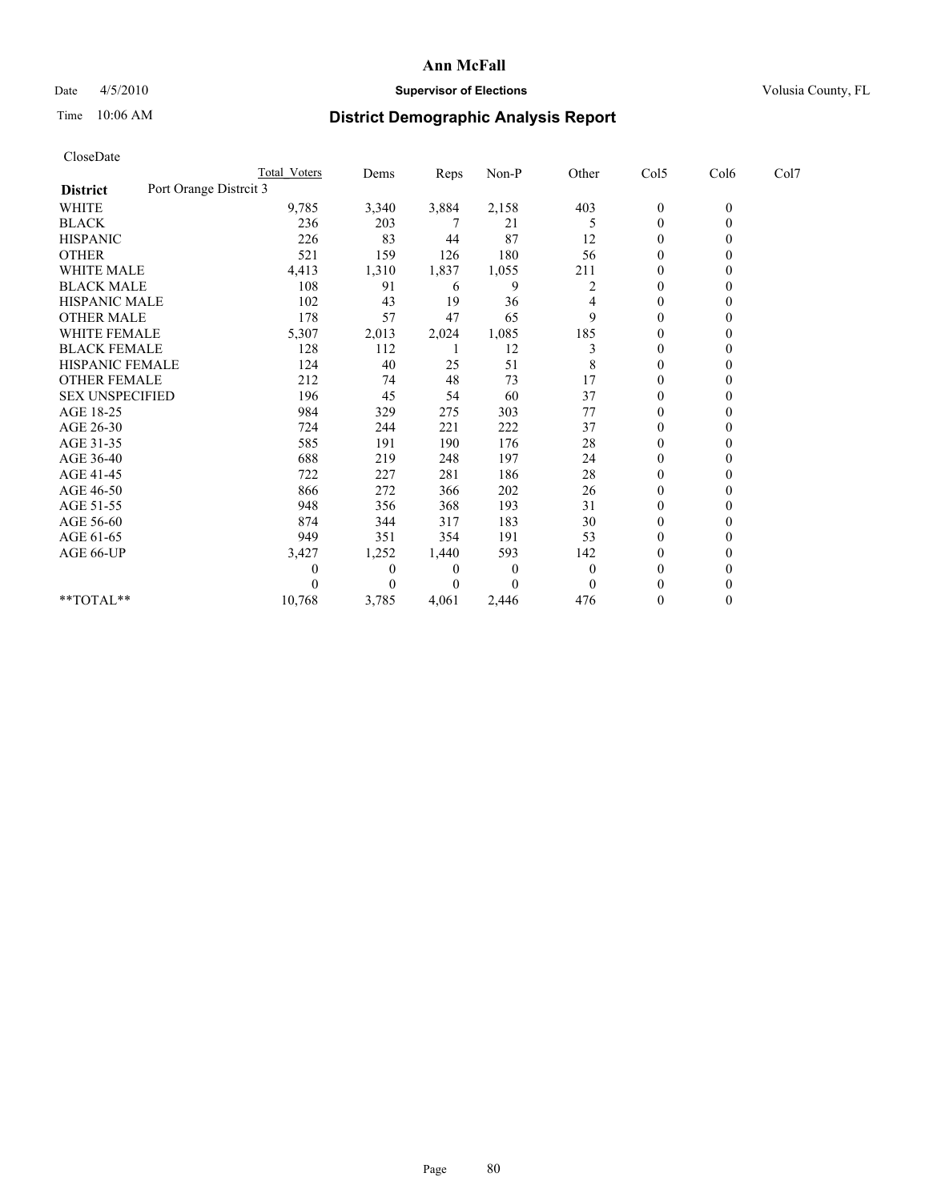# Ann McFall

Date 4/5/2010 **Supervisor of Elections** Volusia County, FL

Time 10:06 AM **District Demographic Analysis Report**

CloseDate

| | Total Voters | Dems | Reps | Non-P | Other | Col5 | Col6 | Col7 |
|---|---|---|---|---|---|---|---|---|
| **District** Port Orange Distrcit 3 | | | | | | | | |
| WHITE | 9,785 | 3,340 | 3,884 | 2,158 | 403 | 0 | 0 | |
| BLACK | 236 | 203 | 7 | 21 | 5 | 0 | 0 | |
| HISPANIC | 226 | 83 | 44 | 87 | 12 | 0 | 0 | |
| OTHER | 521 | 159 | 126 | 180 | 56 | 0 | 0 | |
| WHITE MALE | 4,413 | 1,310 | 1,837 | 1,055 | 211 | 0 | 0 | |
| BLACK MALE | 108 | 91 | 6 | 9 | 2 | 0 | 0 | |
| HISPANIC MALE | 102 | 43 | 19 | 36 | 4 | 0 | 0 | |
| OTHER MALE | 178 | 57 | 47 | 65 | 9 | 0 | 0 | |
| WHITE FEMALE | 5,307 | 2,013 | 2,024 | 1,085 | 185 | 0 | 0 | |
| BLACK FEMALE | 128 | 112 | 1 | 12 | 3 | 0 | 0 | |
| HISPANIC FEMALE | 124 | 40 | 25 | 51 | 8 | 0 | 0 | |
| OTHER FEMALE | 212 | 74 | 48 | 73 | 17 | 0 | 0 | |
| SEX UNSPECIFIED | 196 | 45 | 54 | 60 | 37 | 0 | 0 | |
| AGE 18-25 | 984 | 329 | 275 | 303 | 77 | 0 | 0 | |
| AGE 26-30 | 724 | 244 | 221 | 222 | 37 | 0 | 0 | |
| AGE 31-35 | 585 | 191 | 190 | 176 | 28 | 0 | 0 | |
| AGE 36-40 | 688 | 219 | 248 | 197 | 24 | 0 | 0 | |
| AGE 41-45 | 722 | 227 | 281 | 186 | 28 | 0 | 0 | |
| AGE 46-50 | 866 | 272 | 366 | 202 | 26 | 0 | 0 | |
| AGE 51-55 | 948 | 356 | 368 | 193 | 31 | 0 | 0 | |
| AGE 56-60 | 874 | 344 | 317 | 183 | 30 | 0 | 0 | |
| AGE 61-65 | 949 | 351 | 354 | 191 | 53 | 0 | 0 | |
| AGE 66-UP | 3,427 | 1,252 | 1,440 | 593 | 142 | 0 | 0 | |
| | 0 | 0 | 0 | 0 | 0 | 0 | 0 | |
| | 0 | 0 | 0 | 0 | 0 | 0 | 0 | |
| **TOTAL** | 10,768 | 3,785 | 4,061 | 2,446 | 476 | 0 | 0 | |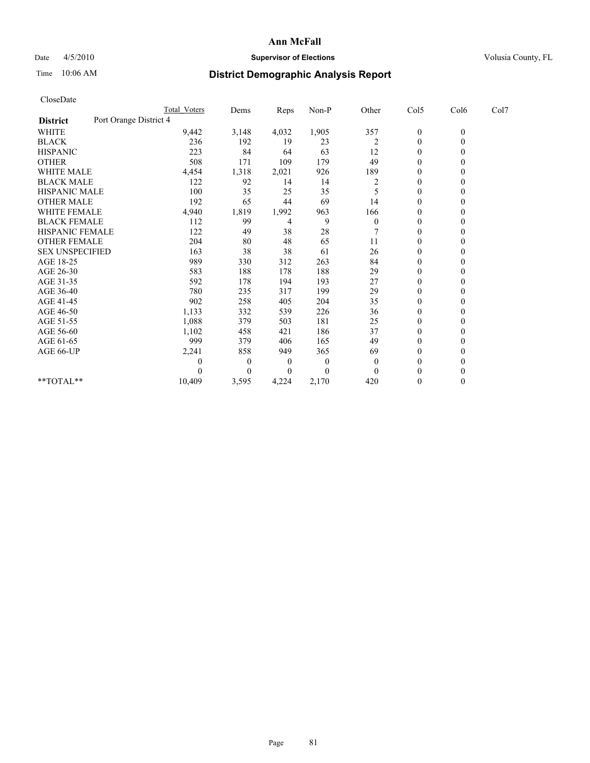# Ann McFall

Date 4/5/2010 **Supervisor of Elections** Volusia County, FL

Time 10:06 AM **District Demographic Analysis Report**

CloseDate

| | Total Voters | Dems | Reps | Non-P | Other | Col5 | Col6 | Col7 |
|---|---|---|---|---|---|---|---|---|
| **District** Port Orange District 4 | | | | | | | | |
| WHITE | 9,442 | 3,148 | 4,032 | 1,905 | 357 | 0 | 0 | |
| BLACK | 236 | 192 | 19 | 23 | 2 | 0 | 0 | |
| HISPANIC | 223 | 84 | 64 | 63 | 12 | 0 | 0 | |
| OTHER | 508 | 171 | 109 | 179 | 49 | 0 | 0 | |
| WHITE MALE | 4,454 | 1,318 | 2,021 | 926 | 189 | 0 | 0 | |
| BLACK MALE | 122 | 92 | 14 | 14 | 2 | 0 | 0 | |
| HISPANIC MALE | 100 | 35 | 25 | 35 | 5 | 0 | 0 | |
| OTHER MALE | 192 | 65 | 44 | 69 | 14 | 0 | 0 | |
| WHITE FEMALE | 4,940 | 1,819 | 1,992 | 963 | 166 | 0 | 0 | |
| BLACK FEMALE | 112 | 99 | 4 | 9 | 0 | 0 | 0 | |
| HISPANIC FEMALE | 122 | 49 | 38 | 28 | 7 | 0 | 0 | |
| OTHER FEMALE | 204 | 80 | 48 | 65 | 11 | 0 | 0 | |
| SEX UNSPECIFIED | 163 | 38 | 38 | 61 | 26 | 0 | 0 | |
| AGE 18-25 | 989 | 330 | 312 | 263 | 84 | 0 | 0 | |
| AGE 26-30 | 583 | 188 | 178 | 188 | 29 | 0 | 0 | |
| AGE 31-35 | 592 | 178 | 194 | 193 | 27 | 0 | 0 | |
| AGE 36-40 | 780 | 235 | 317 | 199 | 29 | 0 | 0 | |
| AGE 41-45 | 902 | 258 | 405 | 204 | 35 | 0 | 0 | |
| AGE 46-50 | 1,133 | 332 | 539 | 226 | 36 | 0 | 0 | |
| AGE 51-55 | 1,088 | 379 | 503 | 181 | 25 | 0 | 0 | |
| AGE 56-60 | 1,102 | 458 | 421 | 186 | 37 | 0 | 0 | |
| AGE 61-65 | 999 | 379 | 406 | 165 | 49 | 0 | 0 | |
| AGE 66-UP | 2,241 | 858 | 949 | 365 | 69 | 0 | 0 | |
| | 0 | 0 | 0 | 0 | 0 | 0 | 0 | |
| | 0 | 0 | 0 | 0 | 0 | 0 | 0 | |
| **TOTAL** | 10,409 | 3,595 | 4,224 | 2,170 | 420 | 0 | 0 | |